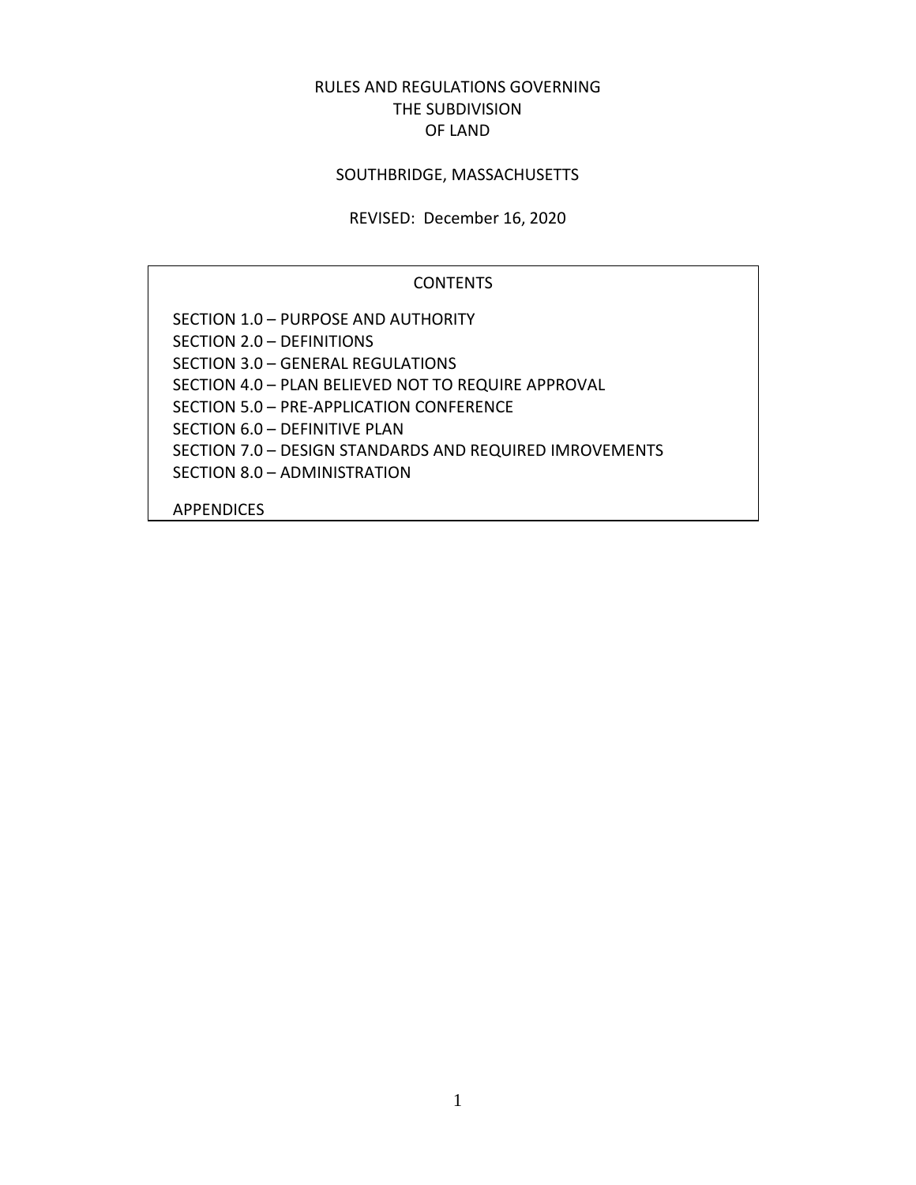# RULES AND REGULATIONS GOVERNING THE SUBDIVISION OF LAND

## SOUTHBRIDGE, MASSACHUSETTS

REVISED: December 16, 2020

### CONTENTS

SECTION 1.0 – PURPOSE AND AUTHORITY
SECTION 2.0 – DEFINITIONS
SECTION 3.0 – GENERAL REGULATIONS
SECTION 4.0 – PLAN BELIEVED NOT TO REQUIRE APPROVAL
SECTION 5.0 – PRE-APPLICATION CONFERENCE
SECTION 6.0 – DEFINITIVE PLAN
SECTION 7.0 – DESIGN STANDARDS AND REQUIRED IMROVEMENTS
SECTION 8.0 – ADMINISTRATION

APPENDICES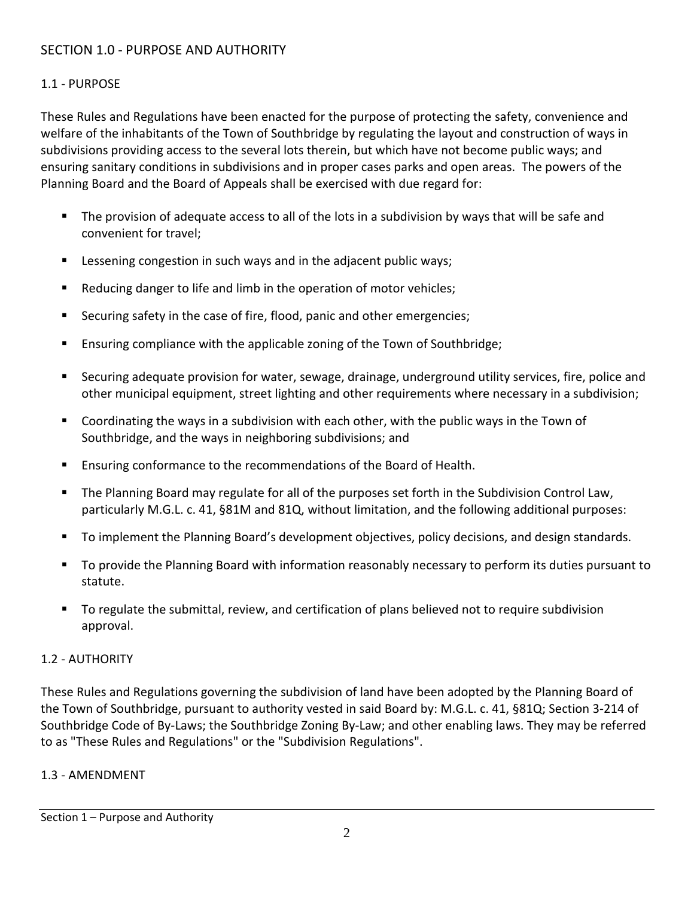## SECTION 1.0 - PURPOSE AND AUTHORITY

### 1.1 - PURPOSE

These Rules and Regulations have been enacted for the purpose of protecting the safety, convenience and welfare of the inhabitants of the Town of Southbridge by regulating the layout and construction of ways in subdivisions providing access to the several lots therein, but which have not become public ways; and ensuring sanitary conditions in subdivisions and in proper cases parks and open areas. The powers of the Planning Board and the Board of Appeals shall be exercised with due regard for:

- The provision of adequate access to all of the lots in a subdivision by ways that will be safe and convenient for travel;
- Lessening congestion in such ways and in the adjacent public ways;
- Reducing danger to life and limb in the operation of motor vehicles;
- Securing safety in the case of fire, flood, panic and other emergencies;
- Ensuring compliance with the applicable zoning of the Town of Southbridge;
- Securing adequate provision for water, sewage, drainage, underground utility services, fire, police and other municipal equipment, street lighting and other requirements where necessary in a subdivision;
- Coordinating the ways in a subdivision with each other, with the public ways in the Town of Southbridge, and the ways in neighboring subdivisions; and
- Ensuring conformance to the recommendations of the Board of Health.
- The Planning Board may regulate for all of the purposes set forth in the Subdivision Control Law, particularly M.G.L. c. 41, §81M and 81Q, without limitation, and the following additional purposes:
- To implement the Planning Board's development objectives, policy decisions, and design standards.
- To provide the Planning Board with information reasonably necessary to perform its duties pursuant to statute.
- To regulate the submittal, review, and certification of plans believed not to require subdivision approval.

### 1.2 - AUTHORITY

These Rules and Regulations governing the subdivision of land have been adopted by the Planning Board of the Town of Southbridge, pursuant to authority vested in said Board by: M.G.L. c. 41, §81Q; Section 3-214 of Southbridge Code of By-Laws; the Southbridge Zoning By-Law; and other enabling laws. They may be referred to as "These Rules and Regulations" or the "Subdivision Regulations".

### 1.3 - AMENDMENT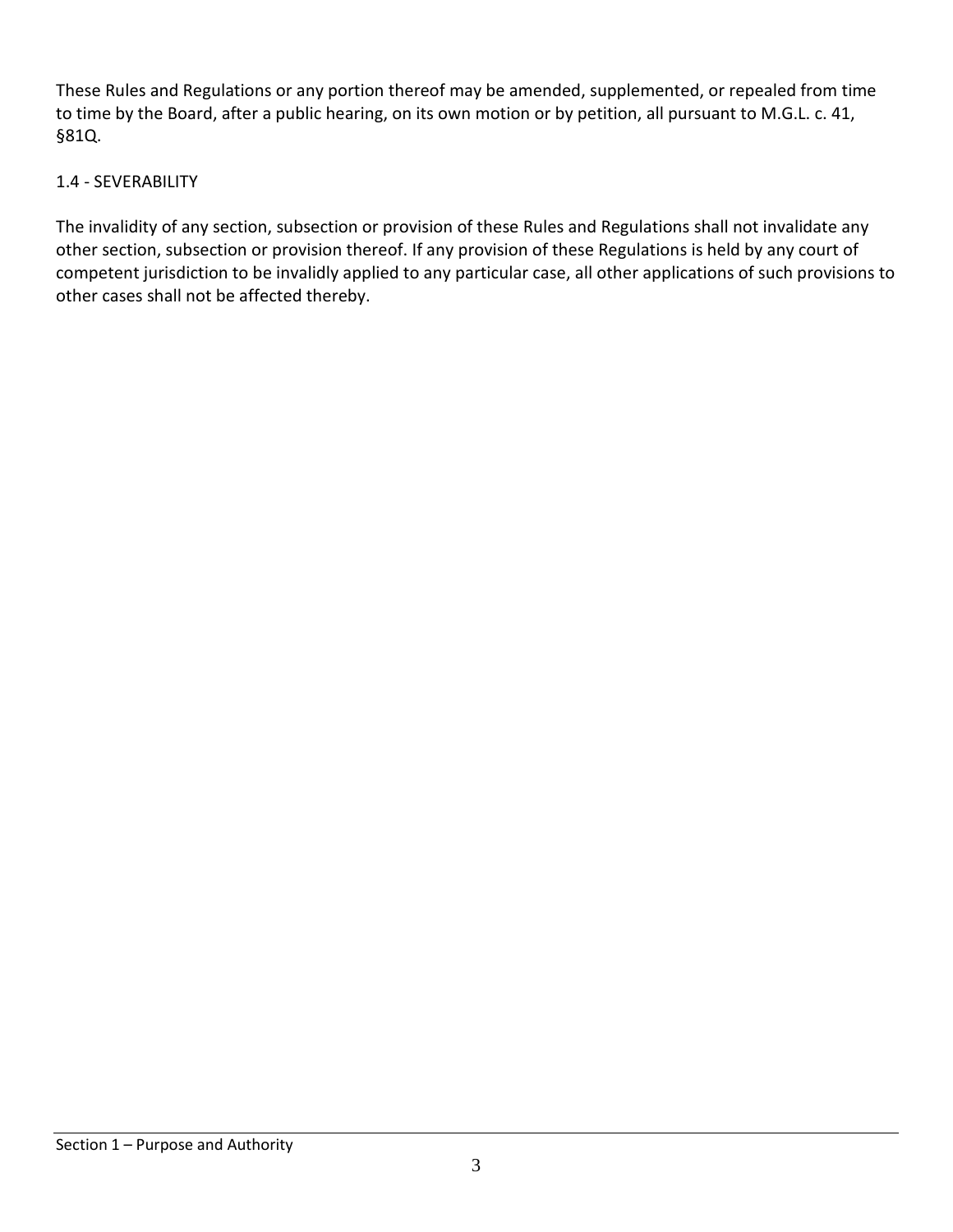These Rules and Regulations or any portion thereof may be amended, supplemented, or repealed from time to time by the Board, after a public hearing, on its own motion or by petition, all pursuant to M.G.L. c. 41, §81Q.

## 1.4 - SEVERABILITY

The invalidity of any section, subsection or provision of these Rules and Regulations shall not invalidate any other section, subsection or provision thereof. If any provision of these Regulations is held by any court of competent jurisdiction to be invalidly applied to any particular case, all other applications of such provisions to other cases shall not be affected thereby.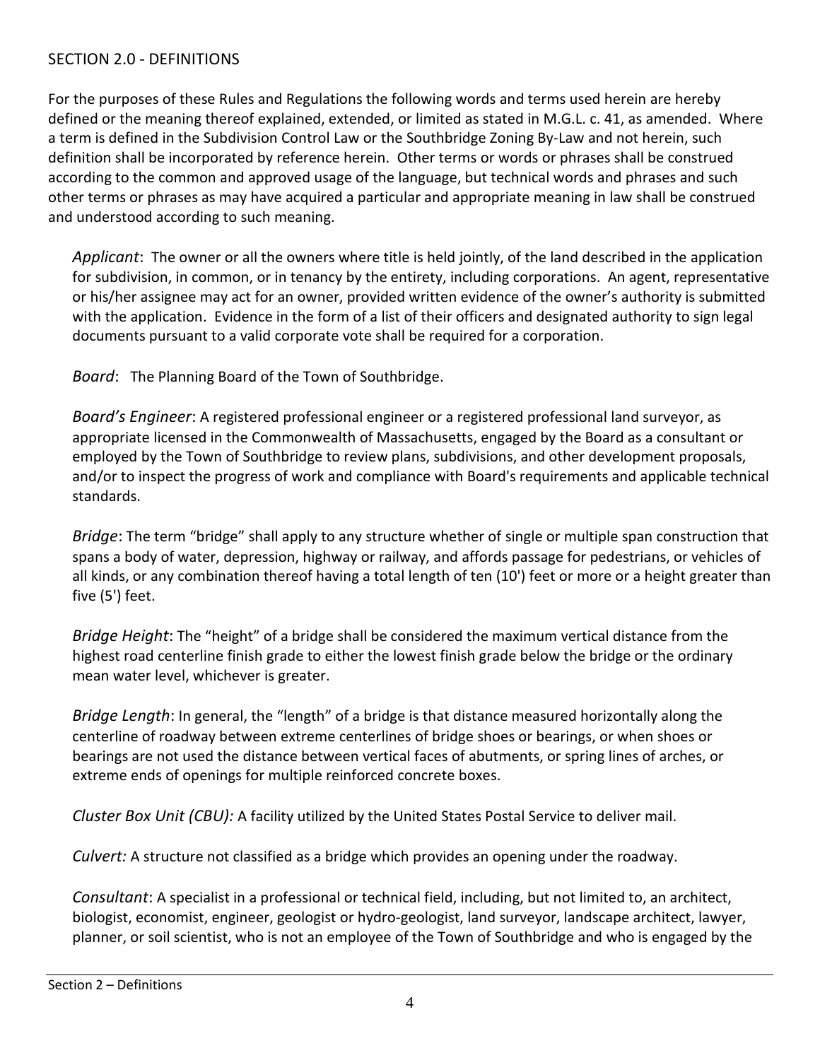## SECTION 2.0 - DEFINITIONS

For the purposes of these Rules and Regulations the following words and terms used herein are hereby defined or the meaning thereof explained, extended, or limited as stated in M.G.L. c. 41, as amended. Where a term is defined in the Subdivision Control Law or the Southbridge Zoning By-Law and not herein, such definition shall be incorporated by reference herein. Other terms or words or phrases shall be construed according to the common and approved usage of the language, but technical words and phrases and such other terms or phrases as may have acquired a particular and appropriate meaning in law shall be construed and understood according to such meaning.

*Applicant*: The owner or all the owners where title is held jointly, of the land described in the application for subdivision, in common, or in tenancy by the entirety, including corporations. An agent, representative or his/her assignee may act for an owner, provided written evidence of the owner's authority is submitted with the application. Evidence in the form of a list of their officers and designated authority to sign legal documents pursuant to a valid corporate vote shall be required for a corporation.

*Board*: The Planning Board of the Town of Southbridge.

*Board's Engineer*: A registered professional engineer or a registered professional land surveyor, as appropriate licensed in the Commonwealth of Massachusetts, engaged by the Board as a consultant or employed by the Town of Southbridge to review plans, subdivisions, and other development proposals, and/or to inspect the progress of work and compliance with Board's requirements and applicable technical standards.

*Bridge*: The term "bridge" shall apply to any structure whether of single or multiple span construction that spans a body of water, depression, highway or railway, and affords passage for pedestrians, or vehicles of all kinds, or any combination thereof having a total length of ten (10') feet or more or a height greater than five (5') feet.

*Bridge Height*: The "height" of a bridge shall be considered the maximum vertical distance from the highest road centerline finish grade to either the lowest finish grade below the bridge or the ordinary mean water level, whichever is greater.

*Bridge Length*: In general, the "length" of a bridge is that distance measured horizontally along the centerline of roadway between extreme centerlines of bridge shoes or bearings, or when shoes or bearings are not used the distance between vertical faces of abutments, or spring lines of arches, or extreme ends of openings for multiple reinforced concrete boxes.

*Cluster Box Unit (CBU):* A facility utilized by the United States Postal Service to deliver mail.

*Culvert:* A structure not classified as a bridge which provides an opening under the roadway.

*Consultant*: A specialist in a professional or technical field, including, but not limited to, an architect, biologist, economist, engineer, geologist or hydro-geologist, land surveyor, landscape architect, lawyer, planner, or soil scientist, who is not an employee of the Town of Southbridge and who is engaged by the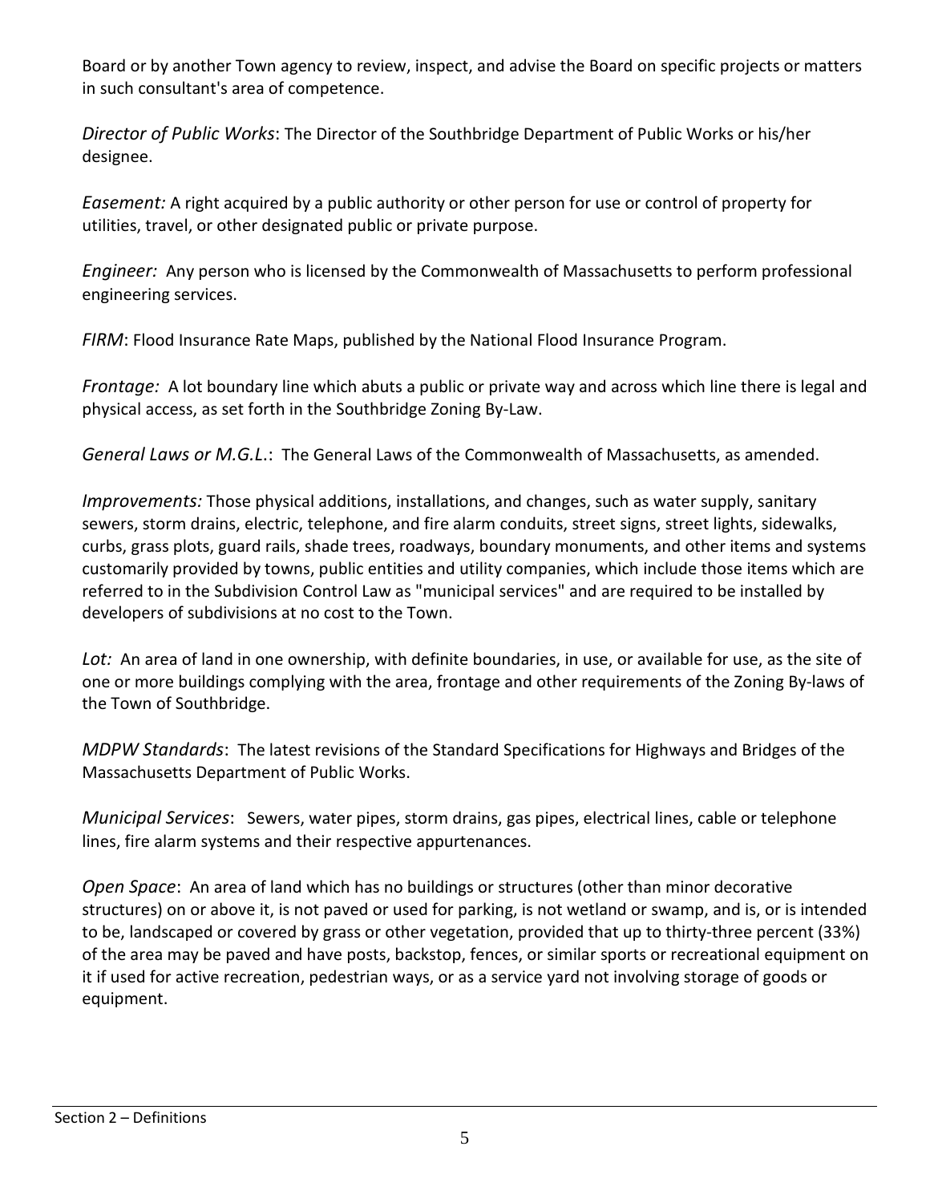Board or by another Town agency to review, inspect, and advise the Board on specific projects or matters in such consultant's area of competence.

*Director of Public Works*: The Director of the Southbridge Department of Public Works or his/her designee.

*Easement:* A right acquired by a public authority or other person for use or control of property for utilities, travel, or other designated public or private purpose.

*Engineer:* Any person who is licensed by the Commonwealth of Massachusetts to perform professional engineering services.

*FIRM*: Flood Insurance Rate Maps, published by the National Flood Insurance Program.

*Frontage:* A lot boundary line which abuts a public or private way and across which line there is legal and physical access, as set forth in the Southbridge Zoning By-Law.

*General Laws or M.G.L.*: The General Laws of the Commonwealth of Massachusetts, as amended.

*Improvements:* Those physical additions, installations, and changes, such as water supply, sanitary sewers, storm drains, electric, telephone, and fire alarm conduits, street signs, street lights, sidewalks, curbs, grass plots, guard rails, shade trees, roadways, boundary monuments, and other items and systems customarily provided by towns, public entities and utility companies, which include those items which are referred to in the Subdivision Control Law as "municipal services" and are required to be installed by developers of subdivisions at no cost to the Town.

*Lot:* An area of land in one ownership, with definite boundaries, in use, or available for use, as the site of one or more buildings complying with the area, frontage and other requirements of the Zoning By-laws of the Town of Southbridge.

*MDPW Standards*: The latest revisions of the Standard Specifications for Highways and Bridges of the Massachusetts Department of Public Works.

*Municipal Services*: Sewers, water pipes, storm drains, gas pipes, electrical lines, cable or telephone lines, fire alarm systems and their respective appurtenances.

*Open Space*: An area of land which has no buildings or structures (other than minor decorative structures) on or above it, is not paved or used for parking, is not wetland or swamp, and is, or is intended to be, landscaped or covered by grass or other vegetation, provided that up to thirty-three percent (33%) of the area may be paved and have posts, backstop, fences, or similar sports or recreational equipment on it if used for active recreation, pedestrian ways, or as a service yard not involving storage of goods or equipment.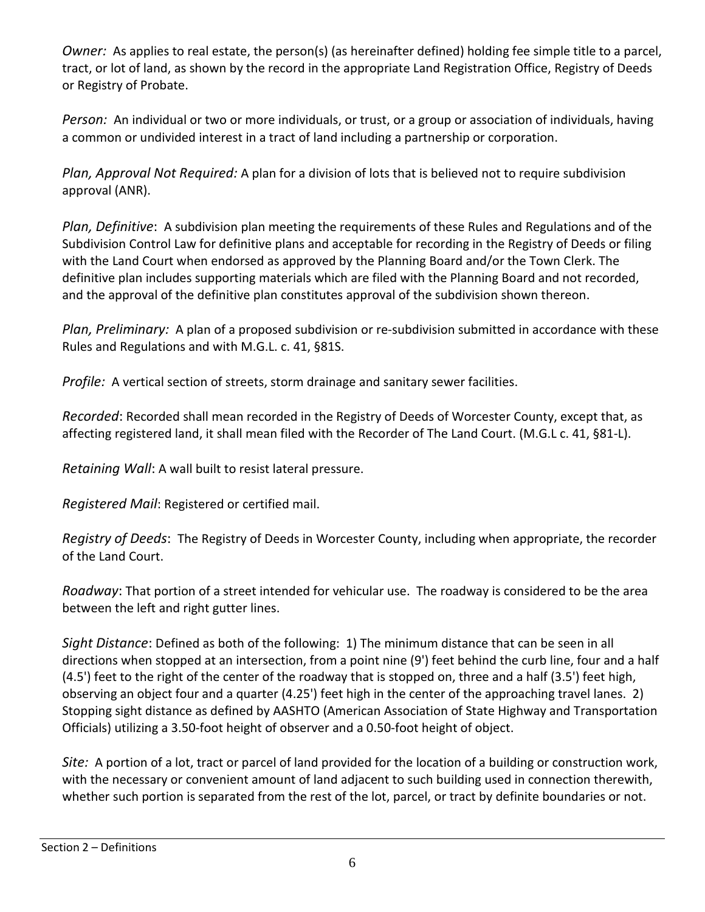*Owner:* As applies to real estate, the person(s) (as hereinafter defined) holding fee simple title to a parcel, tract, or lot of land, as shown by the record in the appropriate Land Registration Office, Registry of Deeds or Registry of Probate.

*Person:* An individual or two or more individuals, or trust, or a group or association of individuals, having a common or undivided interest in a tract of land including a partnership or corporation.

*Plan, Approval Not Required:* A plan for a division of lots that is believed not to require subdivision approval (ANR).

*Plan, Definitive*: A subdivision plan meeting the requirements of these Rules and Regulations and of the Subdivision Control Law for definitive plans and acceptable for recording in the Registry of Deeds or filing with the Land Court when endorsed as approved by the Planning Board and/or the Town Clerk. The definitive plan includes supporting materials which are filed with the Planning Board and not recorded, and the approval of the definitive plan constitutes approval of the subdivision shown thereon.

*Plan, Preliminary:* A plan of a proposed subdivision or re-subdivision submitted in accordance with these Rules and Regulations and with M.G.L. c. 41, §81S.

*Profile:* A vertical section of streets, storm drainage and sanitary sewer facilities.

*Recorded*: Recorded shall mean recorded in the Registry of Deeds of Worcester County, except that, as affecting registered land, it shall mean filed with the Recorder of The Land Court. (M.G.L c. 41, §81-L).

*Retaining Wall*: A wall built to resist lateral pressure.

*Registered Mail*: Registered or certified mail.

*Registry of Deeds*: The Registry of Deeds in Worcester County, including when appropriate, the recorder of the Land Court.

*Roadway*: That portion of a street intended for vehicular use. The roadway is considered to be the area between the left and right gutter lines.

*Sight Distance*: Defined as both of the following: 1) The minimum distance that can be seen in all directions when stopped at an intersection, from a point nine (9') feet behind the curb line, four and a half (4.5') feet to the right of the center of the roadway that is stopped on, three and a half (3.5') feet high, observing an object four and a quarter (4.25') feet high in the center of the approaching travel lanes. 2) Stopping sight distance as defined by AASHTO (American Association of State Highway and Transportation Officials) utilizing a 3.50-foot height of observer and a 0.50-foot height of object.

*Site:* A portion of a lot, tract or parcel of land provided for the location of a building or construction work, with the necessary or convenient amount of land adjacent to such building used in connection therewith, whether such portion is separated from the rest of the lot, parcel, or tract by definite boundaries or not.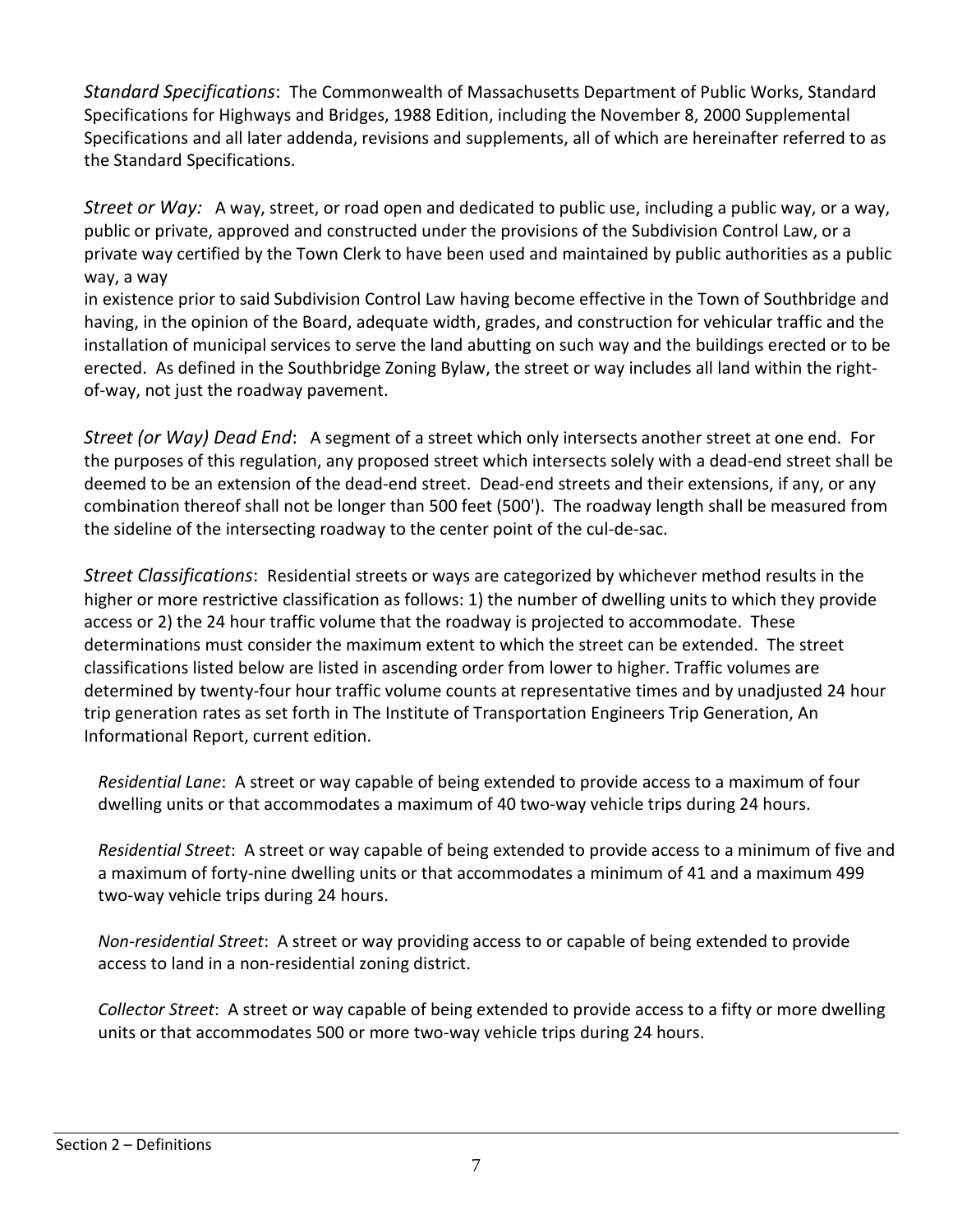*Standard Specifications*: The Commonwealth of Massachusetts Department of Public Works, Standard Specifications for Highways and Bridges, 1988 Edition, including the November 8, 2000 Supplemental Specifications and all later addenda, revisions and supplements, all of which are hereinafter referred to as the Standard Specifications.

*Street or Way:* A way, street, or road open and dedicated to public use, including a public way, or a way, public or private, approved and constructed under the provisions of the Subdivision Control Law, or a private way certified by the Town Clerk to have been used and maintained by public authorities as a public way, a way
in existence prior to said Subdivision Control Law having become effective in the Town of Southbridge and having, in the opinion of the Board, adequate width, grades, and construction for vehicular traffic and the installation of municipal services to serve the land abutting on such way and the buildings erected or to be erected. As defined in the Southbridge Zoning Bylaw, the street or way includes all land within the right-of-way, not just the roadway pavement.

*Street (or Way) Dead End*: A segment of a street which only intersects another street at one end. For the purposes of this regulation, any proposed street which intersects solely with a dead-end street shall be deemed to be an extension of the dead-end street. Dead-end streets and their extensions, if any, or any combination thereof shall not be longer than 500 feet (500'). The roadway length shall be measured from the sideline of the intersecting roadway to the center point of the cul-de-sac.

*Street Classifications*: Residential streets or ways are categorized by whichever method results in the higher or more restrictive classification as follows: 1) the number of dwelling units to which they provide access or 2) the 24 hour traffic volume that the roadway is projected to accommodate. These determinations must consider the maximum extent to which the street can be extended. The street classifications listed below are listed in ascending order from lower to higher. Traffic volumes are determined by twenty-four hour traffic volume counts at representative times and by unadjusted 24 hour trip generation rates as set forth in The Institute of Transportation Engineers Trip Generation, An Informational Report, current edition.

*Residential Lane*: A street or way capable of being extended to provide access to a maximum of four dwelling units or that accommodates a maximum of 40 two-way vehicle trips during 24 hours.

*Residential Street*: A street or way capable of being extended to provide access to a minimum of five and a maximum of forty-nine dwelling units or that accommodates a minimum of 41 and a maximum 499 two-way vehicle trips during 24 hours.

*Non-residential Street*: A street or way providing access to or capable of being extended to provide access to land in a non-residential zoning district.

*Collector Street*: A street or way capable of being extended to provide access to a fifty or more dwelling units or that accommodates 500 or more two-way vehicle trips during 24 hours.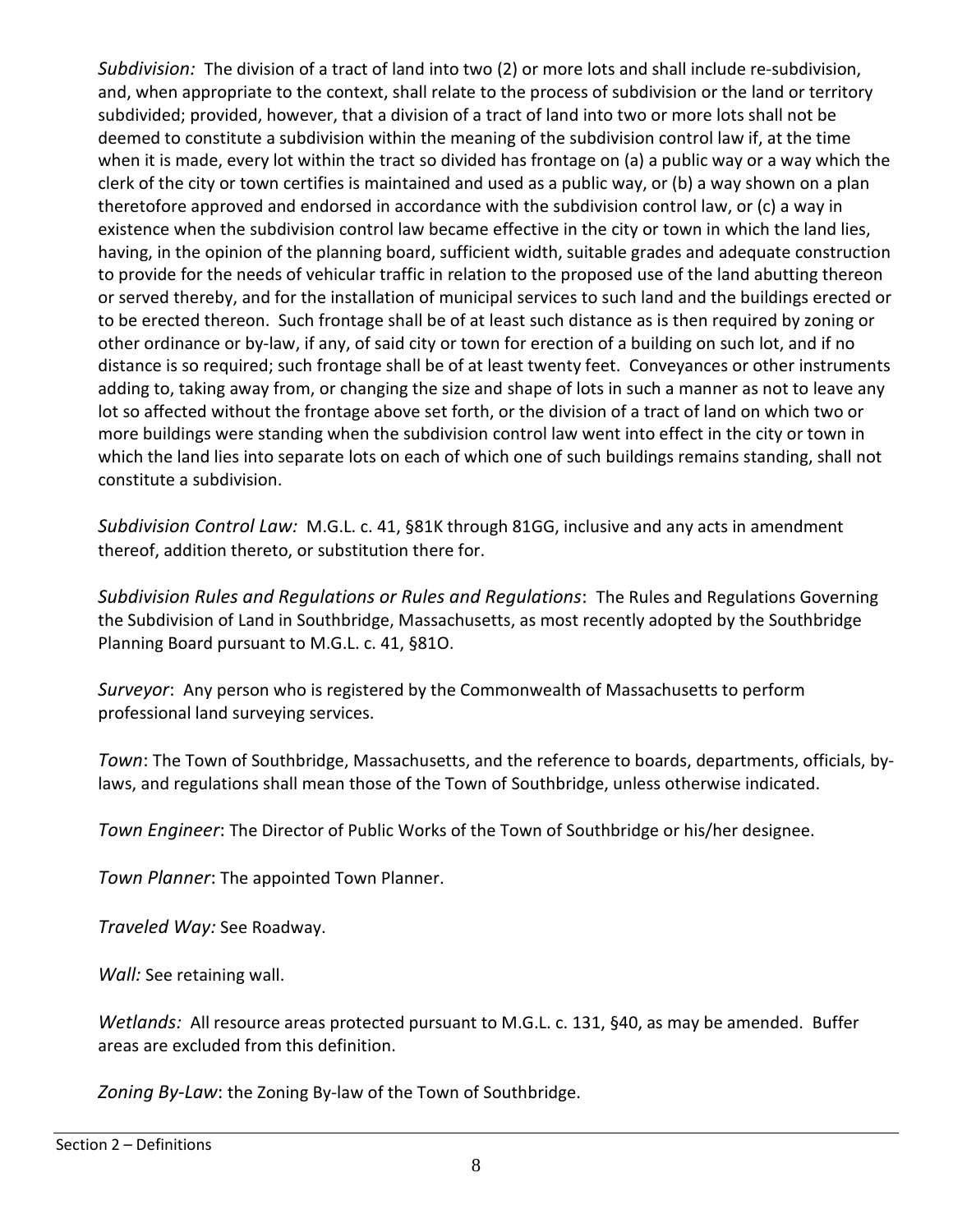*Subdivision:* The division of a tract of land into two (2) or more lots and shall include re-subdivision, and, when appropriate to the context, shall relate to the process of subdivision or the land or territory subdivided; provided, however, that a division of a tract of land into two or more lots shall not be deemed to constitute a subdivision within the meaning of the subdivision control law if, at the time when it is made, every lot within the tract so divided has frontage on (a) a public way or a way which the clerk of the city or town certifies is maintained and used as a public way, or (b) a way shown on a plan theretofore approved and endorsed in accordance with the subdivision control law, or (c) a way in existence when the subdivision control law became effective in the city or town in which the land lies, having, in the opinion of the planning board, sufficient width, suitable grades and adequate construction to provide for the needs of vehicular traffic in relation to the proposed use of the land abutting thereon or served thereby, and for the installation of municipal services to such land and the buildings erected or to be erected thereon. Such frontage shall be of at least such distance as is then required by zoning or other ordinance or by-law, if any, of said city or town for erection of a building on such lot, and if no distance is so required; such frontage shall be of at least twenty feet. Conveyances or other instruments adding to, taking away from, or changing the size and shape of lots in such a manner as not to leave any lot so affected without the frontage above set forth, or the division of a tract of land on which two or more buildings were standing when the subdivision control law went into effect in the city or town in which the land lies into separate lots on each of which one of such buildings remains standing, shall not constitute a subdivision.

*Subdivision Control Law:* M.G.L. c. 41, §81K through 81GG, inclusive and any acts in amendment thereof, addition thereto, or substitution there for.

*Subdivision Rules and Regulations or Rules and Regulations*: The Rules and Regulations Governing the Subdivision of Land in Southbridge, Massachusetts, as most recently adopted by the Southbridge Planning Board pursuant to M.G.L. c. 41, §81O.

*Surveyor*: Any person who is registered by the Commonwealth of Massachusetts to perform professional land surveying services.

*Town*: The Town of Southbridge, Massachusetts, and the reference to boards, departments, officials, by-laws, and regulations shall mean those of the Town of Southbridge, unless otherwise indicated.

*Town Engineer*: The Director of Public Works of the Town of Southbridge or his/her designee.

*Town Planner*: The appointed Town Planner.

*Traveled Way:* See Roadway.

*Wall:* See retaining wall.

*Wetlands:* All resource areas protected pursuant to M.G.L. c. 131, §40, as may be amended. Buffer areas are excluded from this definition.

*Zoning By-Law*: the Zoning By-law of the Town of Southbridge.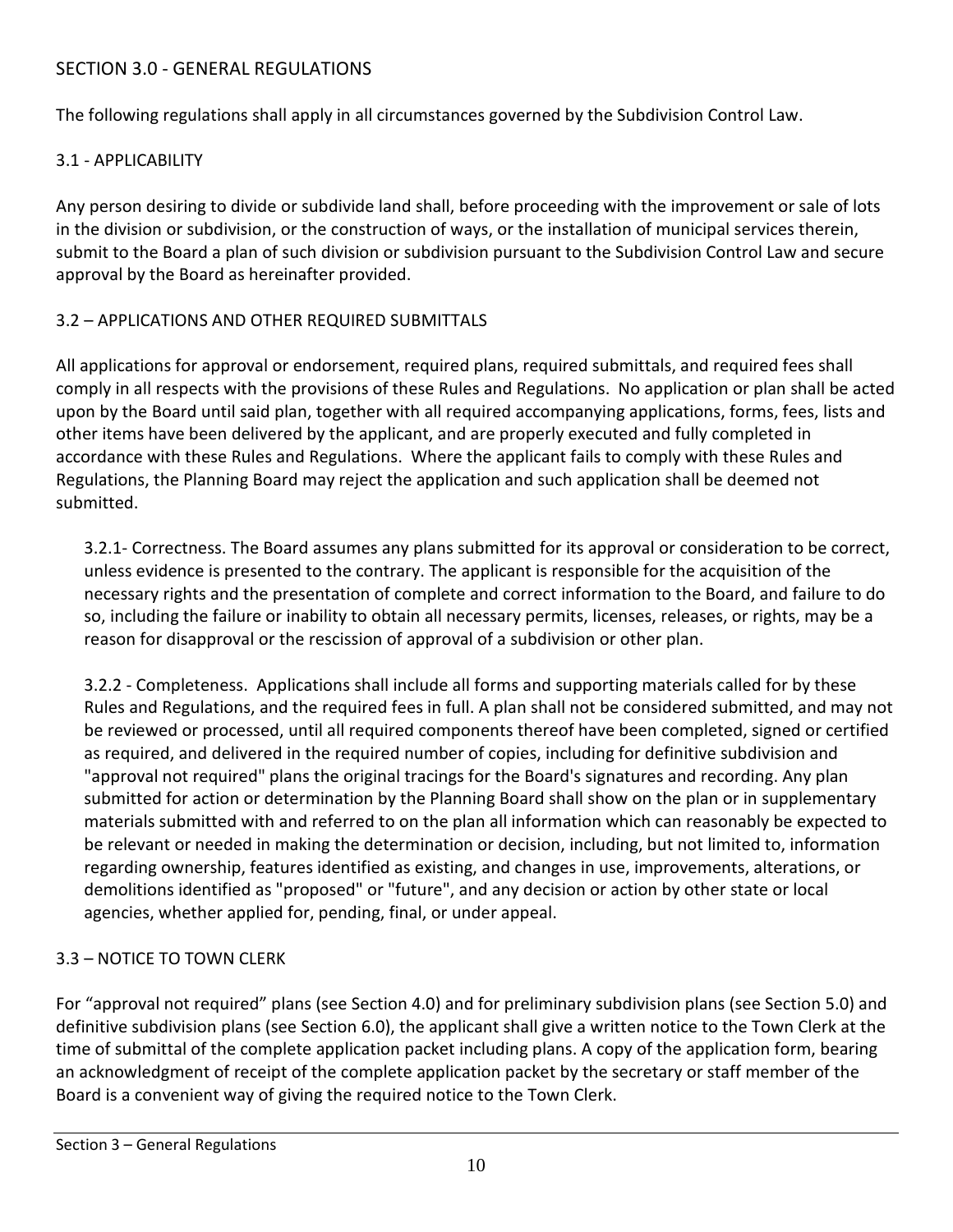## SECTION 3.0 - GENERAL REGULATIONS

The following regulations shall apply in all circumstances governed by the Subdivision Control Law.

### 3.1 - APPLICABILITY

Any person desiring to divide or subdivide land shall, before proceeding with the improvement or sale of lots in the division or subdivision, or the construction of ways, or the installation of municipal services therein, submit to the Board a plan of such division or subdivision pursuant to the Subdivision Control Law and secure approval by the Board as hereinafter provided.

### 3.2 – APPLICATIONS AND OTHER REQUIRED SUBMITTALS

All applications for approval or endorsement, required plans, required submittals, and required fees shall comply in all respects with the provisions of these Rules and Regulations. No application or plan shall be acted upon by the Board until said plan, together with all required accompanying applications, forms, fees, lists and other items have been delivered by the applicant, and are properly executed and fully completed in accordance with these Rules and Regulations. Where the applicant fails to comply with these Rules and Regulations, the Planning Board may reject the application and such application shall be deemed not submitted.

3.2.1- Correctness. The Board assumes any plans submitted for its approval or consideration to be correct, unless evidence is presented to the contrary. The applicant is responsible for the acquisition of the necessary rights and the presentation of complete and correct information to the Board, and failure to do so, including the failure or inability to obtain all necessary permits, licenses, releases, or rights, may be a reason for disapproval or the rescission of approval of a subdivision or other plan.

3.2.2 - Completeness. Applications shall include all forms and supporting materials called for by these Rules and Regulations, and the required fees in full. A plan shall not be considered submitted, and may not be reviewed or processed, until all required components thereof have been completed, signed or certified as required, and delivered in the required number of copies, including for definitive subdivision and "approval not required" plans the original tracings for the Board's signatures and recording. Any plan submitted for action or determination by the Planning Board shall show on the plan or in supplementary materials submitted with and referred to on the plan all information which can reasonably be expected to be relevant or needed in making the determination or decision, including, but not limited to, information regarding ownership, features identified as existing, and changes in use, improvements, alterations, or demolitions identified as "proposed" or "future", and any decision or action by other state or local agencies, whether applied for, pending, final, or under appeal.

### 3.3 – NOTICE TO TOWN CLERK

For "approval not required" plans (see Section 4.0) and for preliminary subdivision plans (see Section 5.0) and definitive subdivision plans (see Section 6.0), the applicant shall give a written notice to the Town Clerk at the time of submittal of the complete application packet including plans. A copy of the application form, bearing an acknowledgment of receipt of the complete application packet by the secretary or staff member of the Board is a convenient way of giving the required notice to the Town Clerk.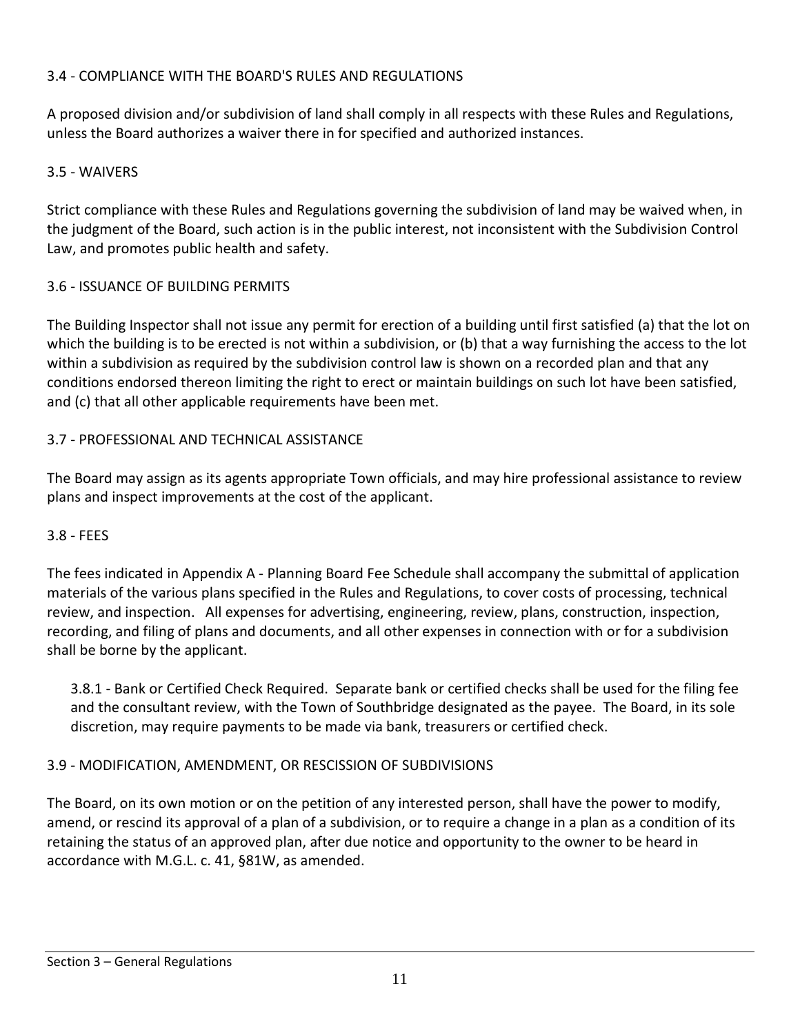## 3.4 - COMPLIANCE WITH THE BOARD'S RULES AND REGULATIONS

A proposed division and/or subdivision of land shall comply in all respects with these Rules and Regulations, unless the Board authorizes a waiver there in for specified and authorized instances.

## 3.5 - WAIVERS

Strict compliance with these Rules and Regulations governing the subdivision of land may be waived when, in the judgment of the Board, such action is in the public interest, not inconsistent with the Subdivision Control Law, and promotes public health and safety.

## 3.6 - ISSUANCE OF BUILDING PERMITS

The Building Inspector shall not issue any permit for erection of a building until first satisfied (a) that the lot on which the building is to be erected is not within a subdivision, or (b) that a way furnishing the access to the lot within a subdivision as required by the subdivision control law is shown on a recorded plan and that any conditions endorsed thereon limiting the right to erect or maintain buildings on such lot have been satisfied, and (c) that all other applicable requirements have been met.

## 3.7 - PROFESSIONAL AND TECHNICAL ASSISTANCE

The Board may assign as its agents appropriate Town officials, and may hire professional assistance to review plans and inspect improvements at the cost of the applicant.

## 3.8 - FEES

The fees indicated in Appendix A - Planning Board Fee Schedule shall accompany the submittal of application materials of the various plans specified in the Rules and Regulations, to cover costs of processing, technical review, and inspection. All expenses for advertising, engineering, review, plans, construction, inspection, recording, and filing of plans and documents, and all other expenses in connection with or for a subdivision shall be borne by the applicant.

3.8.1 - Bank or Certified Check Required. Separate bank or certified checks shall be used for the filing fee and the consultant review, with the Town of Southbridge designated as the payee. The Board, in its sole discretion, may require payments to be made via bank, treasurers or certified check.

## 3.9 - MODIFICATION, AMENDMENT, OR RESCISSION OF SUBDIVISIONS

The Board, on its own motion or on the petition of any interested person, shall have the power to modify, amend, or rescind its approval of a plan of a subdivision, or to require a change in a plan as a condition of its retaining the status of an approved plan, after due notice and opportunity to the owner to be heard in accordance with M.G.L. c. 41, §81W, as amended.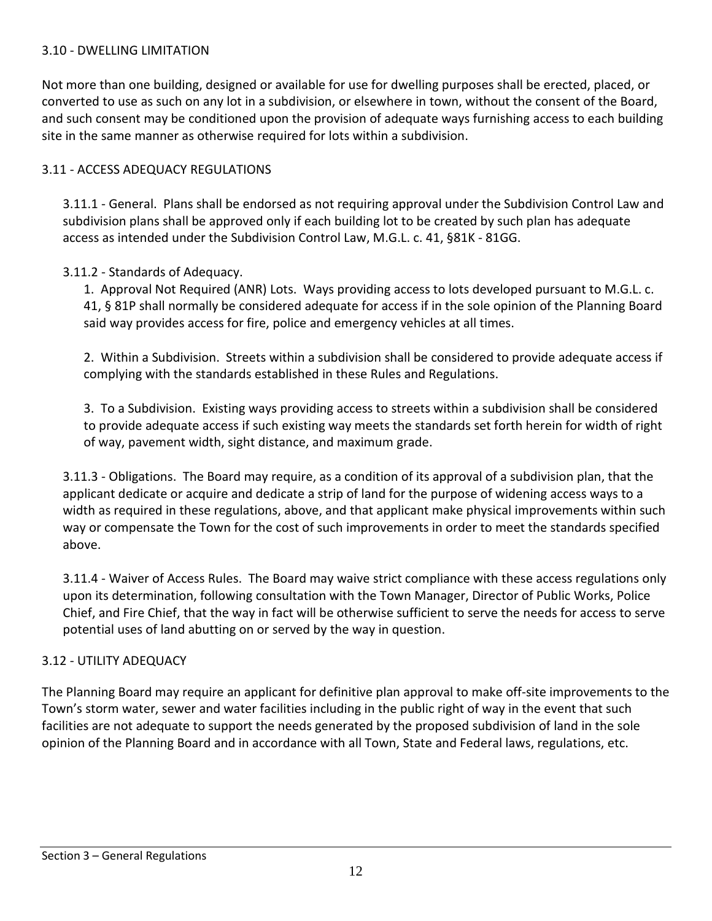## 3.10 - DWELLING LIMITATION

Not more than one building, designed or available for use for dwelling purposes shall be erected, placed, or converted to use as such on any lot in a subdivision, or elsewhere in town, without the consent of the Board, and such consent may be conditioned upon the provision of adequate ways furnishing access to each building site in the same manner as otherwise required for lots within a subdivision.

## 3.11 - ACCESS ADEQUACY REGULATIONS

3.11.1 - General. Plans shall be endorsed as not requiring approval under the Subdivision Control Law and subdivision plans shall be approved only if each building lot to be created by such plan has adequate access as intended under the Subdivision Control Law, M.G.L. c. 41, §81K - 81GG.

3.11.2 - Standards of Adequacy.

1. Approval Not Required (ANR) Lots. Ways providing access to lots developed pursuant to M.G.L. c. 41, § 81P shall normally be considered adequate for access if in the sole opinion of the Planning Board said way provides access for fire, police and emergency vehicles at all times.

2. Within a Subdivision. Streets within a subdivision shall be considered to provide adequate access if complying with the standards established in these Rules and Regulations.

3. To a Subdivision. Existing ways providing access to streets within a subdivision shall be considered to provide adequate access if such existing way meets the standards set forth herein for width of right of way, pavement width, sight distance, and maximum grade.

3.11.3 - Obligations. The Board may require, as a condition of its approval of a subdivision plan, that the applicant dedicate or acquire and dedicate a strip of land for the purpose of widening access ways to a width as required in these regulations, above, and that applicant make physical improvements within such way or compensate the Town for the cost of such improvements in order to meet the standards specified above.

3.11.4 - Waiver of Access Rules. The Board may waive strict compliance with these access regulations only upon its determination, following consultation with the Town Manager, Director of Public Works, Police Chief, and Fire Chief, that the way in fact will be otherwise sufficient to serve the needs for access to serve potential uses of land abutting on or served by the way in question.

## 3.12 - UTILITY ADEQUACY

The Planning Board may require an applicant for definitive plan approval to make off-site improvements to the Town's storm water, sewer and water facilities including in the public right of way in the event that such facilities are not adequate to support the needs generated by the proposed subdivision of land in the sole opinion of the Planning Board and in accordance with all Town, State and Federal laws, regulations, etc.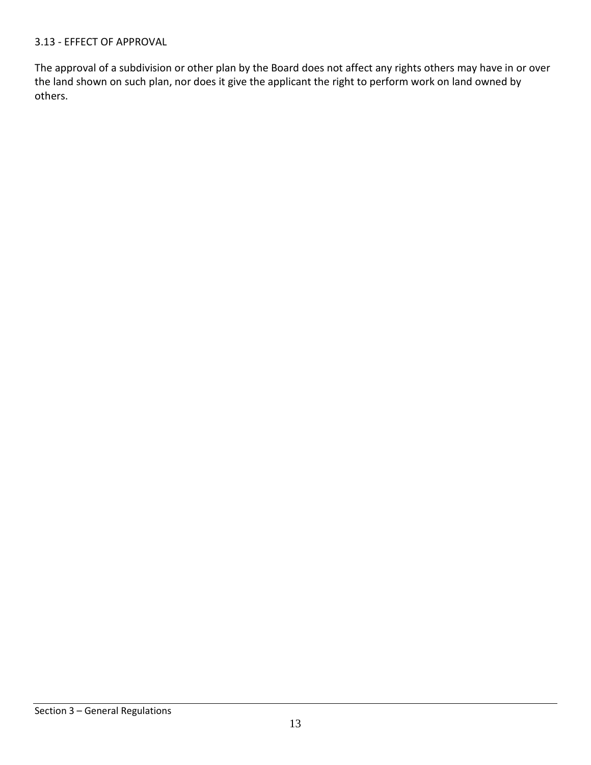### 3.13 - EFFECT OF APPROVAL

The approval of a subdivision or other plan by the Board does not affect any rights others may have in or over the land shown on such plan, nor does it give the applicant the right to perform work on land owned by others.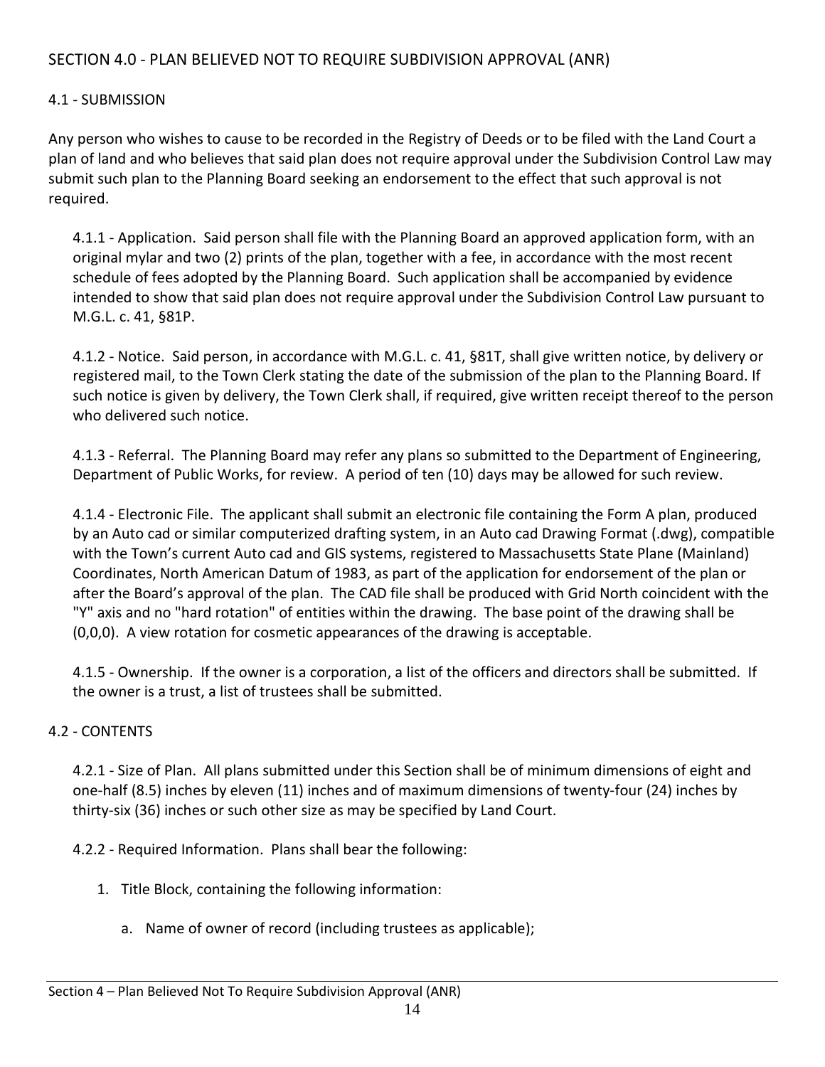## SECTION 4.0 - PLAN BELIEVED NOT TO REQUIRE SUBDIVISION APPROVAL (ANR)

### 4.1 - SUBMISSION

Any person who wishes to cause to be recorded in the Registry of Deeds or to be filed with the Land Court a plan of land and who believes that said plan does not require approval under the Subdivision Control Law may submit such plan to the Planning Board seeking an endorsement to the effect that such approval is not required.

4.1.1 - Application. Said person shall file with the Planning Board an approved application form, with an original mylar and two (2) prints of the plan, together with a fee, in accordance with the most recent schedule of fees adopted by the Planning Board. Such application shall be accompanied by evidence intended to show that said plan does not require approval under the Subdivision Control Law pursuant to M.G.L. c. 41, §81P.

4.1.2 - Notice. Said person, in accordance with M.G.L. c. 41, §81T, shall give written notice, by delivery or registered mail, to the Town Clerk stating the date of the submission of the plan to the Planning Board. If such notice is given by delivery, the Town Clerk shall, if required, give written receipt thereof to the person who delivered such notice.

4.1.3 - Referral. The Planning Board may refer any plans so submitted to the Department of Engineering, Department of Public Works, for review. A period of ten (10) days may be allowed for such review.

4.1.4 - Electronic File. The applicant shall submit an electronic file containing the Form A plan, produced by an Auto cad or similar computerized drafting system, in an Auto cad Drawing Format (.dwg), compatible with the Town's current Auto cad and GIS systems, registered to Massachusetts State Plane (Mainland) Coordinates, North American Datum of 1983, as part of the application for endorsement of the plan or after the Board's approval of the plan. The CAD file shall be produced with Grid North coincident with the "Y" axis and no "hard rotation" of entities within the drawing. The base point of the drawing shall be (0,0,0). A view rotation for cosmetic appearances of the drawing is acceptable.

4.1.5 - Ownership. If the owner is a corporation, a list of the officers and directors shall be submitted. If the owner is a trust, a list of trustees shall be submitted.

### 4.2 - CONTENTS

4.2.1 - Size of Plan. All plans submitted under this Section shall be of minimum dimensions of eight and one-half (8.5) inches by eleven (11) inches and of maximum dimensions of twenty-four (24) inches by thirty-six (36) inches or such other size as may be specified by Land Court.

4.2.2 - Required Information. Plans shall bear the following:

1. Title Block, containing the following information:

   a. Name of owner of record (including trustees as applicable);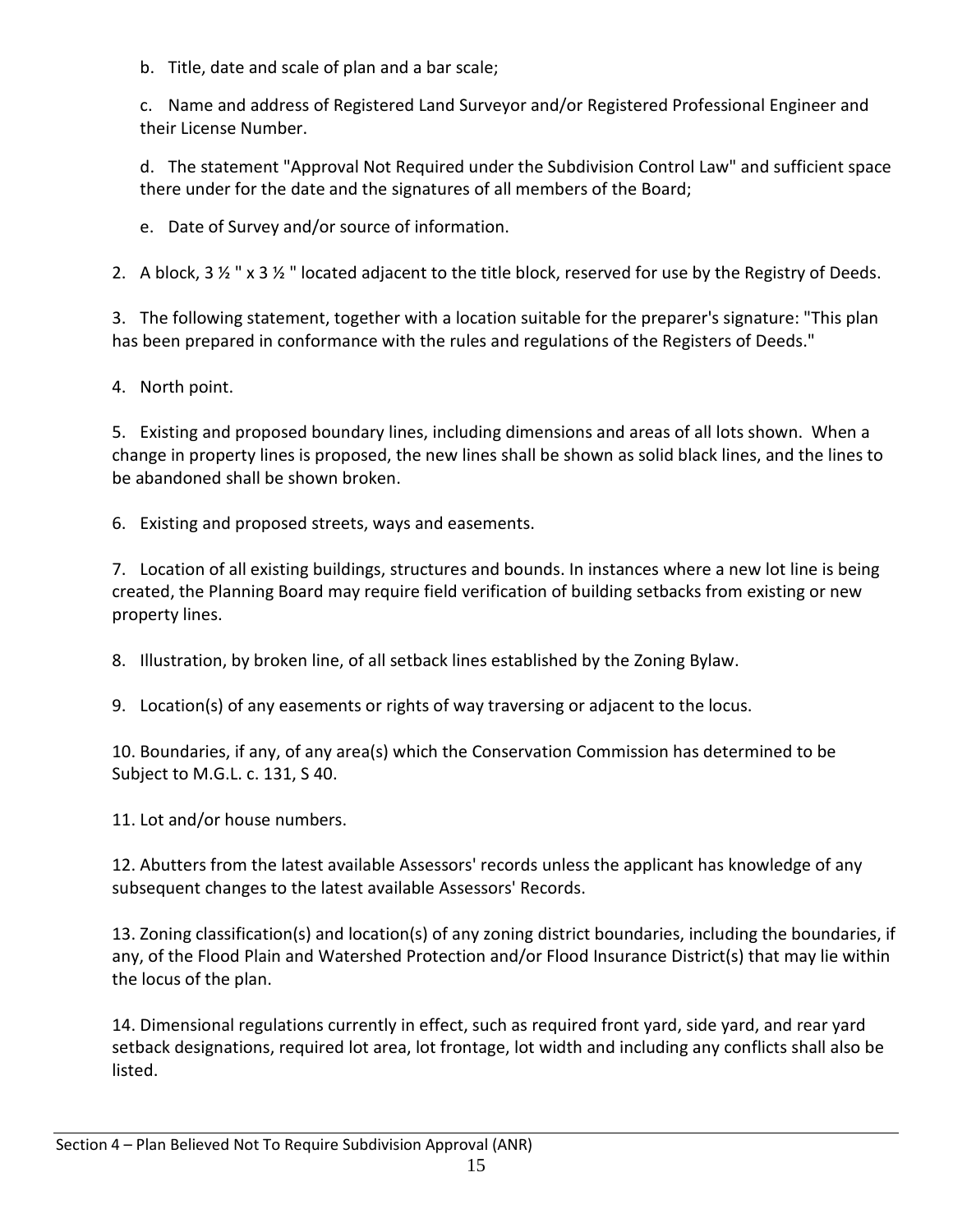b. Title, date and scale of plan and a bar scale;

c. Name and address of Registered Land Surveyor and/or Registered Professional Engineer and their License Number.

d. The statement "Approval Not Required under the Subdivision Control Law" and sufficient space there under for the date and the signatures of all members of the Board;

e. Date of Survey and/or source of information.

2. A block, 3 ½ " x 3 ½ " located adjacent to the title block, reserved for use by the Registry of Deeds.

3. The following statement, together with a location suitable for the preparer's signature: "This plan has been prepared in conformance with the rules and regulations of the Registers of Deeds."

4. North point.

5. Existing and proposed boundary lines, including dimensions and areas of all lots shown. When a change in property lines is proposed, the new lines shall be shown as solid black lines, and the lines to be abandoned shall be shown broken.

6. Existing and proposed streets, ways and easements.

7. Location of all existing buildings, structures and bounds. In instances where a new lot line is being created, the Planning Board may require field verification of building setbacks from existing or new property lines.

8. Illustration, by broken line, of all setback lines established by the Zoning Bylaw.

9. Location(s) of any easements or rights of way traversing or adjacent to the locus.

10. Boundaries, if any, of any area(s) which the Conservation Commission has determined to be Subject to M.G.L. c. 131, S 40.

11. Lot and/or house numbers.

12. Abutters from the latest available Assessors' records unless the applicant has knowledge of any subsequent changes to the latest available Assessors' Records.

13. Zoning classification(s) and location(s) of any zoning district boundaries, including the boundaries, if any, of the Flood Plain and Watershed Protection and/or Flood Insurance District(s) that may lie within the locus of the plan.

14. Dimensional regulations currently in effect, such as required front yard, side yard, and rear yard setback designations, required lot area, lot frontage, lot width and including any conflicts shall also be listed.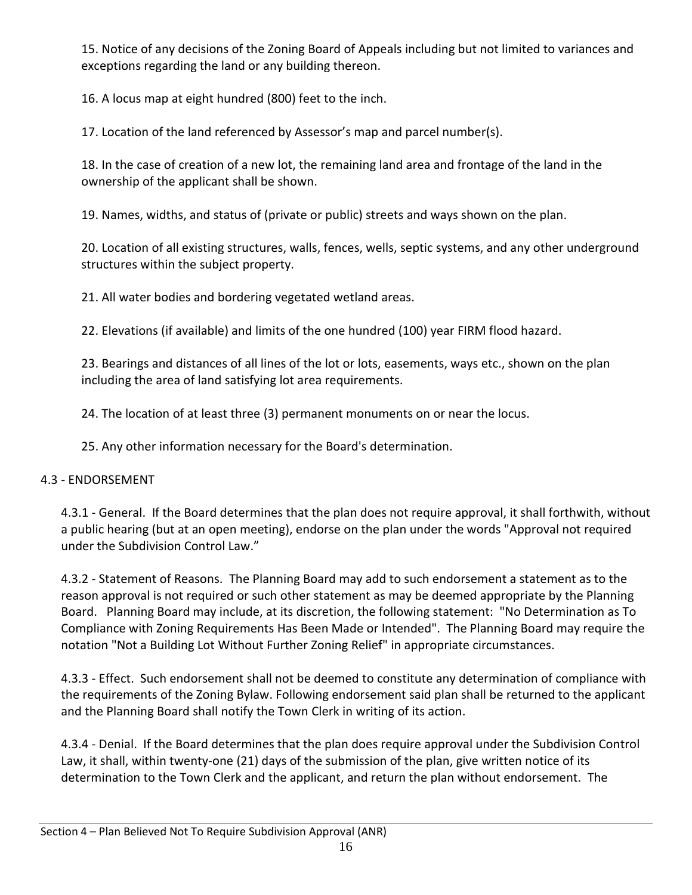15. Notice of any decisions of the Zoning Board of Appeals including but not limited to variances and exceptions regarding the land or any building thereon.

16. A locus map at eight hundred (800) feet to the inch.

17. Location of the land referenced by Assessor's map and parcel number(s).

18. In the case of creation of a new lot, the remaining land area and frontage of the land in the ownership of the applicant shall be shown.

19. Names, widths, and status of (private or public) streets and ways shown on the plan.

20. Location of all existing structures, walls, fences, wells, septic systems, and any other underground structures within the subject property.

21. All water bodies and bordering vegetated wetland areas.

22. Elevations (if available) and limits of the one hundred (100) year FIRM flood hazard.

23. Bearings and distances of all lines of the lot or lots, easements, ways etc., shown on the plan including the area of land satisfying lot area requirements.

24. The location of at least three (3) permanent monuments on or near the locus.

25. Any other information necessary for the Board's determination.

## 4.3 - ENDORSEMENT

4.3.1 - General. If the Board determines that the plan does not require approval, it shall forthwith, without a public hearing (but at an open meeting), endorse on the plan under the words "Approval not required under the Subdivision Control Law."

4.3.2 - Statement of Reasons. The Planning Board may add to such endorsement a statement as to the reason approval is not required or such other statement as may be deemed appropriate by the Planning Board. Planning Board may include, at its discretion, the following statement: "No Determination as To Compliance with Zoning Requirements Has Been Made or Intended". The Planning Board may require the notation "Not a Building Lot Without Further Zoning Relief" in appropriate circumstances.

4.3.3 - Effect. Such endorsement shall not be deemed to constitute any determination of compliance with the requirements of the Zoning Bylaw. Following endorsement said plan shall be returned to the applicant and the Planning Board shall notify the Town Clerk in writing of its action.

4.3.4 - Denial. If the Board determines that the plan does require approval under the Subdivision Control Law, it shall, within twenty-one (21) days of the submission of the plan, give written notice of its determination to the Town Clerk and the applicant, and return the plan without endorsement. The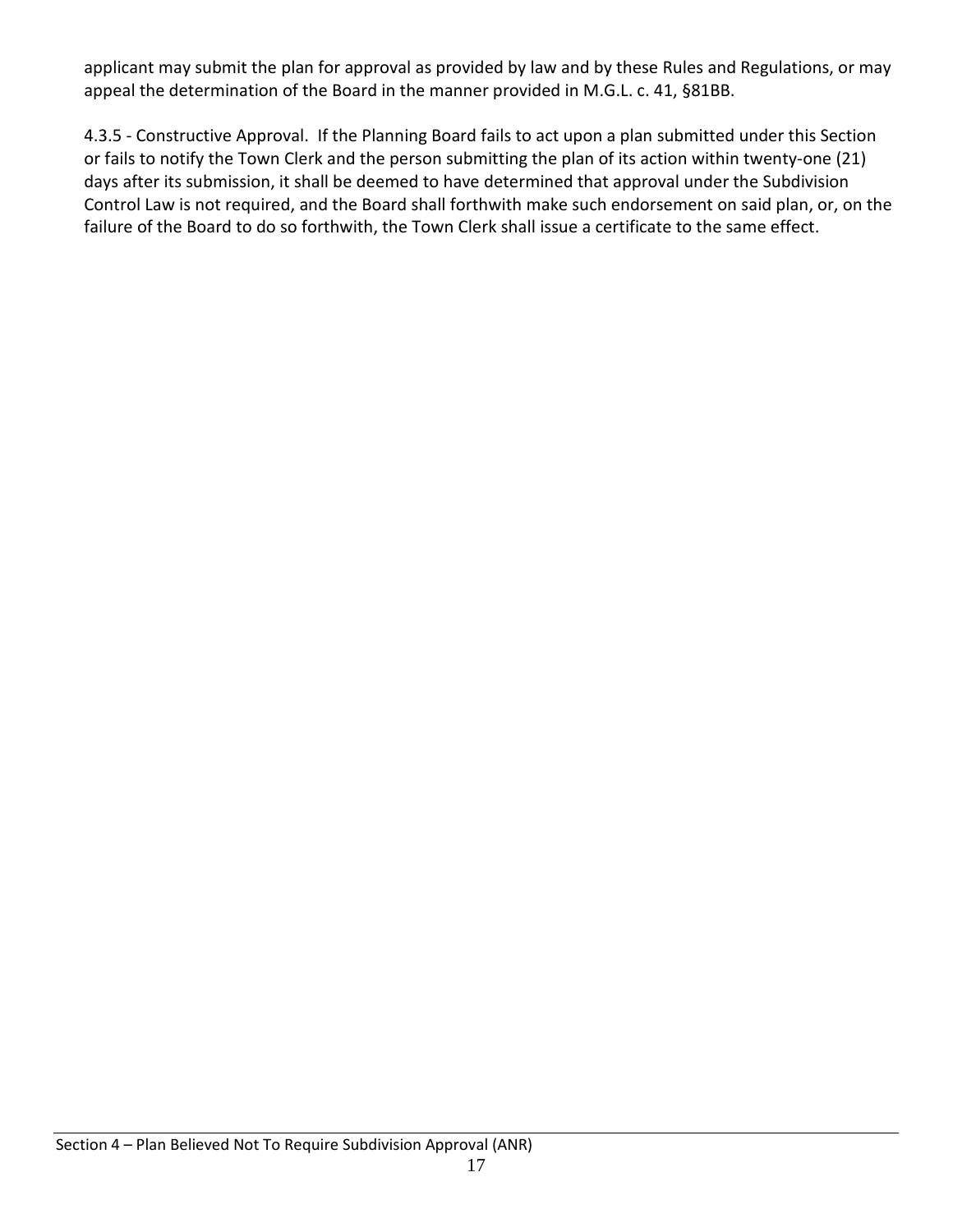applicant may submit the plan for approval as provided by law and by these Rules and Regulations, or may appeal the determination of the Board in the manner provided in M.G.L. c. 41, §81BB.

4.3.5 - Constructive Approval. If the Planning Board fails to act upon a plan submitted under this Section or fails to notify the Town Clerk and the person submitting the plan of its action within twenty-one (21) days after its submission, it shall be deemed to have determined that approval under the Subdivision Control Law is not required, and the Board shall forthwith make such endorsement on said plan, or, on the failure of the Board to do so forthwith, the Town Clerk shall issue a certificate to the same effect.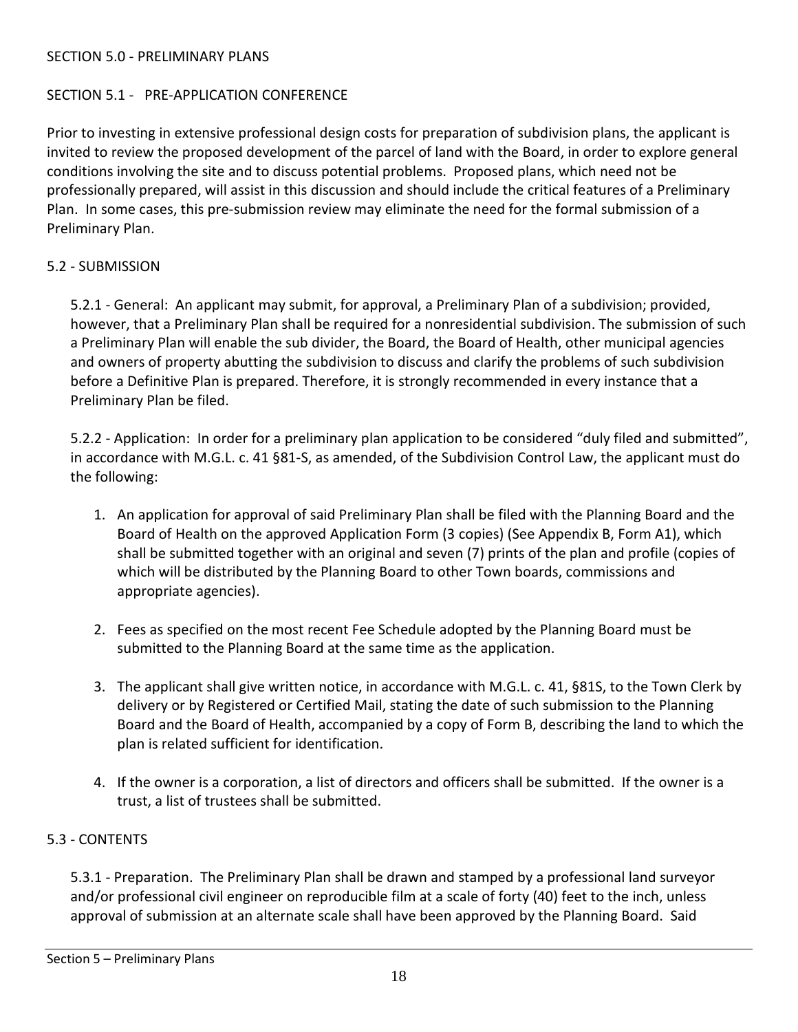## SECTION 5.0 - PRELIMINARY PLANS

### SECTION 5.1 - PRE-APPLICATION CONFERENCE

Prior to investing in extensive professional design costs for preparation of subdivision plans, the applicant is invited to review the proposed development of the parcel of land with the Board, in order to explore general conditions involving the site and to discuss potential problems. Proposed plans, which need not be professionally prepared, will assist in this discussion and should include the critical features of a Preliminary Plan. In some cases, this pre-submission review may eliminate the need for the formal submission of a Preliminary Plan.

### 5.2 - SUBMISSION

5.2.1 - General: An applicant may submit, for approval, a Preliminary Plan of a subdivision; provided, however, that a Preliminary Plan shall be required for a nonresidential subdivision. The submission of such a Preliminary Plan will enable the sub divider, the Board, the Board of Health, other municipal agencies and owners of property abutting the subdivision to discuss and clarify the problems of such subdivision before a Definitive Plan is prepared. Therefore, it is strongly recommended in every instance that a Preliminary Plan be filed.

5.2.2 - Application: In order for a preliminary plan application to be considered "duly filed and submitted", in accordance with M.G.L. c. 41 §81-S, as amended, of the Subdivision Control Law, the applicant must do the following:

1. An application for approval of said Preliminary Plan shall be filed with the Planning Board and the Board of Health on the approved Application Form (3 copies) (See Appendix B, Form A1), which shall be submitted together with an original and seven (7) prints of the plan and profile (copies of which will be distributed by the Planning Board to other Town boards, commissions and appropriate agencies).

2. Fees as specified on the most recent Fee Schedule adopted by the Planning Board must be submitted to the Planning Board at the same time as the application.

3. The applicant shall give written notice, in accordance with M.G.L. c. 41, §81S, to the Town Clerk by delivery or by Registered or Certified Mail, stating the date of such submission to the Planning Board and the Board of Health, accompanied by a copy of Form B, describing the land to which the plan is related sufficient for identification.

4. If the owner is a corporation, a list of directors and officers shall be submitted. If the owner is a trust, a list of trustees shall be submitted.

### 5.3 - CONTENTS

5.3.1 - Preparation. The Preliminary Plan shall be drawn and stamped by a professional land surveyor and/or professional civil engineer on reproducible film at a scale of forty (40) feet to the inch, unless approval of submission at an alternate scale shall have been approved by the Planning Board. Said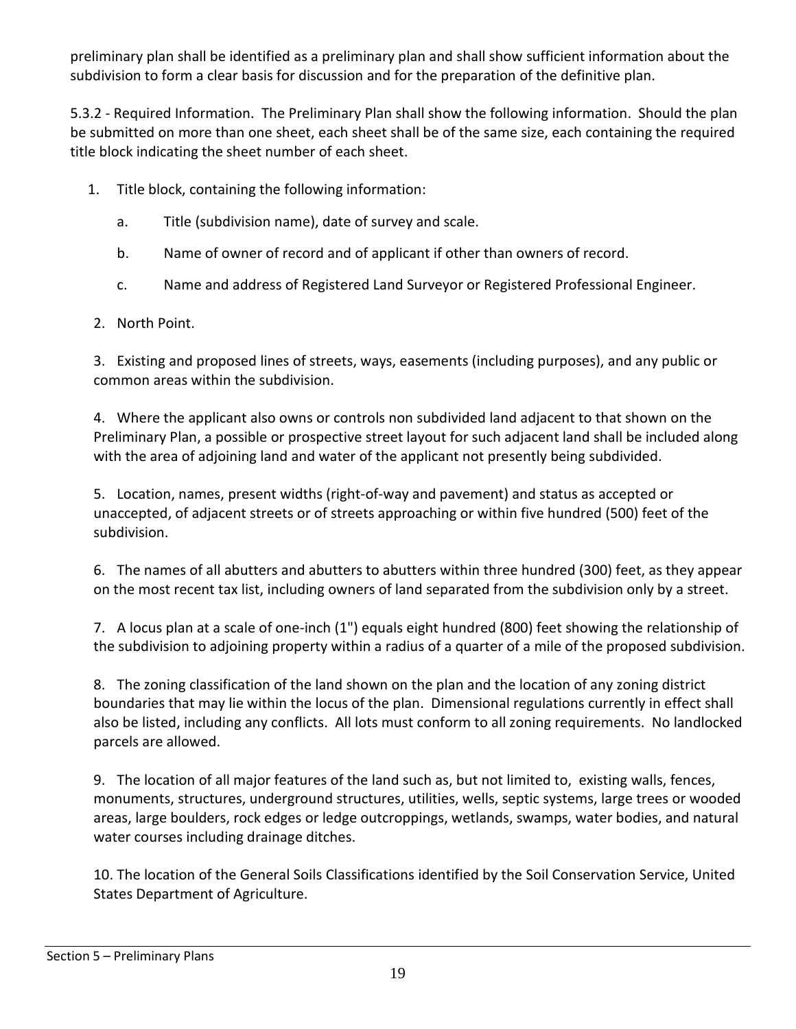preliminary plan shall be identified as a preliminary plan and shall show sufficient information about the subdivision to form a clear basis for discussion and for the preparation of the definitive plan.

5.3.2 - Required Information. The Preliminary Plan shall show the following information. Should the plan be submitted on more than one sheet, each sheet shall be of the same size, each containing the required title block indicating the sheet number of each sheet.

1. Title block, containing the following information:

   a. Title (subdivision name), date of survey and scale.

   b. Name of owner of record and of applicant if other than owners of record.

   c. Name and address of Registered Land Surveyor or Registered Professional Engineer.

2. North Point.

3. Existing and proposed lines of streets, ways, easements (including purposes), and any public or common areas within the subdivision.

4. Where the applicant also owns or controls non subdivided land adjacent to that shown on the Preliminary Plan, a possible or prospective street layout for such adjacent land shall be included along with the area of adjoining land and water of the applicant not presently being subdivided.

5. Location, names, present widths (right-of-way and pavement) and status as accepted or unaccepted, of adjacent streets or of streets approaching or within five hundred (500) feet of the subdivision.

6. The names of all abutters and abutters to abutters within three hundred (300) feet, as they appear on the most recent tax list, including owners of land separated from the subdivision only by a street.

7. A locus plan at a scale of one-inch (1") equals eight hundred (800) feet showing the relationship of the subdivision to adjoining property within a radius of a quarter of a mile of the proposed subdivision.

8. The zoning classification of the land shown on the plan and the location of any zoning district boundaries that may lie within the locus of the plan. Dimensional regulations currently in effect shall also be listed, including any conflicts. All lots must conform to all zoning requirements. No landlocked parcels are allowed.

9. The location of all major features of the land such as, but not limited to, existing walls, fences, monuments, structures, underground structures, utilities, wells, septic systems, large trees or wooded areas, large boulders, rock edges or ledge outcroppings, wetlands, swamps, water bodies, and natural water courses including drainage ditches.

10. The location of the General Soils Classifications identified by the Soil Conservation Service, United States Department of Agriculture.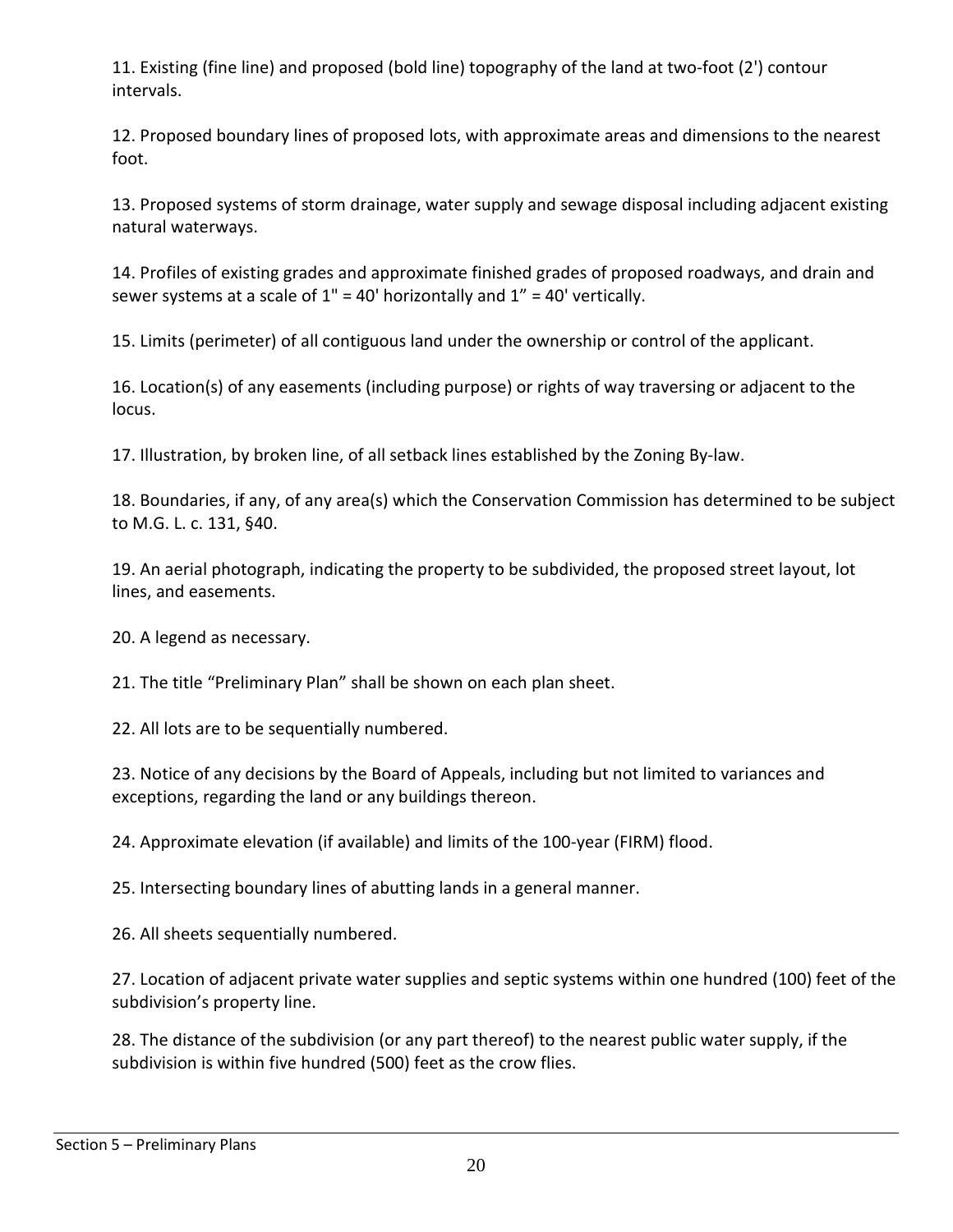11. Existing (fine line) and proposed (bold line) topography of the land at two-foot (2') contour intervals.

12. Proposed boundary lines of proposed lots, with approximate areas and dimensions to the nearest foot.

13. Proposed systems of storm drainage, water supply and sewage disposal including adjacent existing natural waterways.

14. Profiles of existing grades and approximate finished grades of proposed roadways, and drain and sewer systems at a scale of 1" = 40' horizontally and 1" = 40' vertically.

15. Limits (perimeter) of all contiguous land under the ownership or control of the applicant.

16. Location(s) of any easements (including purpose) or rights of way traversing or adjacent to the locus.

17. Illustration, by broken line, of all setback lines established by the Zoning By-law.

18. Boundaries, if any, of any area(s) which the Conservation Commission has determined to be subject to M.G. L. c. 131, §40.

19. An aerial photograph, indicating the property to be subdivided, the proposed street layout, lot lines, and easements.

20. A legend as necessary.

21. The title "Preliminary Plan" shall be shown on each plan sheet.

22. All lots are to be sequentially numbered.

23. Notice of any decisions by the Board of Appeals, including but not limited to variances and exceptions, regarding the land or any buildings thereon.

24. Approximate elevation (if available) and limits of the 100-year (FIRM) flood.

25. Intersecting boundary lines of abutting lands in a general manner.

26. All sheets sequentially numbered.

27. Location of adjacent private water supplies and septic systems within one hundred (100) feet of the subdivision's property line.

28. The distance of the subdivision (or any part thereof) to the nearest public water supply, if the subdivision is within five hundred (500) feet as the crow flies.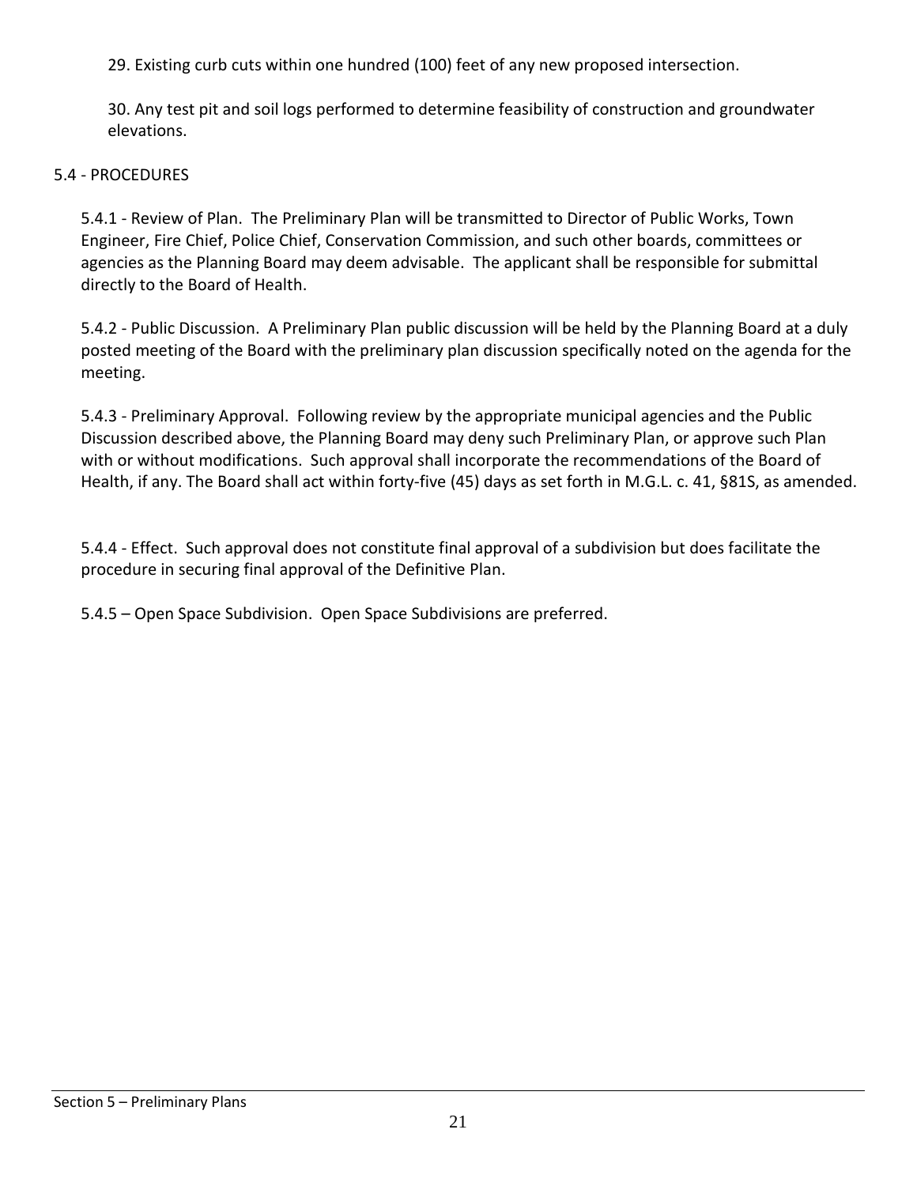29. Existing curb cuts within one hundred (100) feet of any new proposed intersection.

30. Any test pit and soil logs performed to determine feasibility of construction and groundwater elevations.

## 5.4 - PROCEDURES

5.4.1 - Review of Plan. The Preliminary Plan will be transmitted to Director of Public Works, Town Engineer, Fire Chief, Police Chief, Conservation Commission, and such other boards, committees or agencies as the Planning Board may deem advisable. The applicant shall be responsible for submittal directly to the Board of Health.

5.4.2 - Public Discussion. A Preliminary Plan public discussion will be held by the Planning Board at a duly posted meeting of the Board with the preliminary plan discussion specifically noted on the agenda for the meeting.

5.4.3 - Preliminary Approval. Following review by the appropriate municipal agencies and the Public Discussion described above, the Planning Board may deny such Preliminary Plan, or approve such Plan with or without modifications. Such approval shall incorporate the recommendations of the Board of Health, if any. The Board shall act within forty-five (45) days as set forth in M.G.L. c. 41, §81S, as amended.

5.4.4 - Effect. Such approval does not constitute final approval of a subdivision but does facilitate the procedure in securing final approval of the Definitive Plan.

5.4.5 – Open Space Subdivision. Open Space Subdivisions are preferred.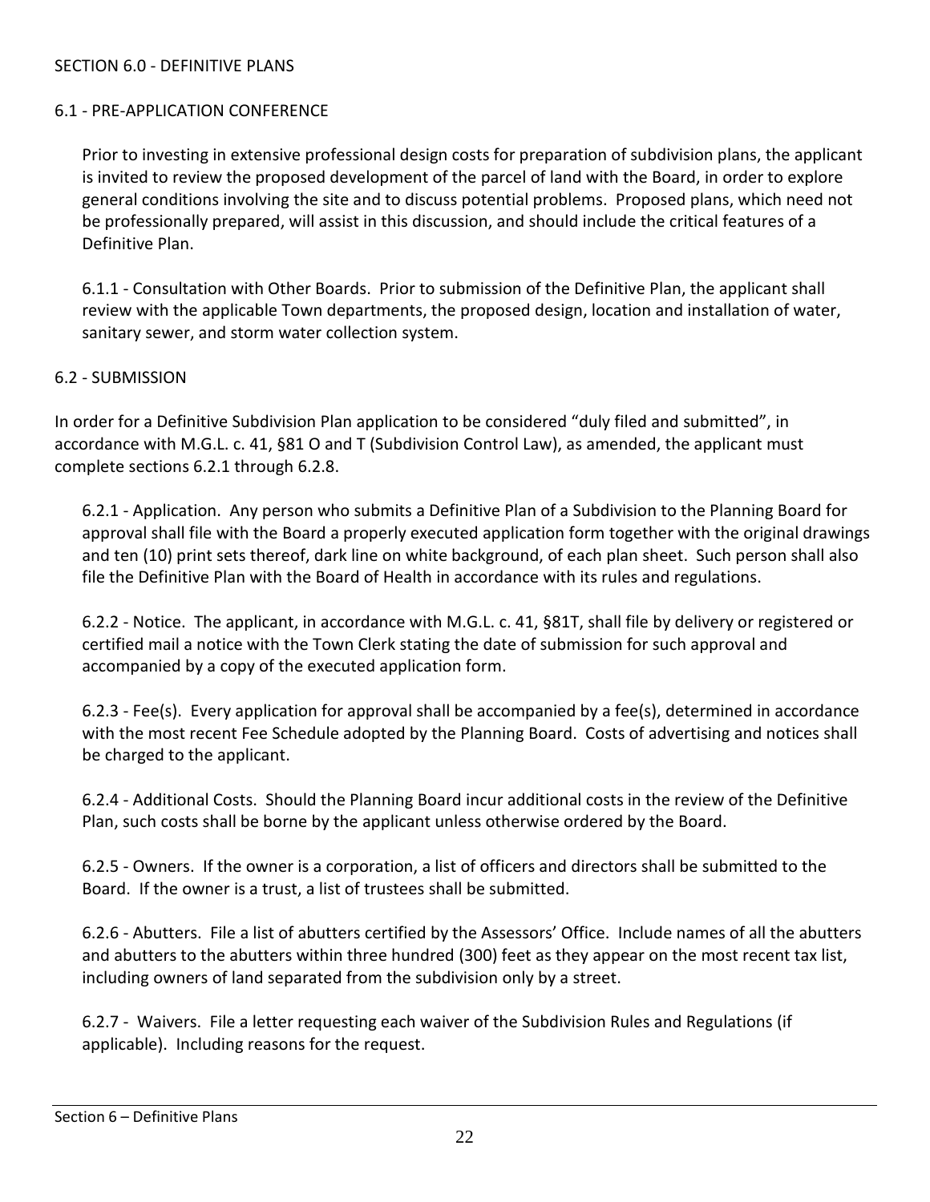## SECTION 6.0 - DEFINITIVE PLANS

### 6.1 - PRE-APPLICATION CONFERENCE

Prior to investing in extensive professional design costs for preparation of subdivision plans, the applicant is invited to review the proposed development of the parcel of land with the Board, in order to explore general conditions involving the site and to discuss potential problems. Proposed plans, which need not be professionally prepared, will assist in this discussion, and should include the critical features of a Definitive Plan.

6.1.1 - Consultation with Other Boards. Prior to submission of the Definitive Plan, the applicant shall review with the applicable Town departments, the proposed design, location and installation of water, sanitary sewer, and storm water collection system.

### 6.2 - SUBMISSION

In order for a Definitive Subdivision Plan application to be considered "duly filed and submitted", in accordance with M.G.L. c. 41, §81 O and T (Subdivision Control Law), as amended, the applicant must complete sections 6.2.1 through 6.2.8.

6.2.1 - Application. Any person who submits a Definitive Plan of a Subdivision to the Planning Board for approval shall file with the Board a properly executed application form together with the original drawings and ten (10) print sets thereof, dark line on white background, of each plan sheet. Such person shall also file the Definitive Plan with the Board of Health in accordance with its rules and regulations.

6.2.2 - Notice. The applicant, in accordance with M.G.L. c. 41, §81T, shall file by delivery or registered or certified mail a notice with the Town Clerk stating the date of submission for such approval and accompanied by a copy of the executed application form.

6.2.3 - Fee(s). Every application for approval shall be accompanied by a fee(s), determined in accordance with the most recent Fee Schedule adopted by the Planning Board. Costs of advertising and notices shall be charged to the applicant.

6.2.4 - Additional Costs. Should the Planning Board incur additional costs in the review of the Definitive Plan, such costs shall be borne by the applicant unless otherwise ordered by the Board.

6.2.5 - Owners. If the owner is a corporation, a list of officers and directors shall be submitted to the Board. If the owner is a trust, a list of trustees shall be submitted.

6.2.6 - Abutters. File a list of abutters certified by the Assessors' Office. Include names of all the abutters and abutters to the abutters within three hundred (300) feet as they appear on the most recent tax list, including owners of land separated from the subdivision only by a street.

6.2.7 - Waivers. File a letter requesting each waiver of the Subdivision Rules and Regulations (if applicable). Including reasons for the request.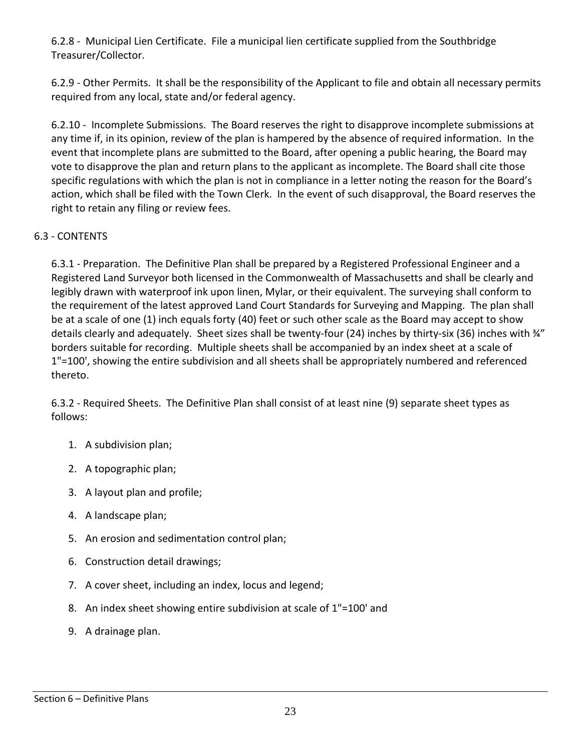6.2.8 - Municipal Lien Certificate. File a municipal lien certificate supplied from the Southbridge Treasurer/Collector.

6.2.9 - Other Permits. It shall be the responsibility of the Applicant to file and obtain all necessary permits required from any local, state and/or federal agency.

6.2.10 - Incomplete Submissions. The Board reserves the right to disapprove incomplete submissions at any time if, in its opinion, review of the plan is hampered by the absence of required information. In the event that incomplete plans are submitted to the Board, after opening a public hearing, the Board may vote to disapprove the plan and return plans to the applicant as incomplete. The Board shall cite those specific regulations with which the plan is not in compliance in a letter noting the reason for the Board's action, which shall be filed with the Town Clerk. In the event of such disapproval, the Board reserves the right to retain any filing or review fees.

## 6.3 - CONTENTS

6.3.1 - Preparation. The Definitive Plan shall be prepared by a Registered Professional Engineer and a Registered Land Surveyor both licensed in the Commonwealth of Massachusetts and shall be clearly and legibly drawn with waterproof ink upon linen, Mylar, or their equivalent. The surveying shall conform to the requirement of the latest approved Land Court Standards for Surveying and Mapping. The plan shall be at a scale of one (1) inch equals forty (40) feet or such other scale as the Board may accept to show details clearly and adequately. Sheet sizes shall be twenty-four (24) inches by thirty-six (36) inches with ¾" borders suitable for recording. Multiple sheets shall be accompanied by an index sheet at a scale of 1"=100', showing the entire subdivision and all sheets shall be appropriately numbered and referenced thereto.

6.3.2 - Required Sheets. The Definitive Plan shall consist of at least nine (9) separate sheet types as follows:

1. A subdivision plan;
2. A topographic plan;
3. A layout plan and profile;
4. A landscape plan;
5. An erosion and sedimentation control plan;
6. Construction detail drawings;
7. A cover sheet, including an index, locus and legend;
8. An index sheet showing entire subdivision at scale of 1"=100' and
9. A drainage plan.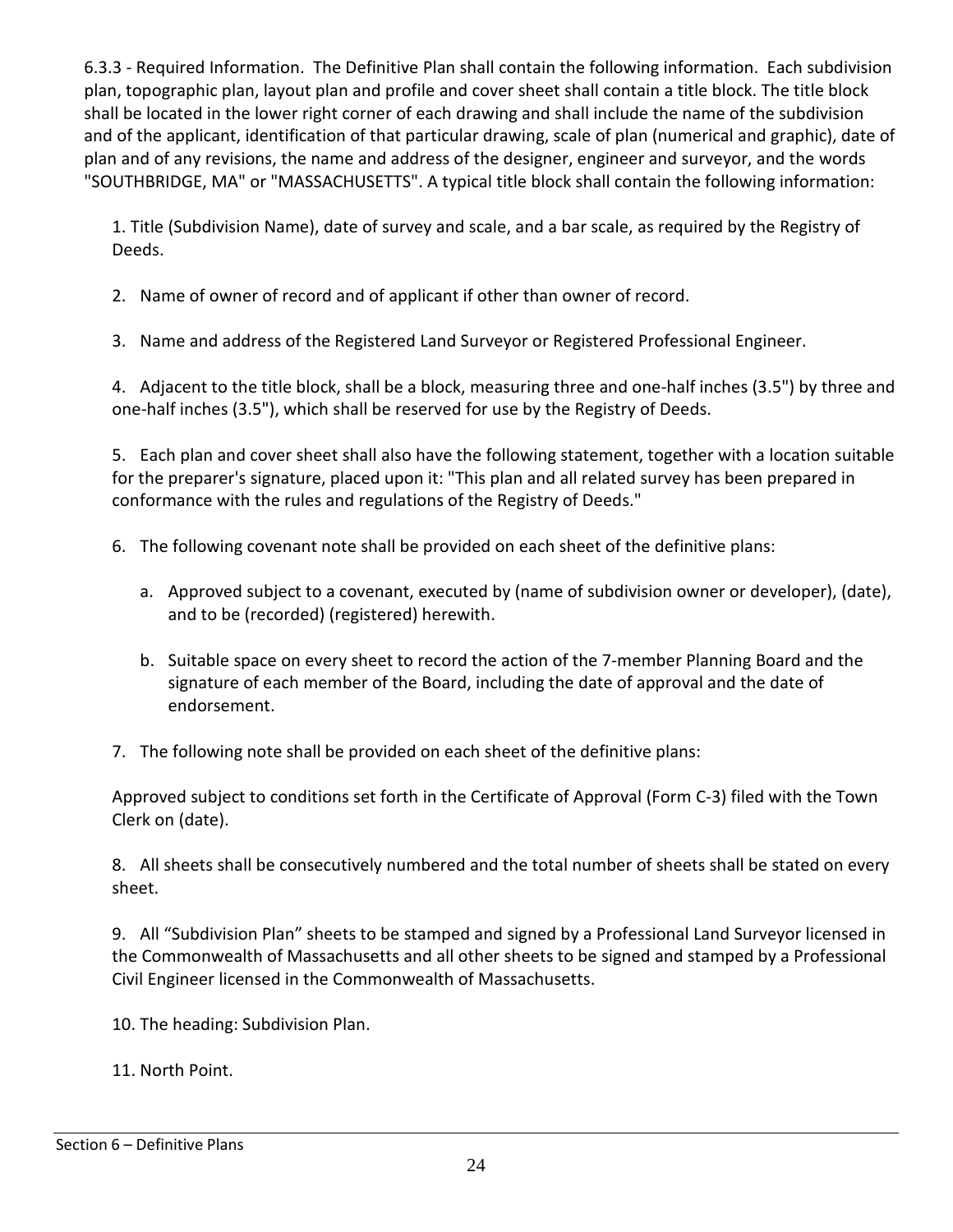6.3.3 - Required Information. The Definitive Plan shall contain the following information. Each subdivision plan, topographic plan, layout plan and profile and cover sheet shall contain a title block. The title block shall be located in the lower right corner of each drawing and shall include the name of the subdivision and of the applicant, identification of that particular drawing, scale of plan (numerical and graphic), date of plan and of any revisions, the name and address of the designer, engineer and surveyor, and the words "SOUTHBRIDGE, MA" or "MASSACHUSETTS". A typical title block shall contain the following information:

1. Title (Subdivision Name), date of survey and scale, and a bar scale, as required by the Registry of Deeds.

2. Name of owner of record and of applicant if other than owner of record.

3. Name and address of the Registered Land Surveyor or Registered Professional Engineer.

4. Adjacent to the title block, shall be a block, measuring three and one-half inches (3.5") by three and one-half inches (3.5"), which shall be reserved for use by the Registry of Deeds.

5. Each plan and cover sheet shall also have the following statement, together with a location suitable for the preparer's signature, placed upon it: "This plan and all related survey has been prepared in conformance with the rules and regulations of the Registry of Deeds."

6. The following covenant note shall be provided on each sheet of the definitive plans:

   a. Approved subject to a covenant, executed by (name of subdivision owner or developer), (date), and to be (recorded) (registered) herewith.

   b. Suitable space on every sheet to record the action of the 7-member Planning Board and the signature of each member of the Board, including the date of approval and the date of endorsement.

7. The following note shall be provided on each sheet of the definitive plans:

   Approved subject to conditions set forth in the Certificate of Approval (Form C-3) filed with the Town Clerk on (date).

8. All sheets shall be consecutively numbered and the total number of sheets shall be stated on every sheet.

9. All "Subdivision Plan" sheets to be stamped and signed by a Professional Land Surveyor licensed in the Commonwealth of Massachusetts and all other sheets to be signed and stamped by a Professional Civil Engineer licensed in the Commonwealth of Massachusetts.

10. The heading: Subdivision Plan.

11. North Point.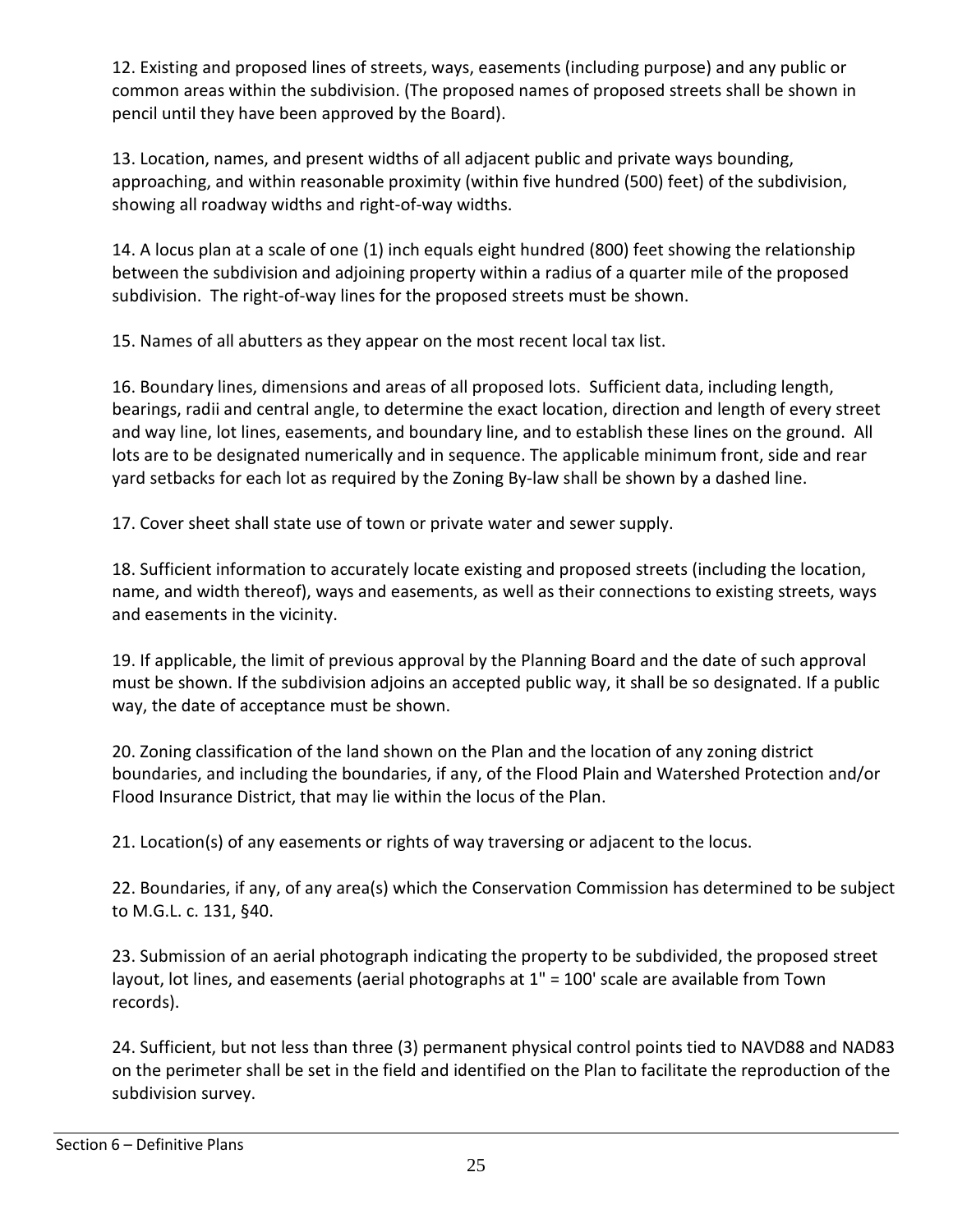12. Existing and proposed lines of streets, ways, easements (including purpose) and any public or common areas within the subdivision. (The proposed names of proposed streets shall be shown in pencil until they have been approved by the Board).

13. Location, names, and present widths of all adjacent public and private ways bounding, approaching, and within reasonable proximity (within five hundred (500) feet) of the subdivision, showing all roadway widths and right-of-way widths.

14. A locus plan at a scale of one (1) inch equals eight hundred (800) feet showing the relationship between the subdivision and adjoining property within a radius of a quarter mile of the proposed subdivision. The right-of-way lines for the proposed streets must be shown.

15. Names of all abutters as they appear on the most recent local tax list.

16. Boundary lines, dimensions and areas of all proposed lots. Sufficient data, including length, bearings, radii and central angle, to determine the exact location, direction and length of every street and way line, lot lines, easements, and boundary line, and to establish these lines on the ground. All lots are to be designated numerically and in sequence. The applicable minimum front, side and rear yard setbacks for each lot as required by the Zoning By-law shall be shown by a dashed line.

17. Cover sheet shall state use of town or private water and sewer supply.

18. Sufficient information to accurately locate existing and proposed streets (including the location, name, and width thereof), ways and easements, as well as their connections to existing streets, ways and easements in the vicinity.

19. If applicable, the limit of previous approval by the Planning Board and the date of such approval must be shown. If the subdivision adjoins an accepted public way, it shall be so designated. If a public way, the date of acceptance must be shown.

20. Zoning classification of the land shown on the Plan and the location of any zoning district boundaries, and including the boundaries, if any, of the Flood Plain and Watershed Protection and/or Flood Insurance District, that may lie within the locus of the Plan.

21. Location(s) of any easements or rights of way traversing or adjacent to the locus.

22. Boundaries, if any, of any area(s) which the Conservation Commission has determined to be subject to M.G.L. c. 131, §40.

23. Submission of an aerial photograph indicating the property to be subdivided, the proposed street layout, lot lines, and easements (aerial photographs at 1" = 100' scale are available from Town records).

24. Sufficient, but not less than three (3) permanent physical control points tied to NAVD88 and NAD83 on the perimeter shall be set in the field and identified on the Plan to facilitate the reproduction of the subdivision survey.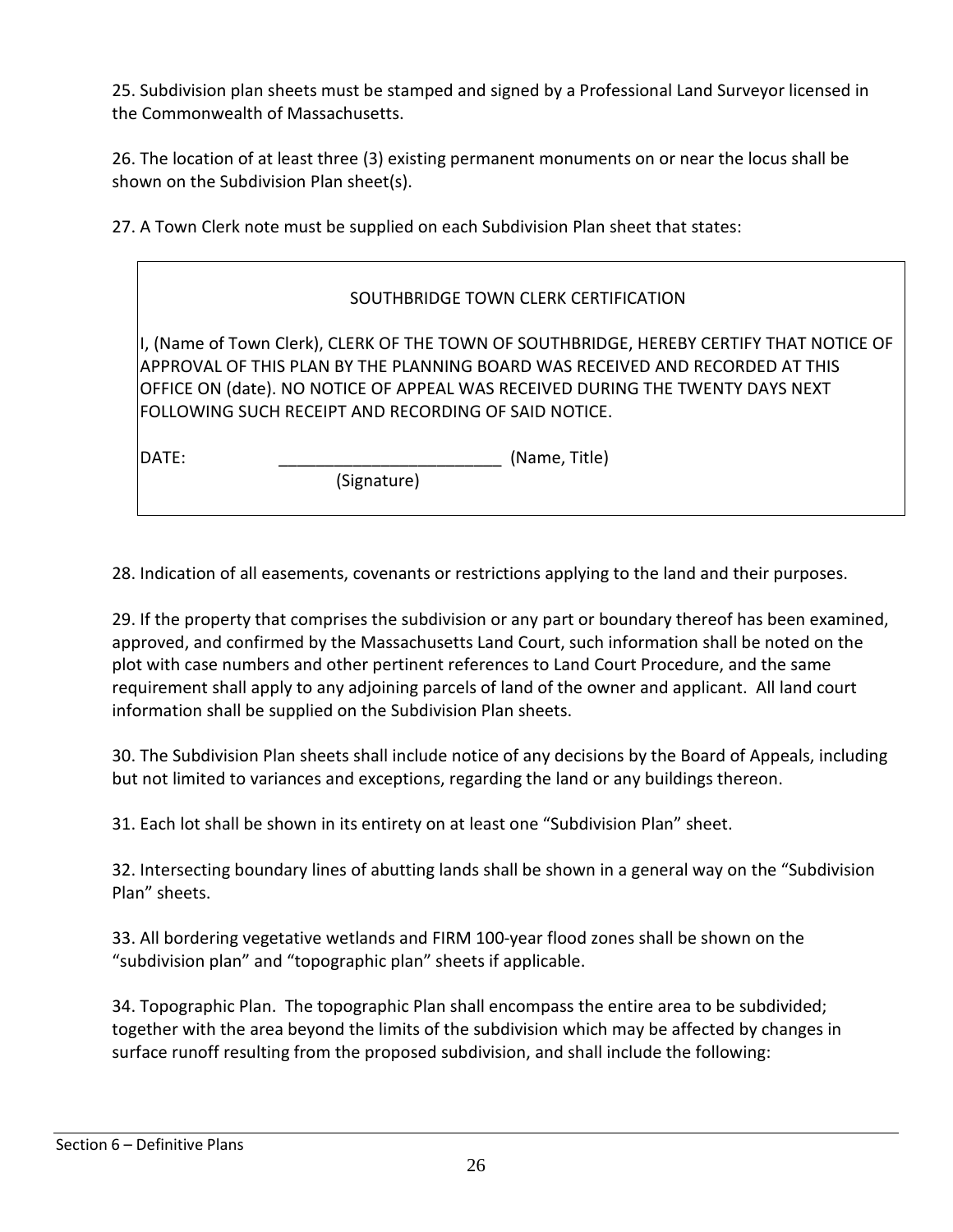25. Subdivision plan sheets must be stamped and signed by a Professional Land Surveyor licensed in the Commonwealth of Massachusetts.

26. The location of at least three (3) existing permanent monuments on or near the locus shall be shown on the Subdivision Plan sheet(s).

27. A Town Clerk note must be supplied on each Subdivision Plan sheet that states:

> SOUTHBRIDGE TOWN CLERK CERTIFICATION
>
> I, (Name of Town Clerk), CLERK OF THE TOWN OF SOUTHBRIDGE, HEREBY CERTIFY THAT NOTICE OF APPROVAL OF THIS PLAN BY THE PLANNING BOARD WAS RECEIVED AND RECORDED AT THIS OFFICE ON (date). NO NOTICE OF APPEAL WAS RECEIVED DURING THE TWENTY DAYS NEXT FOLLOWING SUCH RECEIPT AND RECORDING OF SAID NOTICE.
>
> DATE: ________________________ (Name, Title)
> (Signature)

28. Indication of all easements, covenants or restrictions applying to the land and their purposes.

29. If the property that comprises the subdivision or any part or boundary thereof has been examined, approved, and confirmed by the Massachusetts Land Court, such information shall be noted on the plot with case numbers and other pertinent references to Land Court Procedure, and the same requirement shall apply to any adjoining parcels of land of the owner and applicant. All land court information shall be supplied on the Subdivision Plan sheets.

30. The Subdivision Plan sheets shall include notice of any decisions by the Board of Appeals, including but not limited to variances and exceptions, regarding the land or any buildings thereon.

31. Each lot shall be shown in its entirety on at least one "Subdivision Plan" sheet.

32. Intersecting boundary lines of abutting lands shall be shown in a general way on the "Subdivision Plan" sheets.

33. All bordering vegetative wetlands and FIRM 100-year flood zones shall be shown on the "subdivision plan" and "topographic plan" sheets if applicable.

34. Topographic Plan. The topographic Plan shall encompass the entire area to be subdivided; together with the area beyond the limits of the subdivision which may be affected by changes in surface runoff resulting from the proposed subdivision, and shall include the following: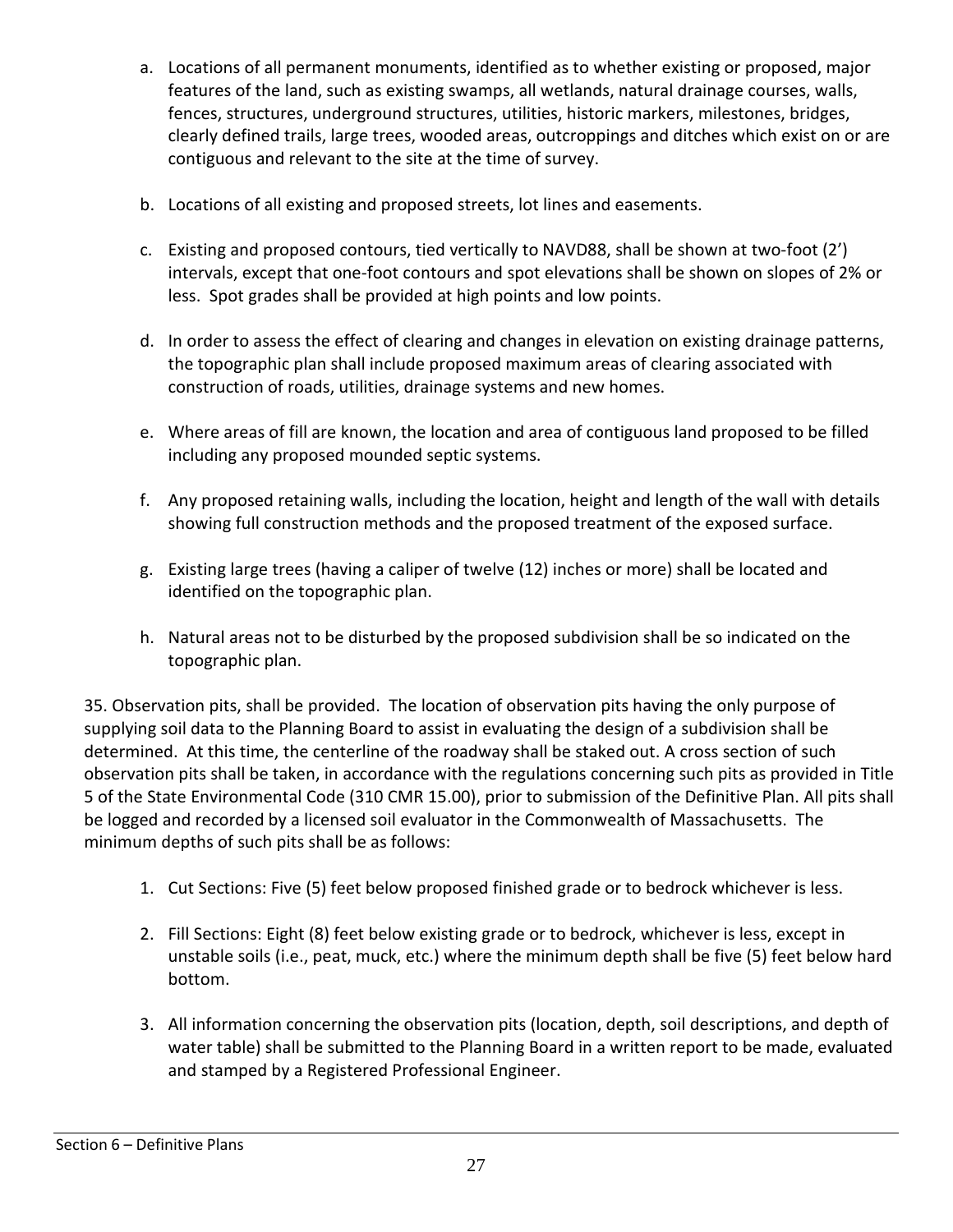a. Locations of all permanent monuments, identified as to whether existing or proposed, major features of the land, such as existing swamps, all wetlands, natural drainage courses, walls, fences, structures, underground structures, utilities, historic markers, milestones, bridges, clearly defined trails, large trees, wooded areas, outcroppings and ditches which exist on or are contiguous and relevant to the site at the time of survey.

b. Locations of all existing and proposed streets, lot lines and easements.

c. Existing and proposed contours, tied vertically to NAVD88, shall be shown at two-foot (2') intervals, except that one-foot contours and spot elevations shall be shown on slopes of 2% or less. Spot grades shall be provided at high points and low points.

d. In order to assess the effect of clearing and changes in elevation on existing drainage patterns, the topographic plan shall include proposed maximum areas of clearing associated with construction of roads, utilities, drainage systems and new homes.

e. Where areas of fill are known, the location and area of contiguous land proposed to be filled including any proposed mounded septic systems.

f. Any proposed retaining walls, including the location, height and length of the wall with details showing full construction methods and the proposed treatment of the exposed surface.

g. Existing large trees (having a caliper of twelve (12) inches or more) shall be located and identified on the topographic plan.

h. Natural areas not to be disturbed by the proposed subdivision shall be so indicated on the topographic plan.

35. Observation pits, shall be provided. The location of observation pits having the only purpose of supplying soil data to the Planning Board to assist in evaluating the design of a subdivision shall be determined. At this time, the centerline of the roadway shall be staked out. A cross section of such observation pits shall be taken, in accordance with the regulations concerning such pits as provided in Title 5 of the State Environmental Code (310 CMR 15.00), prior to submission of the Definitive Plan. All pits shall be logged and recorded by a licensed soil evaluator in the Commonwealth of Massachusetts. The minimum depths of such pits shall be as follows:

1. Cut Sections: Five (5) feet below proposed finished grade or to bedrock whichever is less.

2. Fill Sections: Eight (8) feet below existing grade or to bedrock, whichever is less, except in unstable soils (i.e., peat, muck, etc.) where the minimum depth shall be five (5) feet below hard bottom.

3. All information concerning the observation pits (location, depth, soil descriptions, and depth of water table) shall be submitted to the Planning Board in a written report to be made, evaluated and stamped by a Registered Professional Engineer.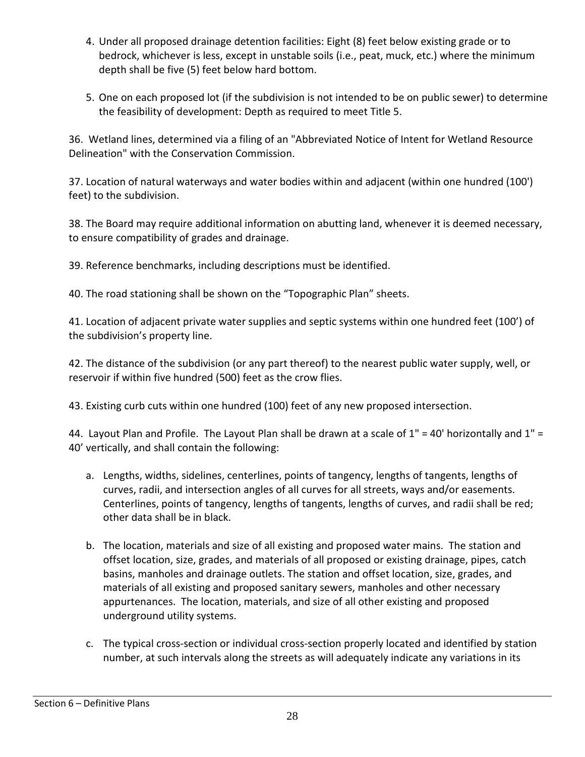4. Under all proposed drainage detention facilities: Eight (8) feet below existing grade or to bedrock, whichever is less, except in unstable soils (i.e., peat, muck, etc.) where the minimum depth shall be five (5) feet below hard bottom.

5. One on each proposed lot (if the subdivision is not intended to be on public sewer) to determine the feasibility of development: Depth as required to meet Title 5.

36. Wetland lines, determined via a filing of an "Abbreviated Notice of Intent for Wetland Resource Delineation" with the Conservation Commission.

37. Location of natural waterways and water bodies within and adjacent (within one hundred (100') feet) to the subdivision.

38. The Board may require additional information on abutting land, whenever it is deemed necessary, to ensure compatibility of grades and drainage.

39. Reference benchmarks, including descriptions must be identified.

40. The road stationing shall be shown on the "Topographic Plan" sheets.

41. Location of adjacent private water supplies and septic systems within one hundred feet (100') of the subdivision's property line.

42. The distance of the subdivision (or any part thereof) to the nearest public water supply, well, or reservoir if within five hundred (500) feet as the crow flies.

43. Existing curb cuts within one hundred (100) feet of any new proposed intersection.

44. Layout Plan and Profile. The Layout Plan shall be drawn at a scale of 1" = 40' horizontally and 1" = 40' vertically, and shall contain the following:

a. Lengths, widths, sidelines, centerlines, points of tangency, lengths of tangents, lengths of curves, radii, and intersection angles of all curves for all streets, ways and/or easements. Centerlines, points of tangency, lengths of tangents, lengths of curves, and radii shall be red; other data shall be in black.

b. The location, materials and size of all existing and proposed water mains. The station and offset location, size, grades, and materials of all proposed or existing drainage, pipes, catch basins, manholes and drainage outlets. The station and offset location, size, grades, and materials of all existing and proposed sanitary sewers, manholes and other necessary appurtenances. The location, materials, and size of all other existing and proposed underground utility systems.

c. The typical cross-section or individual cross-section properly located and identified by station number, at such intervals along the streets as will adequately indicate any variations in its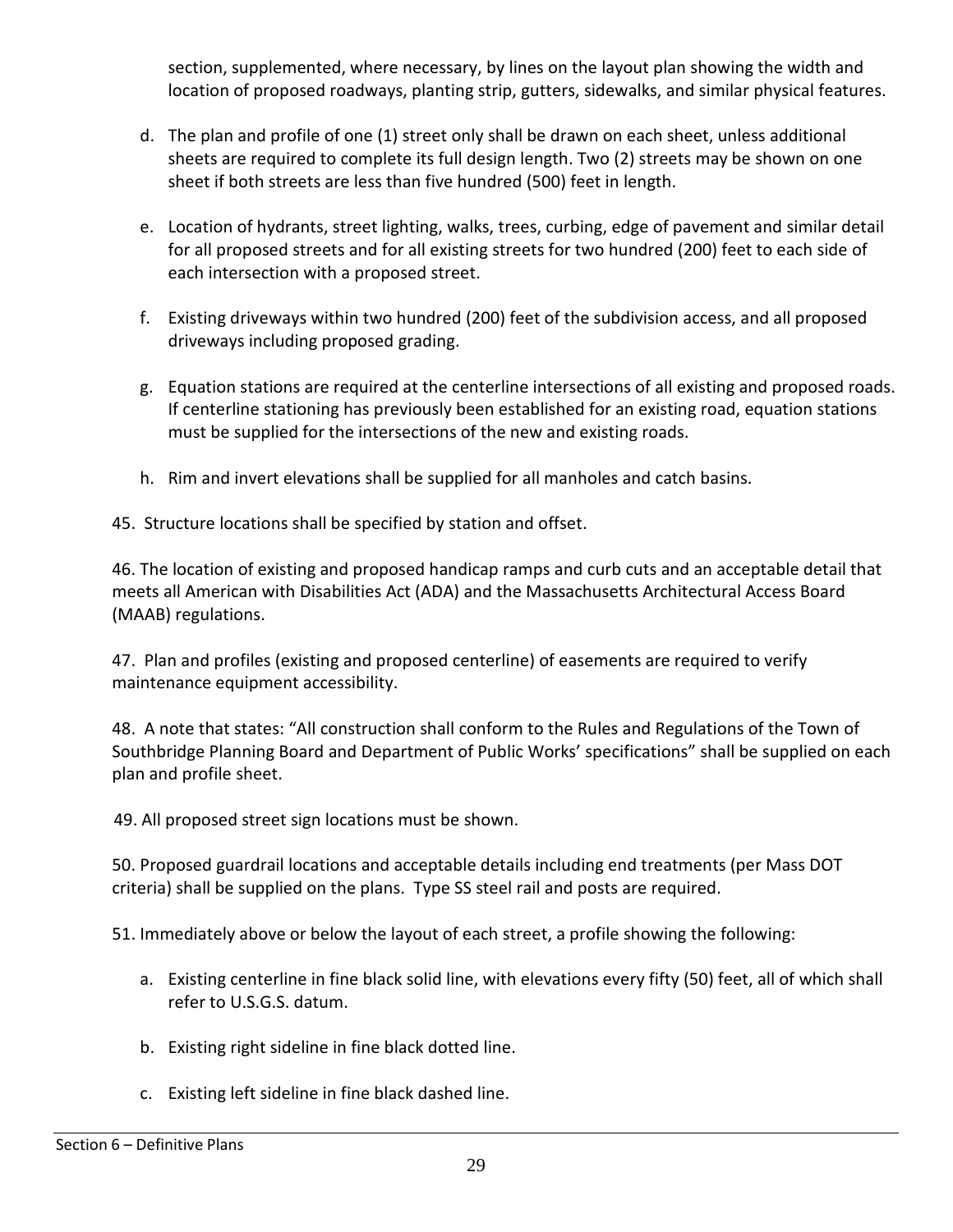section, supplemented, where necessary, by lines on the layout plan showing the width and location of proposed roadways, planting strip, gutters, sidewalks, and similar physical features.

d. The plan and profile of one (1) street only shall be drawn on each sheet, unless additional sheets are required to complete its full design length. Two (2) streets may be shown on one sheet if both streets are less than five hundred (500) feet in length.

e. Location of hydrants, street lighting, walks, trees, curbing, edge of pavement and similar detail for all proposed streets and for all existing streets for two hundred (200) feet to each side of each intersection with a proposed street.

f. Existing driveways within two hundred (200) feet of the subdivision access, and all proposed driveways including proposed grading.

g. Equation stations are required at the centerline intersections of all existing and proposed roads. If centerline stationing has previously been established for an existing road, equation stations must be supplied for the intersections of the new and existing roads.

h. Rim and invert elevations shall be supplied for all manholes and catch basins.

45. Structure locations shall be specified by station and offset.

46. The location of existing and proposed handicap ramps and curb cuts and an acceptable detail that meets all American with Disabilities Act (ADA) and the Massachusetts Architectural Access Board (MAAB) regulations.

47. Plan and profiles (existing and proposed centerline) of easements are required to verify maintenance equipment accessibility.

48. A note that states: "All construction shall conform to the Rules and Regulations of the Town of Southbridge Planning Board and Department of Public Works' specifications" shall be supplied on each plan and profile sheet.

49. All proposed street sign locations must be shown.

50. Proposed guardrail locations and acceptable details including end treatments (per Mass DOT criteria) shall be supplied on the plans. Type SS steel rail and posts are required.

51. Immediately above or below the layout of each street, a profile showing the following:

a. Existing centerline in fine black solid line, with elevations every fifty (50) feet, all of which shall refer to U.S.G.S. datum.

b. Existing right sideline in fine black dotted line.

c. Existing left sideline in fine black dashed line.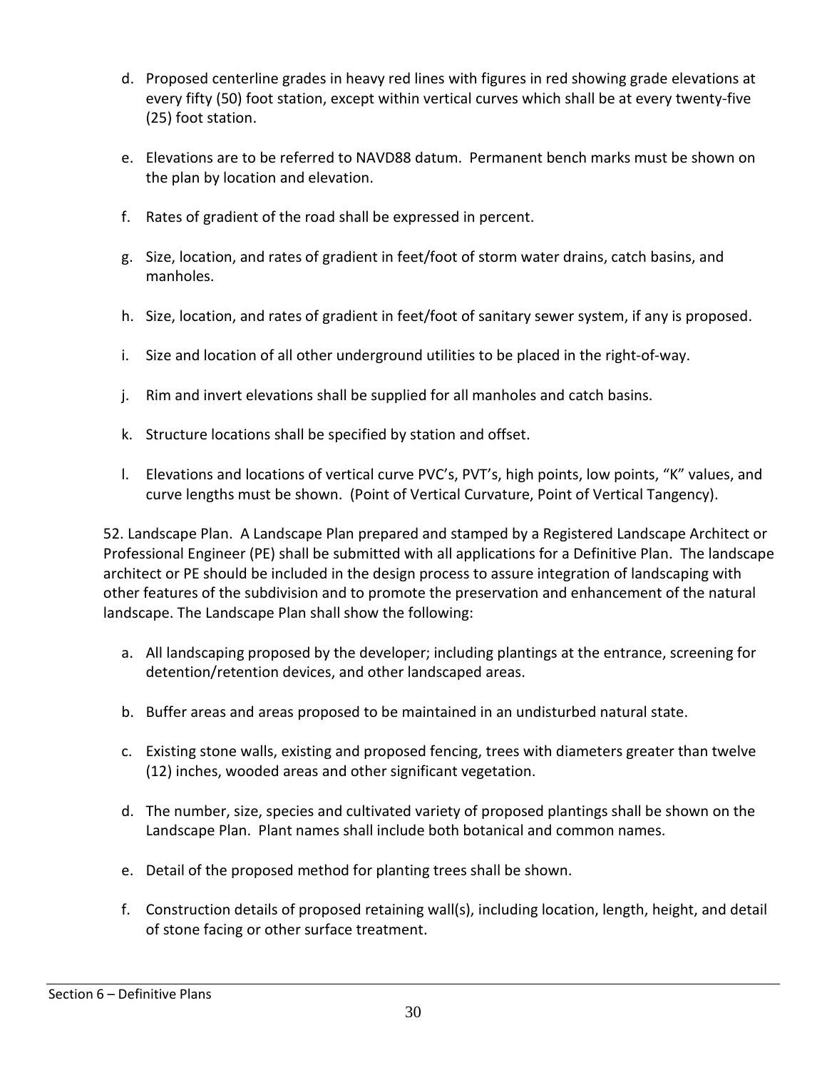d. Proposed centerline grades in heavy red lines with figures in red showing grade elevations at every fifty (50) foot station, except within vertical curves which shall be at every twenty-five (25) foot station.

e. Elevations are to be referred to NAVD88 datum. Permanent bench marks must be shown on the plan by location and elevation.

f. Rates of gradient of the road shall be expressed in percent.

g. Size, location, and rates of gradient in feet/foot of storm water drains, catch basins, and manholes.

h. Size, location, and rates of gradient in feet/foot of sanitary sewer system, if any is proposed.

i. Size and location of all other underground utilities to be placed in the right-of-way.

j. Rim and invert elevations shall be supplied for all manholes and catch basins.

k. Structure locations shall be specified by station and offset.

l. Elevations and locations of vertical curve PVC's, PVT's, high points, low points, "K" values, and curve lengths must be shown. (Point of Vertical Curvature, Point of Vertical Tangency).

52. Landscape Plan. A Landscape Plan prepared and stamped by a Registered Landscape Architect or Professional Engineer (PE) shall be submitted with all applications for a Definitive Plan. The landscape architect or PE should be included in the design process to assure integration of landscaping with other features of the subdivision and to promote the preservation and enhancement of the natural landscape. The Landscape Plan shall show the following:

a. All landscaping proposed by the developer; including plantings at the entrance, screening for detention/retention devices, and other landscaped areas.

b. Buffer areas and areas proposed to be maintained in an undisturbed natural state.

c. Existing stone walls, existing and proposed fencing, trees with diameters greater than twelve (12) inches, wooded areas and other significant vegetation.

d. The number, size, species and cultivated variety of proposed plantings shall be shown on the Landscape Plan. Plant names shall include both botanical and common names.

e. Detail of the proposed method for planting trees shall be shown.

f. Construction details of proposed retaining wall(s), including location, length, height, and detail of stone facing or other surface treatment.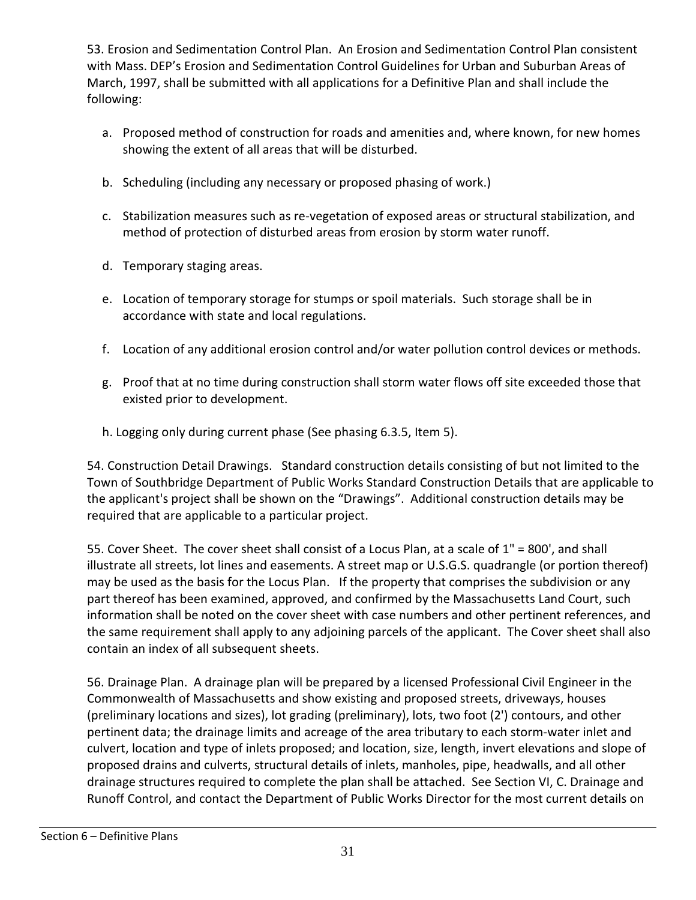53. Erosion and Sedimentation Control Plan. An Erosion and Sedimentation Control Plan consistent with Mass. DEP's Erosion and Sedimentation Control Guidelines for Urban and Suburban Areas of March, 1997, shall be submitted with all applications for a Definitive Plan and shall include the following:

a. Proposed method of construction for roads and amenities and, where known, for new homes showing the extent of all areas that will be disturbed.

b. Scheduling (including any necessary or proposed phasing of work.)

c. Stabilization measures such as re-vegetation of exposed areas or structural stabilization, and method of protection of disturbed areas from erosion by storm water runoff.

d. Temporary staging areas.

e. Location of temporary storage for stumps or spoil materials. Such storage shall be in accordance with state and local regulations.

f. Location of any additional erosion control and/or water pollution control devices or methods.

g. Proof that at no time during construction shall storm water flows off site exceeded those that existed prior to development.

h. Logging only during current phase (See phasing 6.3.5, Item 5).

54. Construction Detail Drawings. Standard construction details consisting of but not limited to the Town of Southbridge Department of Public Works Standard Construction Details that are applicable to the applicant's project shall be shown on the "Drawings". Additional construction details may be required that are applicable to a particular project.

55. Cover Sheet. The cover sheet shall consist of a Locus Plan, at a scale of 1" = 800', and shall illustrate all streets, lot lines and easements. A street map or U.S.G.S. quadrangle (or portion thereof) may be used as the basis for the Locus Plan. If the property that comprises the subdivision or any part thereof has been examined, approved, and confirmed by the Massachusetts Land Court, such information shall be noted on the cover sheet with case numbers and other pertinent references, and the same requirement shall apply to any adjoining parcels of the applicant. The Cover sheet shall also contain an index of all subsequent sheets.

56. Drainage Plan. A drainage plan will be prepared by a licensed Professional Civil Engineer in the Commonwealth of Massachusetts and show existing and proposed streets, driveways, houses (preliminary locations and sizes), lot grading (preliminary), lots, two foot (2') contours, and other pertinent data; the drainage limits and acreage of the area tributary to each storm-water inlet and culvert, location and type of inlets proposed; and location, size, length, invert elevations and slope of proposed drains and culverts, structural details of inlets, manholes, pipe, headwalls, and all other drainage structures required to complete the plan shall be attached. See Section VI, C. Drainage and Runoff Control, and contact the Department of Public Works Director for the most current details on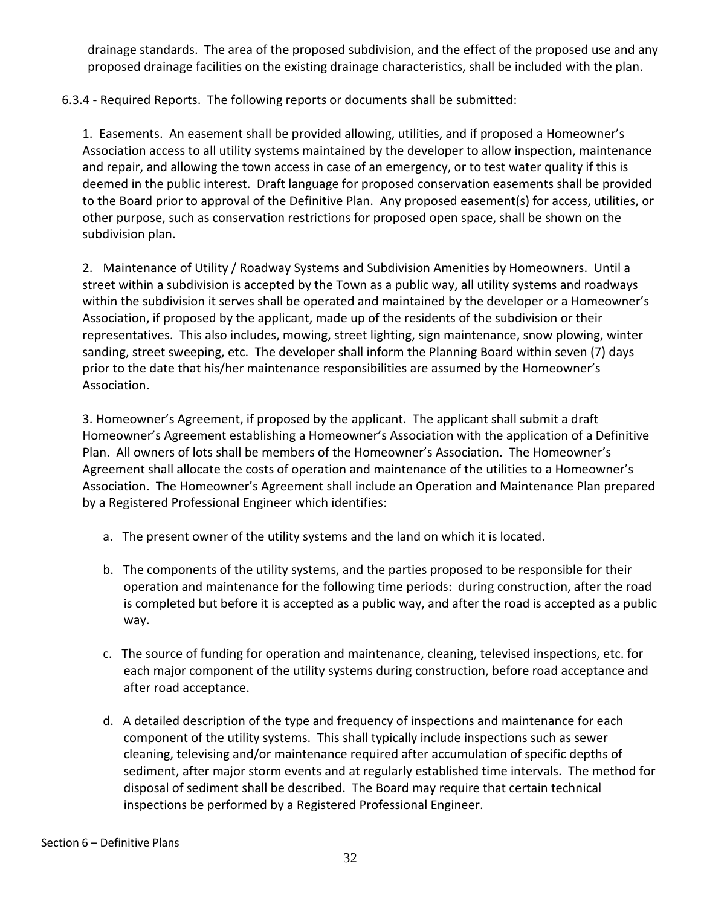drainage standards. The area of the proposed subdivision, and the effect of the proposed use and any proposed drainage facilities on the existing drainage characteristics, shall be included with the plan.

6.3.4 - Required Reports. The following reports or documents shall be submitted:

1. Easements. An easement shall be provided allowing, utilities, and if proposed a Homeowner's Association access to all utility systems maintained by the developer to allow inspection, maintenance and repair, and allowing the town access in case of an emergency, or to test water quality if this is deemed in the public interest. Draft language for proposed conservation easements shall be provided to the Board prior to approval of the Definitive Plan. Any proposed easement(s) for access, utilities, or other purpose, such as conservation restrictions for proposed open space, shall be shown on the subdivision plan.

2. Maintenance of Utility / Roadway Systems and Subdivision Amenities by Homeowners. Until a street within a subdivision is accepted by the Town as a public way, all utility systems and roadways within the subdivision it serves shall be operated and maintained by the developer or a Homeowner's Association, if proposed by the applicant, made up of the residents of the subdivision or their representatives. This also includes, mowing, street lighting, sign maintenance, snow plowing, winter sanding, street sweeping, etc. The developer shall inform the Planning Board within seven (7) days prior to the date that his/her maintenance responsibilities are assumed by the Homeowner's Association.

3. Homeowner's Agreement, if proposed by the applicant. The applicant shall submit a draft Homeowner's Agreement establishing a Homeowner's Association with the application of a Definitive Plan. All owners of lots shall be members of the Homeowner's Association. The Homeowner's Agreement shall allocate the costs of operation and maintenance of the utilities to a Homeowner's Association. The Homeowner's Agreement shall include an Operation and Maintenance Plan prepared by a Registered Professional Engineer which identifies:

   a. The present owner of the utility systems and the land on which it is located.

   b. The components of the utility systems, and the parties proposed to be responsible for their operation and maintenance for the following time periods: during construction, after the road is completed but before it is accepted as a public way, and after the road is accepted as a public way.

   c. The source of funding for operation and maintenance, cleaning, televised inspections, etc. for each major component of the utility systems during construction, before road acceptance and after road acceptance.

   d. A detailed description of the type and frequency of inspections and maintenance for each component of the utility systems. This shall typically include inspections such as sewer cleaning, televising and/or maintenance required after accumulation of specific depths of sediment, after major storm events and at regularly established time intervals. The method for disposal of sediment shall be described. The Board may require that certain technical inspections be performed by a Registered Professional Engineer.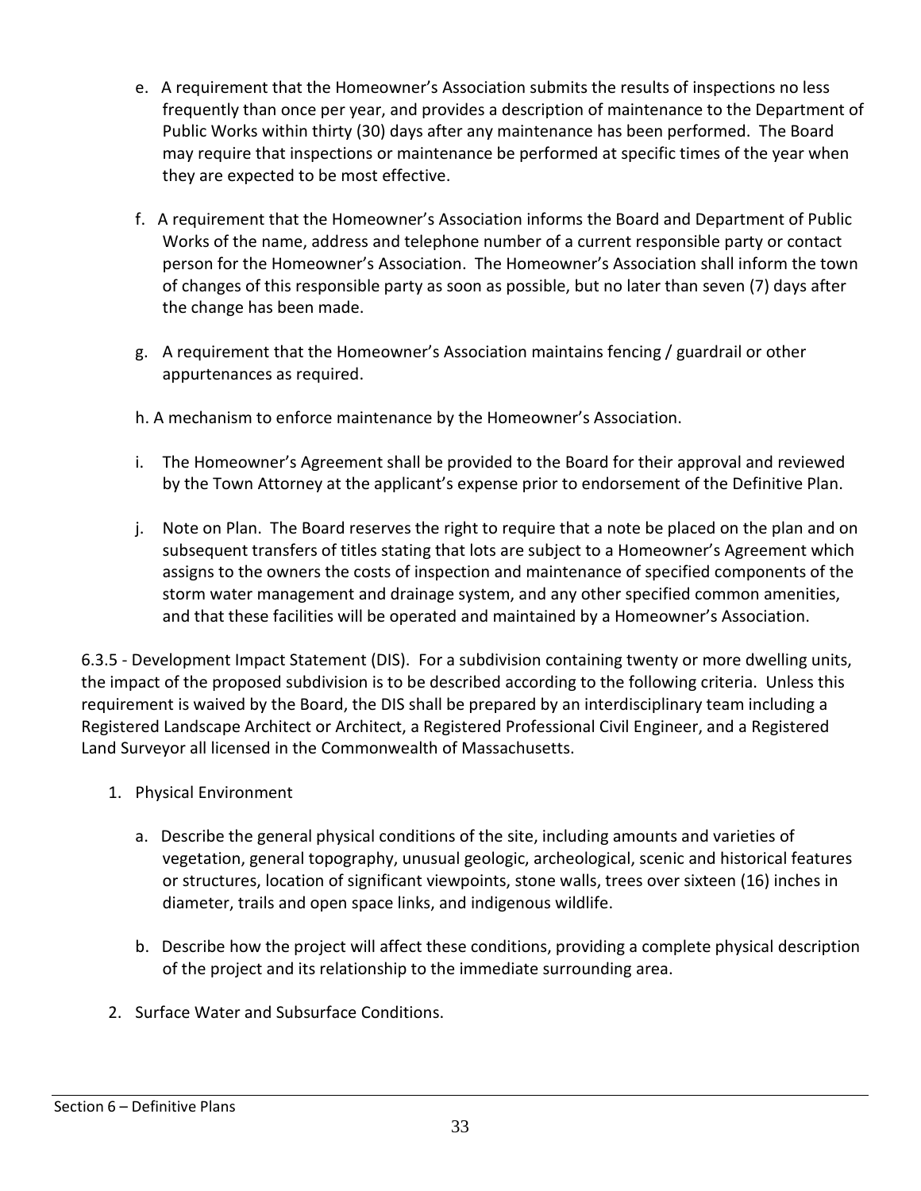e. A requirement that the Homeowner's Association submits the results of inspections no less frequently than once per year, and provides a description of maintenance to the Department of Public Works within thirty (30) days after any maintenance has been performed. The Board may require that inspections or maintenance be performed at specific times of the year when they are expected to be most effective.

f. A requirement that the Homeowner's Association informs the Board and Department of Public Works of the name, address and telephone number of a current responsible party or contact person for the Homeowner's Association. The Homeowner's Association shall inform the town of changes of this responsible party as soon as possible, but no later than seven (7) days after the change has been made.

g. A requirement that the Homeowner's Association maintains fencing / guardrail or other appurtenances as required.

h. A mechanism to enforce maintenance by the Homeowner's Association.

i. The Homeowner's Agreement shall be provided to the Board for their approval and reviewed by the Town Attorney at the applicant's expense prior to endorsement of the Definitive Plan.

j. Note on Plan. The Board reserves the right to require that a note be placed on the plan and on subsequent transfers of titles stating that lots are subject to a Homeowner's Agreement which assigns to the owners the costs of inspection and maintenance of specified components of the storm water management and drainage system, and any other specified common amenities, and that these facilities will be operated and maintained by a Homeowner's Association.

6.3.5 - Development Impact Statement (DIS). For a subdivision containing twenty or more dwelling units, the impact of the proposed subdivision is to be described according to the following criteria. Unless this requirement is waived by the Board, the DIS shall be prepared by an interdisciplinary team including a Registered Landscape Architect or Architect, a Registered Professional Civil Engineer, and a Registered Land Surveyor all licensed in the Commonwealth of Massachusetts.

1. Physical Environment

   a. Describe the general physical conditions of the site, including amounts and varieties of vegetation, general topography, unusual geologic, archeological, scenic and historical features or structures, location of significant viewpoints, stone walls, trees over sixteen (16) inches in diameter, trails and open space links, and indigenous wildlife.

   b. Describe how the project will affect these conditions, providing a complete physical description of the project and its relationship to the immediate surrounding area.

2. Surface Water and Subsurface Conditions.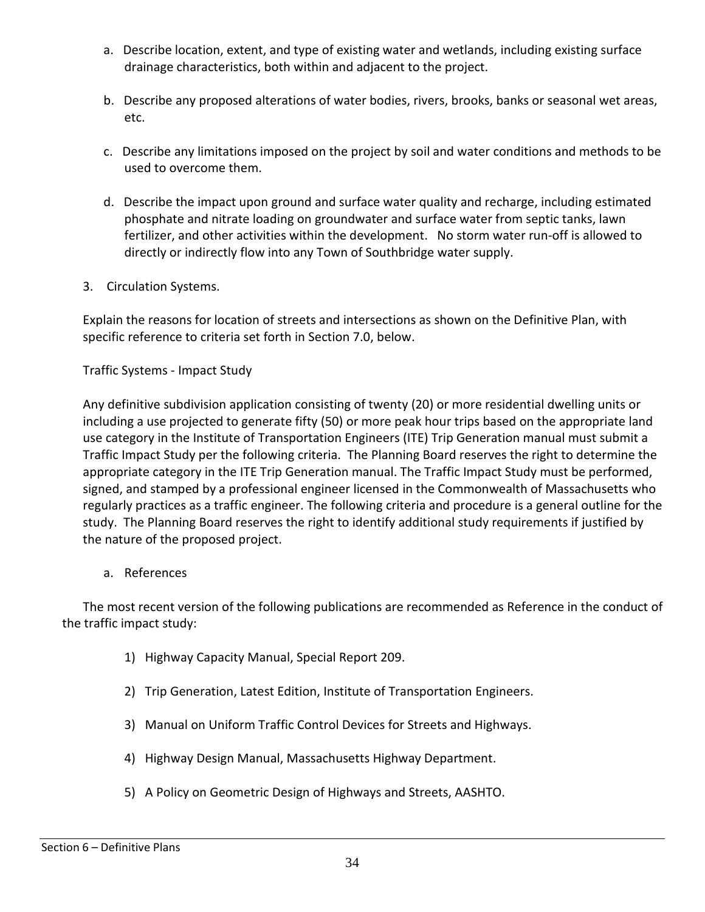a. Describe location, extent, and type of existing water and wetlands, including existing surface drainage characteristics, both within and adjacent to the project.

b. Describe any proposed alterations of water bodies, rivers, brooks, banks or seasonal wet areas, etc.

c. Describe any limitations imposed on the project by soil and water conditions and methods to be used to overcome them.

d. Describe the impact upon ground and surface water quality and recharge, including estimated phosphate and nitrate loading on groundwater and surface water from septic tanks, lawn fertilizer, and other activities within the development. No storm water run-off is allowed to directly or indirectly flow into any Town of Southbridge water supply.

3. Circulation Systems.

Explain the reasons for location of streets and intersections as shown on the Definitive Plan, with specific reference to criteria set forth in Section 7.0, below.

Traffic Systems - Impact Study

Any definitive subdivision application consisting of twenty (20) or more residential dwelling units or including a use projected to generate fifty (50) or more peak hour trips based on the appropriate land use category in the Institute of Transportation Engineers (ITE) Trip Generation manual must submit a Traffic Impact Study per the following criteria. The Planning Board reserves the right to determine the appropriate category in the ITE Trip Generation manual. The Traffic Impact Study must be performed, signed, and stamped by a professional engineer licensed in the Commonwealth of Massachusetts who regularly practices as a traffic engineer. The following criteria and procedure is a general outline for the study. The Planning Board reserves the right to identify additional study requirements if justified by the nature of the proposed project.

a. References

The most recent version of the following publications are recommended as Reference in the conduct of the traffic impact study:

1) Highway Capacity Manual, Special Report 209.

2) Trip Generation, Latest Edition, Institute of Transportation Engineers.

3) Manual on Uniform Traffic Control Devices for Streets and Highways.

4) Highway Design Manual, Massachusetts Highway Department.

5) A Policy on Geometric Design of Highways and Streets, AASHTO.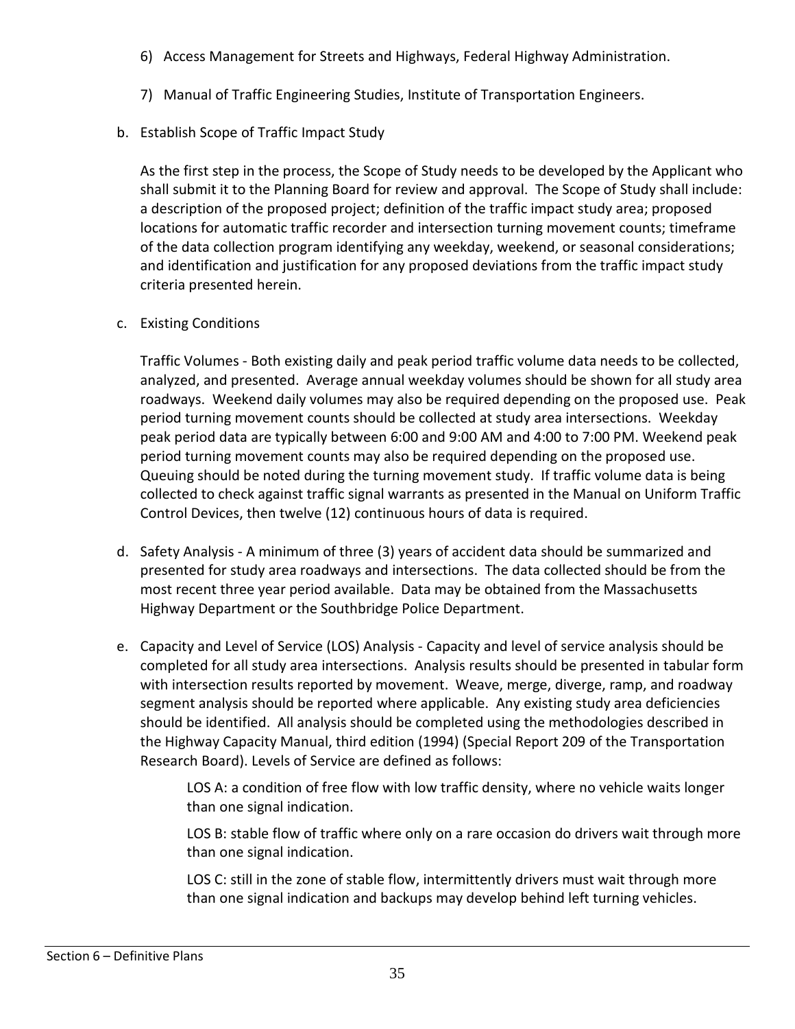6) Access Management for Streets and Highways, Federal Highway Administration.

7) Manual of Traffic Engineering Studies, Institute of Transportation Engineers.

b. Establish Scope of Traffic Impact Study

As the first step in the process, the Scope of Study needs to be developed by the Applicant who shall submit it to the Planning Board for review and approval. The Scope of Study shall include: a description of the proposed project; definition of the traffic impact study area; proposed locations for automatic traffic recorder and intersection turning movement counts; timeframe of the data collection program identifying any weekday, weekend, or seasonal considerations; and identification and justification for any proposed deviations from the traffic impact study criteria presented herein.

c. Existing Conditions

Traffic Volumes - Both existing daily and peak period traffic volume data needs to be collected, analyzed, and presented. Average annual weekday volumes should be shown for all study area roadways. Weekend daily volumes may also be required depending on the proposed use. Peak period turning movement counts should be collected at study area intersections. Weekday peak period data are typically between 6:00 and 9:00 AM and 4:00 to 7:00 PM. Weekend peak period turning movement counts may also be required depending on the proposed use. Queuing should be noted during the turning movement study. If traffic volume data is being collected to check against traffic signal warrants as presented in the Manual on Uniform Traffic Control Devices, then twelve (12) continuous hours of data is required.

d. Safety Analysis - A minimum of three (3) years of accident data should be summarized and presented for study area roadways and intersections. The data collected should be from the most recent three year period available. Data may be obtained from the Massachusetts Highway Department or the Southbridge Police Department.

e. Capacity and Level of Service (LOS) Analysis - Capacity and level of service analysis should be completed for all study area intersections. Analysis results should be presented in tabular form with intersection results reported by movement. Weave, merge, diverge, ramp, and roadway segment analysis should be reported where applicable. Any existing study area deficiencies should be identified. All analysis should be completed using the methodologies described in the Highway Capacity Manual, third edition (1994) (Special Report 209 of the Transportation Research Board). Levels of Service are defined as follows:

LOS A: a condition of free flow with low traffic density, where no vehicle waits longer than one signal indication.

LOS B: stable flow of traffic where only on a rare occasion do drivers wait through more than one signal indication.

LOS C: still in the zone of stable flow, intermittently drivers must wait through more than one signal indication and backups may develop behind left turning vehicles.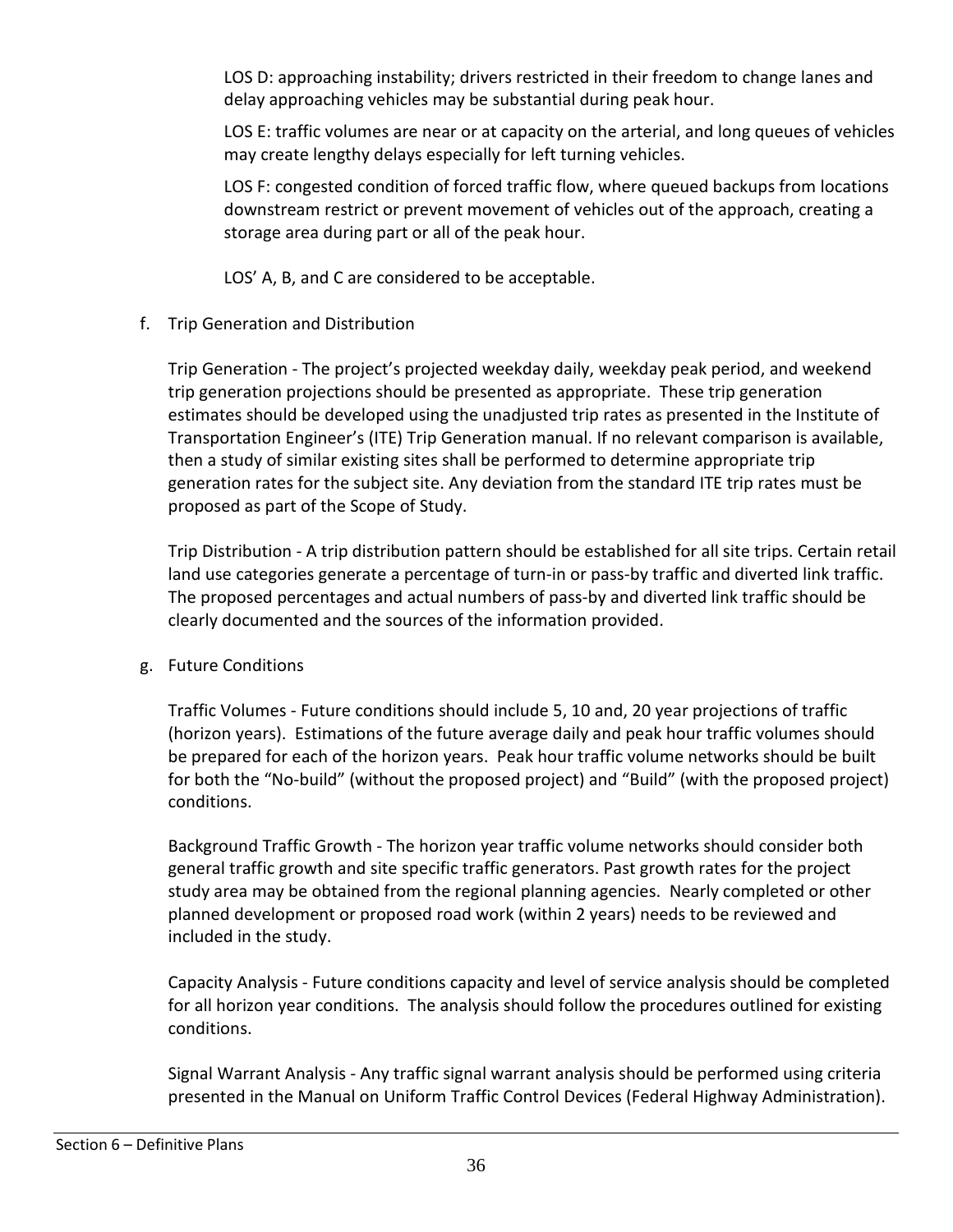LOS D: approaching instability; drivers restricted in their freedom to change lanes and delay approaching vehicles may be substantial during peak hour.

LOS E: traffic volumes are near or at capacity on the arterial, and long queues of vehicles may create lengthy delays especially for left turning vehicles.

LOS F: congested condition of forced traffic flow, where queued backups from locations downstream restrict or prevent movement of vehicles out of the approach, creating a storage area during part or all of the peak hour.

LOS' A, B, and C are considered to be acceptable.

f. Trip Generation and Distribution

Trip Generation - The project's projected weekday daily, weekday peak period, and weekend trip generation projections should be presented as appropriate. These trip generation estimates should be developed using the unadjusted trip rates as presented in the Institute of Transportation Engineer's (ITE) Trip Generation manual. If no relevant comparison is available, then a study of similar existing sites shall be performed to determine appropriate trip generation rates for the subject site. Any deviation from the standard ITE trip rates must be proposed as part of the Scope of Study.

Trip Distribution - A trip distribution pattern should be established for all site trips. Certain retail land use categories generate a percentage of turn-in or pass-by traffic and diverted link traffic. The proposed percentages and actual numbers of pass-by and diverted link traffic should be clearly documented and the sources of the information provided.

g. Future Conditions

Traffic Volumes - Future conditions should include 5, 10 and, 20 year projections of traffic (horizon years). Estimations of the future average daily and peak hour traffic volumes should be prepared for each of the horizon years. Peak hour traffic volume networks should be built for both the "No-build" (without the proposed project) and "Build" (with the proposed project) conditions.

Background Traffic Growth - The horizon year traffic volume networks should consider both general traffic growth and site specific traffic generators. Past growth rates for the project study area may be obtained from the regional planning agencies. Nearly completed or other planned development or proposed road work (within 2 years) needs to be reviewed and included in the study.

Capacity Analysis - Future conditions capacity and level of service analysis should be completed for all horizon year conditions. The analysis should follow the procedures outlined for existing conditions.

Signal Warrant Analysis - Any traffic signal warrant analysis should be performed using criteria presented in the Manual on Uniform Traffic Control Devices (Federal Highway Administration).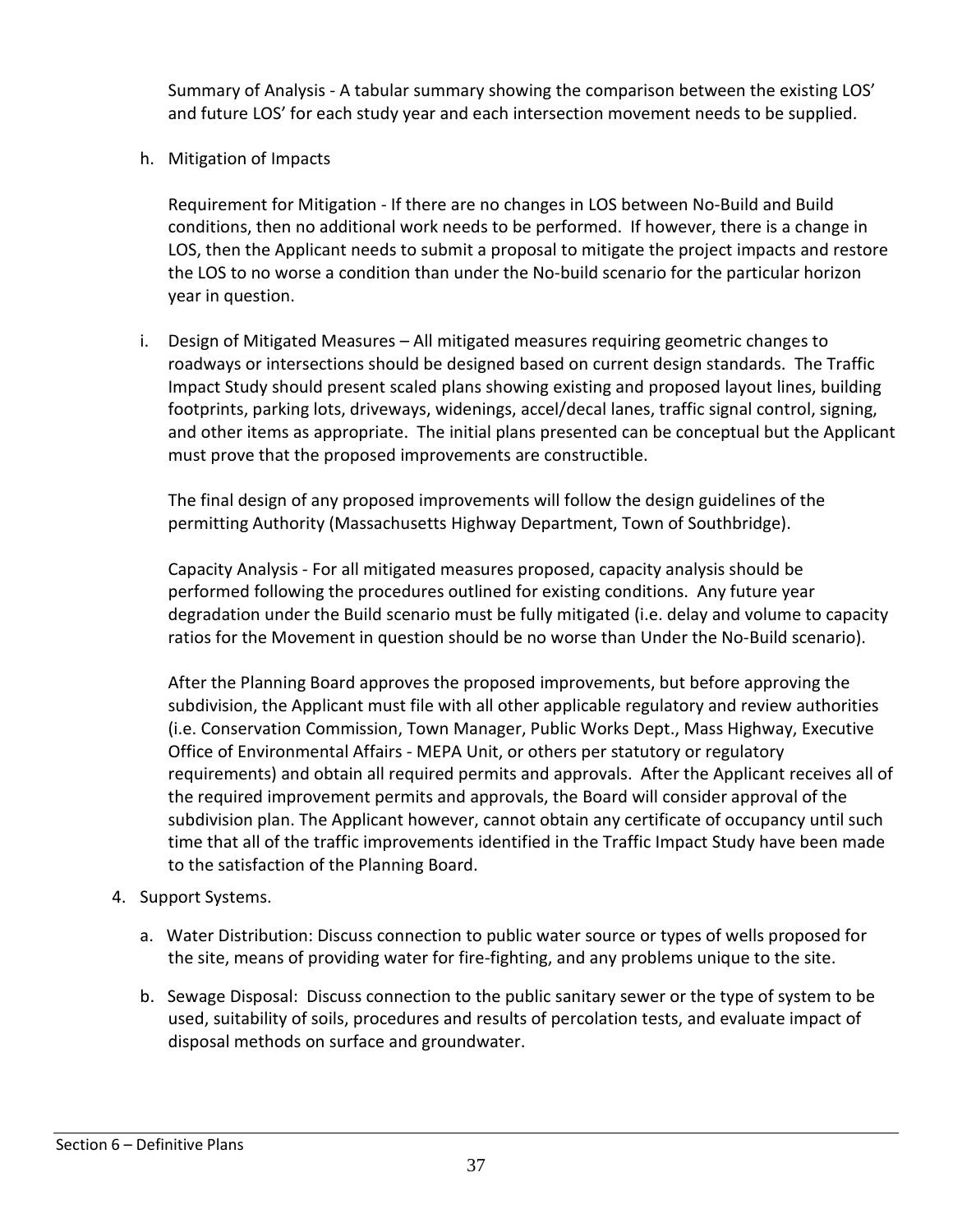Summary of Analysis - A tabular summary showing the comparison between the existing LOS' and future LOS' for each study year and each intersection movement needs to be supplied.

h. Mitigation of Impacts

   Requirement for Mitigation - If there are no changes in LOS between No-Build and Build conditions, then no additional work needs to be performed. If however, there is a change in LOS, then the Applicant needs to submit a proposal to mitigate the project impacts and restore the LOS to no worse a condition than under the No-build scenario for the particular horizon year in question.

i. Design of Mitigated Measures – All mitigated measures requiring geometric changes to roadways or intersections should be designed based on current design standards. The Traffic Impact Study should present scaled plans showing existing and proposed layout lines, building footprints, parking lots, driveways, widenings, accel/decal lanes, traffic signal control, signing, and other items as appropriate. The initial plans presented can be conceptual but the Applicant must prove that the proposed improvements are constructible.

   The final design of any proposed improvements will follow the design guidelines of the permitting Authority (Massachusetts Highway Department, Town of Southbridge).

   Capacity Analysis - For all mitigated measures proposed, capacity analysis should be performed following the procedures outlined for existing conditions. Any future year degradation under the Build scenario must be fully mitigated (i.e. delay and volume to capacity ratios for the Movement in question should be no worse than Under the No-Build scenario).

   After the Planning Board approves the proposed improvements, but before approving the subdivision, the Applicant must file with all other applicable regulatory and review authorities (i.e. Conservation Commission, Town Manager, Public Works Dept., Mass Highway, Executive Office of Environmental Affairs - MEPA Unit, or others per statutory or regulatory requirements) and obtain all required permits and approvals. After the Applicant receives all of the required improvement permits and approvals, the Board will consider approval of the subdivision plan. The Applicant however, cannot obtain any certificate of occupancy until such time that all of the traffic improvements identified in the Traffic Impact Study have been made to the satisfaction of the Planning Board.

4. Support Systems.

   a. Water Distribution: Discuss connection to public water source or types of wells proposed for the site, means of providing water for fire-fighting, and any problems unique to the site.

   b. Sewage Disposal: Discuss connection to the public sanitary sewer or the type of system to be used, suitability of soils, procedures and results of percolation tests, and evaluate impact of disposal methods on surface and groundwater.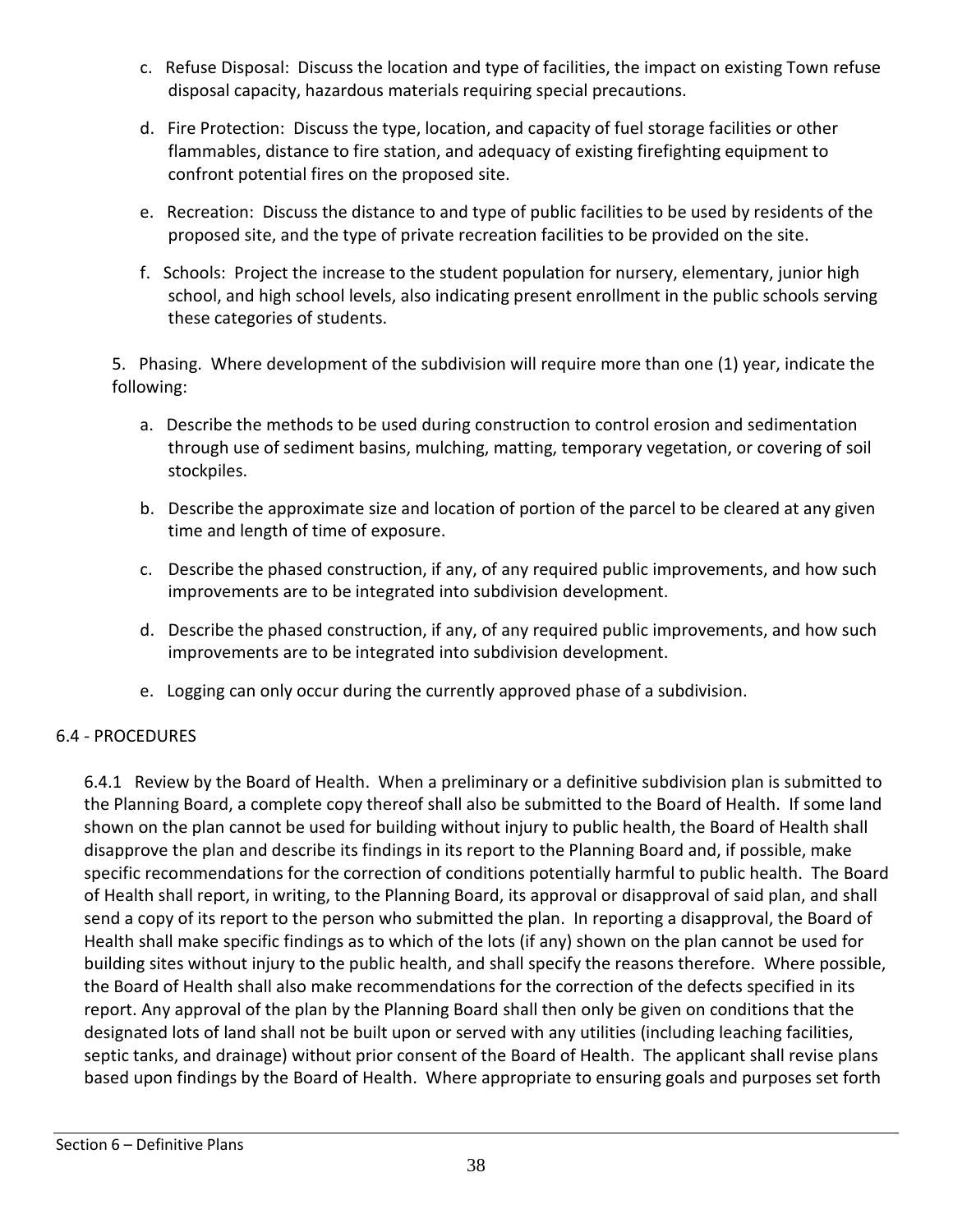c. Refuse Disposal: Discuss the location and type of facilities, the impact on existing Town refuse disposal capacity, hazardous materials requiring special precautions.

d. Fire Protection: Discuss the type, location, and capacity of fuel storage facilities or other flammables, distance to fire station, and adequacy of existing firefighting equipment to confront potential fires on the proposed site.

e. Recreation: Discuss the distance to and type of public facilities to be used by residents of the proposed site, and the type of private recreation facilities to be provided on the site.

f. Schools: Project the increase to the student population for nursery, elementary, junior high school, and high school levels, also indicating present enrollment in the public schools serving these categories of students.

5. Phasing. Where development of the subdivision will require more than one (1) year, indicate the following:

a. Describe the methods to be used during construction to control erosion and sedimentation through use of sediment basins, mulching, matting, temporary vegetation, or covering of soil stockpiles.

b. Describe the approximate size and location of portion of the parcel to be cleared at any given time and length of time of exposure.

c. Describe the phased construction, if any, of any required public improvements, and how such improvements are to be integrated into subdivision development.

d. Describe the phased construction, if any, of any required public improvements, and how such improvements are to be integrated into subdivision development.

e. Logging can only occur during the currently approved phase of a subdivision.

## 6.4 - PROCEDURES

6.4.1 Review by the Board of Health. When a preliminary or a definitive subdivision plan is submitted to the Planning Board, a complete copy thereof shall also be submitted to the Board of Health. If some land shown on the plan cannot be used for building without injury to public health, the Board of Health shall disapprove the plan and describe its findings in its report to the Planning Board and, if possible, make specific recommendations for the correction of conditions potentially harmful to public health. The Board of Health shall report, in writing, to the Planning Board, its approval or disapproval of said plan, and shall send a copy of its report to the person who submitted the plan. In reporting a disapproval, the Board of Health shall make specific findings as to which of the lots (if any) shown on the plan cannot be used for building sites without injury to the public health, and shall specify the reasons therefore. Where possible, the Board of Health shall also make recommendations for the correction of the defects specified in its report. Any approval of the plan by the Planning Board shall then only be given on conditions that the designated lots of land shall not be built upon or served with any utilities (including leaching facilities, septic tanks, and drainage) without prior consent of the Board of Health. The applicant shall revise plans based upon findings by the Board of Health. Where appropriate to ensuring goals and purposes set forth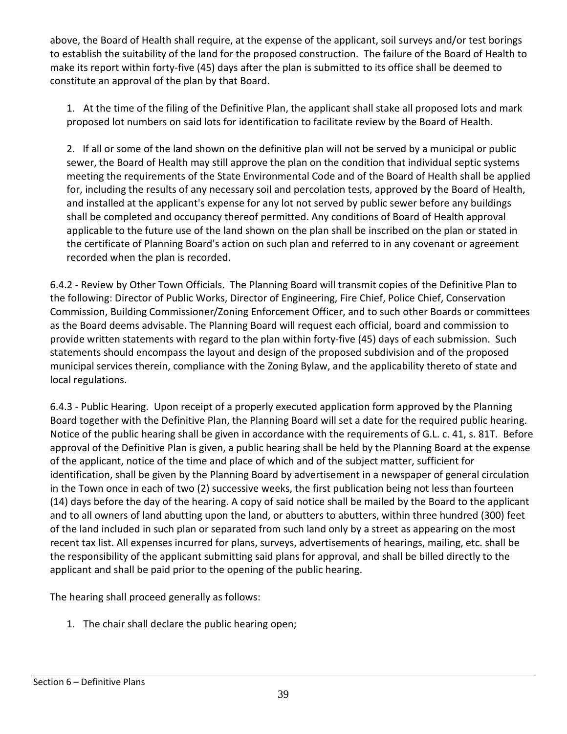above, the Board of Health shall require, at the expense of the applicant, soil surveys and/or test borings to establish the suitability of the land for the proposed construction. The failure of the Board of Health to make its report within forty-five (45) days after the plan is submitted to its office shall be deemed to constitute an approval of the plan by that Board.

1. At the time of the filing of the Definitive Plan, the applicant shall stake all proposed lots and mark proposed lot numbers on said lots for identification to facilitate review by the Board of Health.

2. If all or some of the land shown on the definitive plan will not be served by a municipal or public sewer, the Board of Health may still approve the plan on the condition that individual septic systems meeting the requirements of the State Environmental Code and of the Board of Health shall be applied for, including the results of any necessary soil and percolation tests, approved by the Board of Health, and installed at the applicant's expense for any lot not served by public sewer before any buildings shall be completed and occupancy thereof permitted. Any conditions of Board of Health approval applicable to the future use of the land shown on the plan shall be inscribed on the plan or stated in the certificate of Planning Board's action on such plan and referred to in any covenant or agreement recorded when the plan is recorded.

6.4.2 - Review by Other Town Officials. The Planning Board will transmit copies of the Definitive Plan to the following: Director of Public Works, Director of Engineering, Fire Chief, Police Chief, Conservation Commission, Building Commissioner/Zoning Enforcement Officer, and to such other Boards or committees as the Board deems advisable. The Planning Board will request each official, board and commission to provide written statements with regard to the plan within forty-five (45) days of each submission. Such statements should encompass the layout and design of the proposed subdivision and of the proposed municipal services therein, compliance with the Zoning Bylaw, and the applicability thereto of state and local regulations.

6.4.3 - Public Hearing. Upon receipt of a properly executed application form approved by the Planning Board together with the Definitive Plan, the Planning Board will set a date for the required public hearing. Notice of the public hearing shall be given in accordance with the requirements of G.L. c. 41, s. 81T. Before approval of the Definitive Plan is given, a public hearing shall be held by the Planning Board at the expense of the applicant, notice of the time and place of which and of the subject matter, sufficient for identification, shall be given by the Planning Board by advertisement in a newspaper of general circulation in the Town once in each of two (2) successive weeks, the first publication being not less than fourteen (14) days before the day of the hearing. A copy of said notice shall be mailed by the Board to the applicant and to all owners of land abutting upon the land, or abutters to abutters, within three hundred (300) feet of the land included in such plan or separated from such land only by a street as appearing on the most recent tax list. All expenses incurred for plans, surveys, advertisements of hearings, mailing, etc. shall be the responsibility of the applicant submitting said plans for approval, and shall be billed directly to the applicant and shall be paid prior to the opening of the public hearing.

The hearing shall proceed generally as follows:

1. The chair shall declare the public hearing open;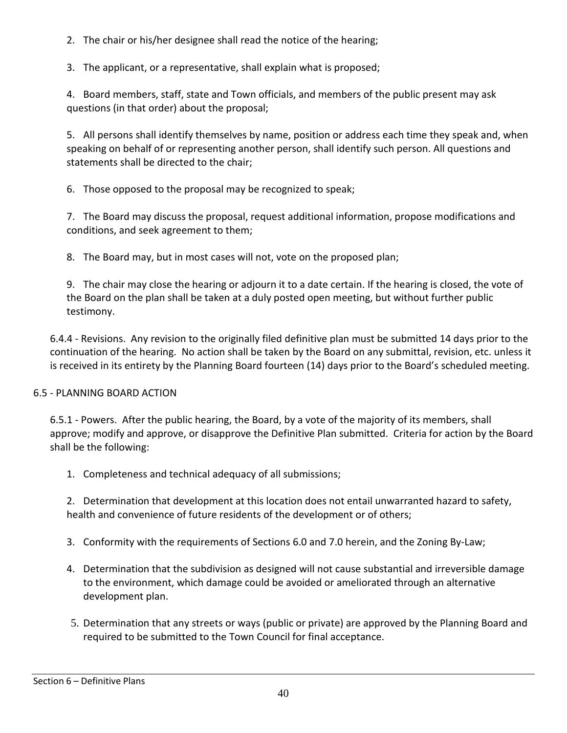2. The chair or his/her designee shall read the notice of the hearing;

3. The applicant, or a representative, shall explain what is proposed;

4. Board members, staff, state and Town officials, and members of the public present may ask questions (in that order) about the proposal;

5. All persons shall identify themselves by name, position or address each time they speak and, when speaking on behalf of or representing another person, shall identify such person. All questions and statements shall be directed to the chair;

6. Those opposed to the proposal may be recognized to speak;

7. The Board may discuss the proposal, request additional information, propose modifications and conditions, and seek agreement to them;

8. The Board may, but in most cases will not, vote on the proposed plan;

9. The chair may close the hearing or adjourn it to a date certain. If the hearing is closed, the vote of the Board on the plan shall be taken at a duly posted open meeting, but without further public testimony.

6.4.4 - Revisions. Any revision to the originally filed definitive plan must be submitted 14 days prior to the continuation of the hearing. No action shall be taken by the Board on any submittal, revision, etc. unless it is received in its entirety by the Planning Board fourteen (14) days prior to the Board's scheduled meeting.

## 6.5 - PLANNING BOARD ACTION

6.5.1 - Powers. After the public hearing, the Board, by a vote of the majority of its members, shall approve; modify and approve, or disapprove the Definitive Plan submitted. Criteria for action by the Board shall be the following:

1. Completeness and technical adequacy of all submissions;

2. Determination that development at this location does not entail unwarranted hazard to safety, health and convenience of future residents of the development or of others;

3. Conformity with the requirements of Sections 6.0 and 7.0 herein, and the Zoning By-Law;

4. Determination that the subdivision as designed will not cause substantial and irreversible damage to the environment, which damage could be avoided or ameliorated through an alternative development plan.

5. Determination that any streets or ways (public or private) are approved by the Planning Board and required to be submitted to the Town Council for final acceptance.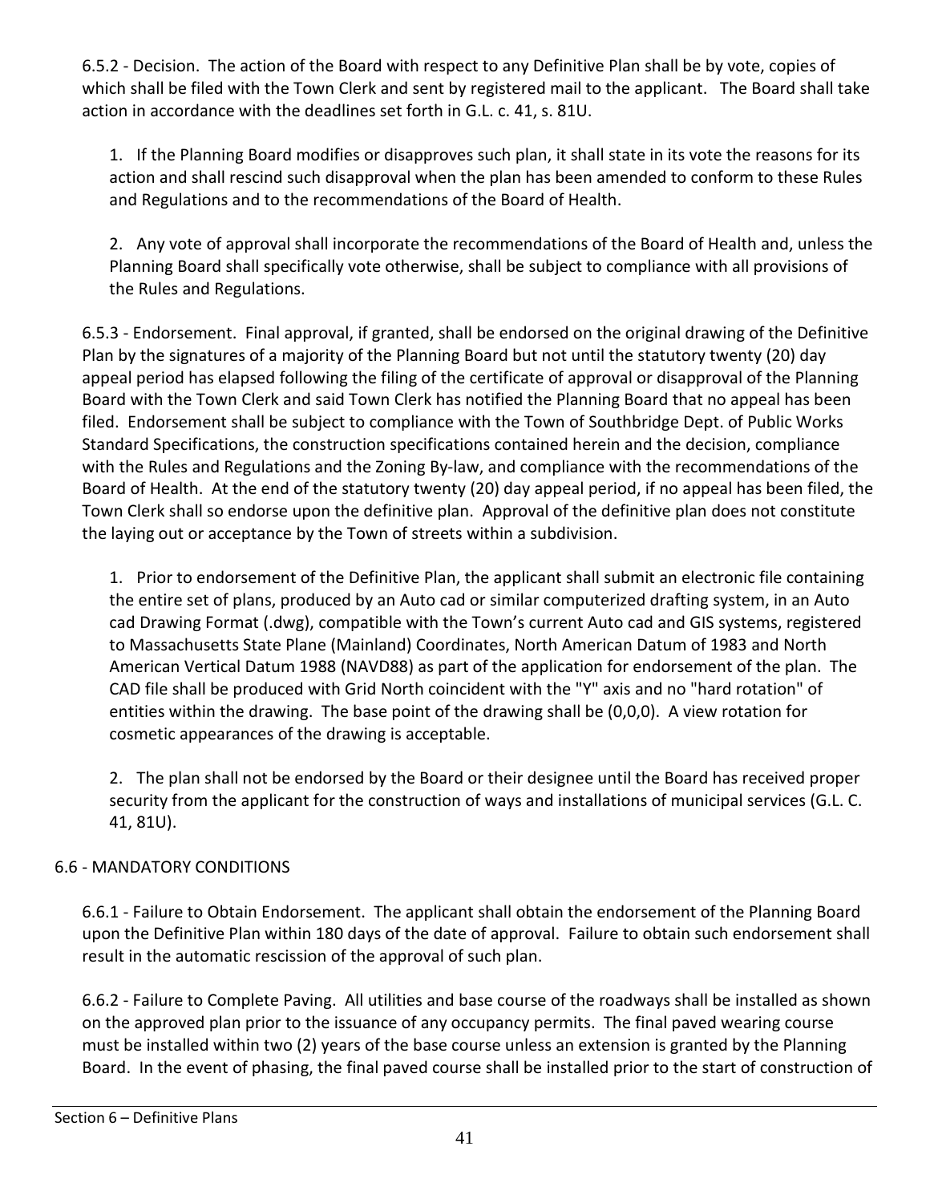6.5.2 - Decision. The action of the Board with respect to any Definitive Plan shall be by vote, copies of which shall be filed with the Town Clerk and sent by registered mail to the applicant. The Board shall take action in accordance with the deadlines set forth in G.L. c. 41, s. 81U.

1. If the Planning Board modifies or disapproves such plan, it shall state in its vote the reasons for its action and shall rescind such disapproval when the plan has been amended to conform to these Rules and Regulations and to the recommendations of the Board of Health.

2. Any vote of approval shall incorporate the recommendations of the Board of Health and, unless the Planning Board shall specifically vote otherwise, shall be subject to compliance with all provisions of the Rules and Regulations.

6.5.3 - Endorsement. Final approval, if granted, shall be endorsed on the original drawing of the Definitive Plan by the signatures of a majority of the Planning Board but not until the statutory twenty (20) day appeal period has elapsed following the filing of the certificate of approval or disapproval of the Planning Board with the Town Clerk and said Town Clerk has notified the Planning Board that no appeal has been filed. Endorsement shall be subject to compliance with the Town of Southbridge Dept. of Public Works Standard Specifications, the construction specifications contained herein and the decision, compliance with the Rules and Regulations and the Zoning By-law, and compliance with the recommendations of the Board of Health. At the end of the statutory twenty (20) day appeal period, if no appeal has been filed, the Town Clerk shall so endorse upon the definitive plan. Approval of the definitive plan does not constitute the laying out or acceptance by the Town of streets within a subdivision.

1. Prior to endorsement of the Definitive Plan, the applicant shall submit an electronic file containing the entire set of plans, produced by an Auto cad or similar computerized drafting system, in an Auto cad Drawing Format (.dwg), compatible with the Town's current Auto cad and GIS systems, registered to Massachusetts State Plane (Mainland) Coordinates, North American Datum of 1983 and North American Vertical Datum 1988 (NAVD88) as part of the application for endorsement of the plan. The CAD file shall be produced with Grid North coincident with the "Y" axis and no "hard rotation" of entities within the drawing. The base point of the drawing shall be (0,0,0). A view rotation for cosmetic appearances of the drawing is acceptable.

2. The plan shall not be endorsed by the Board or their designee until the Board has received proper security from the applicant for the construction of ways and installations of municipal services (G.L. C. 41, 81U).

## 6.6 - MANDATORY CONDITIONS

6.6.1 - Failure to Obtain Endorsement. The applicant shall obtain the endorsement of the Planning Board upon the Definitive Plan within 180 days of the date of approval. Failure to obtain such endorsement shall result in the automatic rescission of the approval of such plan.

6.6.2 - Failure to Complete Paving. All utilities and base course of the roadways shall be installed as shown on the approved plan prior to the issuance of any occupancy permits. The final paved wearing course must be installed within two (2) years of the base course unless an extension is granted by the Planning Board. In the event of phasing, the final paved course shall be installed prior to the start of construction of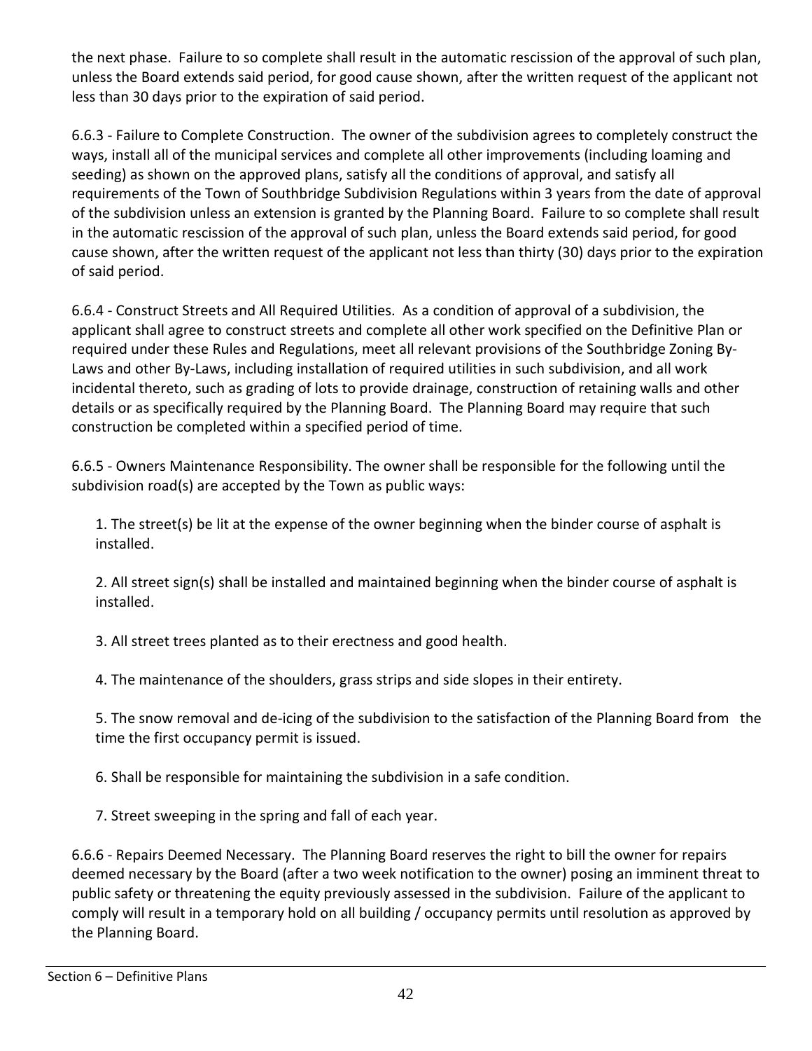the next phase. Failure to so complete shall result in the automatic rescission of the approval of such plan, unless the Board extends said period, for good cause shown, after the written request of the applicant not less than 30 days prior to the expiration of said period.

6.6.3 - Failure to Complete Construction. The owner of the subdivision agrees to completely construct the ways, install all of the municipal services and complete all other improvements (including loaming and seeding) as shown on the approved plans, satisfy all the conditions of approval, and satisfy all requirements of the Town of Southbridge Subdivision Regulations within 3 years from the date of approval of the subdivision unless an extension is granted by the Planning Board. Failure to so complete shall result in the automatic rescission of the approval of such plan, unless the Board extends said period, for good cause shown, after the written request of the applicant not less than thirty (30) days prior to the expiration of said period.

6.6.4 - Construct Streets and All Required Utilities. As a condition of approval of a subdivision, the applicant shall agree to construct streets and complete all other work specified on the Definitive Plan or required under these Rules and Regulations, meet all relevant provisions of the Southbridge Zoning By-Laws and other By-Laws, including installation of required utilities in such subdivision, and all work incidental thereto, such as grading of lots to provide drainage, construction of retaining walls and other details or as specifically required by the Planning Board. The Planning Board may require that such construction be completed within a specified period of time.

6.6.5 - Owners Maintenance Responsibility. The owner shall be responsible for the following until the subdivision road(s) are accepted by the Town as public ways:

1. The street(s) be lit at the expense of the owner beginning when the binder course of asphalt is installed.

2. All street sign(s) shall be installed and maintained beginning when the binder course of asphalt is installed.

3. All street trees planted as to their erectness and good health.

4. The maintenance of the shoulders, grass strips and side slopes in their entirety.

5. The snow removal and de-icing of the subdivision to the satisfaction of the Planning Board from the time the first occupancy permit is issued.

6. Shall be responsible for maintaining the subdivision in a safe condition.

7. Street sweeping in the spring and fall of each year.

6.6.6 - Repairs Deemed Necessary. The Planning Board reserves the right to bill the owner for repairs deemed necessary by the Board (after a two week notification to the owner) posing an imminent threat to public safety or threatening the equity previously assessed in the subdivision. Failure of the applicant to comply will result in a temporary hold on all building / occupancy permits until resolution as approved by the Planning Board.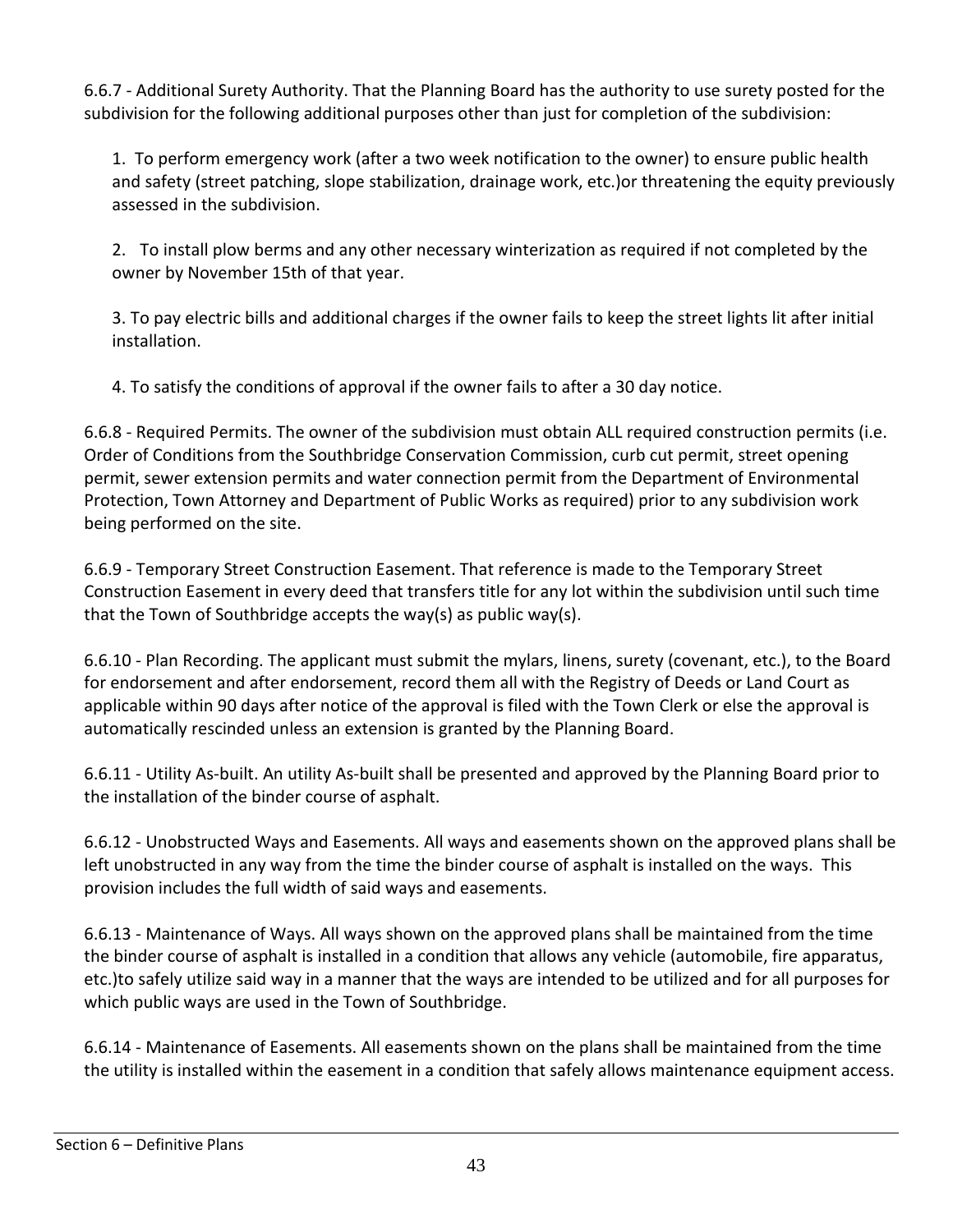6.6.7 - Additional Surety Authority. That the Planning Board has the authority to use surety posted for the subdivision for the following additional purposes other than just for completion of the subdivision:

1. To perform emergency work (after a two week notification to the owner) to ensure public health and safety (street patching, slope stabilization, drainage work, etc.)or threatening the equity previously assessed in the subdivision.

2. To install plow berms and any other necessary winterization as required if not completed by the owner by November 15th of that year.

3. To pay electric bills and additional charges if the owner fails to keep the street lights lit after initial installation.

4. To satisfy the conditions of approval if the owner fails to after a 30 day notice.

6.6.8 - Required Permits. The owner of the subdivision must obtain ALL required construction permits (i.e. Order of Conditions from the Southbridge Conservation Commission, curb cut permit, street opening permit, sewer extension permits and water connection permit from the Department of Environmental Protection, Town Attorney and Department of Public Works as required) prior to any subdivision work being performed on the site.

6.6.9 - Temporary Street Construction Easement. That reference is made to the Temporary Street Construction Easement in every deed that transfers title for any lot within the subdivision until such time that the Town of Southbridge accepts the way(s) as public way(s).

6.6.10 - Plan Recording. The applicant must submit the mylars, linens, surety (covenant, etc.), to the Board for endorsement and after endorsement, record them all with the Registry of Deeds or Land Court as applicable within 90 days after notice of the approval is filed with the Town Clerk or else the approval is automatically rescinded unless an extension is granted by the Planning Board.

6.6.11 - Utility As-built. An utility As-built shall be presented and approved by the Planning Board prior to the installation of the binder course of asphalt.

6.6.12 - Unobstructed Ways and Easements. All ways and easements shown on the approved plans shall be left unobstructed in any way from the time the binder course of asphalt is installed on the ways. This provision includes the full width of said ways and easements.

6.6.13 - Maintenance of Ways. All ways shown on the approved plans shall be maintained from the time the binder course of asphalt is installed in a condition that allows any vehicle (automobile, fire apparatus, etc.)to safely utilize said way in a manner that the ways are intended to be utilized and for all purposes for which public ways are used in the Town of Southbridge.

6.6.14 - Maintenance of Easements. All easements shown on the plans shall be maintained from the time the utility is installed within the easement in a condition that safely allows maintenance equipment access.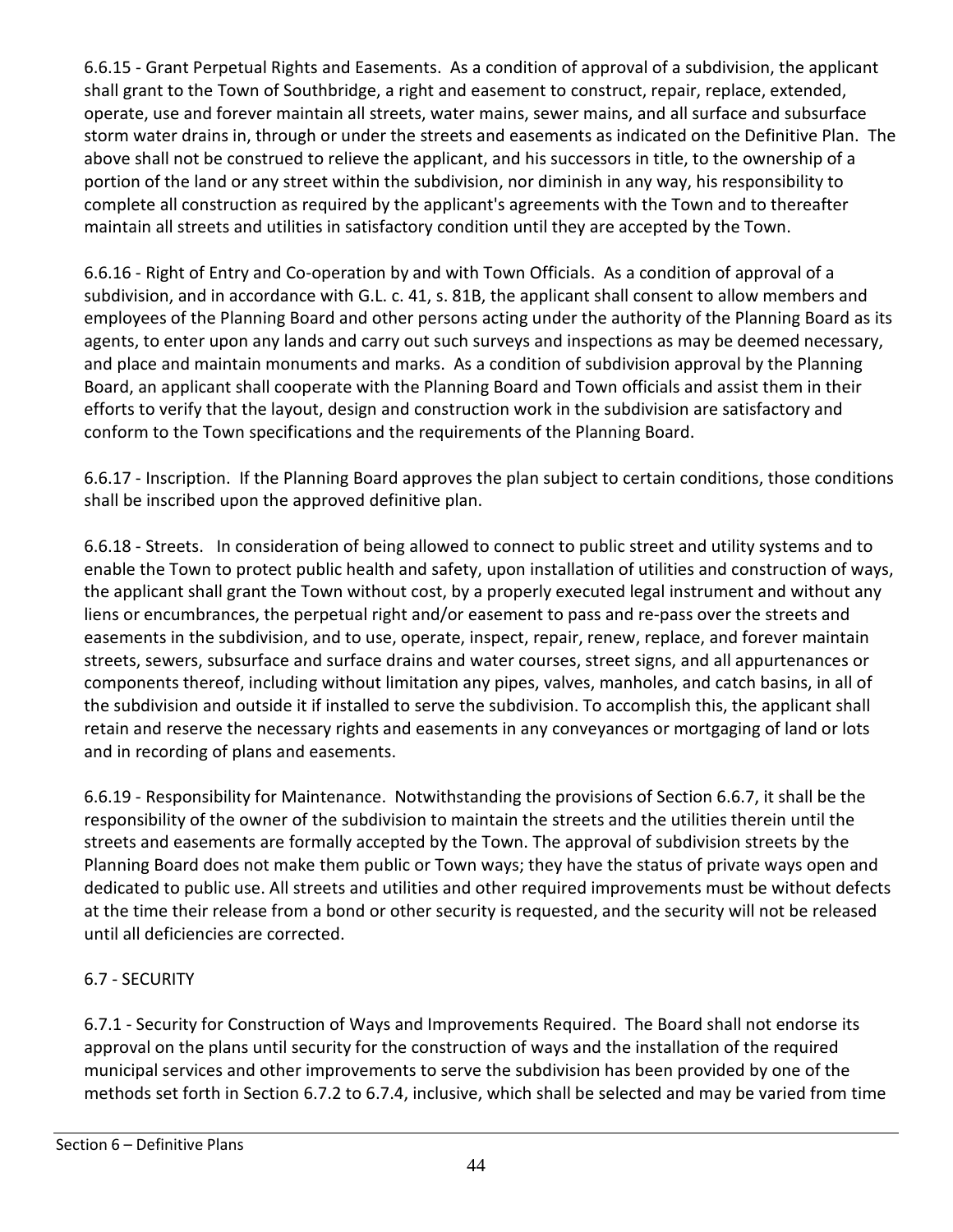6.6.15 - Grant Perpetual Rights and Easements. As a condition of approval of a subdivision, the applicant shall grant to the Town of Southbridge, a right and easement to construct, repair, replace, extended, operate, use and forever maintain all streets, water mains, sewer mains, and all surface and subsurface storm water drains in, through or under the streets and easements as indicated on the Definitive Plan. The above shall not be construed to relieve the applicant, and his successors in title, to the ownership of a portion of the land or any street within the subdivision, nor diminish in any way, his responsibility to complete all construction as required by the applicant's agreements with the Town and to thereafter maintain all streets and utilities in satisfactory condition until they are accepted by the Town.

6.6.16 - Right of Entry and Co-operation by and with Town Officials. As a condition of approval of a subdivision, and in accordance with G.L. c. 41, s. 81B, the applicant shall consent to allow members and employees of the Planning Board and other persons acting under the authority of the Planning Board as its agents, to enter upon any lands and carry out such surveys and inspections as may be deemed necessary, and place and maintain monuments and marks. As a condition of subdivision approval by the Planning Board, an applicant shall cooperate with the Planning Board and Town officials and assist them in their efforts to verify that the layout, design and construction work in the subdivision are satisfactory and conform to the Town specifications and the requirements of the Planning Board.

6.6.17 - Inscription. If the Planning Board approves the plan subject to certain conditions, those conditions shall be inscribed upon the approved definitive plan.

6.6.18 - Streets. In consideration of being allowed to connect to public street and utility systems and to enable the Town to protect public health and safety, upon installation of utilities and construction of ways, the applicant shall grant the Town without cost, by a properly executed legal instrument and without any liens or encumbrances, the perpetual right and/or easement to pass and re-pass over the streets and easements in the subdivision, and to use, operate, inspect, repair, renew, replace, and forever maintain streets, sewers, subsurface and surface drains and water courses, street signs, and all appurtenances or components thereof, including without limitation any pipes, valves, manholes, and catch basins, in all of the subdivision and outside it if installed to serve the subdivision. To accomplish this, the applicant shall retain and reserve the necessary rights and easements in any conveyances or mortgaging of land or lots and in recording of plans and easements.

6.6.19 - Responsibility for Maintenance. Notwithstanding the provisions of Section 6.6.7, it shall be the responsibility of the owner of the subdivision to maintain the streets and the utilities therein until the streets and easements are formally accepted by the Town. The approval of subdivision streets by the Planning Board does not make them public or Town ways; they have the status of private ways open and dedicated to public use. All streets and utilities and other required improvements must be without defects at the time their release from a bond or other security is requested, and the security will not be released until all deficiencies are corrected.

## 6.7 - SECURITY

6.7.1 - Security for Construction of Ways and Improvements Required. The Board shall not endorse its approval on the plans until security for the construction of ways and the installation of the required municipal services and other improvements to serve the subdivision has been provided by one of the methods set forth in Section 6.7.2 to 6.7.4, inclusive, which shall be selected and may be varied from time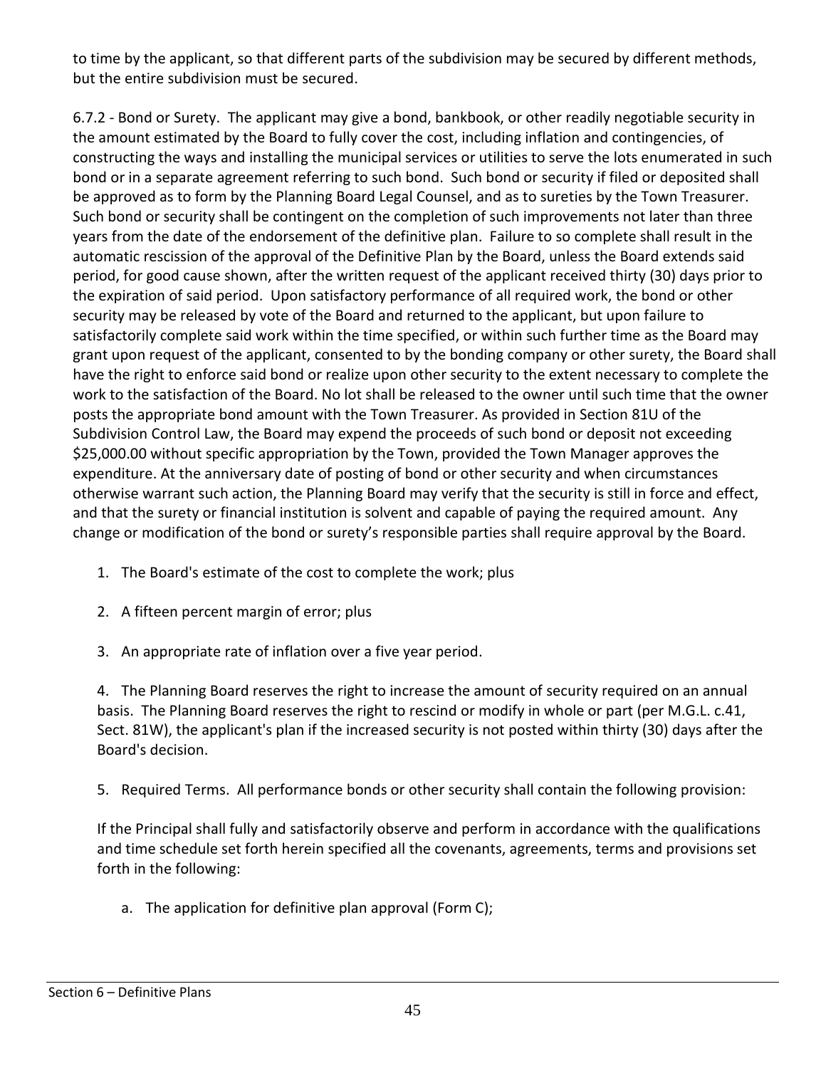to time by the applicant, so that different parts of the subdivision may be secured by different methods, but the entire subdivision must be secured.

6.7.2 - Bond or Surety. The applicant may give a bond, bankbook, or other readily negotiable security in the amount estimated by the Board to fully cover the cost, including inflation and contingencies, of constructing the ways and installing the municipal services or utilities to serve the lots enumerated in such bond or in a separate agreement referring to such bond. Such bond or security if filed or deposited shall be approved as to form by the Planning Board Legal Counsel, and as to sureties by the Town Treasurer. Such bond or security shall be contingent on the completion of such improvements not later than three years from the date of the endorsement of the definitive plan. Failure to so complete shall result in the automatic rescission of the approval of the Definitive Plan by the Board, unless the Board extends said period, for good cause shown, after the written request of the applicant received thirty (30) days prior to the expiration of said period. Upon satisfactory performance of all required work, the bond or other security may be released by vote of the Board and returned to the applicant, but upon failure to satisfactorily complete said work within the time specified, or within such further time as the Board may grant upon request of the applicant, consented to by the bonding company or other surety, the Board shall have the right to enforce said bond or realize upon other security to the extent necessary to complete the work to the satisfaction of the Board. No lot shall be released to the owner until such time that the owner posts the appropriate bond amount with the Town Treasurer. As provided in Section 81U of the Subdivision Control Law, the Board may expend the proceeds of such bond or deposit not exceeding $25,000.00 without specific appropriation by the Town, provided the Town Manager approves the expenditure. At the anniversary date of posting of bond or other security and when circumstances otherwise warrant such action, the Planning Board may verify that the security is still in force and effect, and that the surety or financial institution is solvent and capable of paying the required amount. Any change or modification of the bond or surety's responsible parties shall require approval by the Board.

1. The Board's estimate of the cost to complete the work; plus
2. A fifteen percent margin of error; plus
3. An appropriate rate of inflation over a five year period.
4. The Planning Board reserves the right to increase the amount of security required on an annual basis. The Planning Board reserves the right to rescind or modify in whole or part (per M.G.L. c.41, Sect. 81W), the applicant's plan if the increased security is not posted within thirty (30) days after the Board's decision.
5. Required Terms. All performance bonds or other security shall contain the following provision:

   If the Principal shall fully and satisfactorily observe and perform in accordance with the qualifications and time schedule set forth herein specified all the covenants, agreements, terms and provisions set forth in the following:

   a. The application for definitive plan approval (Form C);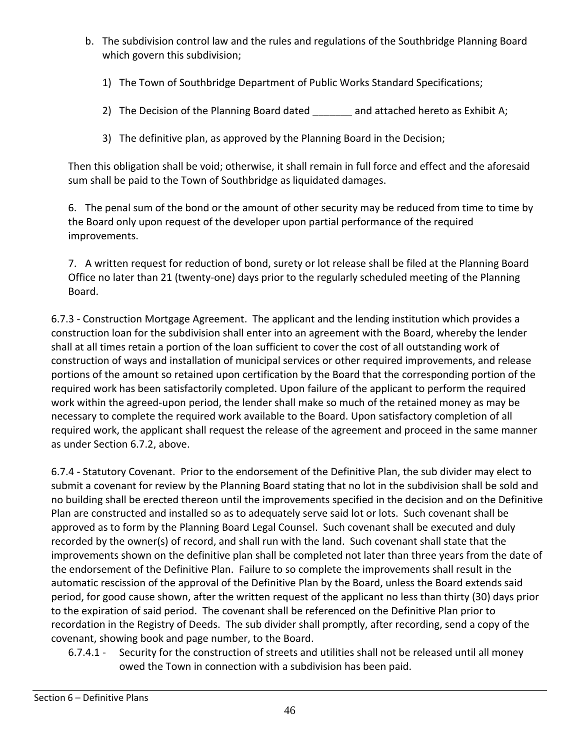b. The subdivision control law and the rules and regulations of the Southbridge Planning Board which govern this subdivision;

   1) The Town of Southbridge Department of Public Works Standard Specifications;

   2) The Decision of the Planning Board dated _______ and attached hereto as Exhibit A;

   3) The definitive plan, as approved by the Planning Board in the Decision;

Then this obligation shall be void; otherwise, it shall remain in full force and effect and the aforesaid sum shall be paid to the Town of Southbridge as liquidated damages.

6. The penal sum of the bond or the amount of other security may be reduced from time to time by the Board only upon request of the developer upon partial performance of the required improvements.

7. A written request for reduction of bond, surety or lot release shall be filed at the Planning Board Office no later than 21 (twenty-one) days prior to the regularly scheduled meeting of the Planning Board.

6.7.3 - Construction Mortgage Agreement. The applicant and the lending institution which provides a construction loan for the subdivision shall enter into an agreement with the Board, whereby the lender shall at all times retain a portion of the loan sufficient to cover the cost of all outstanding work of construction of ways and installation of municipal services or other required improvements, and release portions of the amount so retained upon certification by the Board that the corresponding portion of the required work has been satisfactorily completed. Upon failure of the applicant to perform the required work within the agreed-upon period, the lender shall make so much of the retained money as may be necessary to complete the required work available to the Board. Upon satisfactory completion of all required work, the applicant shall request the release of the agreement and proceed in the same manner as under Section 6.7.2, above.

6.7.4 - Statutory Covenant. Prior to the endorsement of the Definitive Plan, the sub divider may elect to submit a covenant for review by the Planning Board stating that no lot in the subdivision shall be sold and no building shall be erected thereon until the improvements specified in the decision and on the Definitive Plan are constructed and installed so as to adequately serve said lot or lots. Such covenant shall be approved as to form by the Planning Board Legal Counsel. Such covenant shall be executed and duly recorded by the owner(s) of record, and shall run with the land. Such covenant shall state that the improvements shown on the definitive plan shall be completed not later than three years from the date of the endorsement of the Definitive Plan. Failure to so complete the improvements shall result in the automatic rescission of the approval of the Definitive Plan by the Board, unless the Board extends said period, for good cause shown, after the written request of the applicant no less than thirty (30) days prior to the expiration of said period. The covenant shall be referenced on the Definitive Plan prior to recordation in the Registry of Deeds. The sub divider shall promptly, after recording, send a copy of the covenant, showing book and page number, to the Board.

6.7.4.1 - Security for the construction of streets and utilities shall not be released until all money owed the Town in connection with a subdivision has been paid.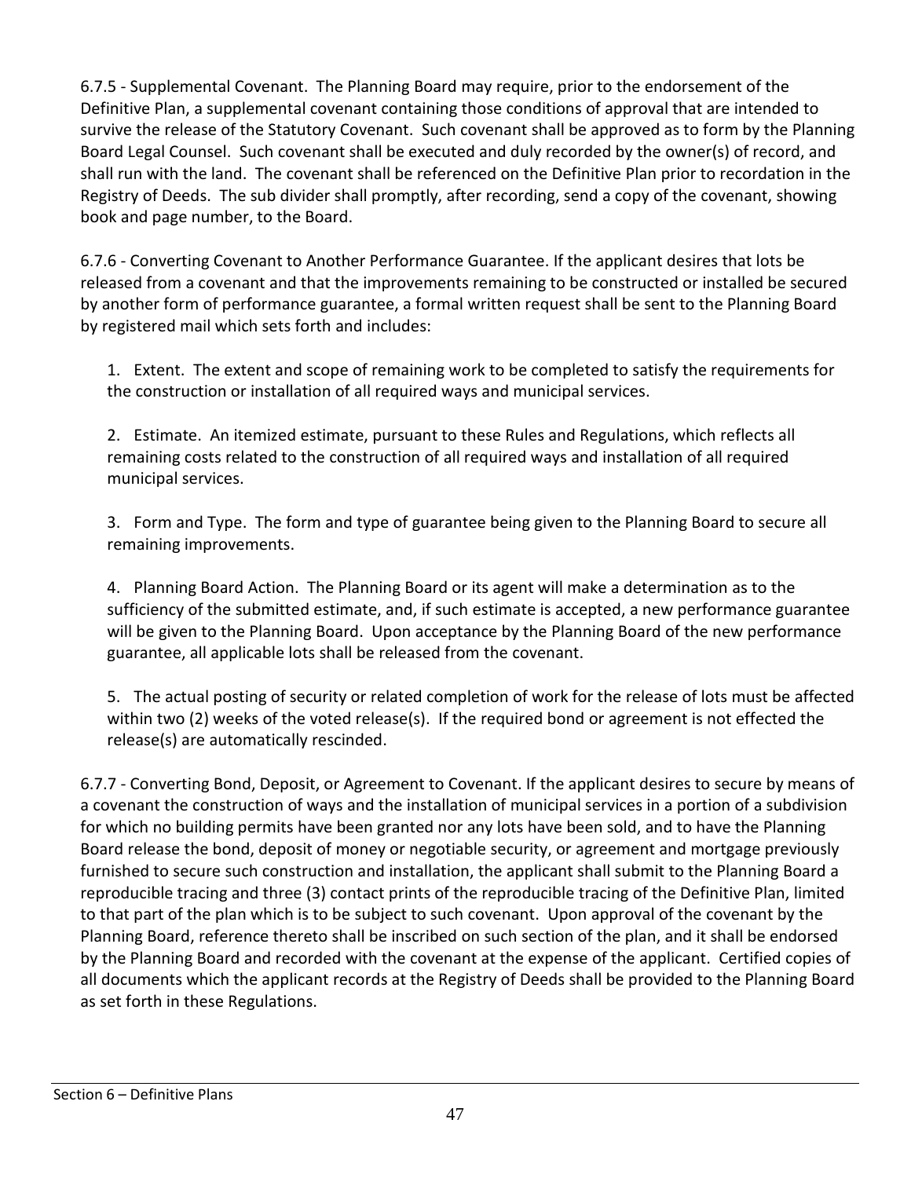6.7.5 - Supplemental Covenant. The Planning Board may require, prior to the endorsement of the Definitive Plan, a supplemental covenant containing those conditions of approval that are intended to survive the release of the Statutory Covenant. Such covenant shall be approved as to form by the Planning Board Legal Counsel. Such covenant shall be executed and duly recorded by the owner(s) of record, and shall run with the land. The covenant shall be referenced on the Definitive Plan prior to recordation in the Registry of Deeds. The sub divider shall promptly, after recording, send a copy of the covenant, showing book and page number, to the Board.

6.7.6 - Converting Covenant to Another Performance Guarantee. If the applicant desires that lots be released from a covenant and that the improvements remaining to be constructed or installed be secured by another form of performance guarantee, a formal written request shall be sent to the Planning Board by registered mail which sets forth and includes:

1. Extent. The extent and scope of remaining work to be completed to satisfy the requirements for the construction or installation of all required ways and municipal services.

2. Estimate. An itemized estimate, pursuant to these Rules and Regulations, which reflects all remaining costs related to the construction of all required ways and installation of all required municipal services.

3. Form and Type. The form and type of guarantee being given to the Planning Board to secure all remaining improvements.

4. Planning Board Action. The Planning Board or its agent will make a determination as to the sufficiency of the submitted estimate, and, if such estimate is accepted, a new performance guarantee will be given to the Planning Board. Upon acceptance by the Planning Board of the new performance guarantee, all applicable lots shall be released from the covenant.

5. The actual posting of security or related completion of work for the release of lots must be affected within two (2) weeks of the voted release(s). If the required bond or agreement is not effected the release(s) are automatically rescinded.

6.7.7 - Converting Bond, Deposit, or Agreement to Covenant. If the applicant desires to secure by means of a covenant the construction of ways and the installation of municipal services in a portion of a subdivision for which no building permits have been granted nor any lots have been sold, and to have the Planning Board release the bond, deposit of money or negotiable security, or agreement and mortgage previously furnished to secure such construction and installation, the applicant shall submit to the Planning Board a reproducible tracing and three (3) contact prints of the reproducible tracing of the Definitive Plan, limited to that part of the plan which is to be subject to such covenant. Upon approval of the covenant by the Planning Board, reference thereto shall be inscribed on such section of the plan, and it shall be endorsed by the Planning Board and recorded with the covenant at the expense of the applicant. Certified copies of all documents which the applicant records at the Registry of Deeds shall be provided to the Planning Board as set forth in these Regulations.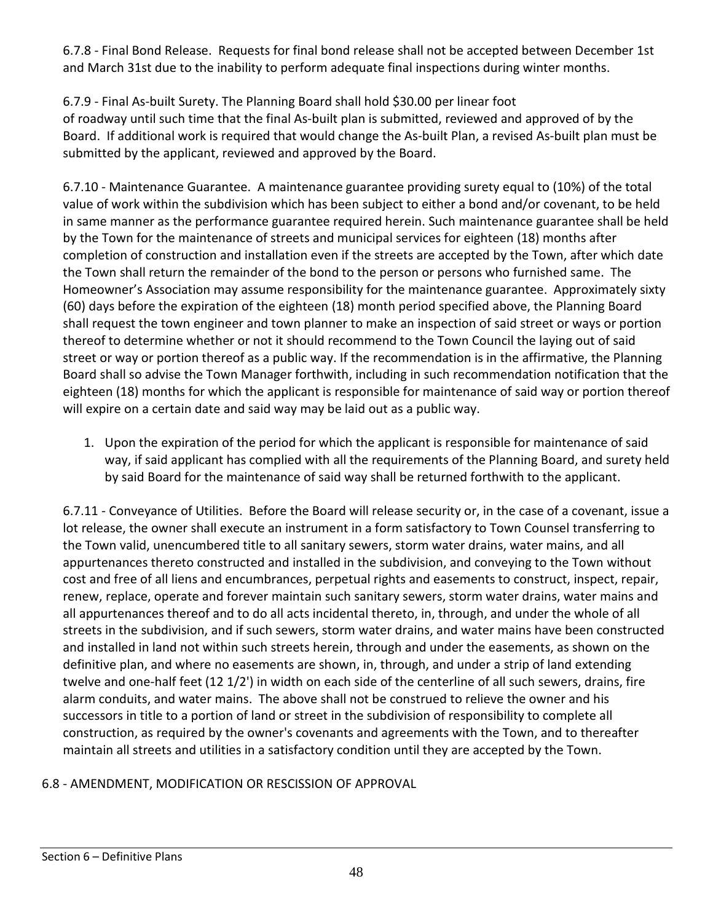6.7.8 - Final Bond Release. Requests for final bond release shall not be accepted between December 1st and March 31st due to the inability to perform adequate final inspections during winter months.

6.7.9 - Final As-built Surety. The Planning Board shall hold $30.00 per linear foot of roadway until such time that the final As-built plan is submitted, reviewed and approved of by the Board. If additional work is required that would change the As-built Plan, a revised As-built plan must be submitted by the applicant, reviewed and approved by the Board.

6.7.10 - Maintenance Guarantee. A maintenance guarantee providing surety equal to (10%) of the total value of work within the subdivision which has been subject to either a bond and/or covenant, to be held in same manner as the performance guarantee required herein. Such maintenance guarantee shall be held by the Town for the maintenance of streets and municipal services for eighteen (18) months after completion of construction and installation even if the streets are accepted by the Town, after which date the Town shall return the remainder of the bond to the person or persons who furnished same. The Homeowner's Association may assume responsibility for the maintenance guarantee. Approximately sixty (60) days before the expiration of the eighteen (18) month period specified above, the Planning Board shall request the town engineer and town planner to make an inspection of said street or ways or portion thereof to determine whether or not it should recommend to the Town Council the laying out of said street or way or portion thereof as a public way. If the recommendation is in the affirmative, the Planning Board shall so advise the Town Manager forthwith, including in such recommendation notification that the eighteen (18) months for which the applicant is responsible for maintenance of said way or portion thereof will expire on a certain date and said way may be laid out as a public way.

1. Upon the expiration of the period for which the applicant is responsible for maintenance of said way, if said applicant has complied with all the requirements of the Planning Board, and surety held by said Board for the maintenance of said way shall be returned forthwith to the applicant.

6.7.11 - Conveyance of Utilities. Before the Board will release security or, in the case of a covenant, issue a lot release, the owner shall execute an instrument in a form satisfactory to Town Counsel transferring to the Town valid, unencumbered title to all sanitary sewers, storm water drains, water mains, and all appurtenances thereto constructed and installed in the subdivision, and conveying to the Town without cost and free of all liens and encumbrances, perpetual rights and easements to construct, inspect, repair, renew, replace, operate and forever maintain such sanitary sewers, storm water drains, water mains and all appurtenances thereof and to do all acts incidental thereto, in, through, and under the whole of all streets in the subdivision, and if such sewers, storm water drains, and water mains have been constructed and installed in land not within such streets herein, through and under the easements, as shown on the definitive plan, and where no easements are shown, in, through, and under a strip of land extending twelve and one-half feet (12 1/2') in width on each side of the centerline of all such sewers, drains, fire alarm conduits, and water mains. The above shall not be construed to relieve the owner and his successors in title to a portion of land or street in the subdivision of responsibility to complete all construction, as required by the owner's covenants and agreements with the Town, and to thereafter maintain all streets and utilities in a satisfactory condition until they are accepted by the Town.

## 6.8 - AMENDMENT, MODIFICATION OR RESCISSION OF APPROVAL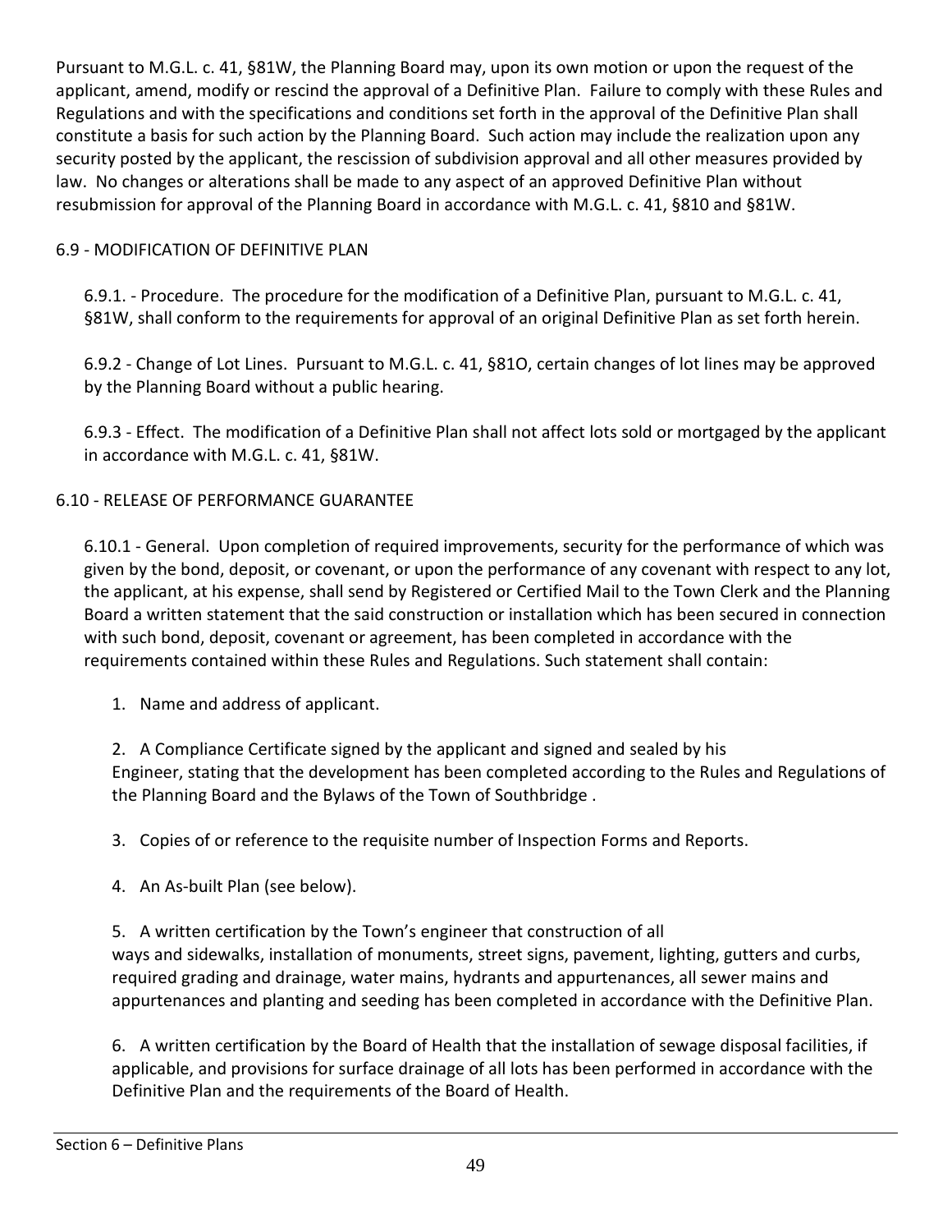Pursuant to M.G.L. c. 41, §81W, the Planning Board may, upon its own motion or upon the request of the applicant, amend, modify or rescind the approval of a Definitive Plan. Failure to comply with these Rules and Regulations and with the specifications and conditions set forth in the approval of the Definitive Plan shall constitute a basis for such action by the Planning Board. Such action may include the realization upon any security posted by the applicant, the rescission of subdivision approval and all other measures provided by law. No changes or alterations shall be made to any aspect of an approved Definitive Plan without resubmission for approval of the Planning Board in accordance with M.G.L. c. 41, §810 and §81W.

## 6.9 - MODIFICATION OF DEFINITIVE PLAN

6.9.1. - Procedure. The procedure for the modification of a Definitive Plan, pursuant to M.G.L. c. 41, §81W, shall conform to the requirements for approval of an original Definitive Plan as set forth herein.

6.9.2 - Change of Lot Lines. Pursuant to M.G.L. c. 41, §81O, certain changes of lot lines may be approved by the Planning Board without a public hearing.

6.9.3 - Effect. The modification of a Definitive Plan shall not affect lots sold or mortgaged by the applicant in accordance with M.G.L. c. 41, §81W.

## 6.10 - RELEASE OF PERFORMANCE GUARANTEE

6.10.1 - General. Upon completion of required improvements, security for the performance of which was given by the bond, deposit, or covenant, or upon the performance of any covenant with respect to any lot, the applicant, at his expense, shall send by Registered or Certified Mail to the Town Clerk and the Planning Board a written statement that the said construction or installation which has been secured in connection with such bond, deposit, covenant or agreement, has been completed in accordance with the requirements contained within these Rules and Regulations. Such statement shall contain:

1. Name and address of applicant.

2. A Compliance Certificate signed by the applicant and signed and sealed by his Engineer, stating that the development has been completed according to the Rules and Regulations of the Planning Board and the Bylaws of the Town of Southbridge .

3. Copies of or reference to the requisite number of Inspection Forms and Reports.

4. An As-built Plan (see below).

5. A written certification by the Town's engineer that construction of all ways and sidewalks, installation of monuments, street signs, pavement, lighting, gutters and curbs, required grading and drainage, water mains, hydrants and appurtenances, all sewer mains and appurtenances and planting and seeding has been completed in accordance with the Definitive Plan.

6. A written certification by the Board of Health that the installation of sewage disposal facilities, if applicable, and provisions for surface drainage of all lots has been performed in accordance with the Definitive Plan and the requirements of the Board of Health.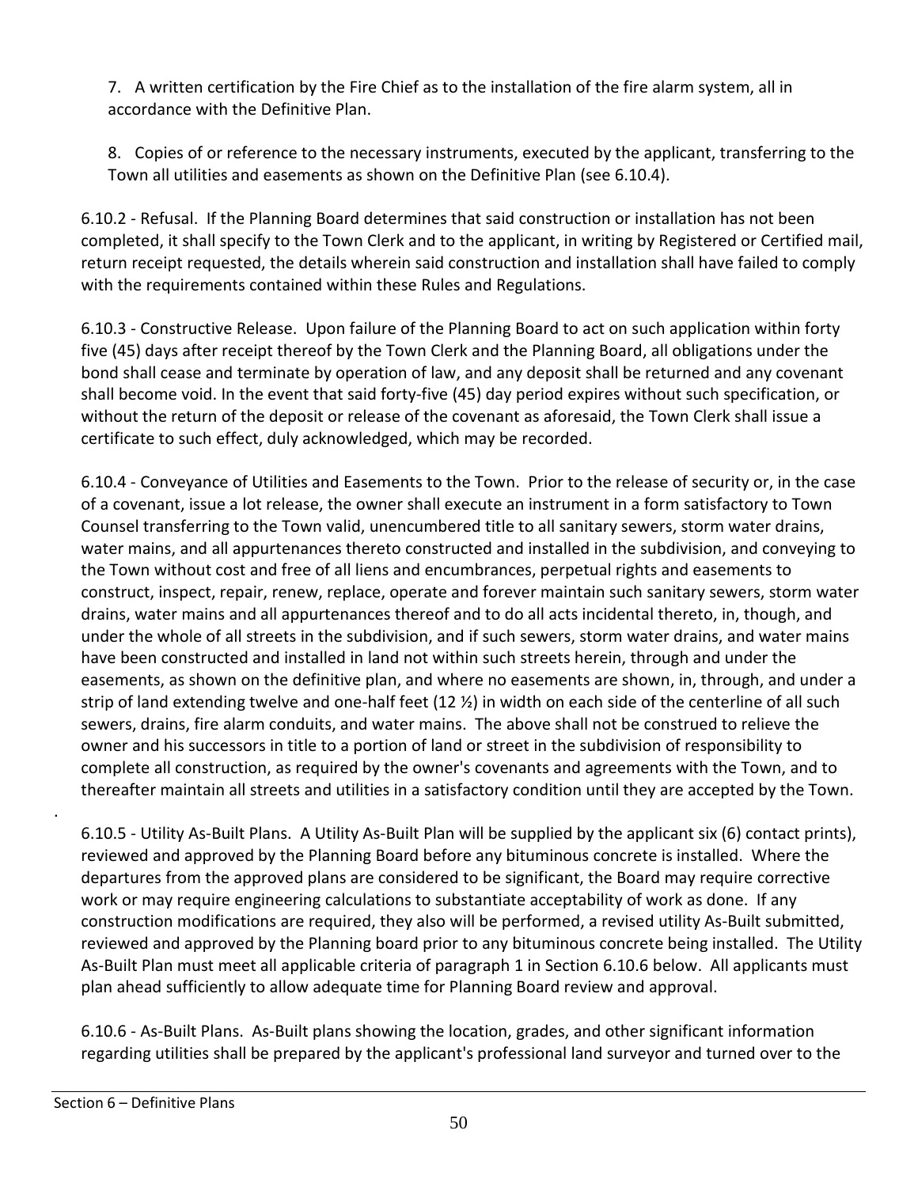7. A written certification by the Fire Chief as to the installation of the fire alarm system, all in accordance with the Definitive Plan.

8. Copies of or reference to the necessary instruments, executed by the applicant, transferring to the Town all utilities and easements as shown on the Definitive Plan (see 6.10.4).

6.10.2 - Refusal. If the Planning Board determines that said construction or installation has not been completed, it shall specify to the Town Clerk and to the applicant, in writing by Registered or Certified mail, return receipt requested, the details wherein said construction and installation shall have failed to comply with the requirements contained within these Rules and Regulations.

6.10.3 - Constructive Release. Upon failure of the Planning Board to act on such application within forty five (45) days after receipt thereof by the Town Clerk and the Planning Board, all obligations under the bond shall cease and terminate by operation of law, and any deposit shall be returned and any covenant shall become void. In the event that said forty-five (45) day period expires without such specification, or without the return of the deposit or release of the covenant as aforesaid, the Town Clerk shall issue a certificate to such effect, duly acknowledged, which may be recorded.

6.10.4 - Conveyance of Utilities and Easements to the Town. Prior to the release of security or, in the case of a covenant, issue a lot release, the owner shall execute an instrument in a form satisfactory to Town Counsel transferring to the Town valid, unencumbered title to all sanitary sewers, storm water drains, water mains, and all appurtenances thereto constructed and installed in the subdivision, and conveying to the Town without cost and free of all liens and encumbrances, perpetual rights and easements to construct, inspect, repair, renew, replace, operate and forever maintain such sanitary sewers, storm water drains, water mains and all appurtenances thereof and to do all acts incidental thereto, in, though, and under the whole of all streets in the subdivision, and if such sewers, storm water drains, and water mains have been constructed and installed in land not within such streets herein, through and under the easements, as shown on the definitive plan, and where no easements are shown, in, through, and under a strip of land extending twelve and one-half feet (12 ½) in width on each side of the centerline of all such sewers, drains, fire alarm conduits, and water mains. The above shall not be construed to relieve the owner and his successors in title to a portion of land or street in the subdivision of responsibility to complete all construction, as required by the owner's covenants and agreements with the Town, and to thereafter maintain all streets and utilities in a satisfactory condition until they are accepted by the Town.

.

6.10.5 - Utility As-Built Plans. A Utility As-Built Plan will be supplied by the applicant six (6) contact prints), reviewed and approved by the Planning Board before any bituminous concrete is installed. Where the departures from the approved plans are considered to be significant, the Board may require corrective work or may require engineering calculations to substantiate acceptability of work as done. If any construction modifications are required, they also will be performed, a revised utility As-Built submitted, reviewed and approved by the Planning board prior to any bituminous concrete being installed. The Utility As-Built Plan must meet all applicable criteria of paragraph 1 in Section 6.10.6 below. All applicants must plan ahead sufficiently to allow adequate time for Planning Board review and approval.

6.10.6 - As-Built Plans. As-Built plans showing the location, grades, and other significant information regarding utilities shall be prepared by the applicant's professional land surveyor and turned over to the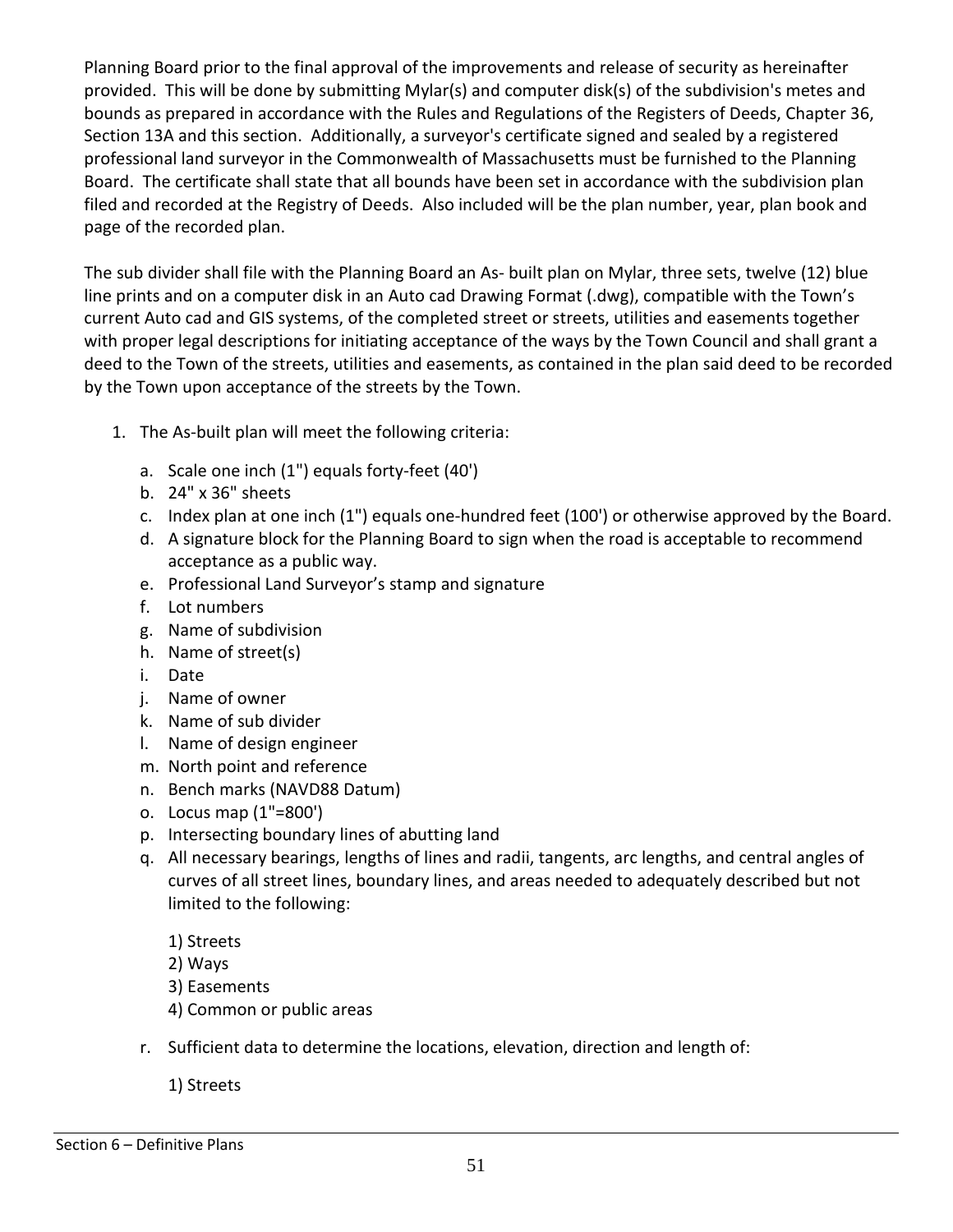Planning Board prior to the final approval of the improvements and release of security as hereinafter provided. This will be done by submitting Mylar(s) and computer disk(s) of the subdivision's metes and bounds as prepared in accordance with the Rules and Regulations of the Registers of Deeds, Chapter 36, Section 13A and this section. Additionally, a surveyor's certificate signed and sealed by a registered professional land surveyor in the Commonwealth of Massachusetts must be furnished to the Planning Board. The certificate shall state that all bounds have been set in accordance with the subdivision plan filed and recorded at the Registry of Deeds. Also included will be the plan number, year, plan book and page of the recorded plan.

The sub divider shall file with the Planning Board an As- built plan on Mylar, three sets, twelve (12) blue line prints and on a computer disk in an Auto cad Drawing Format (.dwg), compatible with the Town's current Auto cad and GIS systems, of the completed street or streets, utilities and easements together with proper legal descriptions for initiating acceptance of the ways by the Town Council and shall grant a deed to the Town of the streets, utilities and easements, as contained in the plan said deed to be recorded by the Town upon acceptance of the streets by the Town.

1. The As-built plan will meet the following criteria:

    a. Scale one inch (1") equals forty-feet (40')
    b. 24" x 36" sheets
    c. Index plan at one inch (1") equals one-hundred feet (100') or otherwise approved by the Board.
    d. A signature block for the Planning Board to sign when the road is acceptable to recommend acceptance as a public way.
    e. Professional Land Surveyor's stamp and signature
    f. Lot numbers
    g. Name of subdivision
    h. Name of street(s)
    i. Date
    j. Name of owner
    k. Name of sub divider
    l. Name of design engineer
    m. North point and reference
    n. Bench marks (NAVD88 Datum)
    o. Locus map (1"=800')
    p. Intersecting boundary lines of abutting land
    q. All necessary bearings, lengths of lines and radii, tangents, arc lengths, and central angles of curves of all street lines, boundary lines, and areas needed to adequately described but not limited to the following:

        1) Streets
        2) Ways
        3) Easements
        4) Common or public areas

    r. Sufficient data to determine the locations, elevation, direction and length of:

        1) Streets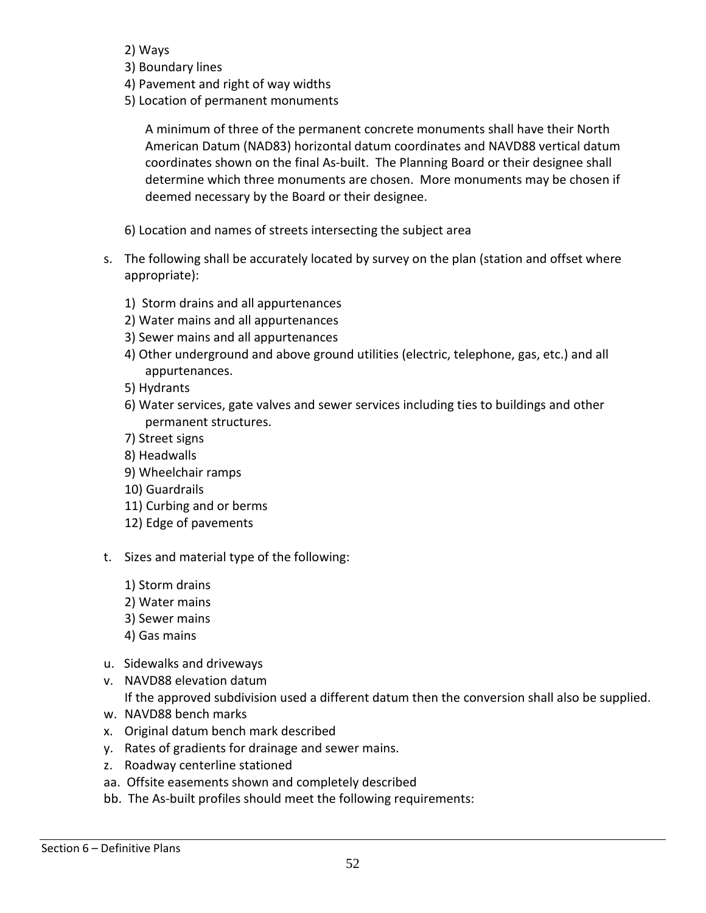2) Ways
3) Boundary lines
4) Pavement and right of way widths
5) Location of permanent monuments

   A minimum of three of the permanent concrete monuments shall have their North American Datum (NAD83) horizontal datum coordinates and NAVD88 vertical datum coordinates shown on the final As-built. The Planning Board or their designee shall determine which three monuments are chosen. More monuments may be chosen if deemed necessary by the Board or their designee.

6) Location and names of streets intersecting the subject area

s. The following shall be accurately located by survey on the plan (station and offset where appropriate):

   1) Storm drains and all appurtenances
   2) Water mains and all appurtenances
   3) Sewer mains and all appurtenances
   4) Other underground and above ground utilities (electric, telephone, gas, etc.) and all appurtenances.
   5) Hydrants
   6) Water services, gate valves and sewer services including ties to buildings and other permanent structures.
   7) Street signs
   8) Headwalls
   9) Wheelchair ramps
   10) Guardrails
   11) Curbing and or berms
   12) Edge of pavements

t. Sizes and material type of the following:

   1) Storm drains
   2) Water mains
   3) Sewer mains
   4) Gas mains

u. Sidewalks and driveways
v. NAVD88 elevation datum
   If the approved subdivision used a different datum then the conversion shall also be supplied.
w. NAVD88 bench marks
x. Original datum bench mark described
y. Rates of gradients for drainage and sewer mains.
z. Roadway centerline stationed
aa. Offsite easements shown and completely described
bb. The As-built profiles should meet the following requirements: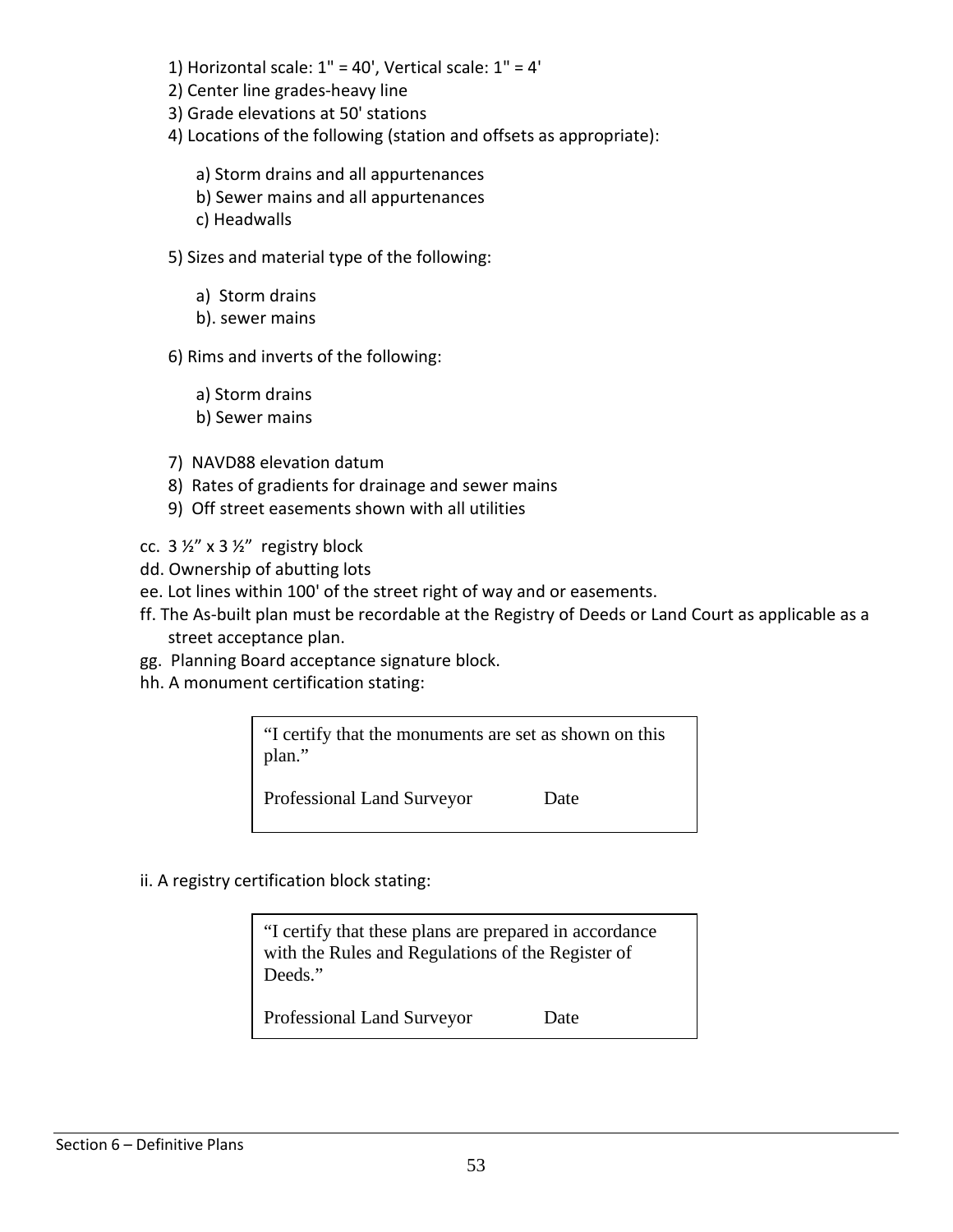1) Horizontal scale: 1" = 40', Vertical scale: 1" = 4'
2) Center line grades-heavy line
3) Grade elevations at 50' stations
4) Locations of the following (station and offsets as appropriate):

    a) Storm drains and all appurtenances
    b) Sewer mains and all appurtenances
    c) Headwalls

5) Sizes and material type of the following:

    a) Storm drains
    b). sewer mains

6) Rims and inverts of the following:

    a) Storm drains
    b) Sewer mains

7) NAVD88 elevation datum
8) Rates of gradients for drainage and sewer mains
9) Off street easements shown with all utilities

cc. 3 ½" x 3 ½" registry block

dd. Ownership of abutting lots

ee. Lot lines within 100' of the street right of way and or easements.

ff. The As-built plan must be recordable at the Registry of Deeds or Land Court as applicable as a street acceptance plan.

gg. Planning Board acceptance signature block.

hh. A monument certification stating:

> "I certify that the monuments are set as shown on this plan."
>
> Professional Land Surveyor          Date

ii. A registry certification block stating:

> "I certify that these plans are prepared in accordance with the Rules and Regulations of the Register of Deeds."
>
> Professional Land Surveyor          Date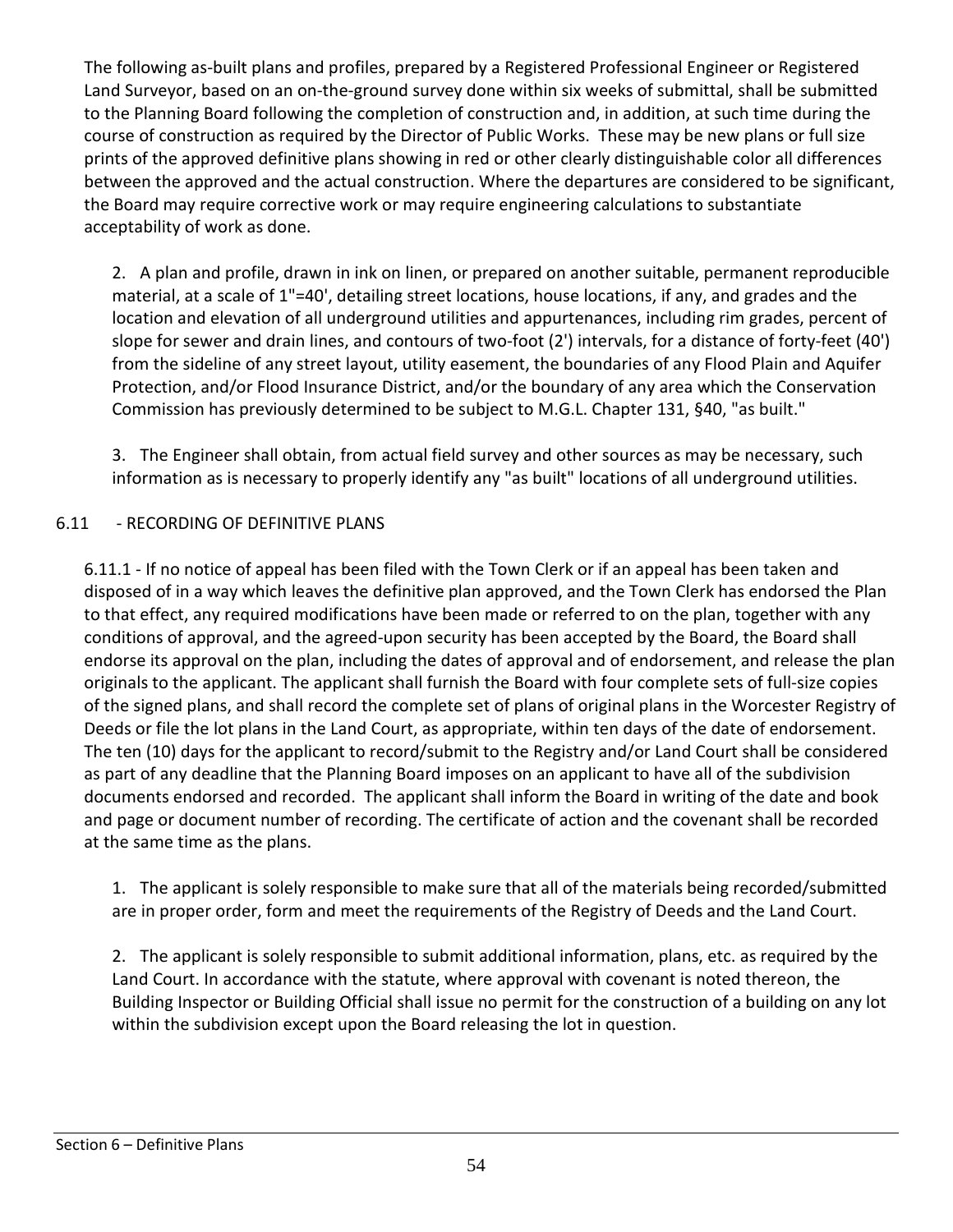The following as-built plans and profiles, prepared by a Registered Professional Engineer or Registered Land Surveyor, based on an on-the-ground survey done within six weeks of submittal, shall be submitted to the Planning Board following the completion of construction and, in addition, at such time during the course of construction as required by the Director of Public Works. These may be new plans or full size prints of the approved definitive plans showing in red or other clearly distinguishable color all differences between the approved and the actual construction. Where the departures are considered to be significant, the Board may require corrective work or may require engineering calculations to substantiate acceptability of work as done.

2. A plan and profile, drawn in ink on linen, or prepared on another suitable, permanent reproducible material, at a scale of 1"=40', detailing street locations, house locations, if any, and grades and the location and elevation of all underground utilities and appurtenances, including rim grades, percent of slope for sewer and drain lines, and contours of two-foot (2') intervals, for a distance of forty-feet (40') from the sideline of any street layout, utility easement, the boundaries of any Flood Plain and Aquifer Protection, and/or Flood Insurance District, and/or the boundary of any area which the Conservation Commission has previously determined to be subject to M.G.L. Chapter 131, §40, "as built."

3. The Engineer shall obtain, from actual field survey and other sources as may be necessary, such information as is necessary to properly identify any "as built" locations of all underground utilities.

## 6.11 - RECORDING OF DEFINITIVE PLANS

6.11.1 - If no notice of appeal has been filed with the Town Clerk or if an appeal has been taken and disposed of in a way which leaves the definitive plan approved, and the Town Clerk has endorsed the Plan to that effect, any required modifications have been made or referred to on the plan, together with any conditions of approval, and the agreed-upon security has been accepted by the Board, the Board shall endorse its approval on the plan, including the dates of approval and of endorsement, and release the plan originals to the applicant. The applicant shall furnish the Board with four complete sets of full-size copies of the signed plans, and shall record the complete set of plans of original plans in the Worcester Registry of Deeds or file the lot plans in the Land Court, as appropriate, within ten days of the date of endorsement. The ten (10) days for the applicant to record/submit to the Registry and/or Land Court shall be considered as part of any deadline that the Planning Board imposes on an applicant to have all of the subdivision documents endorsed and recorded. The applicant shall inform the Board in writing of the date and book and page or document number of recording. The certificate of action and the covenant shall be recorded at the same time as the plans.

1. The applicant is solely responsible to make sure that all of the materials being recorded/submitted are in proper order, form and meet the requirements of the Registry of Deeds and the Land Court.

2. The applicant is solely responsible to submit additional information, plans, etc. as required by the Land Court. In accordance with the statute, where approval with covenant is noted thereon, the Building Inspector or Building Official shall issue no permit for the construction of a building on any lot within the subdivision except upon the Board releasing the lot in question.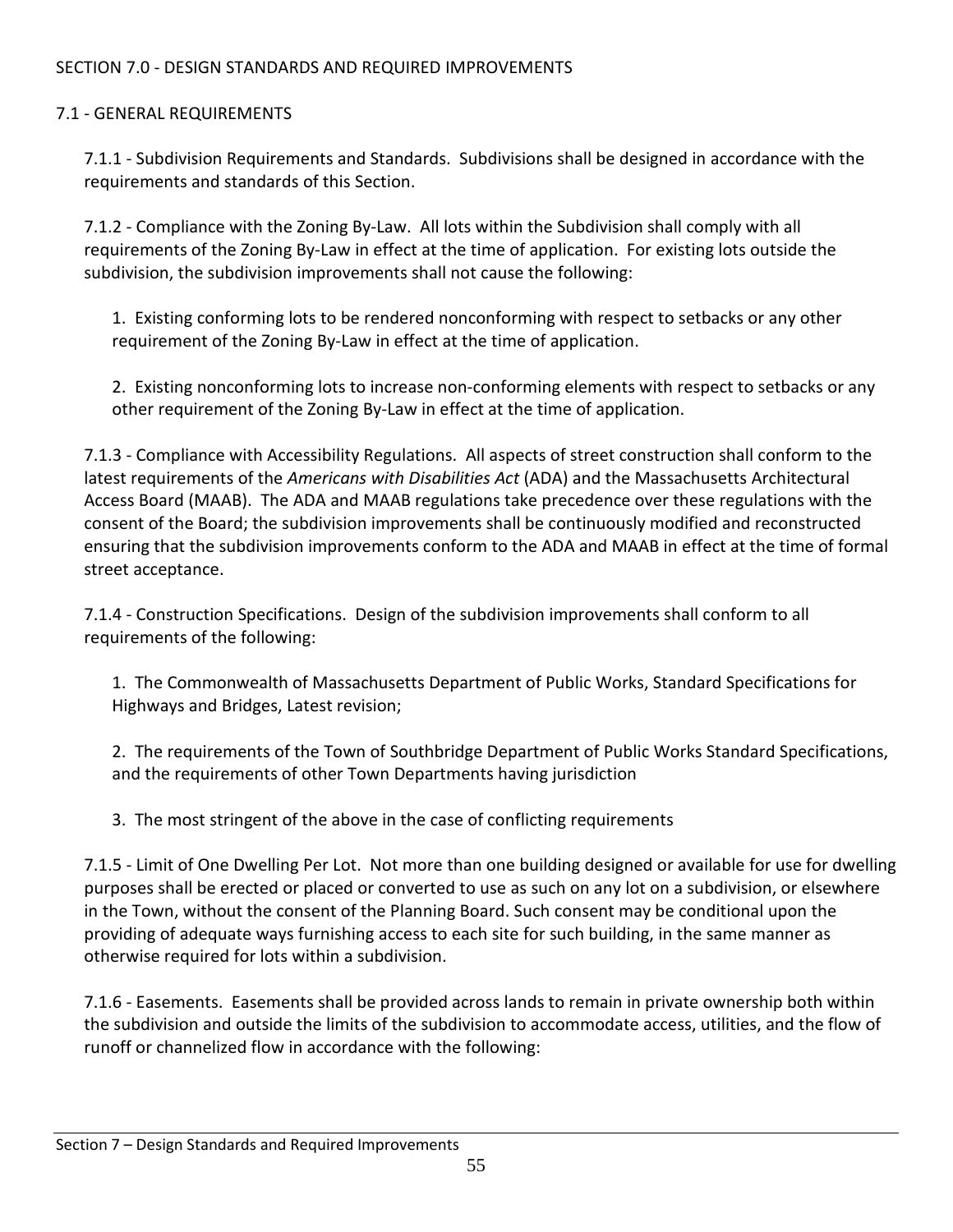## SECTION 7.0 - DESIGN STANDARDS AND REQUIRED IMPROVEMENTS

### 7.1 - GENERAL REQUIREMENTS

7.1.1 - Subdivision Requirements and Standards. Subdivisions shall be designed in accordance with the requirements and standards of this Section.

7.1.2 - Compliance with the Zoning By-Law. All lots within the Subdivision shall comply with all requirements of the Zoning By-Law in effect at the time of application. For existing lots outside the subdivision, the subdivision improvements shall not cause the following:

1. Existing conforming lots to be rendered nonconforming with respect to setbacks or any other requirement of the Zoning By-Law in effect at the time of application.

2. Existing nonconforming lots to increase non-conforming elements with respect to setbacks or any other requirement of the Zoning By-Law in effect at the time of application.

7.1.3 - Compliance with Accessibility Regulations. All aspects of street construction shall conform to the latest requirements of the *Americans with Disabilities Act* (ADA) and the Massachusetts Architectural Access Board (MAAB). The ADA and MAAB regulations take precedence over these regulations with the consent of the Board; the subdivision improvements shall be continuously modified and reconstructed ensuring that the subdivision improvements conform to the ADA and MAAB in effect at the time of formal street acceptance.

7.1.4 - Construction Specifications. Design of the subdivision improvements shall conform to all requirements of the following:

1. The Commonwealth of Massachusetts Department of Public Works, Standard Specifications for Highways and Bridges, Latest revision;

2. The requirements of the Town of Southbridge Department of Public Works Standard Specifications, and the requirements of other Town Departments having jurisdiction

3. The most stringent of the above in the case of conflicting requirements

7.1.5 - Limit of One Dwelling Per Lot. Not more than one building designed or available for use for dwelling purposes shall be erected or placed or converted to use as such on any lot on a subdivision, or elsewhere in the Town, without the consent of the Planning Board. Such consent may be conditional upon the providing of adequate ways furnishing access to each site for such building, in the same manner as otherwise required for lots within a subdivision.

7.1.6 - Easements. Easements shall be provided across lands to remain in private ownership both within the subdivision and outside the limits of the subdivision to accommodate access, utilities, and the flow of runoff or channelized flow in accordance with the following: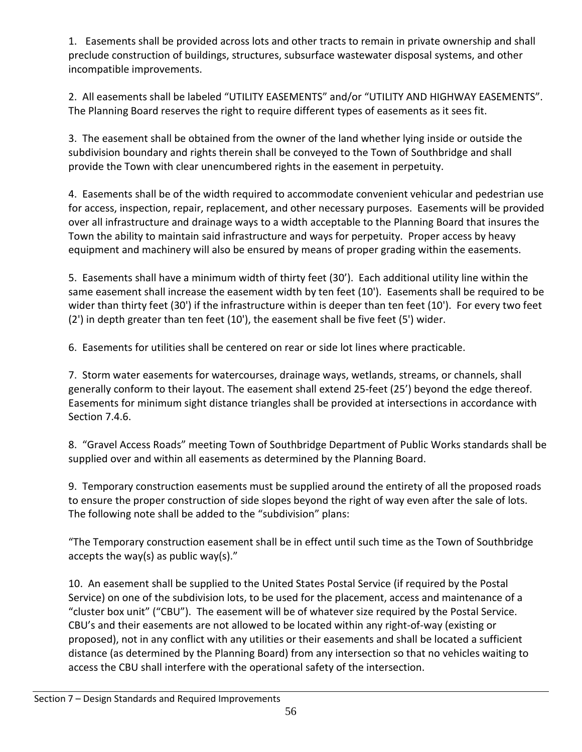1. Easements shall be provided across lots and other tracts to remain in private ownership and shall preclude construction of buildings, structures, subsurface wastewater disposal systems, and other incompatible improvements.

2. All easements shall be labeled "UTILITY EASEMENTS" and/or "UTILITY AND HIGHWAY EASEMENTS". The Planning Board reserves the right to require different types of easements as it sees fit.

3. The easement shall be obtained from the owner of the land whether lying inside or outside the subdivision boundary and rights therein shall be conveyed to the Town of Southbridge and shall provide the Town with clear unencumbered rights in the easement in perpetuity.

4. Easements shall be of the width required to accommodate convenient vehicular and pedestrian use for access, inspection, repair, replacement, and other necessary purposes. Easements will be provided over all infrastructure and drainage ways to a width acceptable to the Planning Board that insures the Town the ability to maintain said infrastructure and ways for perpetuity. Proper access by heavy equipment and machinery will also be ensured by means of proper grading within the easements.

5. Easements shall have a minimum width of thirty feet (30'). Each additional utility line within the same easement shall increase the easement width by ten feet (10'). Easements shall be required to be wider than thirty feet (30') if the infrastructure within is deeper than ten feet (10'). For every two feet (2') in depth greater than ten feet (10'), the easement shall be five feet (5') wider.

6. Easements for utilities shall be centered on rear or side lot lines where practicable.

7. Storm water easements for watercourses, drainage ways, wetlands, streams, or channels, shall generally conform to their layout. The easement shall extend 25-feet (25') beyond the edge thereof. Easements for minimum sight distance triangles shall be provided at intersections in accordance with Section 7.4.6.

8. "Gravel Access Roads" meeting Town of Southbridge Department of Public Works standards shall be supplied over and within all easements as determined by the Planning Board.

9. Temporary construction easements must be supplied around the entirety of all the proposed roads to ensure the proper construction of side slopes beyond the right of way even after the sale of lots. The following note shall be added to the "subdivision" plans:

"The Temporary construction easement shall be in effect until such time as the Town of Southbridge accepts the way(s) as public way(s)."

10. An easement shall be supplied to the United States Postal Service (if required by the Postal Service) on one of the subdivision lots, to be used for the placement, access and maintenance of a "cluster box unit" ("CBU"). The easement will be of whatever size required by the Postal Service. CBU's and their easements are not allowed to be located within any right-of-way (existing or proposed), not in any conflict with any utilities or their easements and shall be located a sufficient distance (as determined by the Planning Board) from any intersection so that no vehicles waiting to access the CBU shall interfere with the operational safety of the intersection.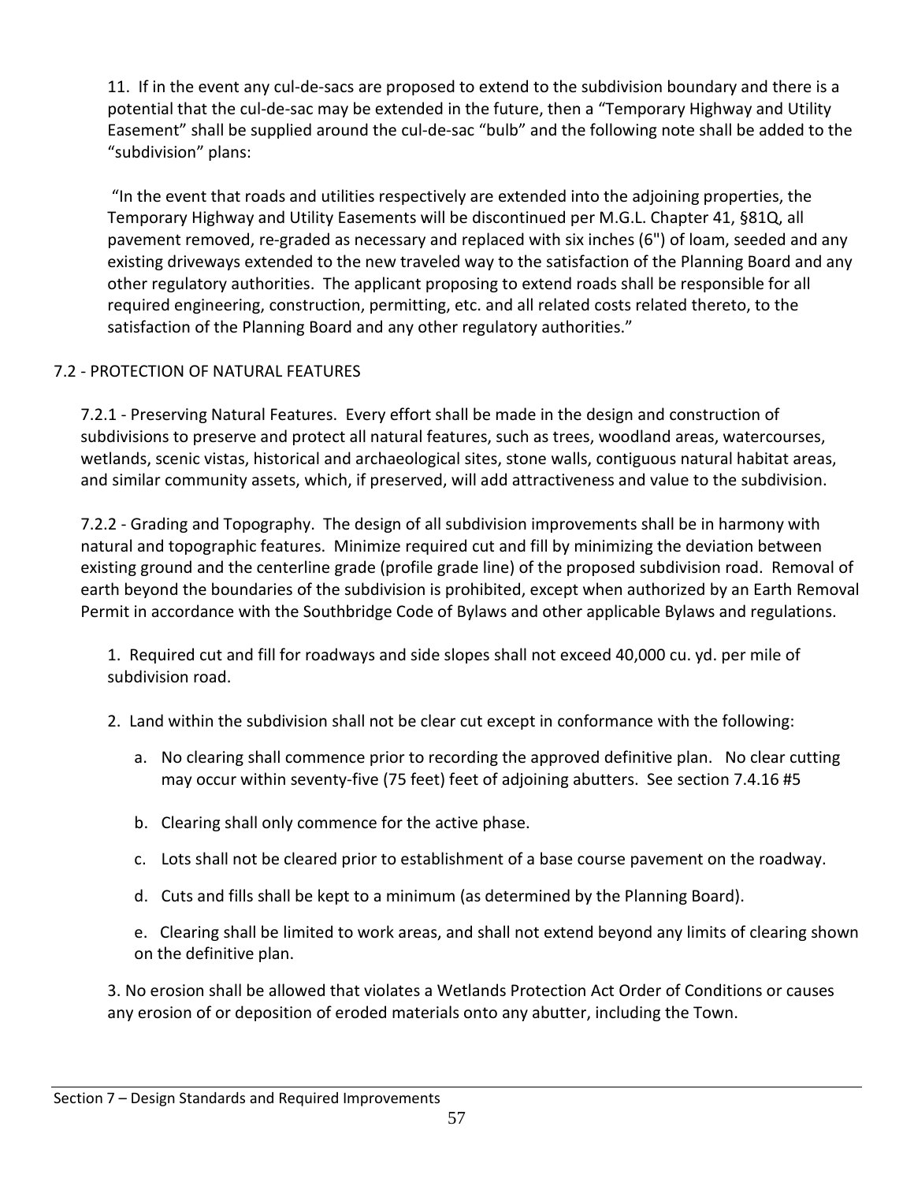11. If in the event any cul-de-sacs are proposed to extend to the subdivision boundary and there is a potential that the cul-de-sac may be extended in the future, then a "Temporary Highway and Utility Easement" shall be supplied around the cul-de-sac "bulb" and the following note shall be added to the "subdivision" plans:

"In the event that roads and utilities respectively are extended into the adjoining properties, the Temporary Highway and Utility Easements will be discontinued per M.G.L. Chapter 41, §81Q, all pavement removed, re-graded as necessary and replaced with six inches (6") of loam, seeded and any existing driveways extended to the new traveled way to the satisfaction of the Planning Board and any other regulatory authorities. The applicant proposing to extend roads shall be responsible for all required engineering, construction, permitting, etc. and all related costs related thereto, to the satisfaction of the Planning Board and any other regulatory authorities."

## 7.2 - PROTECTION OF NATURAL FEATURES

7.2.1 - Preserving Natural Features. Every effort shall be made in the design and construction of subdivisions to preserve and protect all natural features, such as trees, woodland areas, watercourses, wetlands, scenic vistas, historical and archaeological sites, stone walls, contiguous natural habitat areas, and similar community assets, which, if preserved, will add attractiveness and value to the subdivision.

7.2.2 - Grading and Topography. The design of all subdivision improvements shall be in harmony with natural and topographic features. Minimize required cut and fill by minimizing the deviation between existing ground and the centerline grade (profile grade line) of the proposed subdivision road. Removal of earth beyond the boundaries of the subdivision is prohibited, except when authorized by an Earth Removal Permit in accordance with the Southbridge Code of Bylaws and other applicable Bylaws and regulations.

1. Required cut and fill for roadways and side slopes shall not exceed 40,000 cu. yd. per mile of subdivision road.

2. Land within the subdivision shall not be clear cut except in conformance with the following:

   a. No clearing shall commence prior to recording the approved definitive plan. No clear cutting may occur within seventy-five (75 feet) feet of adjoining abutters. See section 7.4.16 #5

   b. Clearing shall only commence for the active phase.

   c. Lots shall not be cleared prior to establishment of a base course pavement on the roadway.

   d. Cuts and fills shall be kept to a minimum (as determined by the Planning Board).

   e. Clearing shall be limited to work areas, and shall not extend beyond any limits of clearing shown on the definitive plan.

3. No erosion shall be allowed that violates a Wetlands Protection Act Order of Conditions or causes any erosion of or deposition of eroded materials onto any abutter, including the Town.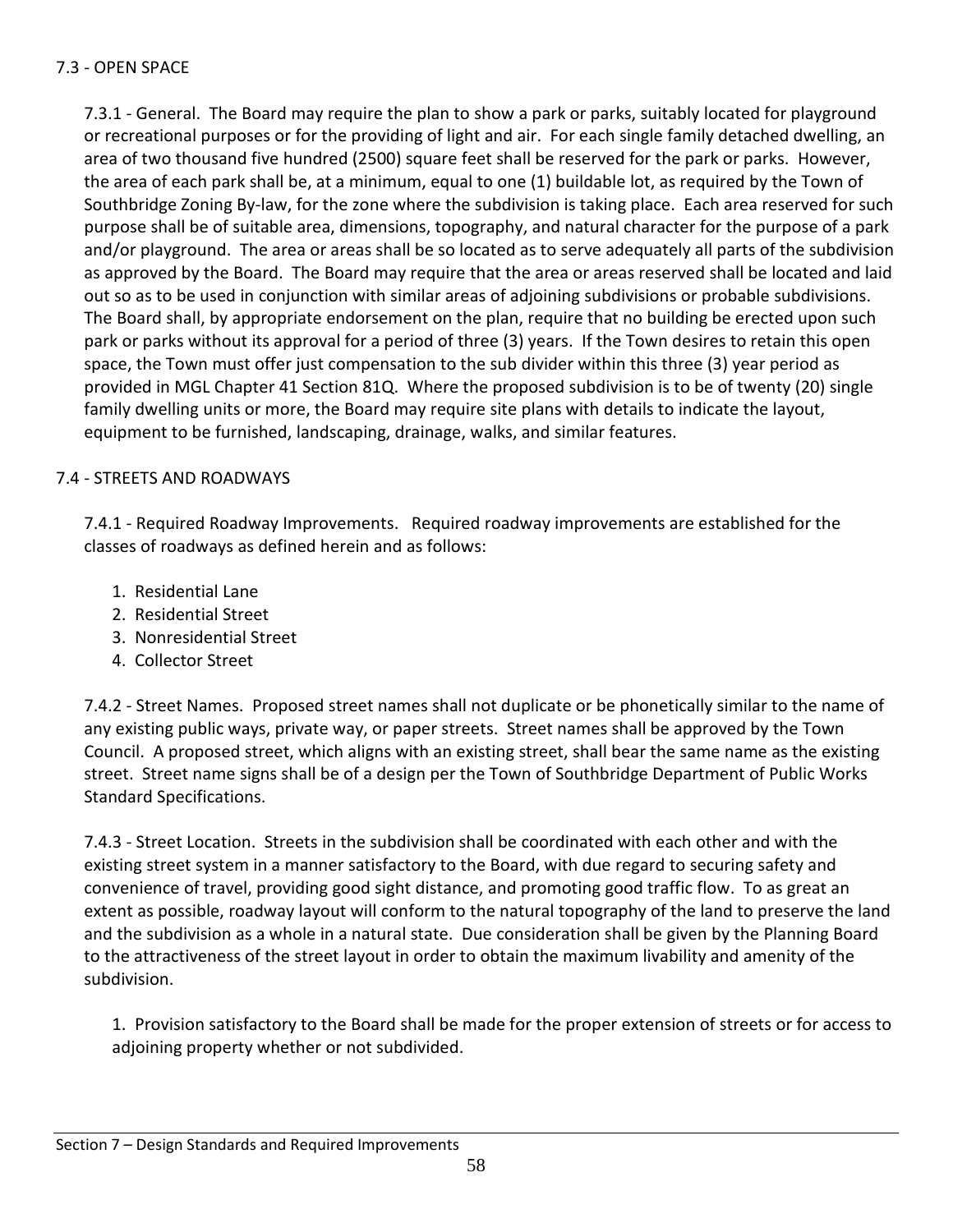## 7.3 - OPEN SPACE

7.3.1 - General. The Board may require the plan to show a park or parks, suitably located for playground or recreational purposes or for the providing of light and air. For each single family detached dwelling, an area of two thousand five hundred (2500) square feet shall be reserved for the park or parks. However, the area of each park shall be, at a minimum, equal to one (1) buildable lot, as required by the Town of Southbridge Zoning By-law, for the zone where the subdivision is taking place. Each area reserved for such purpose shall be of suitable area, dimensions, topography, and natural character for the purpose of a park and/or playground. The area or areas shall be so located as to serve adequately all parts of the subdivision as approved by the Board. The Board may require that the area or areas reserved shall be located and laid out so as to be used in conjunction with similar areas of adjoining subdivisions or probable subdivisions. The Board shall, by appropriate endorsement on the plan, require that no building be erected upon such park or parks without its approval for a period of three (3) years. If the Town desires to retain this open space, the Town must offer just compensation to the sub divider within this three (3) year period as provided in MGL Chapter 41 Section 81Q. Where the proposed subdivision is to be of twenty (20) single family dwelling units or more, the Board may require site plans with details to indicate the layout, equipment to be furnished, landscaping, drainage, walks, and similar features.

## 7.4 - STREETS AND ROADWAYS

7.4.1 - Required Roadway Improvements. Required roadway improvements are established for the classes of roadways as defined herein and as follows:

1. Residential Lane
2. Residential Street
3. Nonresidential Street
4. Collector Street

7.4.2 - Street Names. Proposed street names shall not duplicate or be phonetically similar to the name of any existing public ways, private way, or paper streets. Street names shall be approved by the Town Council. A proposed street, which aligns with an existing street, shall bear the same name as the existing street. Street name signs shall be of a design per the Town of Southbridge Department of Public Works Standard Specifications.

7.4.3 - Street Location. Streets in the subdivision shall be coordinated with each other and with the existing street system in a manner satisfactory to the Board, with due regard to securing safety and convenience of travel, providing good sight distance, and promoting good traffic flow. To as great an extent as possible, roadway layout will conform to the natural topography of the land to preserve the land and the subdivision as a whole in a natural state. Due consideration shall be given by the Planning Board to the attractiveness of the street layout in order to obtain the maximum livability and amenity of the subdivision.

1. Provision satisfactory to the Board shall be made for the proper extension of streets or for access to adjoining property whether or not subdivided.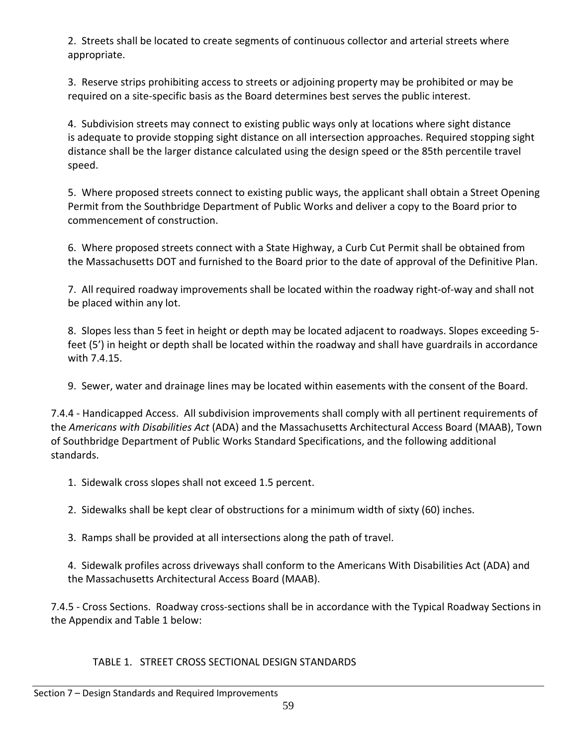2. Streets shall be located to create segments of continuous collector and arterial streets where appropriate.

3. Reserve strips prohibiting access to streets or adjoining property may be prohibited or may be required on a site-specific basis as the Board determines best serves the public interest.

4. Subdivision streets may connect to existing public ways only at locations where sight distance is adequate to provide stopping sight distance on all intersection approaches. Required stopping sight distance shall be the larger distance calculated using the design speed or the 85th percentile travel speed.

5. Where proposed streets connect to existing public ways, the applicant shall obtain a Street Opening Permit from the Southbridge Department of Public Works and deliver a copy to the Board prior to commencement of construction.

6. Where proposed streets connect with a State Highway, a Curb Cut Permit shall be obtained from the Massachusetts DOT and furnished to the Board prior to the date of approval of the Definitive Plan.

7. All required roadway improvements shall be located within the roadway right-of-way and shall not be placed within any lot.

8. Slopes less than 5 feet in height or depth may be located adjacent to roadways. Slopes exceeding 5-feet (5') in height or depth shall be located within the roadway and shall have guardrails in accordance with 7.4.15.

9. Sewer, water and drainage lines may be located within easements with the consent of the Board.

7.4.4 - Handicapped Access. All subdivision improvements shall comply with all pertinent requirements of the *Americans with Disabilities Act* (ADA) and the Massachusetts Architectural Access Board (MAAB), Town of Southbridge Department of Public Works Standard Specifications, and the following additional standards.

1. Sidewalk cross slopes shall not exceed 1.5 percent.

2. Sidewalks shall be kept clear of obstructions for a minimum width of sixty (60) inches.

3. Ramps shall be provided at all intersections along the path of travel.

4. Sidewalk profiles across driveways shall conform to the Americans With Disabilities Act (ADA) and the Massachusetts Architectural Access Board (MAAB).

7.4.5 - Cross Sections. Roadway cross-sections shall be in accordance with the Typical Roadway Sections in the Appendix and Table 1 below:

TABLE 1. STREET CROSS SECTIONAL DESIGN STANDARDS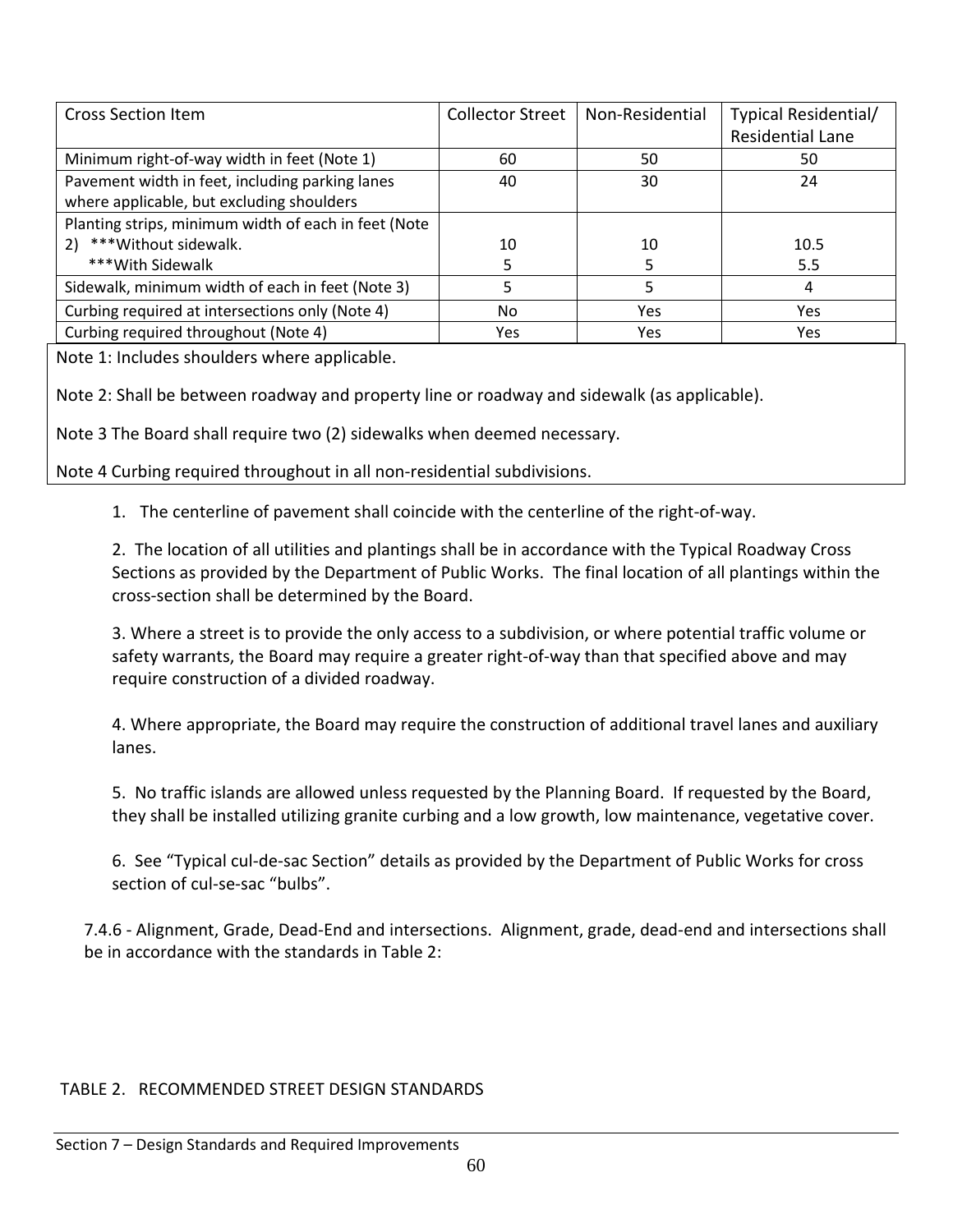| Cross Section Item | Collector Street | Non-Residential | Typical Residential/ Residential Lane |
|---|---|---|---|
| Minimum right-of-way width in feet (Note 1) | 60 | 50 | 50 |
| Pavement width in feet, including parking lanes where applicable, but excluding shoulders | 40 | 30 | 24 |
| Planting strips, minimum width of each in feet (Note 2) ***Without sidewalk. ***With Sidewalk | 10<br>5 | 10<br>5 | 10.5<br>5.5 |
| Sidewalk, minimum width of each in feet (Note 3) | 5 | 5 | 4 |
| Curbing required at intersections only (Note 4) | No | Yes | Yes |
| Curbing required throughout (Note 4) | Yes | Yes | Yes |

Note 1: Includes shoulders where applicable.

Note 2: Shall be between roadway and property line or roadway and sidewalk (as applicable).

Note 3 The Board shall require two (2) sidewalks when deemed necessary.

Note 4 Curbing required throughout in all non-residential subdivisions.

1. The centerline of pavement shall coincide with the centerline of the right-of-way.

2. The location of all utilities and plantings shall be in accordance with the Typical Roadway Cross Sections as provided by the Department of Public Works. The final location of all plantings within the cross-section shall be determined by the Board.

3. Where a street is to provide the only access to a subdivision, or where potential traffic volume or safety warrants, the Board may require a greater right-of-way than that specified above and may require construction of a divided roadway.

4. Where appropriate, the Board may require the construction of additional travel lanes and auxiliary lanes.

5. No traffic islands are allowed unless requested by the Planning Board. If requested by the Board, they shall be installed utilizing granite curbing and a low growth, low maintenance, vegetative cover.

6. See "Typical cul-de-sac Section" details as provided by the Department of Public Works for cross section of cul-se-sac "bulbs".

7.4.6 - Alignment, Grade, Dead-End and intersections. Alignment, grade, dead-end and intersections shall be in accordance with the standards in Table 2:

TABLE 2. RECOMMENDED STREET DESIGN STANDARDS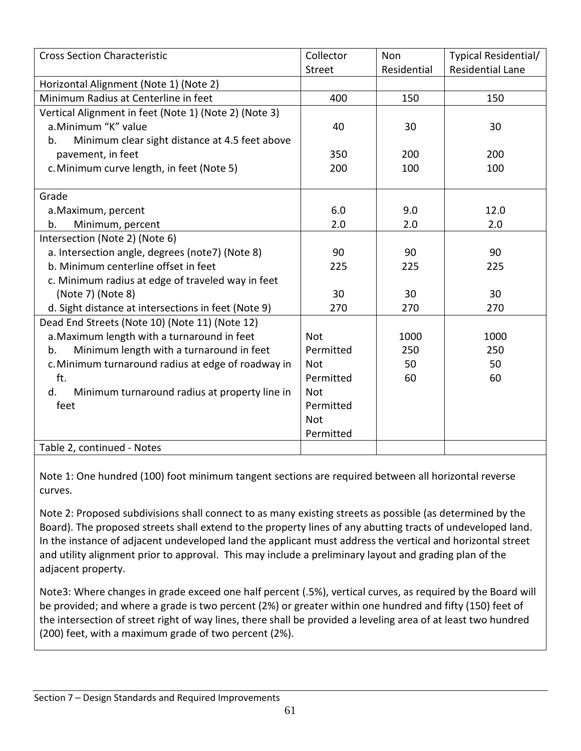| Cross Section Characteristic | Collector Street | Non Residential | Typical Residential/ Residential Lane |
|---|---|---|---|
| Horizontal Alignment (Note 1) (Note 2) | | | |
| Minimum Radius at Centerline in feet | 400 | 150 | 150 |
| Vertical Alignment in feet (Note 1) (Note 2) (Note 3) | | | |
| a. Minimum "K" value | 40 | 30 | 30 |
| b. Minimum clear sight distance at 4.5 feet above pavement, in feet | 350 | 200 | 200 |
| c. Minimum curve length, in feet (Note 5) | 200 | 100 | 100 |
| Grade | | | |
| a. Maximum, percent | 6.0 | 9.0 | 12.0 |
| b. Minimum, percent | 2.0 | 2.0 | 2.0 |
| Intersection (Note 2) (Note 6) | | | |
| a. Intersection angle, degrees (note7) (Note 8) | 90 | 90 | 90 |
| b. Minimum centerline offset in feet | 225 | 225 | 225 |
| c. Minimum radius at edge of traveled way in feet (Note 7) (Note 8) | 30 | 30 | 30 |
| d. Sight distance at intersections in feet (Note 9) | 270 | 270 | 270 |
| Dead End Streets (Note 10) (Note 11) (Note 12) | | | |
| a. Maximum length with a turnaround in feet | Not Permitted | 1000 | 1000 |
| b. Minimum length with a turnaround in feet | Not Permitted | 250 | 250 |
| c. Minimum turnaround radius at edge of roadway in ft. | Not Permitted | 50 | 50 |
| d. Minimum turnaround radius at property line in feet | Not Permitted | 60 | 60 |
| Table 2, continued - Notes | | | |

Note 1: One hundred (100) foot minimum tangent sections are required between all horizontal reverse curves.

Note 2: Proposed subdivisions shall connect to as many existing streets as possible (as determined by the Board). The proposed streets shall extend to the property lines of any abutting tracts of undeveloped land. In the instance of adjacent undeveloped land the applicant must address the vertical and horizontal street and utility alignment prior to approval. This may include a preliminary layout and grading plan of the adjacent property.

Note3: Where changes in grade exceed one half percent (.5%), vertical curves, as required by the Board will be provided; and where a grade is two percent (2%) or greater within one hundred and fifty (150) feet of the intersection of street right of way lines, there shall be provided a leveling area of at least two hundred (200) feet, with a maximum grade of two percent (2%).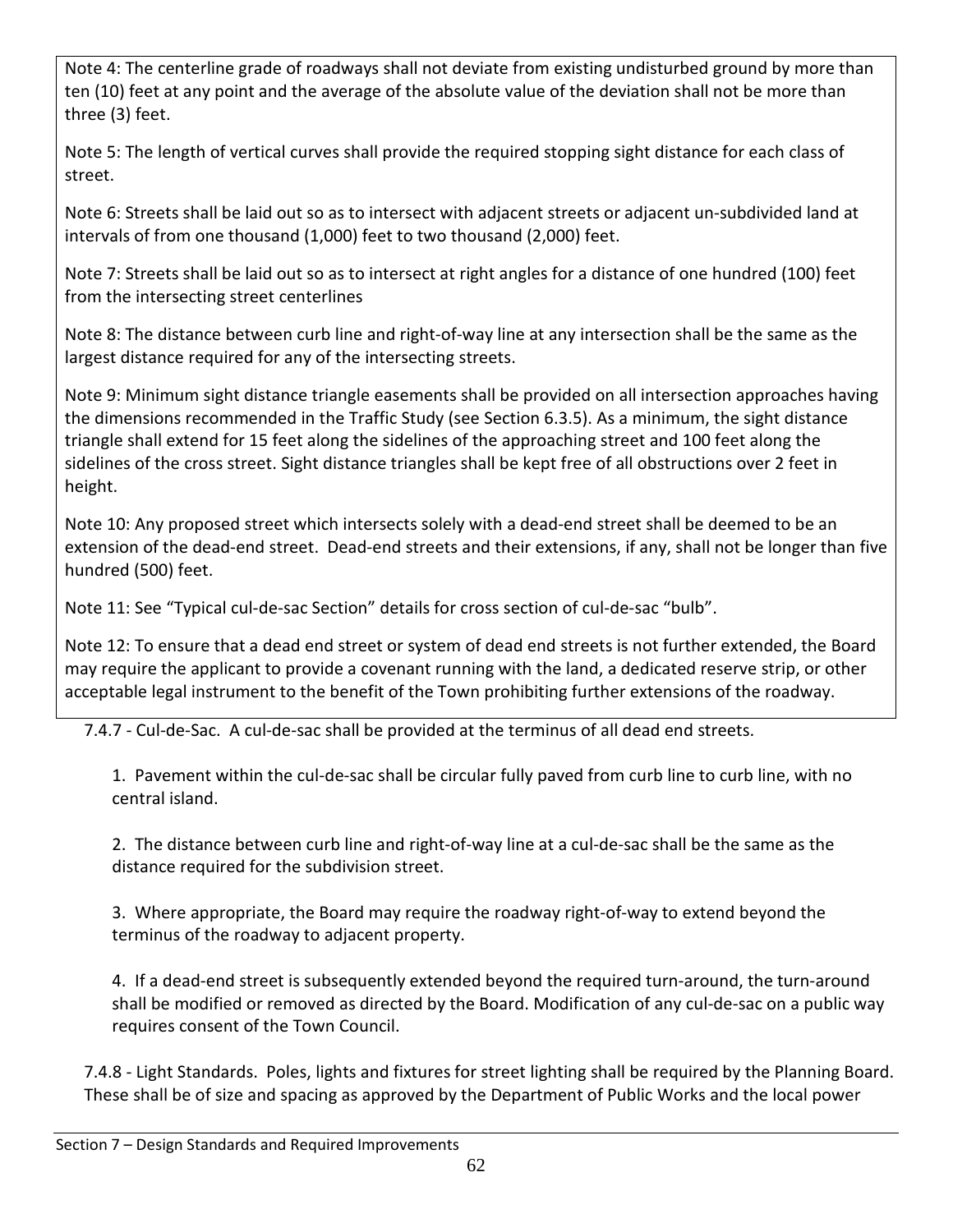Note 4: The centerline grade of roadways shall not deviate from existing undisturbed ground by more than ten (10) feet at any point and the average of the absolute value of the deviation shall not be more than three (3) feet.

Note 5: The length of vertical curves shall provide the required stopping sight distance for each class of street.

Note 6: Streets shall be laid out so as to intersect with adjacent streets or adjacent un-subdivided land at intervals of from one thousand (1,000) feet to two thousand (2,000) feet.

Note 7: Streets shall be laid out so as to intersect at right angles for a distance of one hundred (100) feet from the intersecting street centerlines

Note 8: The distance between curb line and right-of-way line at any intersection shall be the same as the largest distance required for any of the intersecting streets.

Note 9: Minimum sight distance triangle easements shall be provided on all intersection approaches having the dimensions recommended in the Traffic Study (see Section 6.3.5). As a minimum, the sight distance triangle shall extend for 15 feet along the sidelines of the approaching street and 100 feet along the sidelines of the cross street. Sight distance triangles shall be kept free of all obstructions over 2 feet in height.

Note 10: Any proposed street which intersects solely with a dead-end street shall be deemed to be an extension of the dead-end street. Dead-end streets and their extensions, if any, shall not be longer than five hundred (500) feet.

Note 11: See "Typical cul-de-sac Section" details for cross section of cul-de-sac "bulb".

Note 12: To ensure that a dead end street or system of dead end streets is not further extended, the Board may require the applicant to provide a covenant running with the land, a dedicated reserve strip, or other acceptable legal instrument to the benefit of the Town prohibiting further extensions of the roadway.

7.4.7 - Cul-de-Sac. A cul-de-sac shall be provided at the terminus of all dead end streets.

1. Pavement within the cul-de-sac shall be circular fully paved from curb line to curb line, with no central island.

2. The distance between curb line and right-of-way line at a cul-de-sac shall be the same as the distance required for the subdivision street.

3. Where appropriate, the Board may require the roadway right-of-way to extend beyond the terminus of the roadway to adjacent property.

4. If a dead-end street is subsequently extended beyond the required turn-around, the turn-around shall be modified or removed as directed by the Board. Modification of any cul-de-sac on a public way requires consent of the Town Council.

7.4.8 - Light Standards. Poles, lights and fixtures for street lighting shall be required by the Planning Board. These shall be of size and spacing as approved by the Department of Public Works and the local power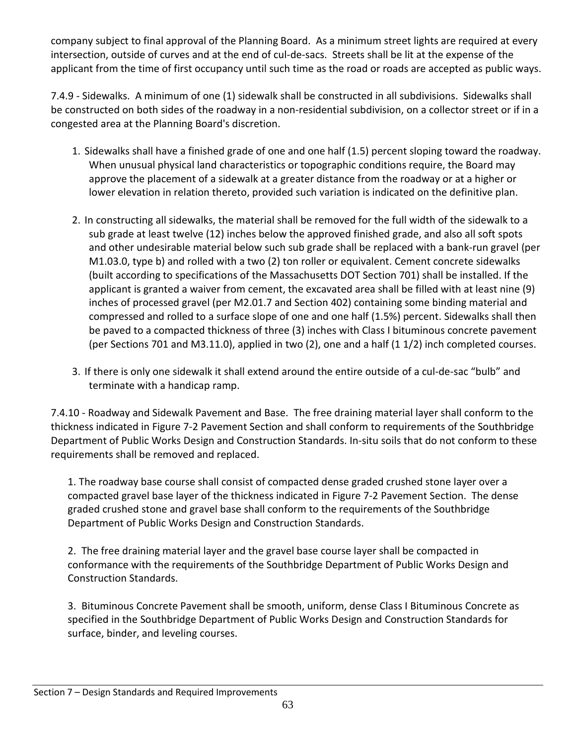company subject to final approval of the Planning Board. As a minimum street lights are required at every intersection, outside of curves and at the end of cul-de-sacs. Streets shall be lit at the expense of the applicant from the time of first occupancy until such time as the road or roads are accepted as public ways.

7.4.9 - Sidewalks. A minimum of one (1) sidewalk shall be constructed in all subdivisions. Sidewalks shall be constructed on both sides of the roadway in a non-residential subdivision, on a collector street or if in a congested area at the Planning Board's discretion.

1. Sidewalks shall have a finished grade of one and one half (1.5) percent sloping toward the roadway. When unusual physical land characteristics or topographic conditions require, the Board may approve the placement of a sidewalk at a greater distance from the roadway or at a higher or lower elevation in relation thereto, provided such variation is indicated on the definitive plan.

2. In constructing all sidewalks, the material shall be removed for the full width of the sidewalk to a sub grade at least twelve (12) inches below the approved finished grade, and also all soft spots and other undesirable material below such sub grade shall be replaced with a bank-run gravel (per M1.03.0, type b) and rolled with a two (2) ton roller or equivalent. Cement concrete sidewalks (built according to specifications of the Massachusetts DOT Section 701) shall be installed. If the applicant is granted a waiver from cement, the excavated area shall be filled with at least nine (9) inches of processed gravel (per M2.01.7 and Section 402) containing some binding material and compressed and rolled to a surface slope of one and one half (1.5%) percent. Sidewalks shall then be paved to a compacted thickness of three (3) inches with Class I bituminous concrete pavement (per Sections 701 and M3.11.0), applied in two (2), one and a half (1 1/2) inch completed courses.

3. If there is only one sidewalk it shall extend around the entire outside of a cul-de-sac "bulb" and terminate with a handicap ramp.

7.4.10 - Roadway and Sidewalk Pavement and Base. The free draining material layer shall conform to the thickness indicated in Figure 7-2 Pavement Section and shall conform to requirements of the Southbridge Department of Public Works Design and Construction Standards. In-situ soils that do not conform to these requirements shall be removed and replaced.

1. The roadway base course shall consist of compacted dense graded crushed stone layer over a compacted gravel base layer of the thickness indicated in Figure 7-2 Pavement Section. The dense graded crushed stone and gravel base shall conform to the requirements of the Southbridge Department of Public Works Design and Construction Standards.

2. The free draining material layer and the gravel base course layer shall be compacted in conformance with the requirements of the Southbridge Department of Public Works Design and Construction Standards.

3. Bituminous Concrete Pavement shall be smooth, uniform, dense Class I Bituminous Concrete as specified in the Southbridge Department of Public Works Design and Construction Standards for surface, binder, and leveling courses.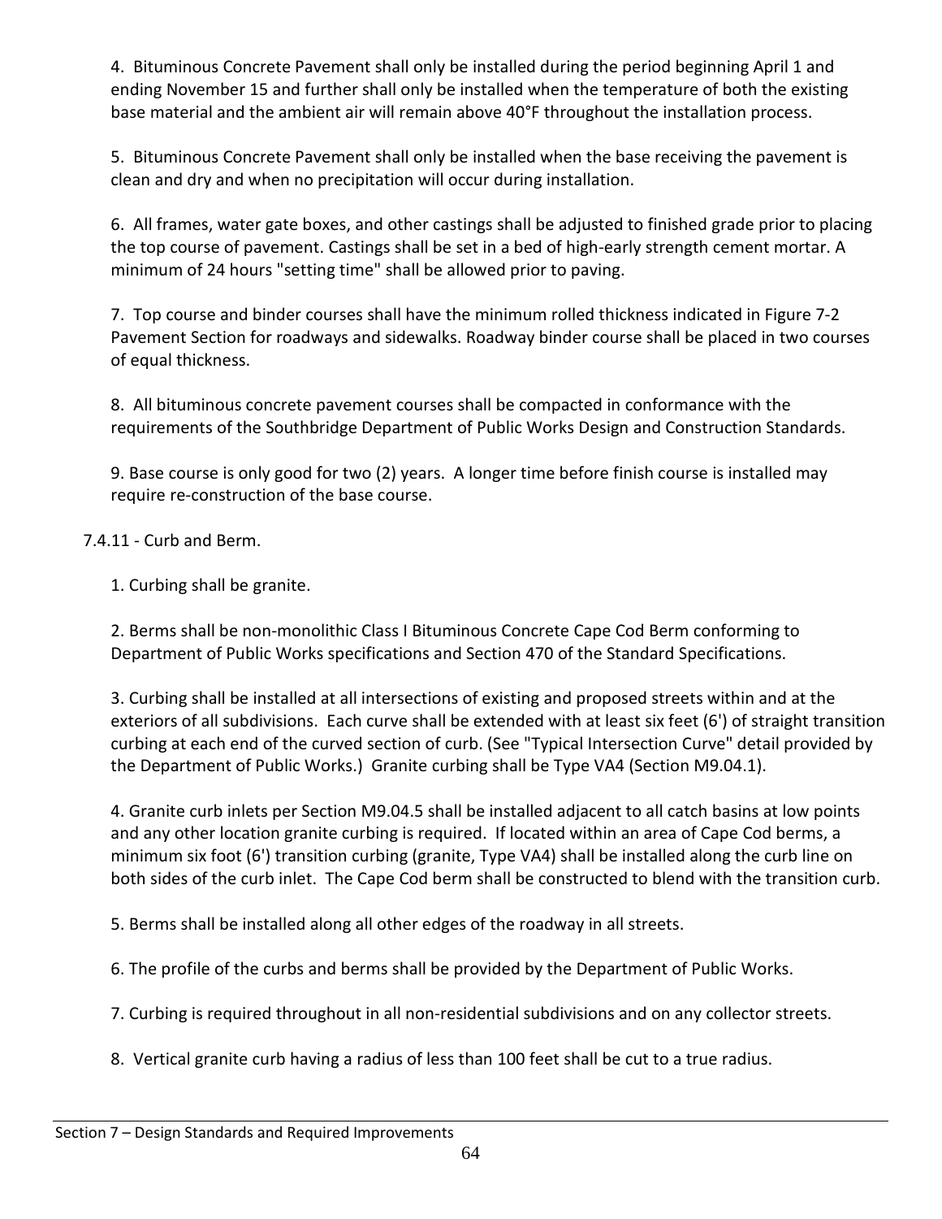4. Bituminous Concrete Pavement shall only be installed during the period beginning April 1 and ending November 15 and further shall only be installed when the temperature of both the existing base material and the ambient air will remain above 40°F throughout the installation process.

5. Bituminous Concrete Pavement shall only be installed when the base receiving the pavement is clean and dry and when no precipitation will occur during installation.

6. All frames, water gate boxes, and other castings shall be adjusted to finished grade prior to placing the top course of pavement. Castings shall be set in a bed of high-early strength cement mortar. A minimum of 24 hours "setting time" shall be allowed prior to paving.

7. Top course and binder courses shall have the minimum rolled thickness indicated in Figure 7-2 Pavement Section for roadways and sidewalks. Roadway binder course shall be placed in two courses of equal thickness.

8. All bituminous concrete pavement courses shall be compacted in conformance with the requirements of the Southbridge Department of Public Works Design and Construction Standards.

9. Base course is only good for two (2) years. A longer time before finish course is installed may require re-construction of the base course.

7.4.11 - Curb and Berm.

1. Curbing shall be granite.

2. Berms shall be non-monolithic Class I Bituminous Concrete Cape Cod Berm conforming to Department of Public Works specifications and Section 470 of the Standard Specifications.

3. Curbing shall be installed at all intersections of existing and proposed streets within and at the exteriors of all subdivisions. Each curve shall be extended with at least six feet (6') of straight transition curbing at each end of the curved section of curb. (See "Typical Intersection Curve" detail provided by the Department of Public Works.) Granite curbing shall be Type VA4 (Section M9.04.1).

4. Granite curb inlets per Section M9.04.5 shall be installed adjacent to all catch basins at low points and any other location granite curbing is required. If located within an area of Cape Cod berms, a minimum six foot (6') transition curbing (granite, Type VA4) shall be installed along the curb line on both sides of the curb inlet. The Cape Cod berm shall be constructed to blend with the transition curb.

5. Berms shall be installed along all other edges of the roadway in all streets.

6. The profile of the curbs and berms shall be provided by the Department of Public Works.

7. Curbing is required throughout in all non-residential subdivisions and on any collector streets.

8. Vertical granite curb having a radius of less than 100 feet shall be cut to a true radius.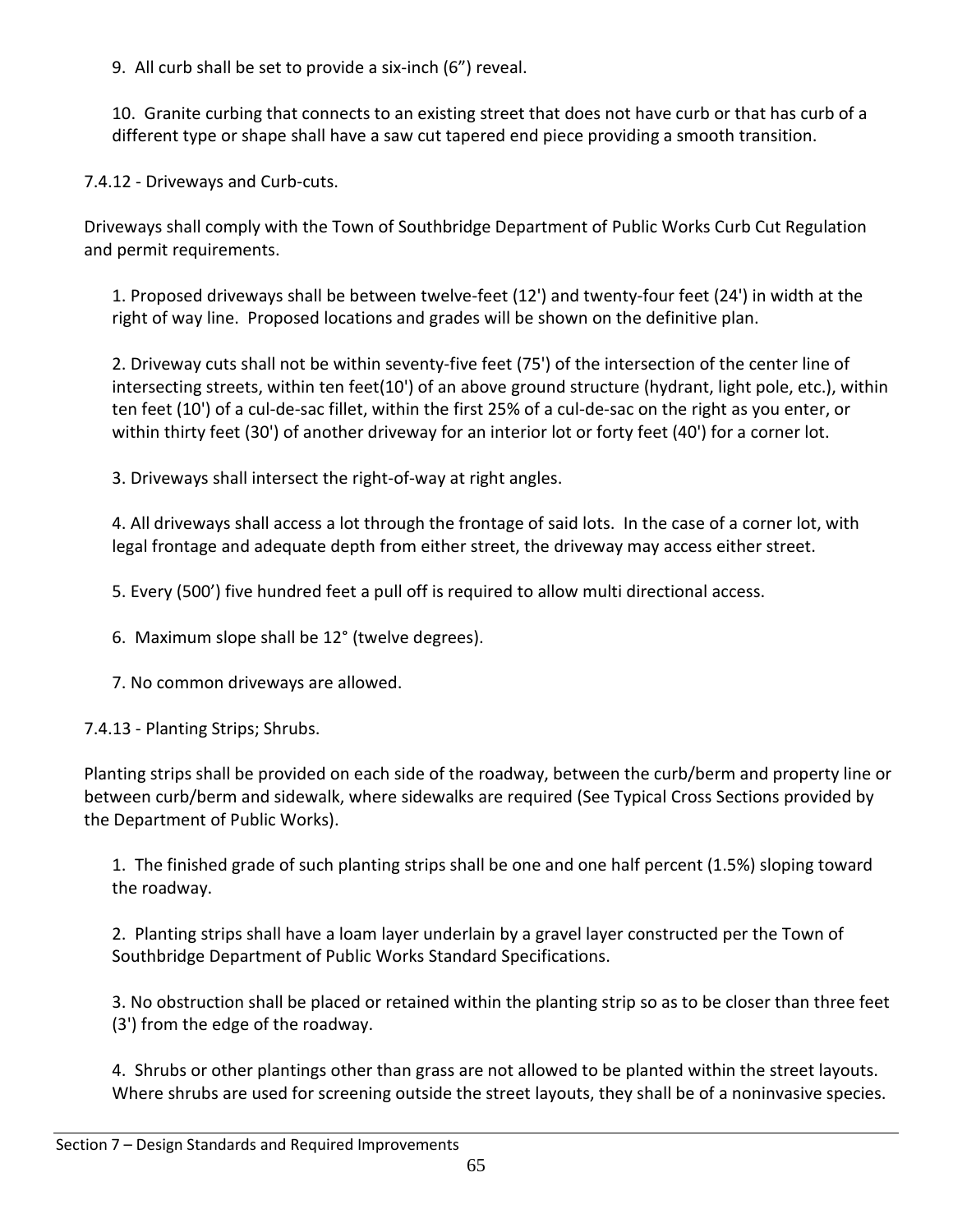9. All curb shall be set to provide a six-inch (6") reveal.

10. Granite curbing that connects to an existing street that does not have curb or that has curb of a different type or shape shall have a saw cut tapered end piece providing a smooth transition.

7.4.12 - Driveways and Curb-cuts.

Driveways shall comply with the Town of Southbridge Department of Public Works Curb Cut Regulation and permit requirements.

1. Proposed driveways shall be between twelve-feet (12') and twenty-four feet (24') in width at the right of way line. Proposed locations and grades will be shown on the definitive plan.

2. Driveway cuts shall not be within seventy-five feet (75') of the intersection of the center line of intersecting streets, within ten feet(10') of an above ground structure (hydrant, light pole, etc.), within ten feet (10') of a cul-de-sac fillet, within the first 25% of a cul-de-sac on the right as you enter, or within thirty feet (30') of another driveway for an interior lot or forty feet (40') for a corner lot.

3. Driveways shall intersect the right-of-way at right angles.

4. All driveways shall access a lot through the frontage of said lots. In the case of a corner lot, with legal frontage and adequate depth from either street, the driveway may access either street.

5. Every (500') five hundred feet a pull off is required to allow multi directional access.

6. Maximum slope shall be 12° (twelve degrees).

7. No common driveways are allowed.

7.4.13 - Planting Strips; Shrubs.

Planting strips shall be provided on each side of the roadway, between the curb/berm and property line or between curb/berm and sidewalk, where sidewalks are required (See Typical Cross Sections provided by the Department of Public Works).

1. The finished grade of such planting strips shall be one and one half percent (1.5%) sloping toward the roadway.

2. Planting strips shall have a loam layer underlain by a gravel layer constructed per the Town of Southbridge Department of Public Works Standard Specifications.

3. No obstruction shall be placed or retained within the planting strip so as to be closer than three feet (3') from the edge of the roadway.

4. Shrubs or other plantings other than grass are not allowed to be planted within the street layouts. Where shrubs are used for screening outside the street layouts, they shall be of a noninvasive species.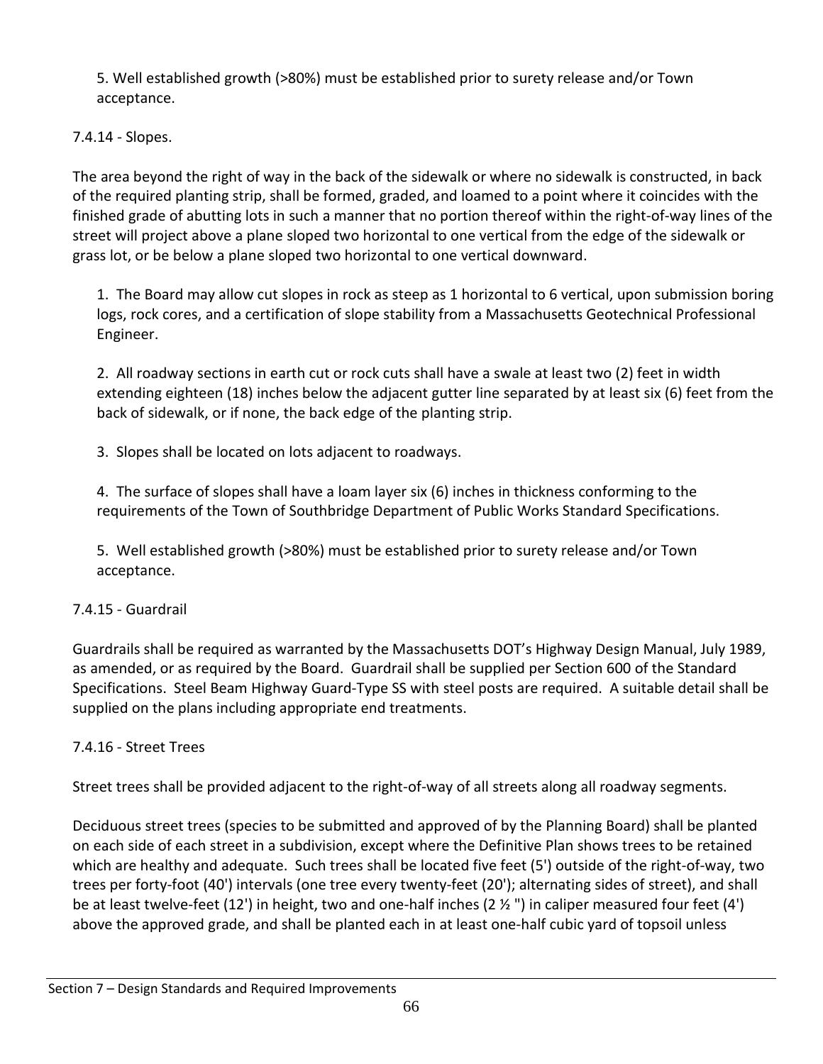5. Well established growth (>80%) must be established prior to surety release and/or Town acceptance.

7.4.14 - Slopes.

The area beyond the right of way in the back of the sidewalk or where no sidewalk is constructed, in back of the required planting strip, shall be formed, graded, and loamed to a point where it coincides with the finished grade of abutting lots in such a manner that no portion thereof within the right-of-way lines of the street will project above a plane sloped two horizontal to one vertical from the edge of the sidewalk or grass lot, or be below a plane sloped two horizontal to one vertical downward.

1. The Board may allow cut slopes in rock as steep as 1 horizontal to 6 vertical, upon submission boring logs, rock cores, and a certification of slope stability from a Massachusetts Geotechnical Professional Engineer.

2. All roadway sections in earth cut or rock cuts shall have a swale at least two (2) feet in width extending eighteen (18) inches below the adjacent gutter line separated by at least six (6) feet from the back of sidewalk, or if none, the back edge of the planting strip.

3. Slopes shall be located on lots adjacent to roadways.

4. The surface of slopes shall have a loam layer six (6) inches in thickness conforming to the requirements of the Town of Southbridge Department of Public Works Standard Specifications.

5. Well established growth (>80%) must be established prior to surety release and/or Town acceptance.

7.4.15 - Guardrail

Guardrails shall be required as warranted by the Massachusetts DOT's Highway Design Manual, July 1989, as amended, or as required by the Board. Guardrail shall be supplied per Section 600 of the Standard Specifications. Steel Beam Highway Guard-Type SS with steel posts are required. A suitable detail shall be supplied on the plans including appropriate end treatments.

7.4.16 - Street Trees

Street trees shall be provided adjacent to the right-of-way of all streets along all roadway segments.

Deciduous street trees (species to be submitted and approved of by the Planning Board) shall be planted on each side of each street in a subdivision, except where the Definitive Plan shows trees to be retained which are healthy and adequate. Such trees shall be located five feet (5') outside of the right-of-way, two trees per forty-foot (40') intervals (one tree every twenty-feet (20'); alternating sides of street), and shall be at least twelve-feet (12') in height, two and one-half inches (2 ½ ") in caliper measured four feet (4') above the approved grade, and shall be planted each in at least one-half cubic yard of topsoil unless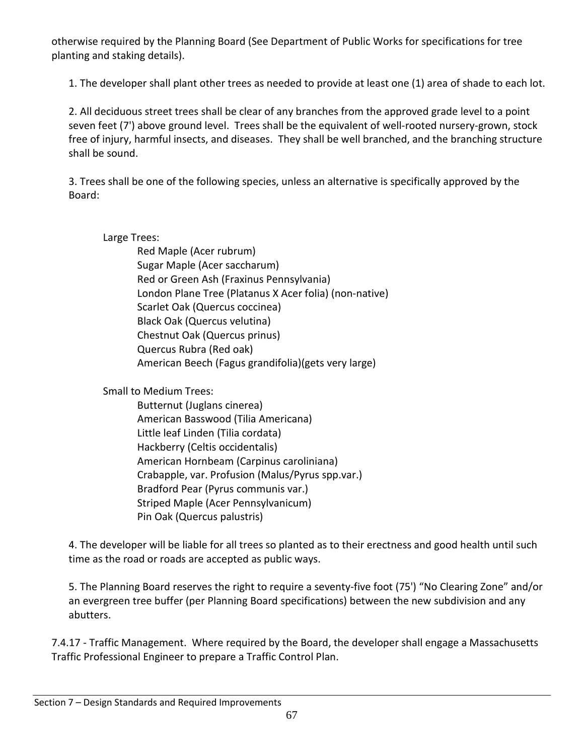otherwise required by the Planning Board (See Department of Public Works for specifications for tree planting and staking details).

1. The developer shall plant other trees as needed to provide at least one (1) area of shade to each lot.

2. All deciduous street trees shall be clear of any branches from the approved grade level to a point seven feet (7') above ground level. Trees shall be the equivalent of well-rooted nursery-grown, stock free of injury, harmful insects, and diseases. They shall be well branched, and the branching structure shall be sound.

3. Trees shall be one of the following species, unless an alternative is specifically approved by the Board:

Large Trees:
- Red Maple (Acer rubrum)
- Sugar Maple (Acer saccharum)
- Red or Green Ash (Fraxinus Pennsylvania)
- London Plane Tree (Platanus X Acer folia) (non-native)
- Scarlet Oak (Quercus coccinea)
- Black Oak (Quercus velutina)
- Chestnut Oak (Quercus prinus)
- Quercus Rubra (Red oak)
- American Beech (Fagus grandifolia)(gets very large)

Small to Medium Trees:
- Butternut (Juglans cinerea)
- American Basswood (Tilia Americana)
- Little leaf Linden (Tilia cordata)
- Hackberry (Celtis occidentalis)
- American Hornbeam (Carpinus caroliniana)
- Crabapple, var. Profusion (Malus/Pyrus spp.var.)
- Bradford Pear (Pyrus communis var.)
- Striped Maple (Acer Pennsylvanicum)
- Pin Oak (Quercus palustris)

4. The developer will be liable for all trees so planted as to their erectness and good health until such time as the road or roads are accepted as public ways.

5. The Planning Board reserves the right to require a seventy-five foot (75') "No Clearing Zone" and/or an evergreen tree buffer (per Planning Board specifications) between the new subdivision and any abutters.

7.4.17 - Traffic Management. Where required by the Board, the developer shall engage a Massachusetts Traffic Professional Engineer to prepare a Traffic Control Plan.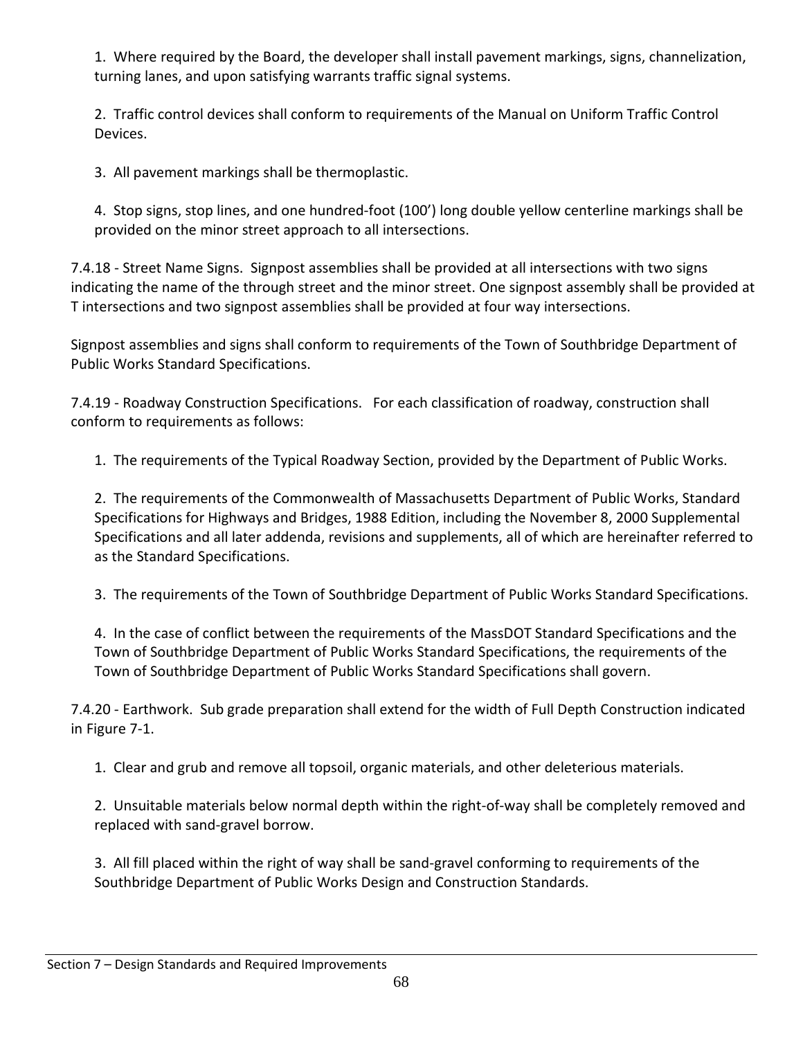1. Where required by the Board, the developer shall install pavement markings, signs, channelization, turning lanes, and upon satisfying warrants traffic signal systems.

2. Traffic control devices shall conform to requirements of the Manual on Uniform Traffic Control Devices.

3. All pavement markings shall be thermoplastic.

4. Stop signs, stop lines, and one hundred-foot (100') long double yellow centerline markings shall be provided on the minor street approach to all intersections.

7.4.18 - Street Name Signs. Signpost assemblies shall be provided at all intersections with two signs indicating the name of the through street and the minor street. One signpost assembly shall be provided at T intersections and two signpost assemblies shall be provided at four way intersections.

Signpost assemblies and signs shall conform to requirements of the Town of Southbridge Department of Public Works Standard Specifications.

7.4.19 - Roadway Construction Specifications. For each classification of roadway, construction shall conform to requirements as follows:

1. The requirements of the Typical Roadway Section, provided by the Department of Public Works.

2. The requirements of the Commonwealth of Massachusetts Department of Public Works, Standard Specifications for Highways and Bridges, 1988 Edition, including the November 8, 2000 Supplemental Specifications and all later addenda, revisions and supplements, all of which are hereinafter referred to as the Standard Specifications.

3. The requirements of the Town of Southbridge Department of Public Works Standard Specifications.

4. In the case of conflict between the requirements of the MassDOT Standard Specifications and the Town of Southbridge Department of Public Works Standard Specifications, the requirements of the Town of Southbridge Department of Public Works Standard Specifications shall govern.

7.4.20 - Earthwork. Sub grade preparation shall extend for the width of Full Depth Construction indicated in Figure 7-1.

1. Clear and grub and remove all topsoil, organic materials, and other deleterious materials.

2. Unsuitable materials below normal depth within the right-of-way shall be completely removed and replaced with sand-gravel borrow.

3. All fill placed within the right of way shall be sand-gravel conforming to requirements of the Southbridge Department of Public Works Design and Construction Standards.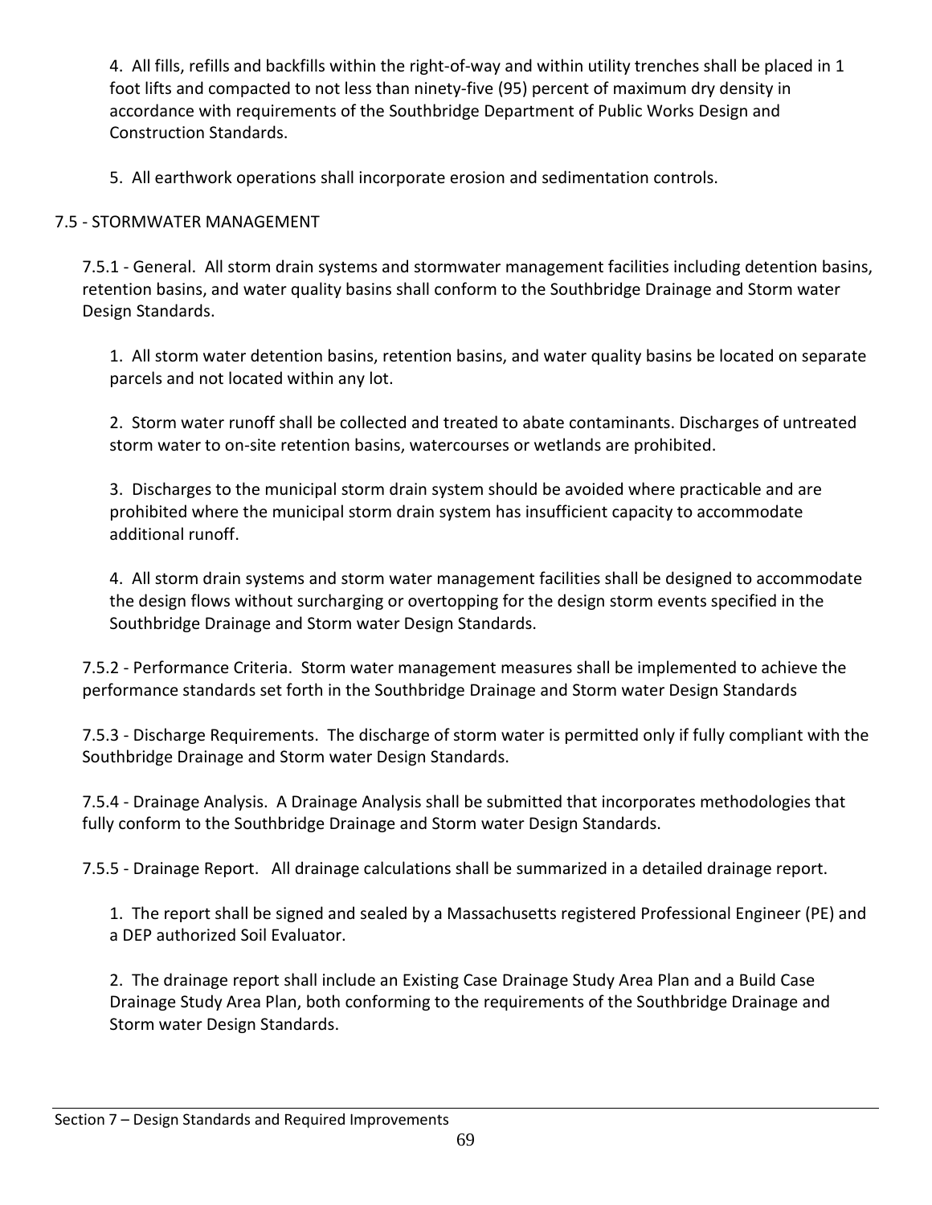4. All fills, refills and backfills within the right-of-way and within utility trenches shall be placed in 1 foot lifts and compacted to not less than ninety-five (95) percent of maximum dry density in accordance with requirements of the Southbridge Department of Public Works Design and Construction Standards.

5. All earthwork operations shall incorporate erosion and sedimentation controls.

## 7.5 - STORMWATER MANAGEMENT

7.5.1 - General. All storm drain systems and stormwater management facilities including detention basins, retention basins, and water quality basins shall conform to the Southbridge Drainage and Storm water Design Standards.

1. All storm water detention basins, retention basins, and water quality basins be located on separate parcels and not located within any lot.

2. Storm water runoff shall be collected and treated to abate contaminants. Discharges of untreated storm water to on-site retention basins, watercourses or wetlands are prohibited.

3. Discharges to the municipal storm drain system should be avoided where practicable and are prohibited where the municipal storm drain system has insufficient capacity to accommodate additional runoff.

4. All storm drain systems and storm water management facilities shall be designed to accommodate the design flows without surcharging or overtopping for the design storm events specified in the Southbridge Drainage and Storm water Design Standards.

7.5.2 - Performance Criteria. Storm water management measures shall be implemented to achieve the performance standards set forth in the Southbridge Drainage and Storm water Design Standards

7.5.3 - Discharge Requirements. The discharge of storm water is permitted only if fully compliant with the Southbridge Drainage and Storm water Design Standards.

7.5.4 - Drainage Analysis. A Drainage Analysis shall be submitted that incorporates methodologies that fully conform to the Southbridge Drainage and Storm water Design Standards.

7.5.5 - Drainage Report. All drainage calculations shall be summarized in a detailed drainage report.

1. The report shall be signed and sealed by a Massachusetts registered Professional Engineer (PE) and a DEP authorized Soil Evaluator.

2. The drainage report shall include an Existing Case Drainage Study Area Plan and a Build Case Drainage Study Area Plan, both conforming to the requirements of the Southbridge Drainage and Storm water Design Standards.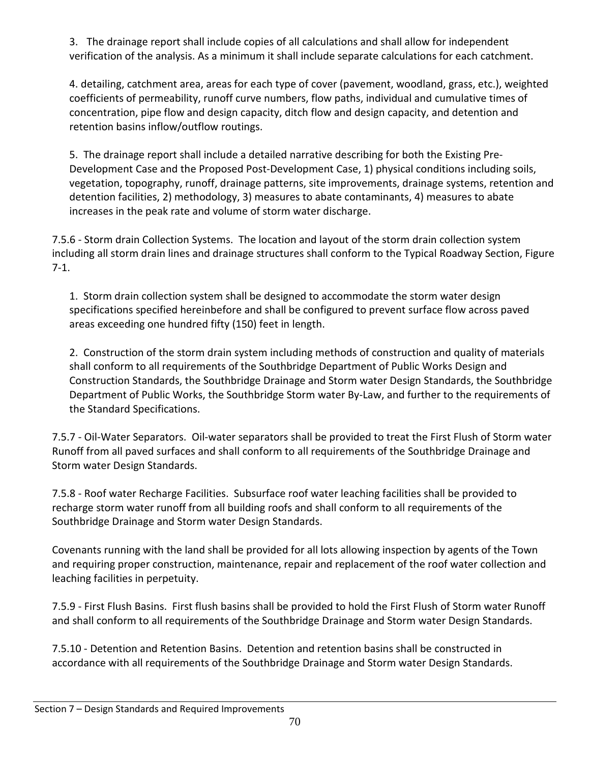3. The drainage report shall include copies of all calculations and shall allow for independent verification of the analysis. As a minimum it shall include separate calculations for each catchment.

4. detailing, catchment area, areas for each type of cover (pavement, woodland, grass, etc.), weighted coefficients of permeability, runoff curve numbers, flow paths, individual and cumulative times of concentration, pipe flow and design capacity, ditch flow and design capacity, and detention and retention basins inflow/outflow routings.

5. The drainage report shall include a detailed narrative describing for both the Existing Pre-Development Case and the Proposed Post-Development Case, 1) physical conditions including soils, vegetation, topography, runoff, drainage patterns, site improvements, drainage systems, retention and detention facilities, 2) methodology, 3) measures to abate contaminants, 4) measures to abate increases in the peak rate and volume of storm water discharge.

7.5.6 - Storm drain Collection Systems. The location and layout of the storm drain collection system including all storm drain lines and drainage structures shall conform to the Typical Roadway Section, Figure 7-1.

1. Storm drain collection system shall be designed to accommodate the storm water design specifications specified hereinbefore and shall be configured to prevent surface flow across paved areas exceeding one hundred fifty (150) feet in length.

2. Construction of the storm drain system including methods of construction and quality of materials shall conform to all requirements of the Southbridge Department of Public Works Design and Construction Standards, the Southbridge Drainage and Storm water Design Standards, the Southbridge Department of Public Works, the Southbridge Storm water By-Law, and further to the requirements of the Standard Specifications.

7.5.7 - Oil-Water Separators. Oil-water separators shall be provided to treat the First Flush of Storm water Runoff from all paved surfaces and shall conform to all requirements of the Southbridge Drainage and Storm water Design Standards.

7.5.8 - Roof water Recharge Facilities. Subsurface roof water leaching facilities shall be provided to recharge storm water runoff from all building roofs and shall conform to all requirements of the Southbridge Drainage and Storm water Design Standards.

Covenants running with the land shall be provided for all lots allowing inspection by agents of the Town and requiring proper construction, maintenance, repair and replacement of the roof water collection and leaching facilities in perpetuity.

7.5.9 - First Flush Basins. First flush basins shall be provided to hold the First Flush of Storm water Runoff and shall conform to all requirements of the Southbridge Drainage and Storm water Design Standards.

7.5.10 - Detention and Retention Basins. Detention and retention basins shall be constructed in accordance with all requirements of the Southbridge Drainage and Storm water Design Standards.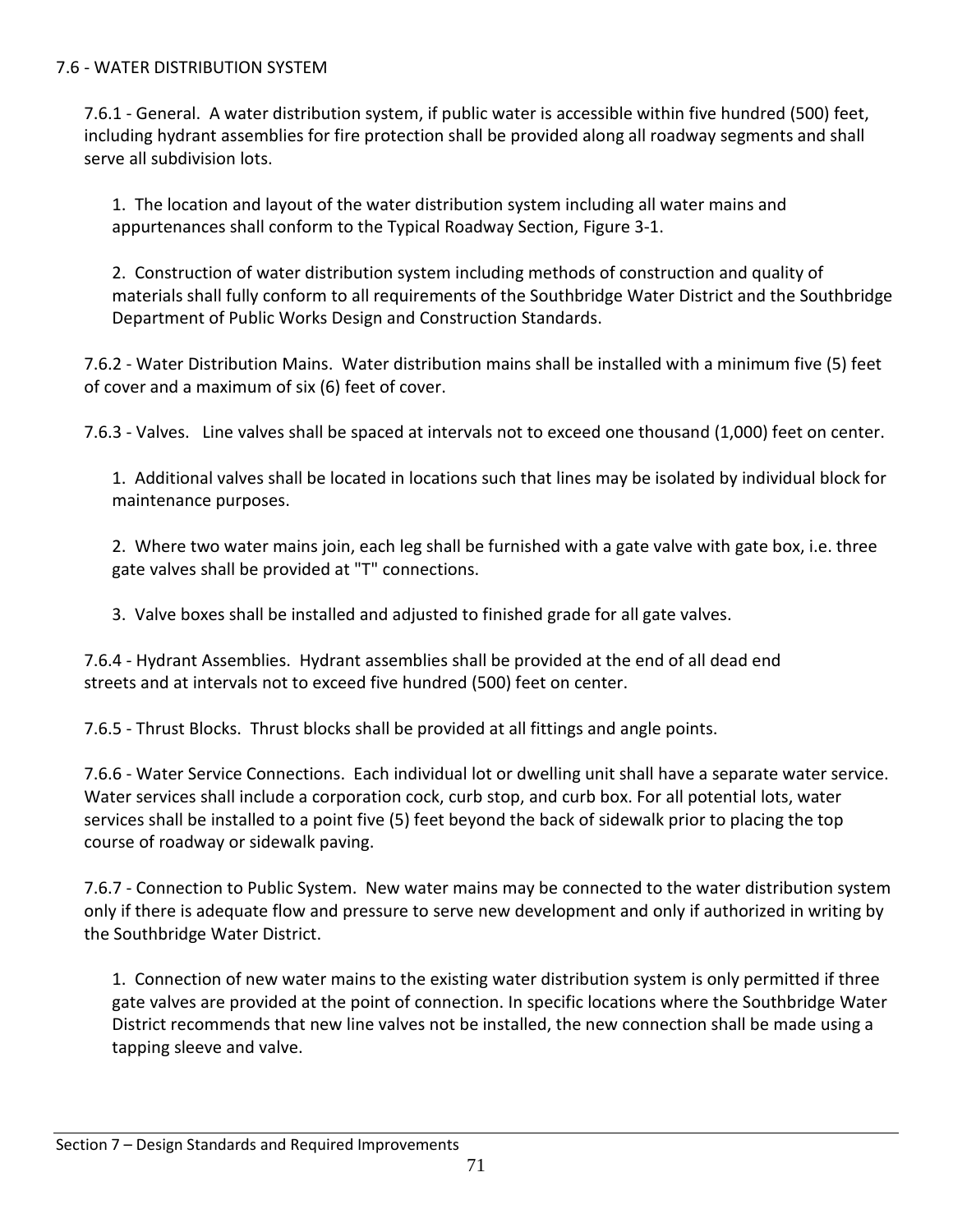## 7.6 - WATER DISTRIBUTION SYSTEM

7.6.1 - General. A water distribution system, if public water is accessible within five hundred (500) feet, including hydrant assemblies for fire protection shall be provided along all roadway segments and shall serve all subdivision lots.

1. The location and layout of the water distribution system including all water mains and appurtenances shall conform to the Typical Roadway Section, Figure 3-1.

2. Construction of water distribution system including methods of construction and quality of materials shall fully conform to all requirements of the Southbridge Water District and the Southbridge Department of Public Works Design and Construction Standards.

7.6.2 - Water Distribution Mains. Water distribution mains shall be installed with a minimum five (5) feet of cover and a maximum of six (6) feet of cover.

7.6.3 - Valves. Line valves shall be spaced at intervals not to exceed one thousand (1,000) feet on center.

1. Additional valves shall be located in locations such that lines may be isolated by individual block for maintenance purposes.

2. Where two water mains join, each leg shall be furnished with a gate valve with gate box, i.e. three gate valves shall be provided at "T" connections.

3. Valve boxes shall be installed and adjusted to finished grade for all gate valves.

7.6.4 - Hydrant Assemblies. Hydrant assemblies shall be provided at the end of all dead end streets and at intervals not to exceed five hundred (500) feet on center.

7.6.5 - Thrust Blocks. Thrust blocks shall be provided at all fittings and angle points.

7.6.6 - Water Service Connections. Each individual lot or dwelling unit shall have a separate water service. Water services shall include a corporation cock, curb stop, and curb box. For all potential lots, water services shall be installed to a point five (5) feet beyond the back of sidewalk prior to placing the top course of roadway or sidewalk paving.

7.6.7 - Connection to Public System. New water mains may be connected to the water distribution system only if there is adequate flow and pressure to serve new development and only if authorized in writing by the Southbridge Water District.

1. Connection of new water mains to the existing water distribution system is only permitted if three gate valves are provided at the point of connection. In specific locations where the Southbridge Water District recommends that new line valves not be installed, the new connection shall be made using a tapping sleeve and valve.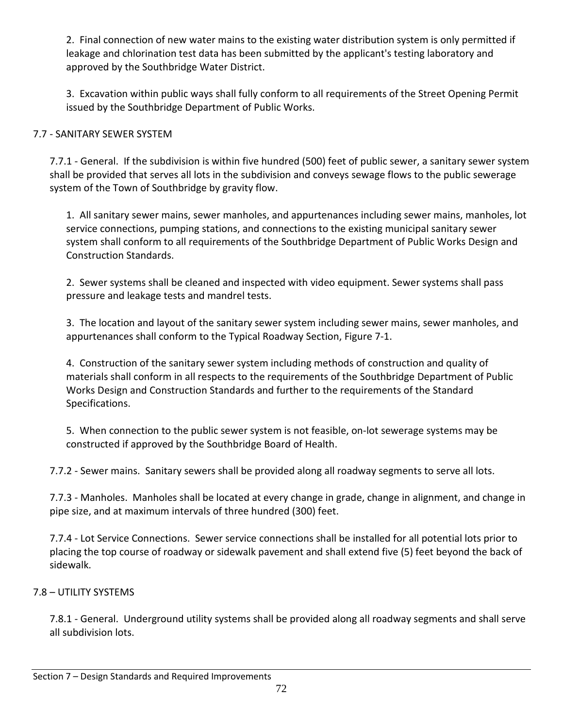2. Final connection of new water mains to the existing water distribution system is only permitted if leakage and chlorination test data has been submitted by the applicant's testing laboratory and approved by the Southbridge Water District.

3. Excavation within public ways shall fully conform to all requirements of the Street Opening Permit issued by the Southbridge Department of Public Works.

## 7.7 - SANITARY SEWER SYSTEM

7.7.1 - General. If the subdivision is within five hundred (500) feet of public sewer, a sanitary sewer system shall be provided that serves all lots in the subdivision and conveys sewage flows to the public sewerage system of the Town of Southbridge by gravity flow.

1. All sanitary sewer mains, sewer manholes, and appurtenances including sewer mains, manholes, lot service connections, pumping stations, and connections to the existing municipal sanitary sewer system shall conform to all requirements of the Southbridge Department of Public Works Design and Construction Standards.

2. Sewer systems shall be cleaned and inspected with video equipment. Sewer systems shall pass pressure and leakage tests and mandrel tests.

3. The location and layout of the sanitary sewer system including sewer mains, sewer manholes, and appurtenances shall conform to the Typical Roadway Section, Figure 7-1.

4. Construction of the sanitary sewer system including methods of construction and quality of materials shall conform in all respects to the requirements of the Southbridge Department of Public Works Design and Construction Standards and further to the requirements of the Standard Specifications.

5. When connection to the public sewer system is not feasible, on-lot sewerage systems may be constructed if approved by the Southbridge Board of Health.

7.7.2 - Sewer mains. Sanitary sewers shall be provided along all roadway segments to serve all lots.

7.7.3 - Manholes. Manholes shall be located at every change in grade, change in alignment, and change in pipe size, and at maximum intervals of three hundred (300) feet.

7.7.4 - Lot Service Connections. Sewer service connections shall be installed for all potential lots prior to placing the top course of roadway or sidewalk pavement and shall extend five (5) feet beyond the back of sidewalk.

## 7.8 – UTILITY SYSTEMS

7.8.1 - General. Underground utility systems shall be provided along all roadway segments and shall serve all subdivision lots.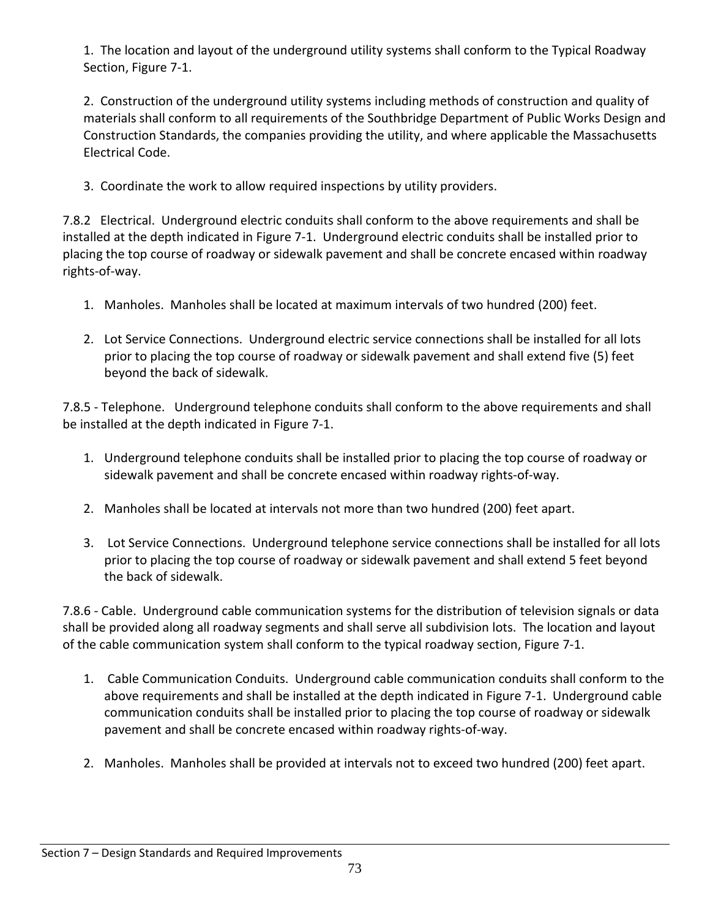1. The location and layout of the underground utility systems shall conform to the Typical Roadway Section, Figure 7-1.

2. Construction of the underground utility systems including methods of construction and quality of materials shall conform to all requirements of the Southbridge Department of Public Works Design and Construction Standards, the companies providing the utility, and where applicable the Massachusetts Electrical Code.

3. Coordinate the work to allow required inspections by utility providers.

7.8.2 Electrical. Underground electric conduits shall conform to the above requirements and shall be installed at the depth indicated in Figure 7-1. Underground electric conduits shall be installed prior to placing the top course of roadway or sidewalk pavement and shall be concrete encased within roadway rights-of-way.

1. Manholes. Manholes shall be located at maximum intervals of two hundred (200) feet.
2. Lot Service Connections. Underground electric service connections shall be installed for all lots prior to placing the top course of roadway or sidewalk pavement and shall extend five (5) feet beyond the back of sidewalk.

7.8.5 - Telephone. Underground telephone conduits shall conform to the above requirements and shall be installed at the depth indicated in Figure 7-1.

1. Underground telephone conduits shall be installed prior to placing the top course of roadway or sidewalk pavement and shall be concrete encased within roadway rights-of-way.
2. Manholes shall be located at intervals not more than two hundred (200) feet apart.
3. Lot Service Connections. Underground telephone service connections shall be installed for all lots prior to placing the top course of roadway or sidewalk pavement and shall extend 5 feet beyond the back of sidewalk.

7.8.6 - Cable. Underground cable communication systems for the distribution of television signals or data shall be provided along all roadway segments and shall serve all subdivision lots. The location and layout of the cable communication system shall conform to the typical roadway section, Figure 7-1.

1. Cable Communication Conduits. Underground cable communication conduits shall conform to the above requirements and shall be installed at the depth indicated in Figure 7-1. Underground cable communication conduits shall be installed prior to placing the top course of roadway or sidewalk pavement and shall be concrete encased within roadway rights-of-way.
2. Manholes. Manholes shall be provided at intervals not to exceed two hundred (200) feet apart.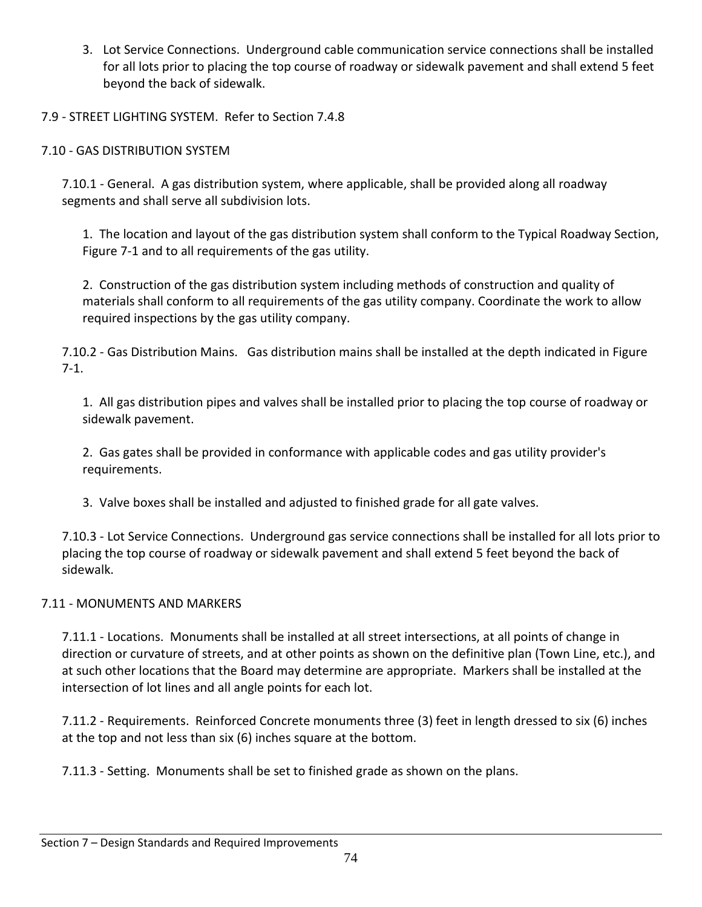3. Lot Service Connections. Underground cable communication service connections shall be installed for all lots prior to placing the top course of roadway or sidewalk pavement and shall extend 5 feet beyond the back of sidewalk.

7.9 - STREET LIGHTING SYSTEM. Refer to Section 7.4.8

7.10 - GAS DISTRIBUTION SYSTEM

7.10.1 - General. A gas distribution system, where applicable, shall be provided along all roadway segments and shall serve all subdivision lots.

1. The location and layout of the gas distribution system shall conform to the Typical Roadway Section, Figure 7-1 and to all requirements of the gas utility.

2. Construction of the gas distribution system including methods of construction and quality of materials shall conform to all requirements of the gas utility company. Coordinate the work to allow required inspections by the gas utility company.

7.10.2 - Gas Distribution Mains. Gas distribution mains shall be installed at the depth indicated in Figure 7-1.

1. All gas distribution pipes and valves shall be installed prior to placing the top course of roadway or sidewalk pavement.

2. Gas gates shall be provided in conformance with applicable codes and gas utility provider's requirements.

3. Valve boxes shall be installed and adjusted to finished grade for all gate valves.

7.10.3 - Lot Service Connections. Underground gas service connections shall be installed for all lots prior to placing the top course of roadway or sidewalk pavement and shall extend 5 feet beyond the back of sidewalk.

7.11 - MONUMENTS AND MARKERS

7.11.1 - Locations. Monuments shall be installed at all street intersections, at all points of change in direction or curvature of streets, and at other points as shown on the definitive plan (Town Line, etc.), and at such other locations that the Board may determine are appropriate. Markers shall be installed at the intersection of lot lines and all angle points for each lot.

7.11.2 - Requirements. Reinforced Concrete monuments three (3) feet in length dressed to six (6) inches at the top and not less than six (6) inches square at the bottom.

7.11.3 - Setting. Monuments shall be set to finished grade as shown on the plans.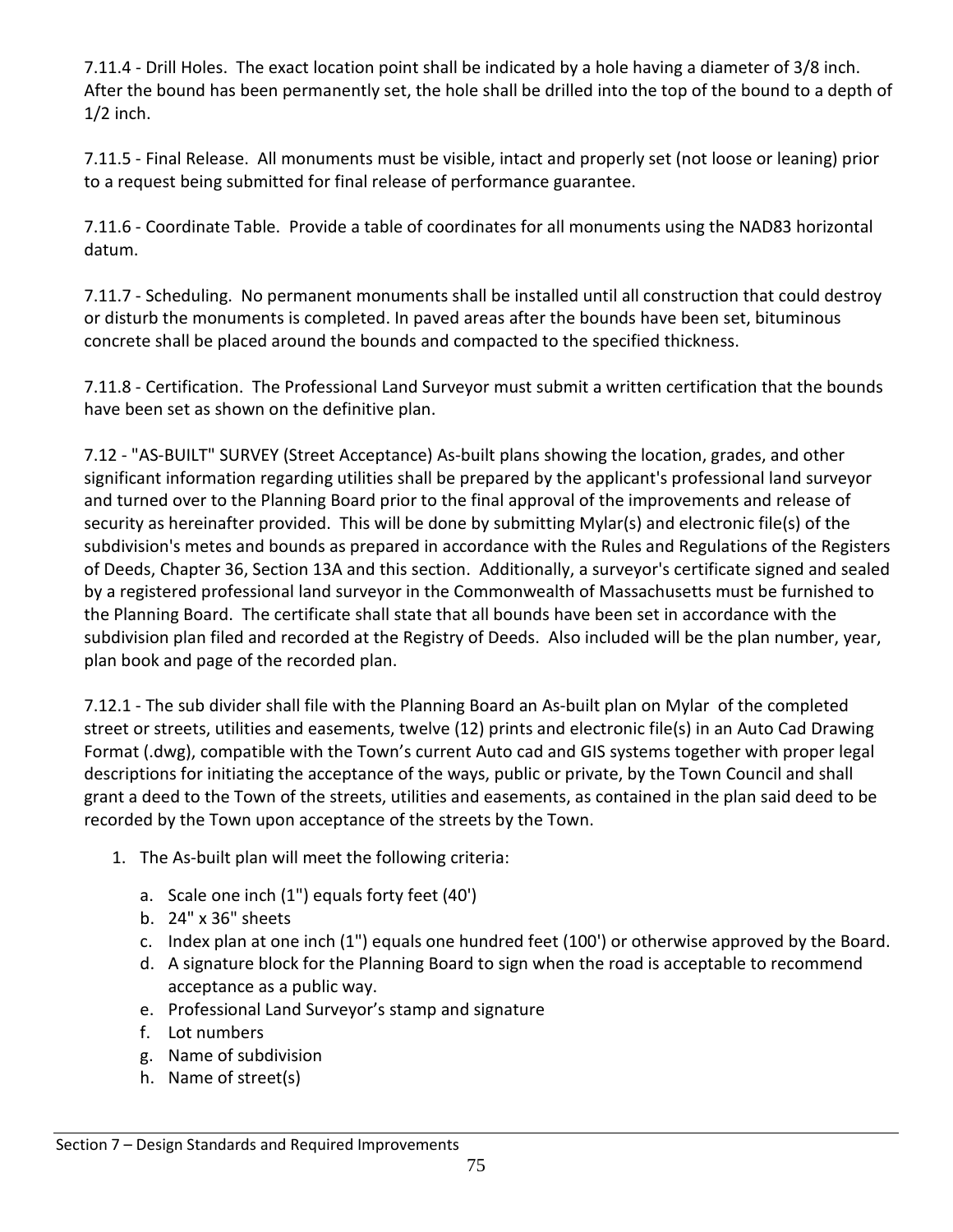7.11.4 - Drill Holes. The exact location point shall be indicated by a hole having a diameter of 3/8 inch. After the bound has been permanently set, the hole shall be drilled into the top of the bound to a depth of 1/2 inch.

7.11.5 - Final Release. All monuments must be visible, intact and properly set (not loose or leaning) prior to a request being submitted for final release of performance guarantee.

7.11.6 - Coordinate Table. Provide a table of coordinates for all monuments using the NAD83 horizontal datum.

7.11.7 - Scheduling. No permanent monuments shall be installed until all construction that could destroy or disturb the monuments is completed. In paved areas after the bounds have been set, bituminous concrete shall be placed around the bounds and compacted to the specified thickness.

7.11.8 - Certification. The Professional Land Surveyor must submit a written certification that the bounds have been set as shown on the definitive plan.

7.12 - "AS-BUILT" SURVEY (Street Acceptance) As-built plans showing the location, grades, and other significant information regarding utilities shall be prepared by the applicant's professional land surveyor and turned over to the Planning Board prior to the final approval of the improvements and release of security as hereinafter provided. This will be done by submitting Mylar(s) and electronic file(s) of the subdivision's metes and bounds as prepared in accordance with the Rules and Regulations of the Registers of Deeds, Chapter 36, Section 13A and this section. Additionally, a surveyor's certificate signed and sealed by a registered professional land surveyor in the Commonwealth of Massachusetts must be furnished to the Planning Board. The certificate shall state that all bounds have been set in accordance with the subdivision plan filed and recorded at the Registry of Deeds. Also included will be the plan number, year, plan book and page of the recorded plan.

7.12.1 - The sub divider shall file with the Planning Board an As-built plan on Mylar of the completed street or streets, utilities and easements, twelve (12) prints and electronic file(s) in an Auto Cad Drawing Format (.dwg), compatible with the Town's current Auto cad and GIS systems together with proper legal descriptions for initiating the acceptance of the ways, public or private, by the Town Council and shall grant a deed to the Town of the streets, utilities and easements, as contained in the plan said deed to be recorded by the Town upon acceptance of the streets by the Town.

1. The As-built plan will meet the following criteria:
   a. Scale one inch (1") equals forty feet (40')
   b. 24" x 36" sheets
   c. Index plan at one inch (1") equals one hundred feet (100') or otherwise approved by the Board.
   d. A signature block for the Planning Board to sign when the road is acceptable to recommend acceptance as a public way.
   e. Professional Land Surveyor's stamp and signature
   f. Lot numbers
   g. Name of subdivision
   h. Name of street(s)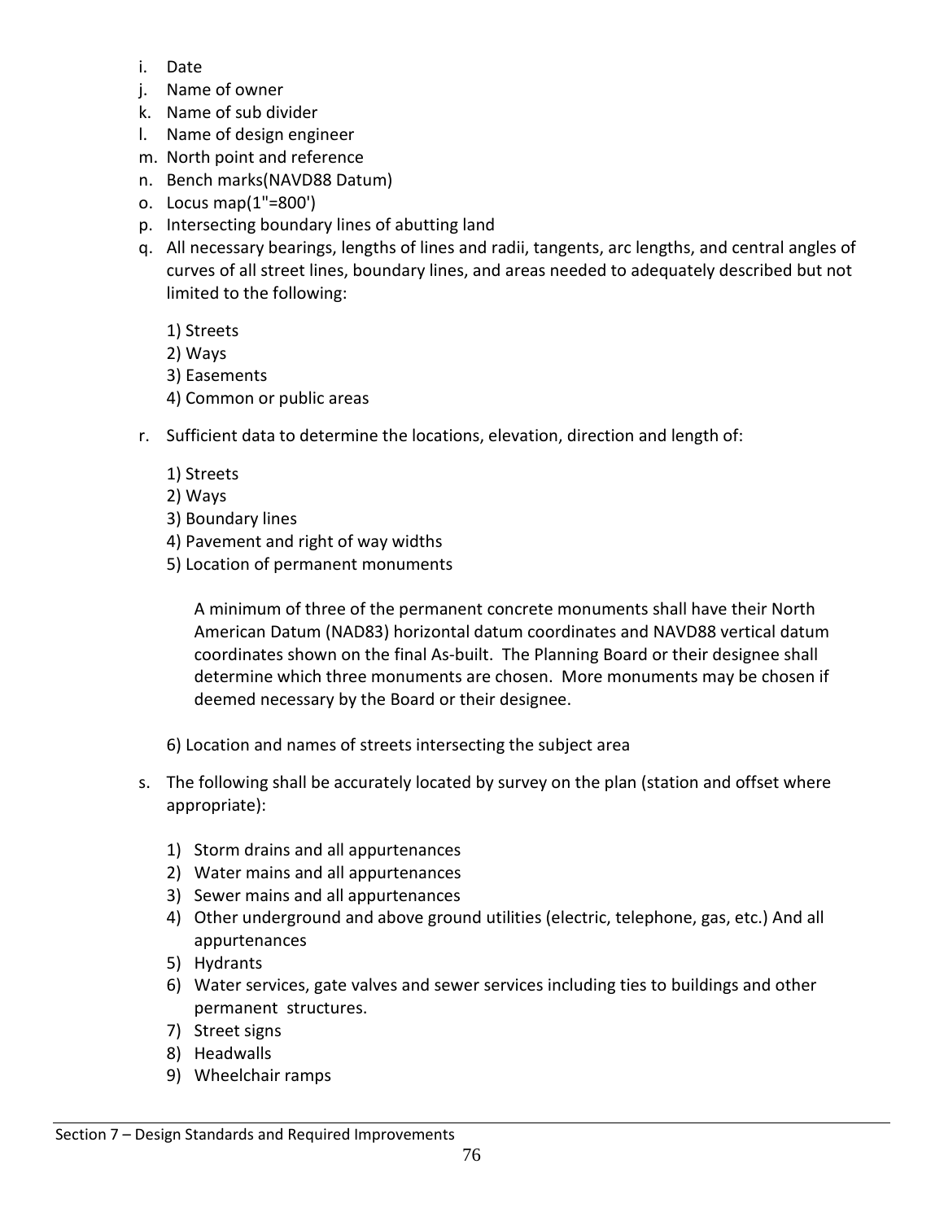i. Date
j. Name of owner
k. Name of sub divider
l. Name of design engineer
m. North point and reference
n. Bench marks(NAVD88 Datum)
o. Locus map(1"=800')
p. Intersecting boundary lines of abutting land
q. All necessary bearings, lengths of lines and radii, tangents, arc lengths, and central angles of curves of all street lines, boundary lines, and areas needed to adequately described but not limited to the following:

   1) Streets
   2) Ways
   3) Easements
   4) Common or public areas

r. Sufficient data to determine the locations, elevation, direction and length of:

   1) Streets
   2) Ways
   3) Boundary lines
   4) Pavement and right of way widths
   5) Location of permanent monuments

      A minimum of three of the permanent concrete monuments shall have their North American Datum (NAD83) horizontal datum coordinates and NAVD88 vertical datum coordinates shown on the final As-built. The Planning Board or their designee shall determine which three monuments are chosen. More monuments may be chosen if deemed necessary by the Board or their designee.

   6) Location and names of streets intersecting the subject area

s. The following shall be accurately located by survey on the plan (station and offset where appropriate):

   1) Storm drains and all appurtenances
   2) Water mains and all appurtenances
   3) Sewer mains and all appurtenances
   4) Other underground and above ground utilities (electric, telephone, gas, etc.) And all appurtenances
   5) Hydrants
   6) Water services, gate valves and sewer services including ties to buildings and other permanent structures.
   7) Street signs
   8) Headwalls
   9) Wheelchair ramps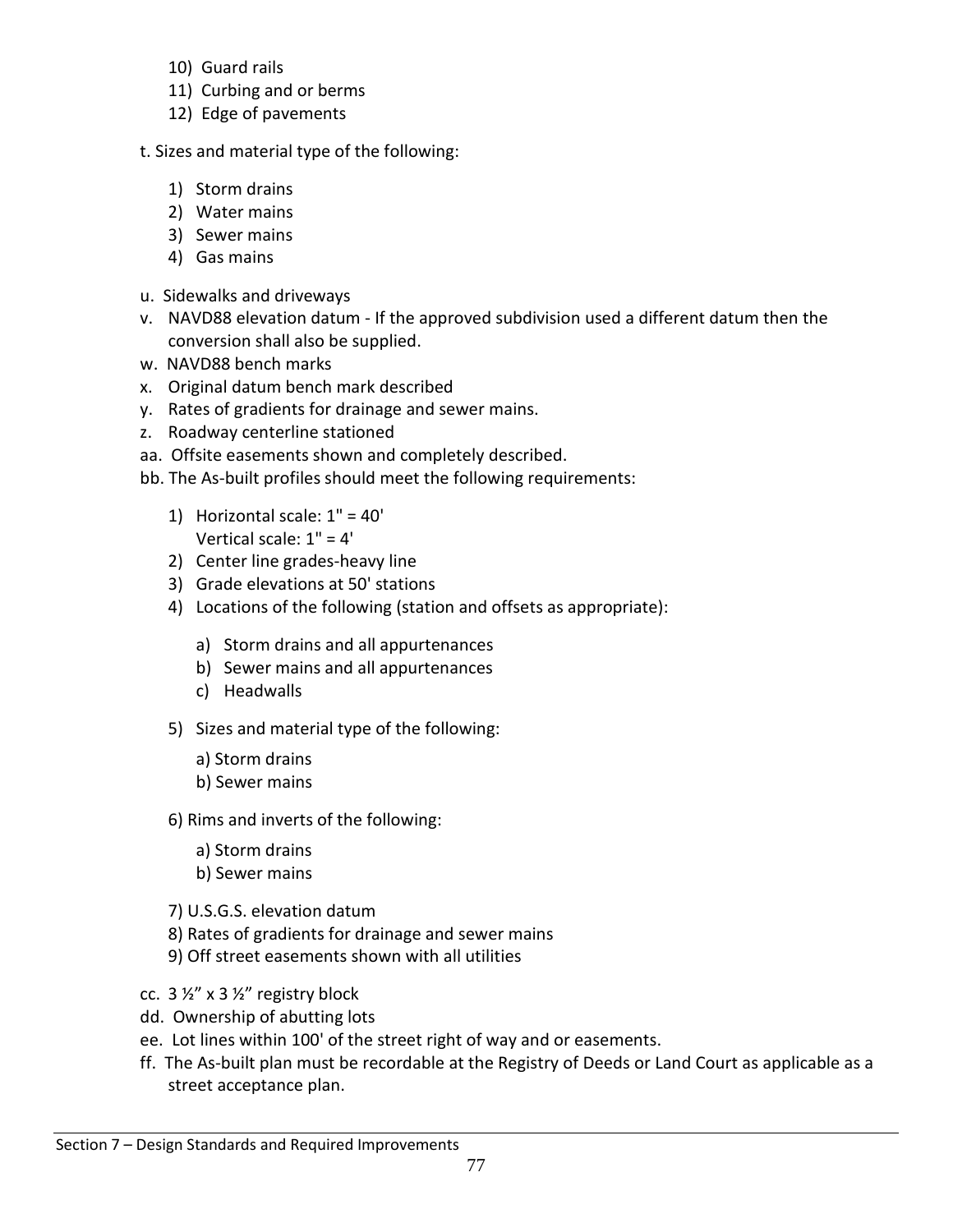10) Guard rails
11) Curbing and or berms
12) Edge of pavements

t. Sizes and material type of the following:

1) Storm drains
2) Water mains
3) Sewer mains
4) Gas mains

u. Sidewalks and driveways
v. NAVD88 elevation datum - If the approved subdivision used a different datum then the conversion shall also be supplied.
w. NAVD88 bench marks
x. Original datum bench mark described
y. Rates of gradients for drainage and sewer mains.
z. Roadway centerline stationed
aa. Offsite easements shown and completely described.
bb. The As-built profiles should meet the following requirements:

1) Horizontal scale: 1" = 40'
   Vertical scale: 1" = 4'
2) Center line grades-heavy line
3) Grade elevations at 50' stations
4) Locations of the following (station and offsets as appropriate):

   a) Storm drains and all appurtenances
   b) Sewer mains and all appurtenances
   c) Headwalls

5) Sizes and material type of the following:

   a) Storm drains
   b) Sewer mains

6) Rims and inverts of the following:

   a) Storm drains
   b) Sewer mains

7) U.S.G.S. elevation datum
8) Rates of gradients for drainage and sewer mains
9) Off street easements shown with all utilities

cc. 3 ½" x 3 ½" registry block
dd. Ownership of abutting lots
ee. Lot lines within 100' of the street right of way and or easements.
ff. The As-built plan must be recordable at the Registry of Deeds or Land Court as applicable as a street acceptance plan.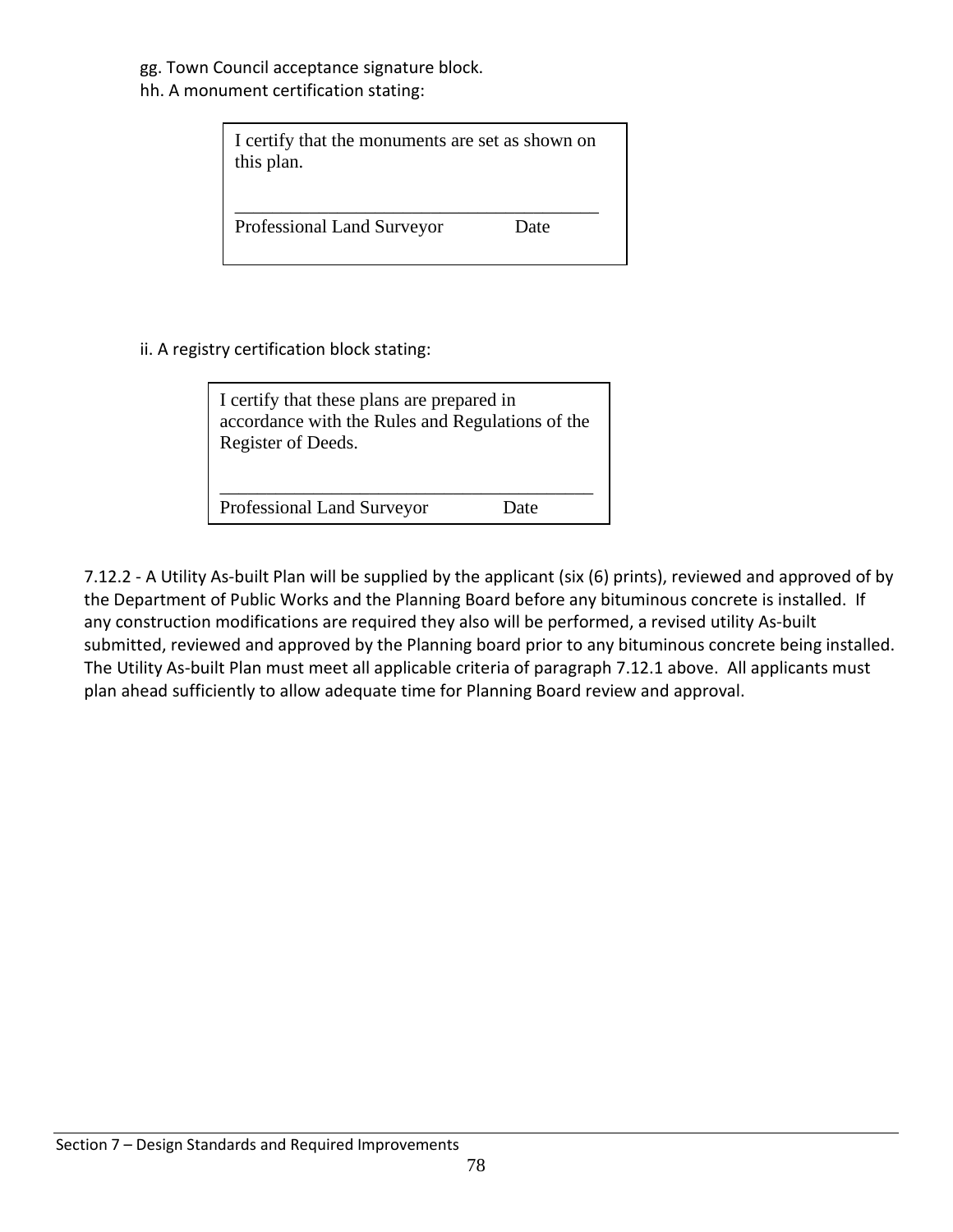gg. Town Council acceptance signature block.

hh. A monument certification stating:

> I certify that the monuments are set as shown on this plan.
>
> \_\_\_\_\_\_\_\_\_\_\_\_\_\_\_\_\_\_\_\_\_\_\_\_\_\_\_\_\_\_\_\_\_\_\_\_\_\_\_\_
>
> Professional Land Surveyor Date

ii. A registry certification block stating:

> I certify that these plans are prepared in accordance with the Rules and Regulations of the Register of Deeds.
>
> \_\_\_\_\_\_\_\_\_\_\_\_\_\_\_\_\_\_\_\_\_\_\_\_\_\_\_\_\_\_\_\_\_\_\_\_\_\_\_\_
>
> Professional Land Surveyor Date

7.12.2 - A Utility As-built Plan will be supplied by the applicant (six (6) prints), reviewed and approved of by the Department of Public Works and the Planning Board before any bituminous concrete is installed. If any construction modifications are required they also will be performed, a revised utility As-built submitted, reviewed and approved by the Planning board prior to any bituminous concrete being installed. The Utility As-built Plan must meet all applicable criteria of paragraph 7.12.1 above. All applicants must plan ahead sufficiently to allow adequate time for Planning Board review and approval.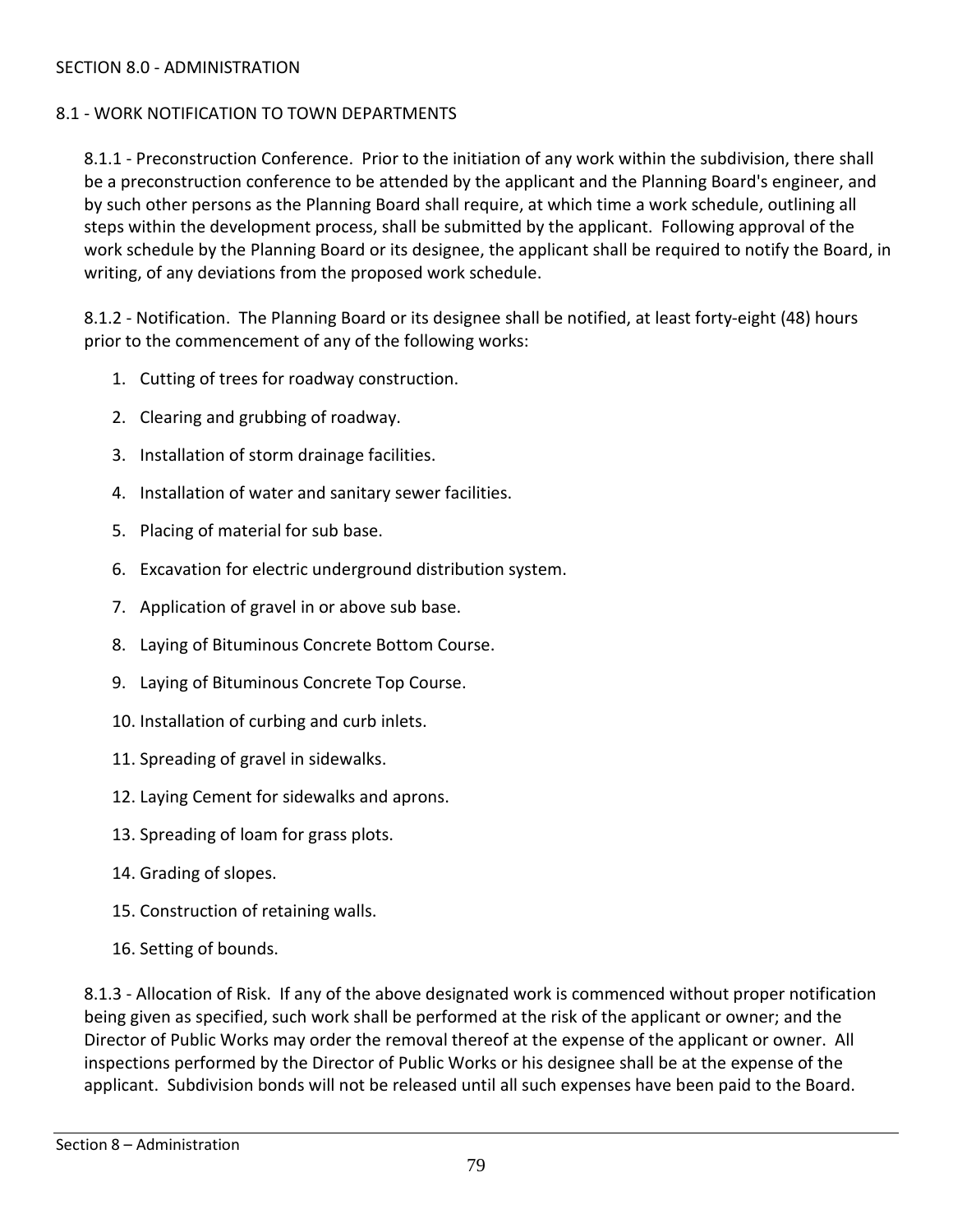# SECTION 8.0 - ADMINISTRATION

## 8.1 - WORK NOTIFICATION TO TOWN DEPARTMENTS

8.1.1 - Preconstruction Conference. Prior to the initiation of any work within the subdivision, there shall be a preconstruction conference to be attended by the applicant and the Planning Board's engineer, and by such other persons as the Planning Board shall require, at which time a work schedule, outlining all steps within the development process, shall be submitted by the applicant. Following approval of the work schedule by the Planning Board or its designee, the applicant shall be required to notify the Board, in writing, of any deviations from the proposed work schedule.

8.1.2 - Notification. The Planning Board or its designee shall be notified, at least forty-eight (48) hours prior to the commencement of any of the following works:

1. Cutting of trees for roadway construction.
2. Clearing and grubbing of roadway.
3. Installation of storm drainage facilities.
4. Installation of water and sanitary sewer facilities.
5. Placing of material for sub base.
6. Excavation for electric underground distribution system.
7. Application of gravel in or above sub base.
8. Laying of Bituminous Concrete Bottom Course.
9. Laying of Bituminous Concrete Top Course.
10. Installation of curbing and curb inlets.
11. Spreading of gravel in sidewalks.
12. Laying Cement for sidewalks and aprons.
13. Spreading of loam for grass plots.
14. Grading of slopes.
15. Construction of retaining walls.
16. Setting of bounds.

8.1.3 - Allocation of Risk. If any of the above designated work is commenced without proper notification being given as specified, such work shall be performed at the risk of the applicant or owner; and the Director of Public Works may order the removal thereof at the expense of the applicant or owner. All inspections performed by the Director of Public Works or his designee shall be at the expense of the applicant. Subdivision bonds will not be released until all such expenses have been paid to the Board.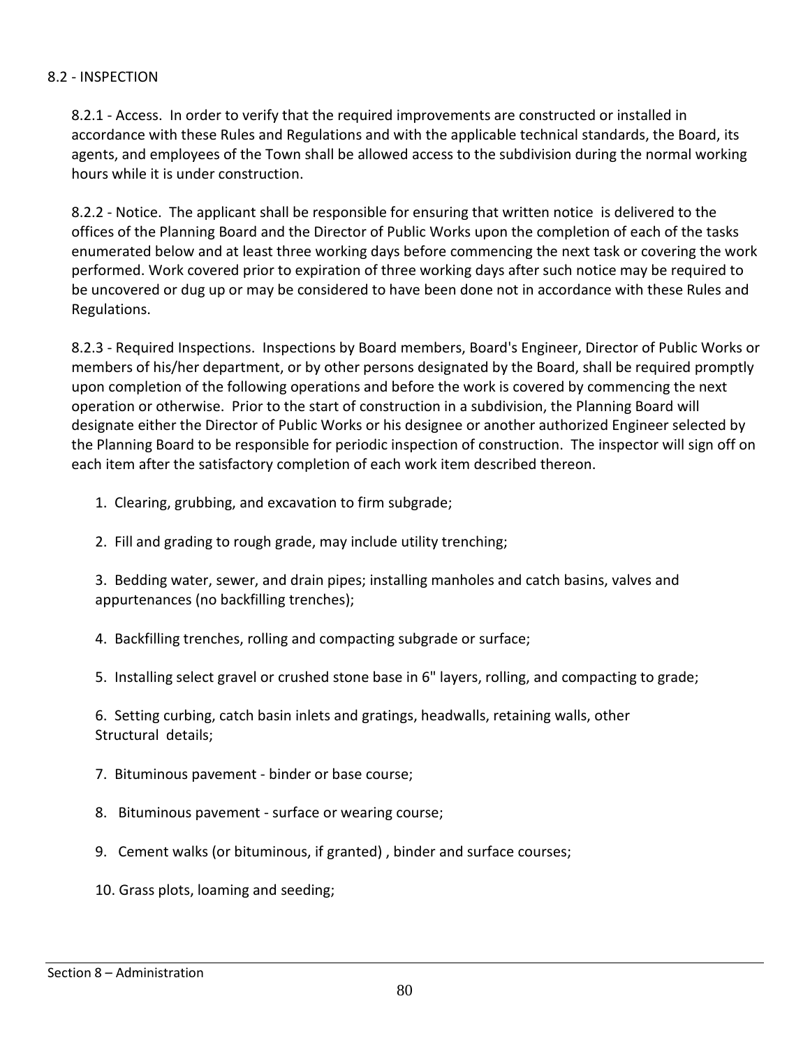## 8.2 - INSPECTION

8.2.1 - Access. In order to verify that the required improvements are constructed or installed in accordance with these Rules and Regulations and with the applicable technical standards, the Board, its agents, and employees of the Town shall be allowed access to the subdivision during the normal working hours while it is under construction.

8.2.2 - Notice. The applicant shall be responsible for ensuring that written notice is delivered to the offices of the Planning Board and the Director of Public Works upon the completion of each of the tasks enumerated below and at least three working days before commencing the next task or covering the work performed. Work covered prior to expiration of three working days after such notice may be required to be uncovered or dug up or may be considered to have been done not in accordance with these Rules and Regulations.

8.2.3 - Required Inspections. Inspections by Board members, Board's Engineer, Director of Public Works or members of his/her department, or by other persons designated by the Board, shall be required promptly upon completion of the following operations and before the work is covered by commencing the next operation or otherwise. Prior to the start of construction in a subdivision, the Planning Board will designate either the Director of Public Works or his designee or another authorized Engineer selected by the Planning Board to be responsible for periodic inspection of construction. The inspector will sign off on each item after the satisfactory completion of each work item described thereon.

1. Clearing, grubbing, and excavation to firm subgrade;
2. Fill and grading to rough grade, may include utility trenching;
3. Bedding water, sewer, and drain pipes; installing manholes and catch basins, valves and appurtenances (no backfilling trenches);
4. Backfilling trenches, rolling and compacting subgrade or surface;
5. Installing select gravel or crushed stone base in 6" layers, rolling, and compacting to grade;
6. Setting curbing, catch basin inlets and gratings, headwalls, retaining walls, other Structural details;
7. Bituminous pavement - binder or base course;
8. Bituminous pavement - surface or wearing course;
9. Cement walks (or bituminous, if granted) , binder and surface courses;
10. Grass plots, loaming and seeding;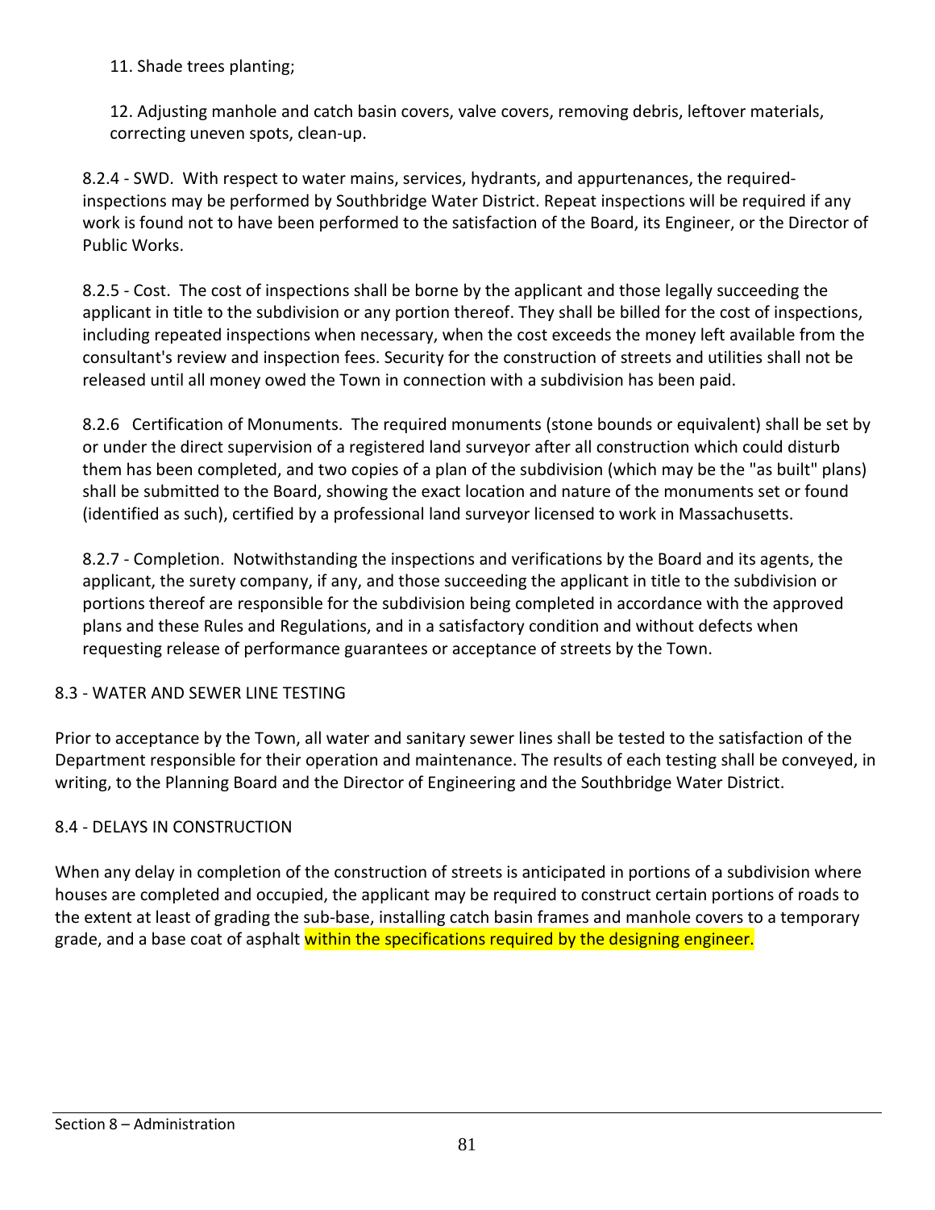11. Shade trees planting;

12. Adjusting manhole and catch basin covers, valve covers, removing debris, leftover materials, correcting uneven spots, clean-up.

8.2.4 - SWD. With respect to water mains, services, hydrants, and appurtenances, the required-inspections may be performed by Southbridge Water District. Repeat inspections will be required if any work is found not to have been performed to the satisfaction of the Board, its Engineer, or the Director of Public Works.

8.2.5 - Cost. The cost of inspections shall be borne by the applicant and those legally succeeding the applicant in title to the subdivision or any portion thereof. They shall be billed for the cost of inspections, including repeated inspections when necessary, when the cost exceeds the money left available from the consultant's review and inspection fees. Security for the construction of streets and utilities shall not be released until all money owed the Town in connection with a subdivision has been paid.

8.2.6 Certification of Monuments. The required monuments (stone bounds or equivalent) shall be set by or under the direct supervision of a registered land surveyor after all construction which could disturb them has been completed, and two copies of a plan of the subdivision (which may be the "as built" plans) shall be submitted to the Board, showing the exact location and nature of the monuments set or found (identified as such), certified by a professional land surveyor licensed to work in Massachusetts.

8.2.7 - Completion. Notwithstanding the inspections and verifications by the Board and its agents, the applicant, the surety company, if any, and those succeeding the applicant in title to the subdivision or portions thereof are responsible for the subdivision being completed in accordance with the approved plans and these Rules and Regulations, and in a satisfactory condition and without defects when requesting release of performance guarantees or acceptance of streets by the Town.

## 8.3 - WATER AND SEWER LINE TESTING

Prior to acceptance by the Town, all water and sanitary sewer lines shall be tested to the satisfaction of the Department responsible for their operation and maintenance. The results of each testing shall be conveyed, in writing, to the Planning Board and the Director of Engineering and the Southbridge Water District.

## 8.4 - DELAYS IN CONSTRUCTION

When any delay in completion of the construction of streets is anticipated in portions of a subdivision where houses are completed and occupied, the applicant may be required to construct certain portions of roads to the extent at least of grading the sub-base, installing catch basin frames and manhole covers to a temporary grade, and a base coat of asphalt within the specifications required by the designing engineer.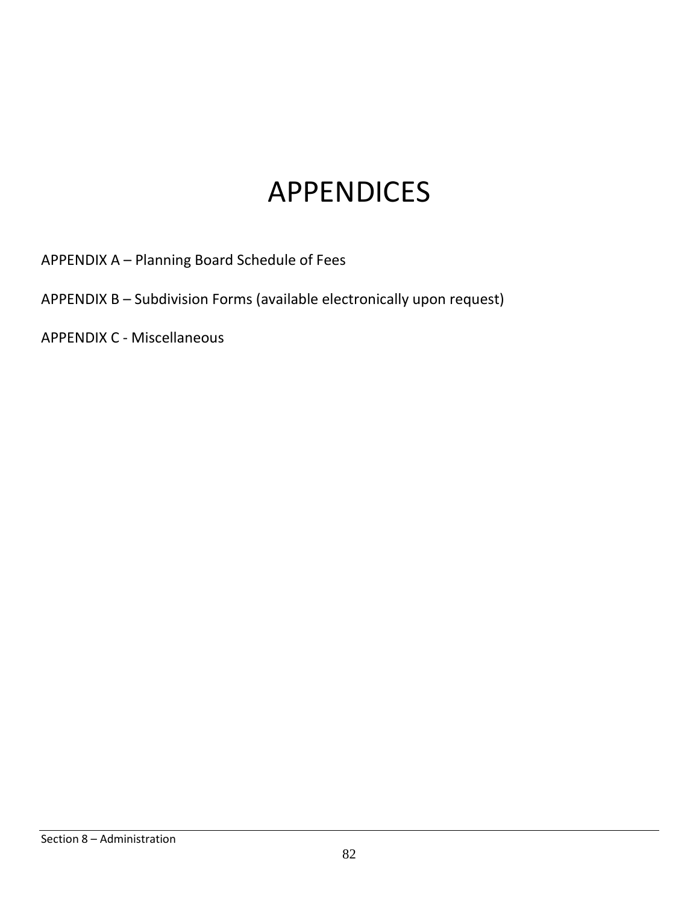# APPENDICES

APPENDIX A – Planning Board Schedule of Fees

APPENDIX B – Subdivision Forms (available electronically upon request)

APPENDIX C - Miscellaneous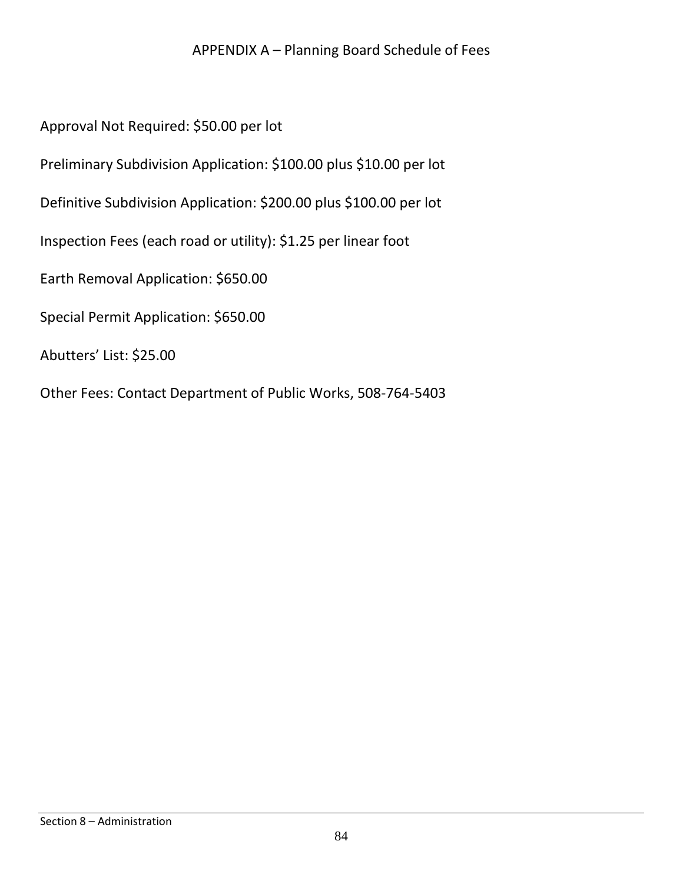# APPENDIX A – Planning Board Schedule of Fees

Approval Not Required: $50.00 per lot

Preliminary Subdivision Application: $100.00 plus $10.00 per lot

Definitive Subdivision Application: $200.00 plus $100.00 per lot

Inspection Fees (each road or utility): $1.25 per linear foot

Earth Removal Application: $650.00

Special Permit Application: $650.00

Abutters' List: $25.00

Other Fees: Contact Department of Public Works, 508-764-5403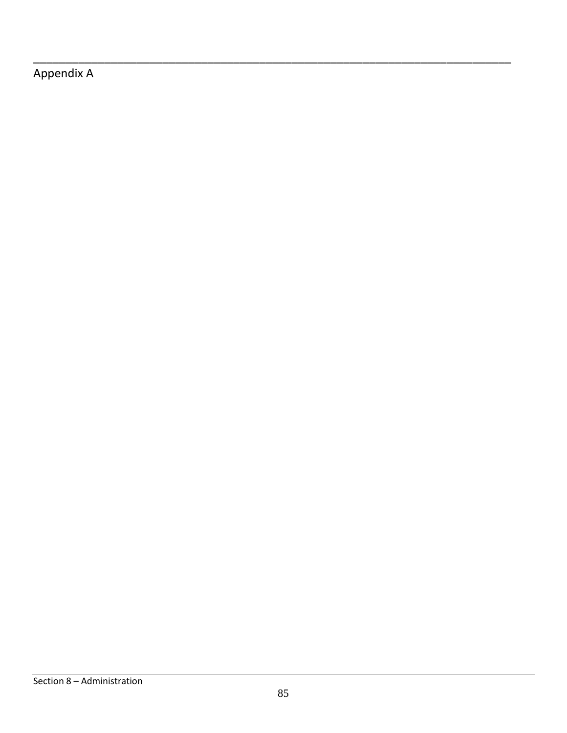## Appendix A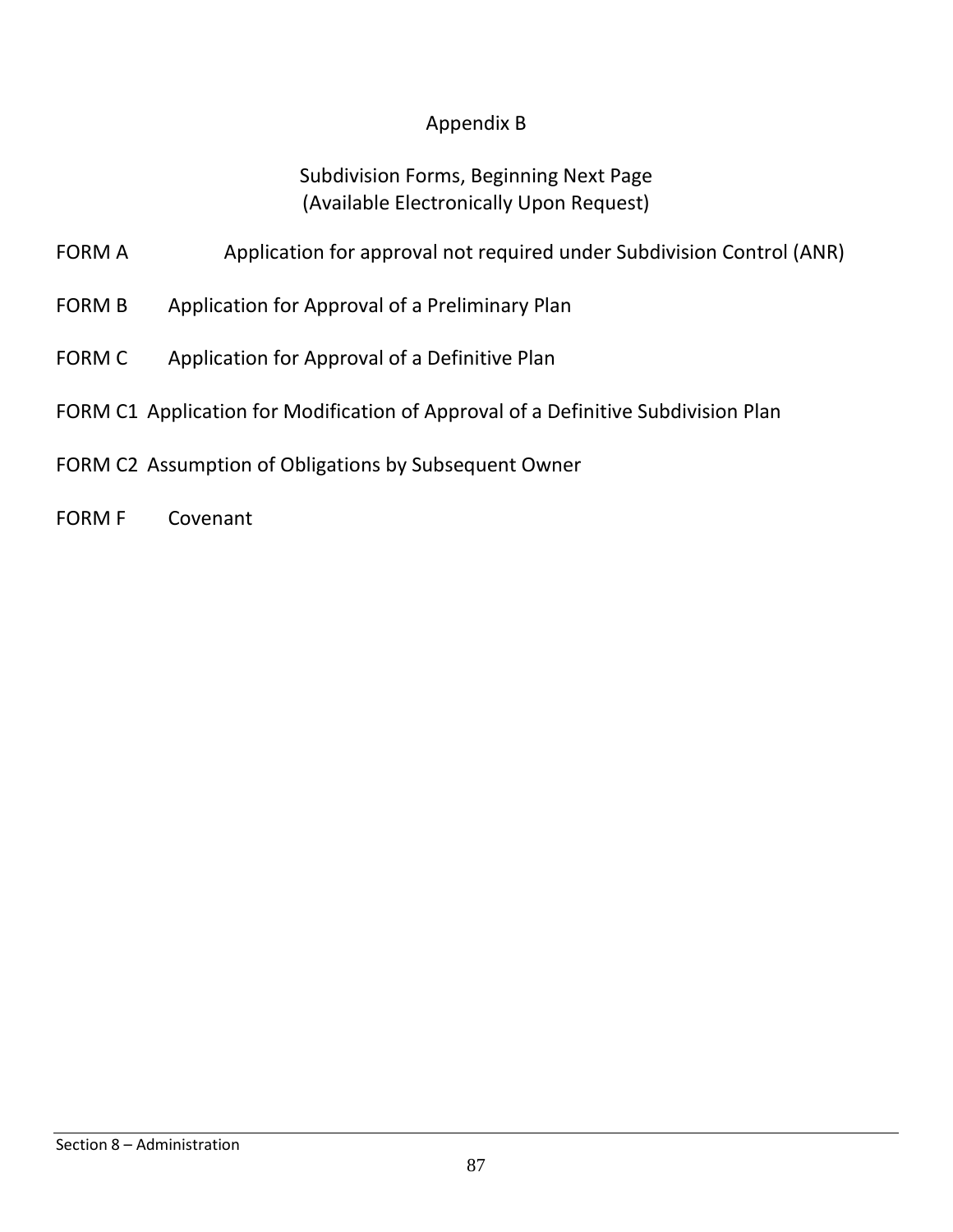# Appendix B

## Subdivision Forms, Beginning Next Page
(Available Electronically Upon Request)

FORM A Application for approval not required under Subdivision Control (ANR)

FORM B Application for Approval of a Preliminary Plan

FORM C Application for Approval of a Definitive Plan

FORM C1 Application for Modification of Approval of a Definitive Subdivision Plan

FORM C2 Assumption of Obligations by Subsequent Owner

FORM F Covenant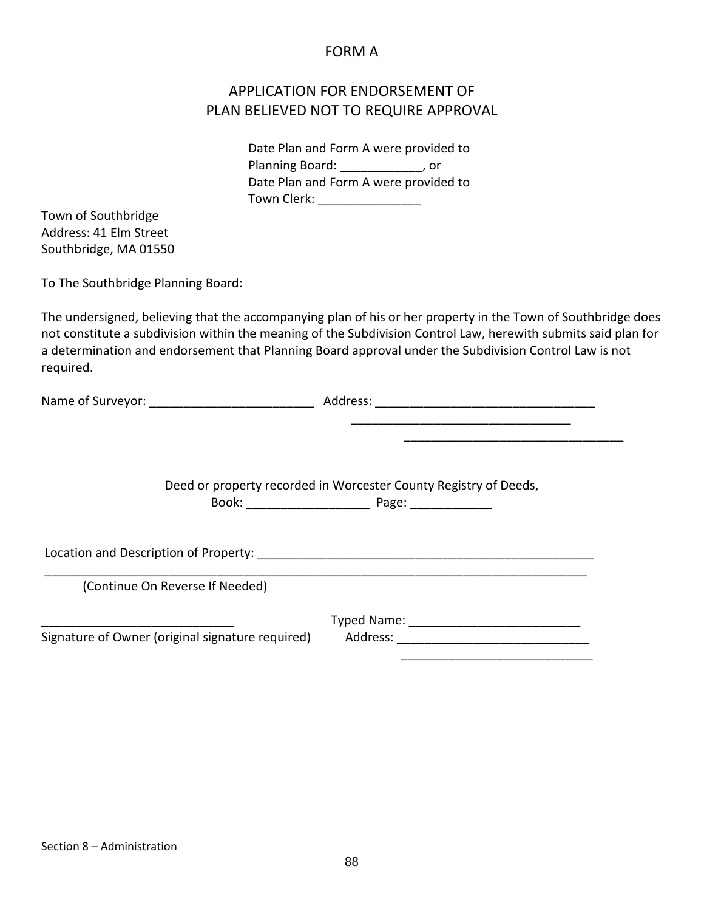# FORM A

## APPLICATION FOR ENDORSEMENT OF PLAN BELIEVED NOT TO REQUIRE APPROVAL

Date Plan and Form A were provided to Planning Board: ____________, or
Date Plan and Form A were provided to Town Clerk: _______________

Town of Southbridge
Address: 41 Elm Street
Southbridge, MA 01550

To The Southbridge Planning Board:

The undersigned, believing that the accompanying plan of his or her property in the Town of Southbridge does not constitute a subdivision within the meaning of the Subdivision Control Law, herewith submits said plan for a determination and endorsement that Planning Board approval under the Subdivision Control Law is not required.

Name of Surveyor: _________________________ Address: _________________________________
_________________________________
_________________________________

Deed or property recorded in Worcester County Registry of Deeds,
Book: __________________ Page: ____________

Location and Description of Property: ____________________________________________________
_____________________________________________________________________________________
(Continue On Reverse If Needed)

____________________________
Signature of Owner (original signature required)

Typed Name: __________________________
Address: _____________________________
_____________________________

Section 8 – Administration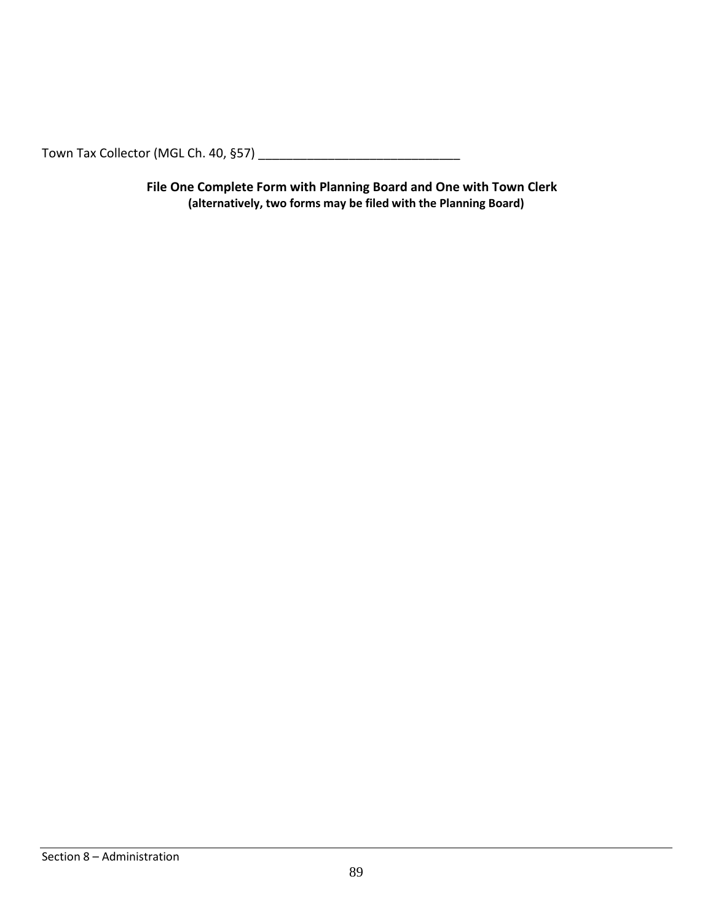Town Tax Collector (MGL Ch. 40, §57) _____________________________

**File One Complete Form with Planning Board and One with Town Clerk**
**(alternatively, two forms may be filed with the Planning Board)**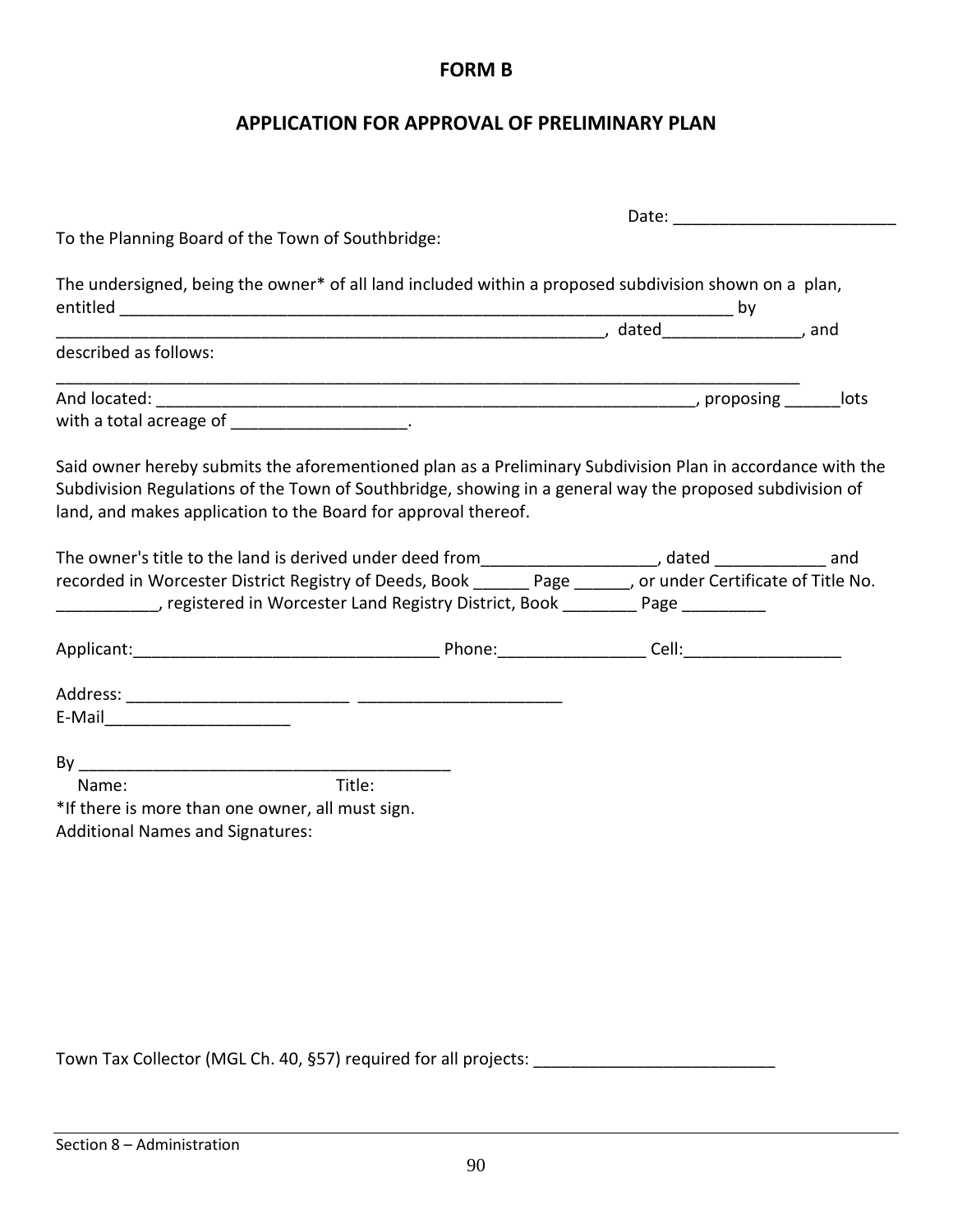# FORM B

## APPLICATION FOR APPROVAL OF PRELIMINARY PLAN

Date: ________________________

To the Planning Board of the Town of Southbridge:

The undersigned, being the owner* of all land included within a proposed subdivision shown on a plan, entitled ___________________________________________________________________ by _____________________________________________________________, dated______________, and described as follows:

_________________________________________________________________________________

And located: ____________________________________________________________, proposing ______lots with a total acreage of __________________.

Said owner hereby submits the aforementioned plan as a Preliminary Subdivision Plan in accordance with the Subdivision Regulations of the Town of Southbridge, showing in a general way the proposed subdivision of land, and makes application to the Board for approval thereof.

The owner's title to the land is derived under deed from__________________, dated ____________ and recorded in Worcester District Registry of Deeds, Book ______ Page ______, or under Certificate of Title No. ___________, registered in Worcester Land Registry District, Book ________ Page _________

Applicant:_________________________________ Phone:_______________ Cell:________________

Address: _______________________ _____________________

E-Mail___________________

By _______________________________________

Name: Title:

*If there is more than one owner, all must sign.

Additional Names and Signatures:

Town Tax Collector (MGL Ch. 40, §57) required for all projects: _________________________

Section 8 – Administration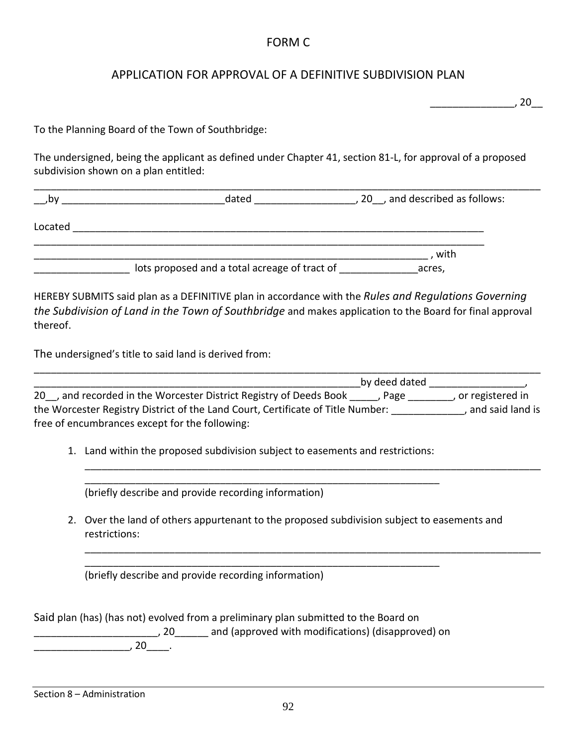# FORM C

## APPLICATION FOR APPROVAL OF A DEFINITIVE SUBDIVISION PLAN

_______________, 20__

To the Planning Board of the Town of Southbridge:

The undersigned, being the applicant as defined under Chapter 41, section 81-L, for approval of a proposed subdivision shown on a plan entitled:

______________________________________________________________________________________________

__,by _____________________________dated __________________, 20__, and described as follows:

Located ____________________________________________________________________________

____________________________________________________________________________________

____________________________________________________________________ , with

_________________ lots proposed and a total acreage of tract of ______________acres,

HEREBY SUBMITS said plan as a DEFINITIVE plan in accordance with the *Rules and Regulations Governing the Subdivision of Land in the Town of Southbridge* and makes application to the Board for final approval thereof.

The undersigned's title to said land is derived from:

______________________________________________________________________________________________

______________________________________________________________by deed dated _________________, 20__, and recorded in the Worcester District Registry of Deeds Book _____, Page ________, or registered in the Worcester Registry District of the Land Court, Certificate of Title Number: _____________, and said land is free of encumbrances except for the following:

1. Land within the proposed subdivision subject to easements and restrictions:

   ___________________________________________________________________________________

   ____________________________________________________________________

   (briefly describe and provide recording information)

2. Over the land of others appurtenant to the proposed subdivision subject to easements and restrictions:

   ___________________________________________________________________________________

   ____________________________________________________________________

   (briefly describe and provide recording information)

Said plan (has) (has not) evolved from a preliminary plan submitted to the Board on ______________________, 20______ and (approved with modifications) (disapproved) on _________________, 20____.

Section 8 – Administration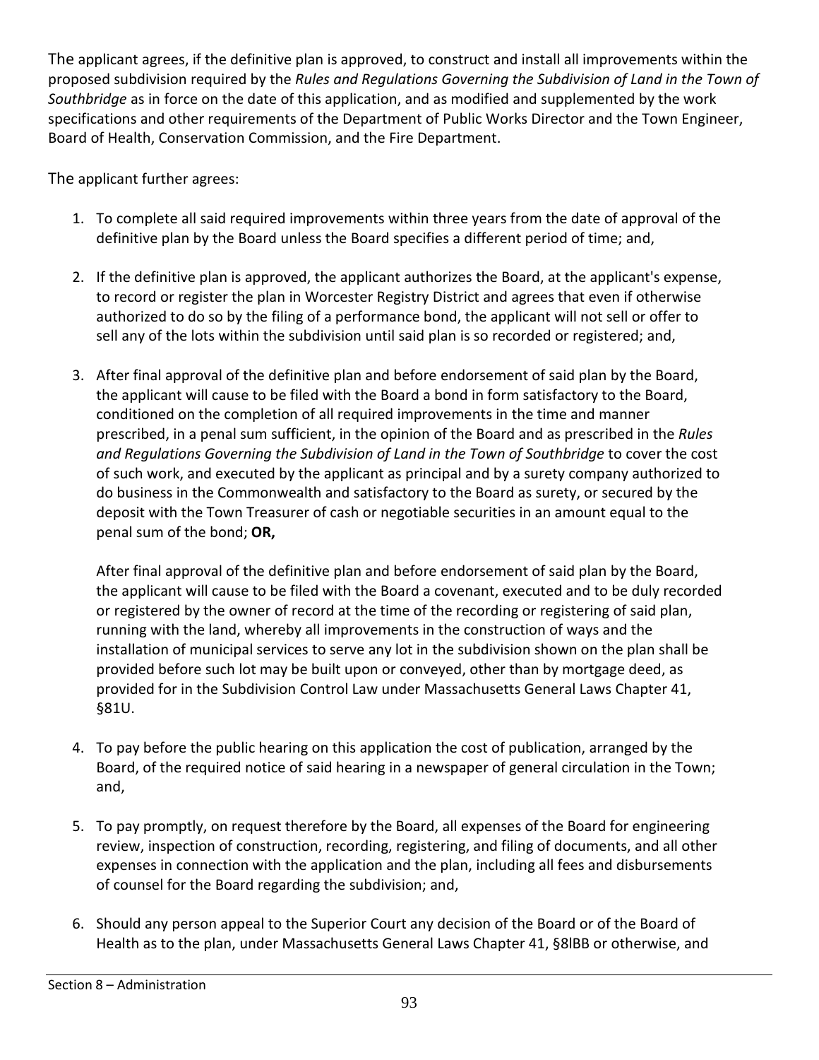The applicant agrees, if the definitive plan is approved, to construct and install all improvements within the proposed subdivision required by the *Rules and Regulations Governing the Subdivision of Land in the Town of Southbridge* as in force on the date of this application, and as modified and supplemented by the work specifications and other requirements of the Department of Public Works Director and the Town Engineer, Board of Health, Conservation Commission, and the Fire Department.

The applicant further agrees:

1. To complete all said required improvements within three years from the date of approval of the definitive plan by the Board unless the Board specifies a different period of time; and,

2. If the definitive plan is approved, the applicant authorizes the Board, at the applicant's expense, to record or register the plan in Worcester Registry District and agrees that even if otherwise authorized to do so by the filing of a performance bond, the applicant will not sell or offer to sell any of the lots within the subdivision until said plan is so recorded or registered; and,

3. After final approval of the definitive plan and before endorsement of said plan by the Board, the applicant will cause to be filed with the Board a bond in form satisfactory to the Board, conditioned on the completion of all required improvements in the time and manner prescribed, in a penal sum sufficient, in the opinion of the Board and as prescribed in the *Rules and Regulations Governing the Subdivision of Land in the Town of Southbridge* to cover the cost of such work, and executed by the applicant as principal and by a surety company authorized to do business in the Commonwealth and satisfactory to the Board as surety, or secured by the deposit with the Town Treasurer of cash or negotiable securities in an amount equal to the penal sum of the bond; **OR,**

   After final approval of the definitive plan and before endorsement of said plan by the Board, the applicant will cause to be filed with the Board a covenant, executed and to be duly recorded or registered by the owner of record at the time of the recording or registering of said plan, running with the land, whereby all improvements in the construction of ways and the installation of municipal services to serve any lot in the subdivision shown on the plan shall be provided before such lot may be built upon or conveyed, other than by mortgage deed, as provided for in the Subdivision Control Law under Massachusetts General Laws Chapter 41, §81U.

4. To pay before the public hearing on this application the cost of publication, arranged by the Board, of the required notice of said hearing in a newspaper of general circulation in the Town; and,

5. To pay promptly, on request therefore by the Board, all expenses of the Board for engineering review, inspection of construction, recording, registering, and filing of documents, and all other expenses in connection with the application and the plan, including all fees and disbursements of counsel for the Board regarding the subdivision; and,

6. Should any person appeal to the Superior Court any decision of the Board or of the Board of Health as to the plan, under Massachusetts General Laws Chapter 41, §8lBB or otherwise, and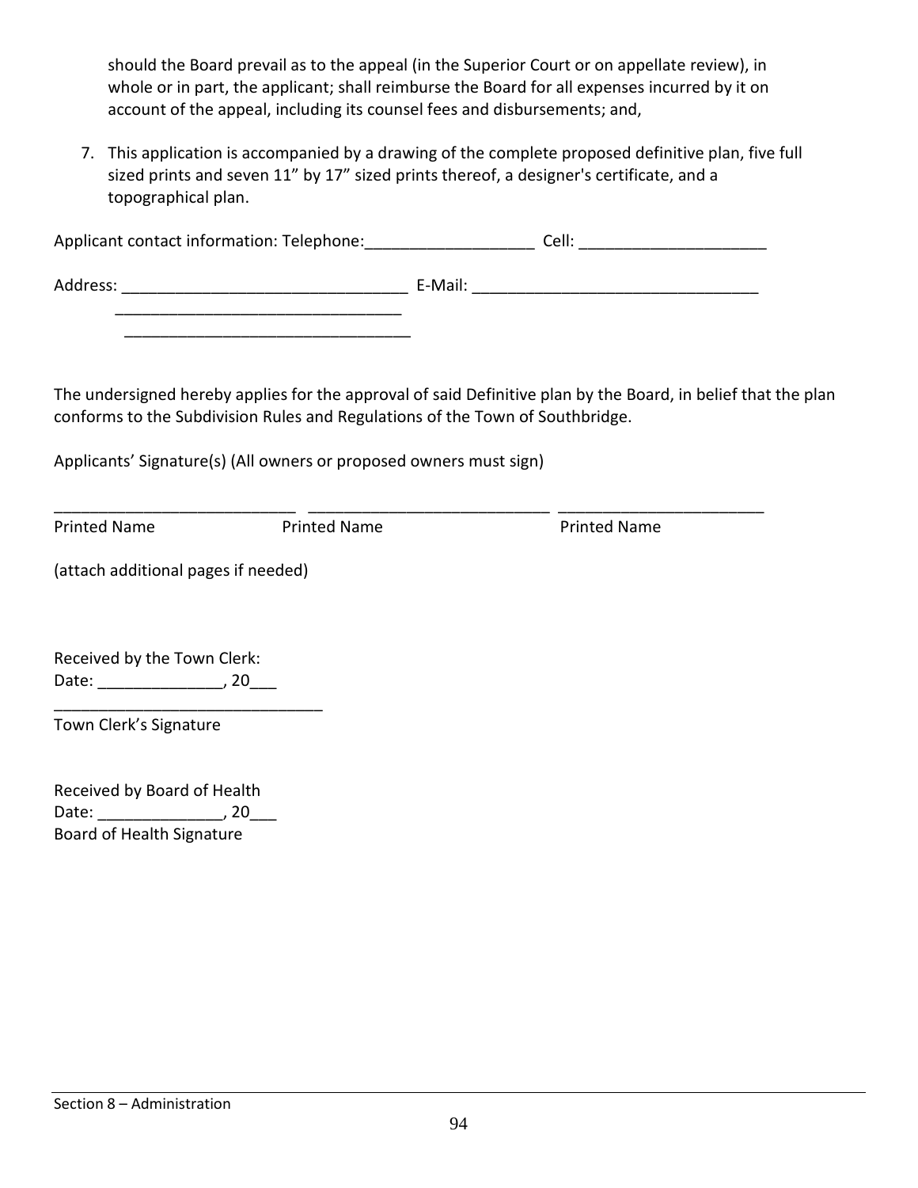should the Board prevail as to the appeal (in the Superior Court or on appellate review), in whole or in part, the applicant; shall reimburse the Board for all expenses incurred by it on account of the appeal, including its counsel fees and disbursements; and,

7. This application is accompanied by a drawing of the complete proposed definitive plan, five full sized prints and seven 11" by 17" sized prints thereof, a designer's certificate, and a topographical plan.

Applicant contact information: Telephone:___________________ Cell: _____________________

Address: ________________________________ E-Mail: ________________________________
________________________________
________________________________

The undersigned hereby applies for the approval of said Definitive plan by the Board, in belief that the plan conforms to the Subdivision Rules and Regulations of the Town of Southbridge.

Applicants' Signature(s) (All owners or proposed owners must sign)

___________________________ ___________________________ _______________________
Printed Name Printed Name Printed Name

(attach additional pages if needed)

Received by the Town Clerk:
Date: ______________, 20___
______________________________
Town Clerk's Signature

Received by Board of Health
Date: ______________, 20___
Board of Health Signature

Section 8 – Administration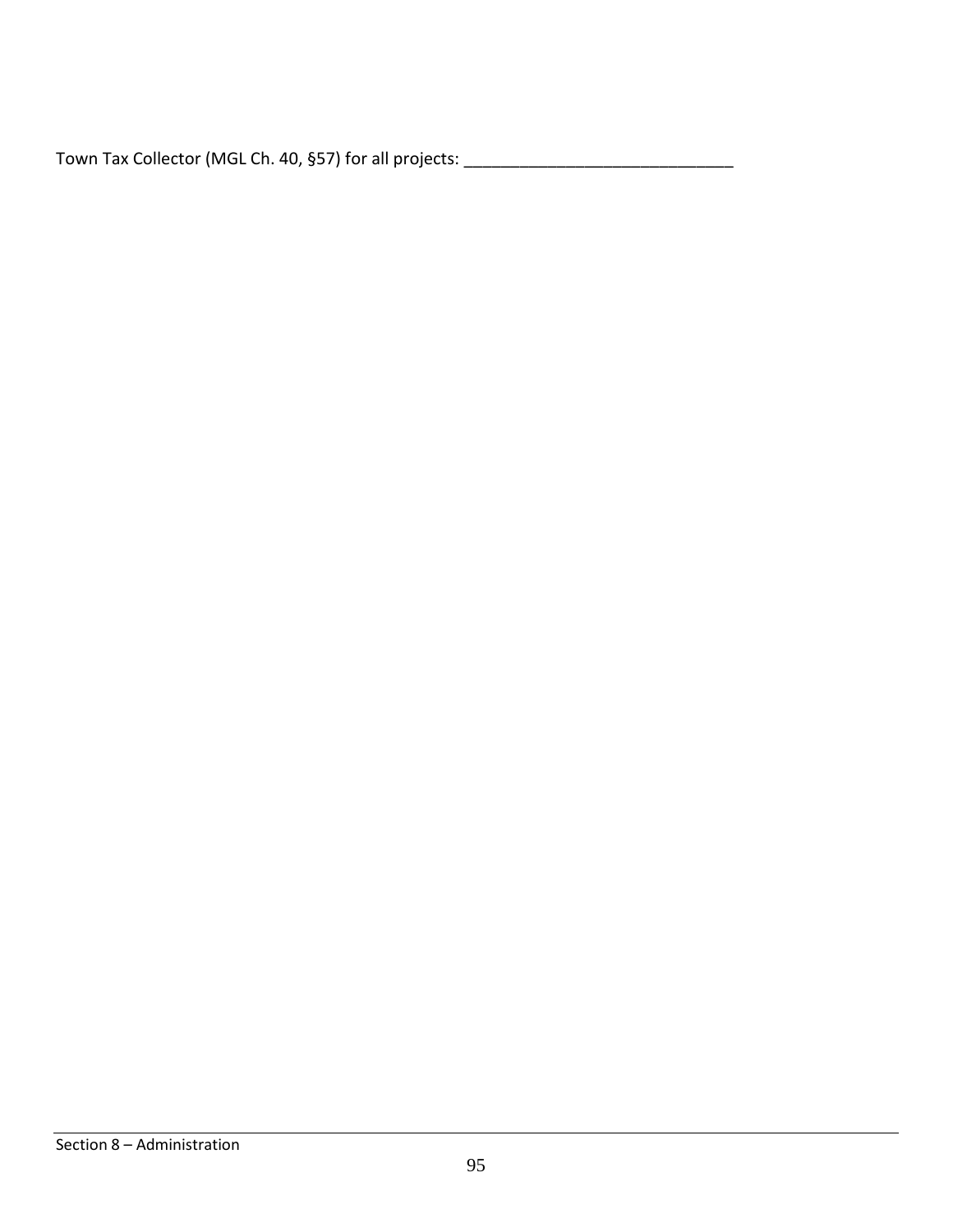Town Tax Collector (MGL Ch. 40, §57) for all projects: ______________________________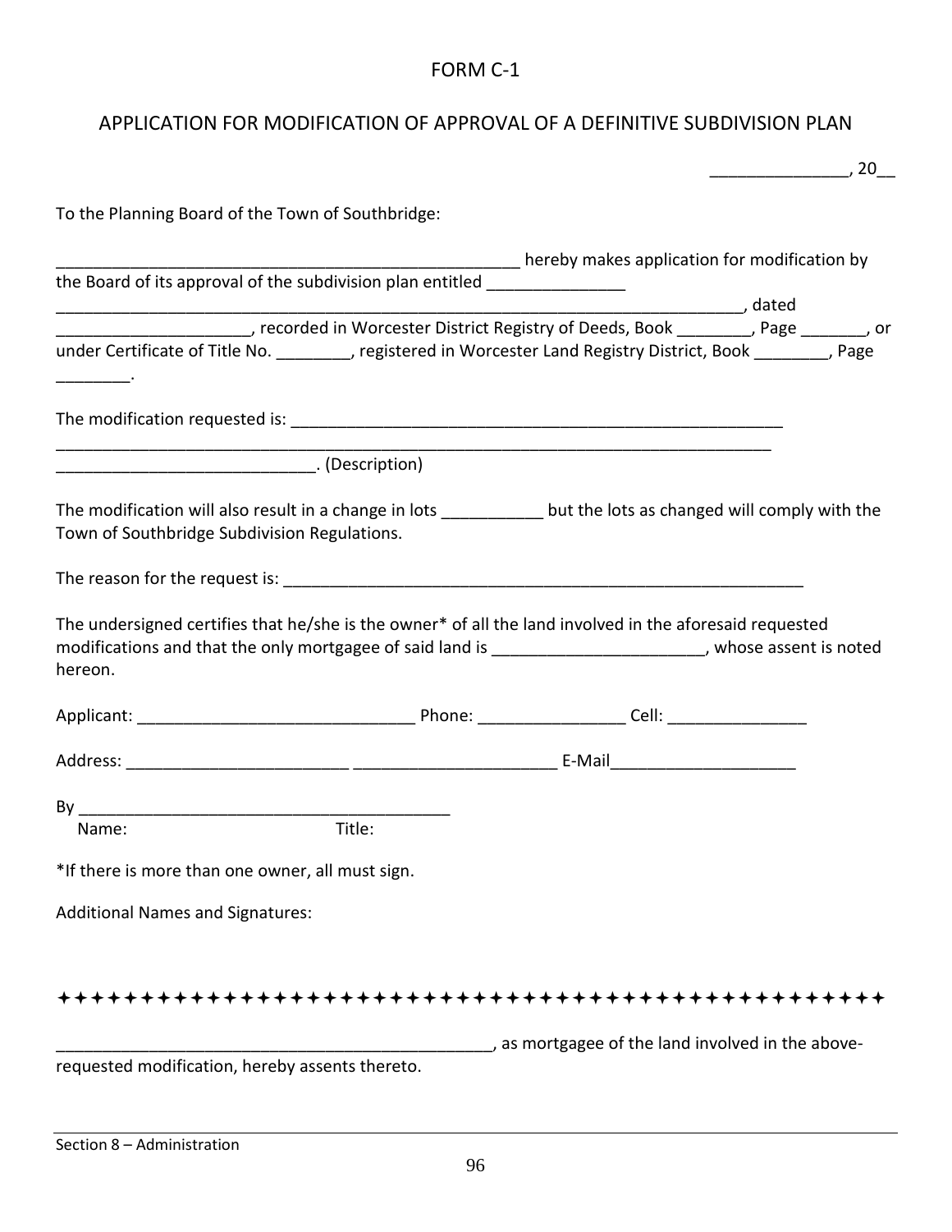# FORM C-1

## APPLICATION FOR MODIFICATION OF APPROVAL OF A DEFINITIVE SUBDIVISION PLAN

_______________, 20__

To the Planning Board of the Town of Southbridge:

____________________________________________________ hereby makes application for modification by the Board of its approval of the subdivision plan entitled _______________ ____________________________________________________________________________, dated _____________________, recorded in Worcester District Registry of Deeds, Book ________, Page _______, or under Certificate of Title No. ________, registered in Worcester Land Registry District, Book ________, Page ________.

The modification requested is: _______________________________________________________ ________________________________________________________________________________ ____________________________. (Description)

The modification will also result in a change in lots ___________ but the lots as changed will comply with the Town of Southbridge Subdivision Regulations.

The reason for the request is: ___________________________________________________________

The undersigned certifies that he/she is the owner* of all the land involved in the aforesaid requested modifications and that the only mortgagee of said land is _______________________, whose assent is noted hereon.

Applicant: ______________________________ Phone: ________________ Cell: _______________

Address: ________________________ ______________________ E-Mail____________________

By _________________________________________
Name: Title:

*If there is more than one owner, all must sign.

Additional Names and Signatures:

✦✦✦✦✦✦✦✦✦✦✦✦✦✦✦✦✦✦✦✦✦✦✦✦✦✦✦✦✦✦✦✦✦✦✦✦✦✦✦✦✦✦✦✦✦✦✦✦✦✦✦✦✦✦✦✦

_________________________________________________, as mortgagee of the land involved in the above-requested modification, hereby assents thereto.

Section 8 – Administration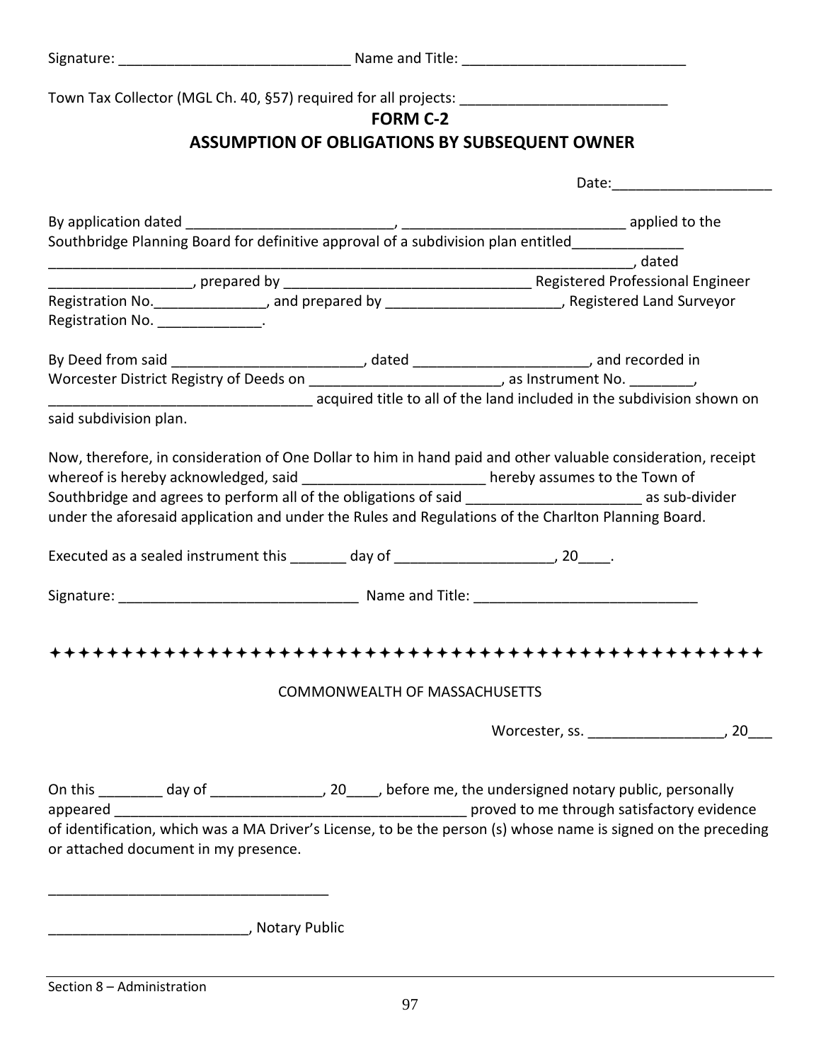Signature: _____________________________ Name and Title: ____________________________

Town Tax Collector (MGL Ch. 40, §57) required for all projects: __________________________

## FORM C-2
## ASSUMPTION OF OBLIGATIONS BY SUBSEQUENT OWNER

Date:____________________

By application dated __________________________, ____________________________ applied to the Southbridge Planning Board for definitive approval of a subdivision plan entitled______________ ___________________________________________________________________________, dated __________________, prepared by _______________________________ Registered Professional Engineer Registration No.______________, and prepared by ______________________, Registered Land Surveyor Registration No. _____________.

By Deed from said ________________________, dated ______________________, and recorded in Worcester District Registry of Deeds on ________________________, as Instrument No. ________, _________________________________ acquired title to all of the land included in the subdivision shown on said subdivision plan.

Now, therefore, in consideration of One Dollar to him in hand paid and other valuable consideration, receipt whereof is hereby acknowledged, said _______________________ hereby assumes to the Town of Southbridge and agrees to perform all of the obligations of said _____________________ as sub-divider under the aforesaid application and under the Rules and Regulations of the Charlton Planning Board.

Executed as a sealed instrument this _______ day of ___________________, 20____.

Signature: ______________________________ Name and Title: ____________________________

✦✦✦✦✦✦✦✦✦✦✦✦✦✦✦✦✦✦✦✦✦✦✦✦✦✦✦✦✦✦✦✦✦✦✦✦✦✦✦✦✦✦✦✦✦✦✦✦✦✦✦✦

COMMONWEALTH OF MASSACHUSETTS

Worcester, ss. _________________, 20___

On this ________ day of ______________, 20____, before me, the undersigned notary public, personally appeared ____________________________________________ proved to me through satisfactory evidence of identification, which was a MA Driver's License, to be the person (s) whose name is signed on the preceding or attached document in my presence.

___________________________________

_________________________, Notary Public

Section 8 – Administration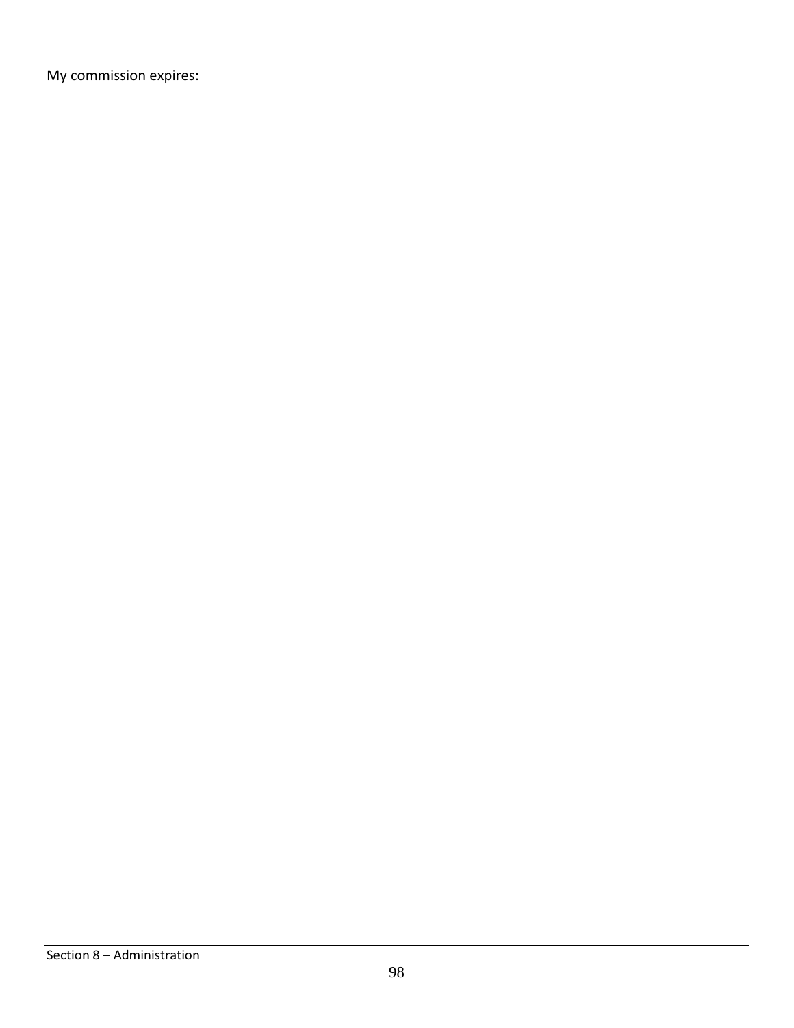My commission expires: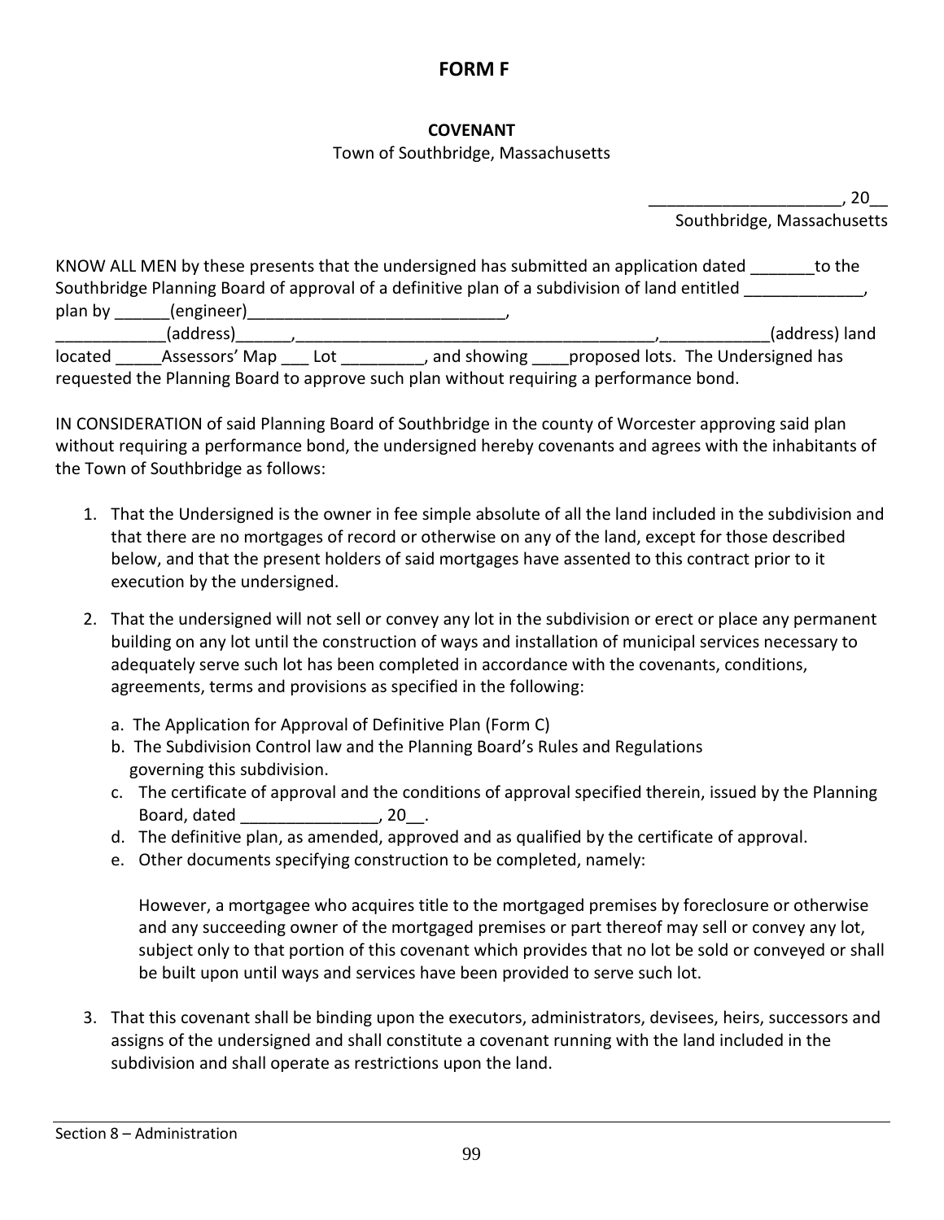# FORM F

## COVENANT

Town of Southbridge, Massachusetts

_____________________, 20__
Southbridge, Massachusetts

KNOW ALL MEN by these presents that the undersigned has submitted an application dated _______to the Southbridge Planning Board of approval of a definitive plan of a subdivision of land entitled _____________, plan by ______(engineer)____________________________, ____________(address)______,________________________________________,____________(address) land located _____Assessors' Map ___ Lot _________, and showing ____proposed lots. The Undersigned has requested the Planning Board to approve such plan without requiring a performance bond.

IN CONSIDERATION of said Planning Board of Southbridge in the county of Worcester approving said plan without requiring a performance bond, the undersigned hereby covenants and agrees with the inhabitants of the Town of Southbridge as follows:

1. That the Undersigned is the owner in fee simple absolute of all the land included in the subdivision and that there are no mortgages of record or otherwise on any of the land, except for those described below, and that the present holders of said mortgages have assented to this contract prior to it execution by the undersigned.

2. That the undersigned will not sell or convey any lot in the subdivision or erect or place any permanent building on any lot until the construction of ways and installation of municipal services necessary to adequately serve such lot has been completed in accordance with the covenants, conditions, agreements, terms and provisions as specified in the following:

   a. The Application for Approval of Definitive Plan (Form C)
   b. The Subdivision Control law and the Planning Board's Rules and Regulations governing this subdivision.
   c. The certificate of approval and the conditions of approval specified therein, issued by the Planning Board, dated _______________, 20__.
   d. The definitive plan, as amended, approved and as qualified by the certificate of approval.
   e. Other documents specifying construction to be completed, namely:

   However, a mortgagee who acquires title to the mortgaged premises by foreclosure or otherwise and any succeeding owner of the mortgaged premises or part thereof may sell or convey any lot, subject only to that portion of this covenant which provides that no lot be sold or conveyed or shall be built upon until ways and services have been provided to serve such lot.

3. That this covenant shall be binding upon the executors, administrators, devisees, heirs, successors and assigns of the undersigned and shall constitute a covenant running with the land included in the subdivision and shall operate as restrictions upon the land.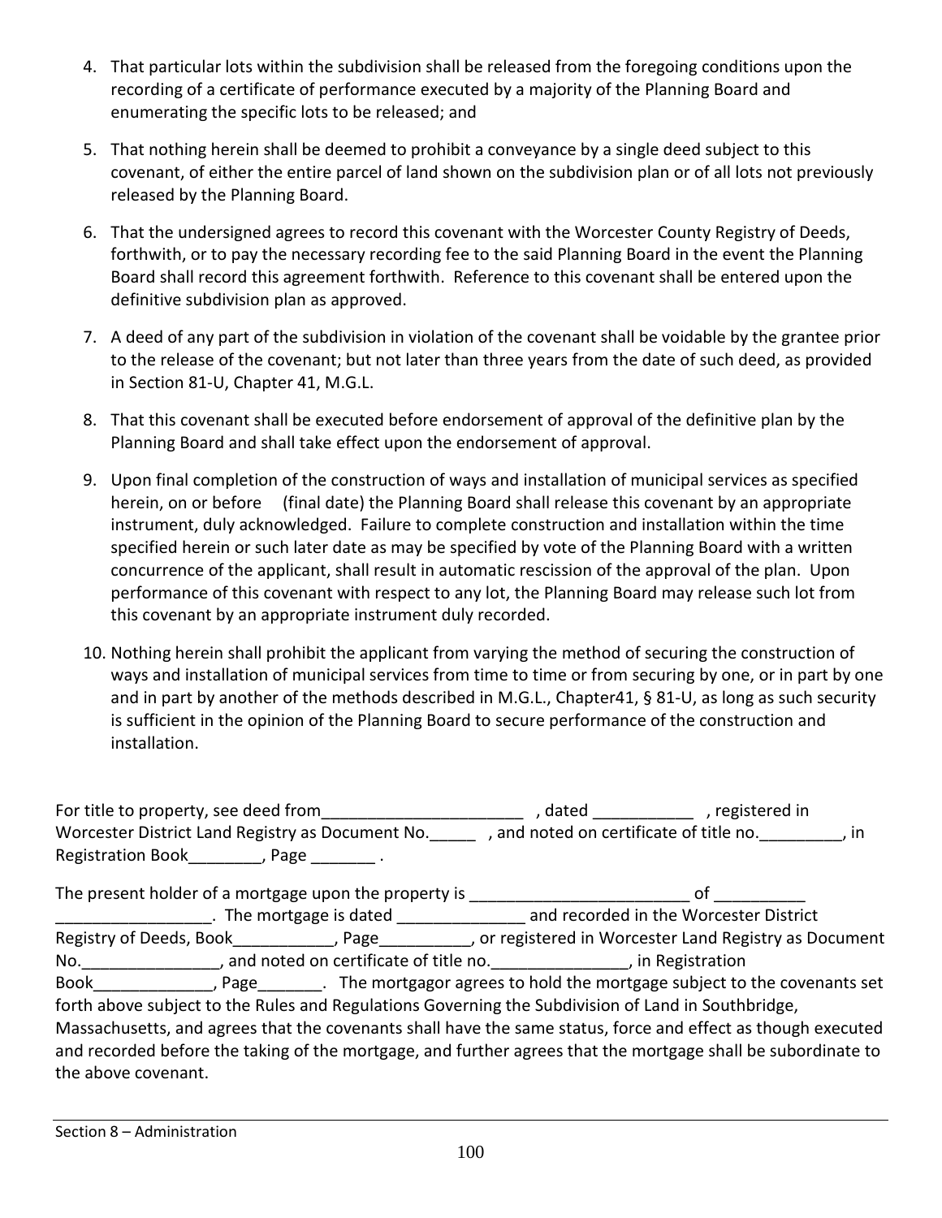4. That particular lots within the subdivision shall be released from the foregoing conditions upon the recording of a certificate of performance executed by a majority of the Planning Board and enumerating the specific lots to be released; and

5. That nothing herein shall be deemed to prohibit a conveyance by a single deed subject to this covenant, of either the entire parcel of land shown on the subdivision plan or of all lots not previously released by the Planning Board.

6. That the undersigned agrees to record this covenant with the Worcester County Registry of Deeds, forthwith, or to pay the necessary recording fee to the said Planning Board in the event the Planning Board shall record this agreement forthwith. Reference to this covenant shall be entered upon the definitive subdivision plan as approved.

7. A deed of any part of the subdivision in violation of the covenant shall be voidable by the grantee prior to the release of the covenant; but not later than three years from the date of such deed, as provided in Section 81-U, Chapter 41, M.G.L.

8. That this covenant shall be executed before endorsement of approval of the definitive plan by the Planning Board and shall take effect upon the endorsement of approval.

9. Upon final completion of the construction of ways and installation of municipal services as specified herein, on or before (final date) the Planning Board shall release this covenant by an appropriate instrument, duly acknowledged. Failure to complete construction and installation within the time specified herein or such later date as may be specified by vote of the Planning Board with a written concurrence of the applicant, shall result in automatic rescission of the approval of the plan. Upon performance of this covenant with respect to any lot, the Planning Board may release such lot from this covenant by an appropriate instrument duly recorded.

10. Nothing herein shall prohibit the applicant from varying the method of securing the construction of ways and installation of municipal services from time to time or from securing by one, or in part by one and in part by another of the methods described in M.G.L., Chapter41, § 81-U, as long as such security is sufficient in the opinion of the Planning Board to secure performance of the construction and installation.

For title to property, see deed from______________________ , dated ___________ , registered in Worcester District Land Registry as Document No._____ , and noted on certificate of title no._________, in Registration Book________, Page _______ .

The present holder of a mortgage upon the property is ________________________ of __________ _________________. The mortgage is dated ______________ and recorded in the Worcester District Registry of Deeds, Book___________, Page__________, or registered in Worcester Land Registry as Document No._______________, and noted on certificate of title no._______________, in Registration Book_____________, Page_______. The mortgagor agrees to hold the mortgage subject to the covenants set forth above subject to the Rules and Regulations Governing the Subdivision of Land in Southbridge, Massachusetts, and agrees that the covenants shall have the same status, force and effect as though executed and recorded before the taking of the mortgage, and further agrees that the mortgage shall be subordinate to the above covenant.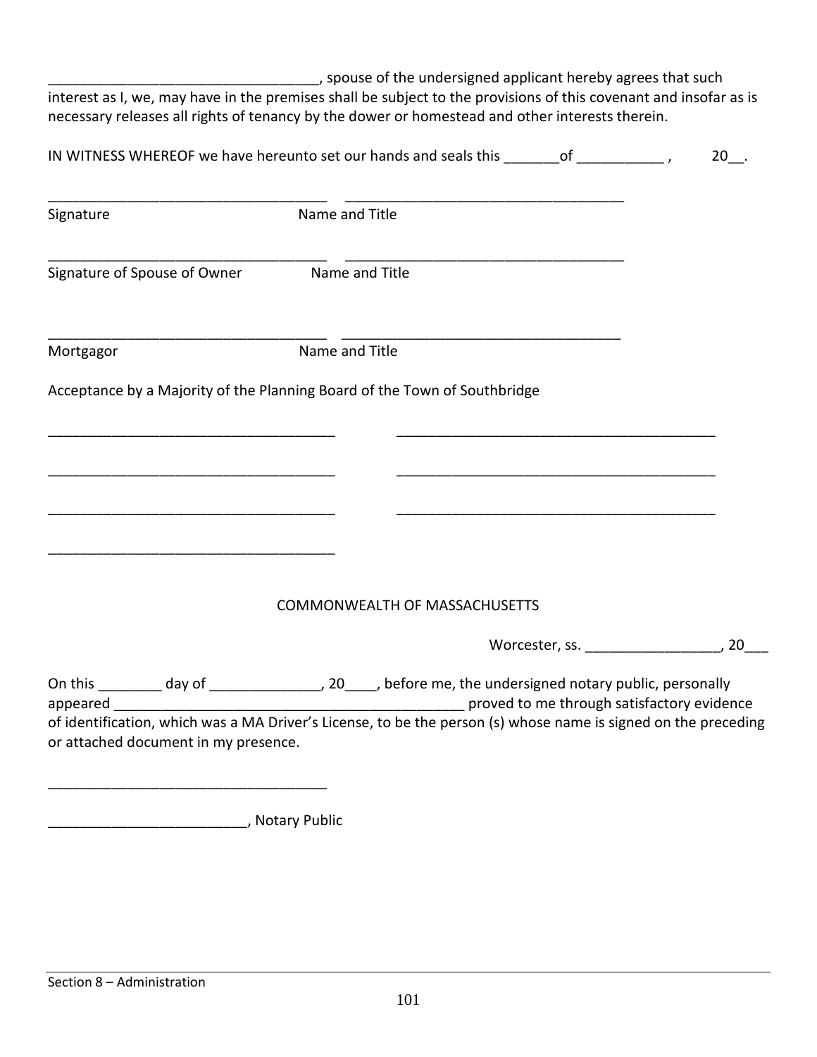___________________________________, spouse of the undersigned applicant hereby agrees that such interest as I, we, may have in the premises shall be subject to the provisions of this covenant and insofar as is necessary releases all rights of tenancy by the dower or homestead and other interests therein.

IN WITNESS WHEREOF we have hereunto set our hands and seals this _______of ___________ , 20__.

____________________________________ ____________________________________

Signature Name and Title

____________________________________ ____________________________________

Signature of Spouse of Owner Name and Title

____________________________________ ____________________________________

Mortgagor Name and Title

Acceptance by a Majority of the Planning Board of the Town of Southbridge

____________________________________ ________________________________________

____________________________________ ________________________________________

____________________________________ ________________________________________

____________________________________

COMMONWEALTH OF MASSACHUSETTS

Worcester, ss. _________________, 20___

On this ________ day of ______________, 20____, before me, the undersigned notary public, personally appeared ______________________________________________ proved to me through satisfactory evidence of identification, which was a MA Driver's License, to be the person (s) whose name is signed on the preceding or attached document in my presence.

____________________________________

_________________________, Notary Public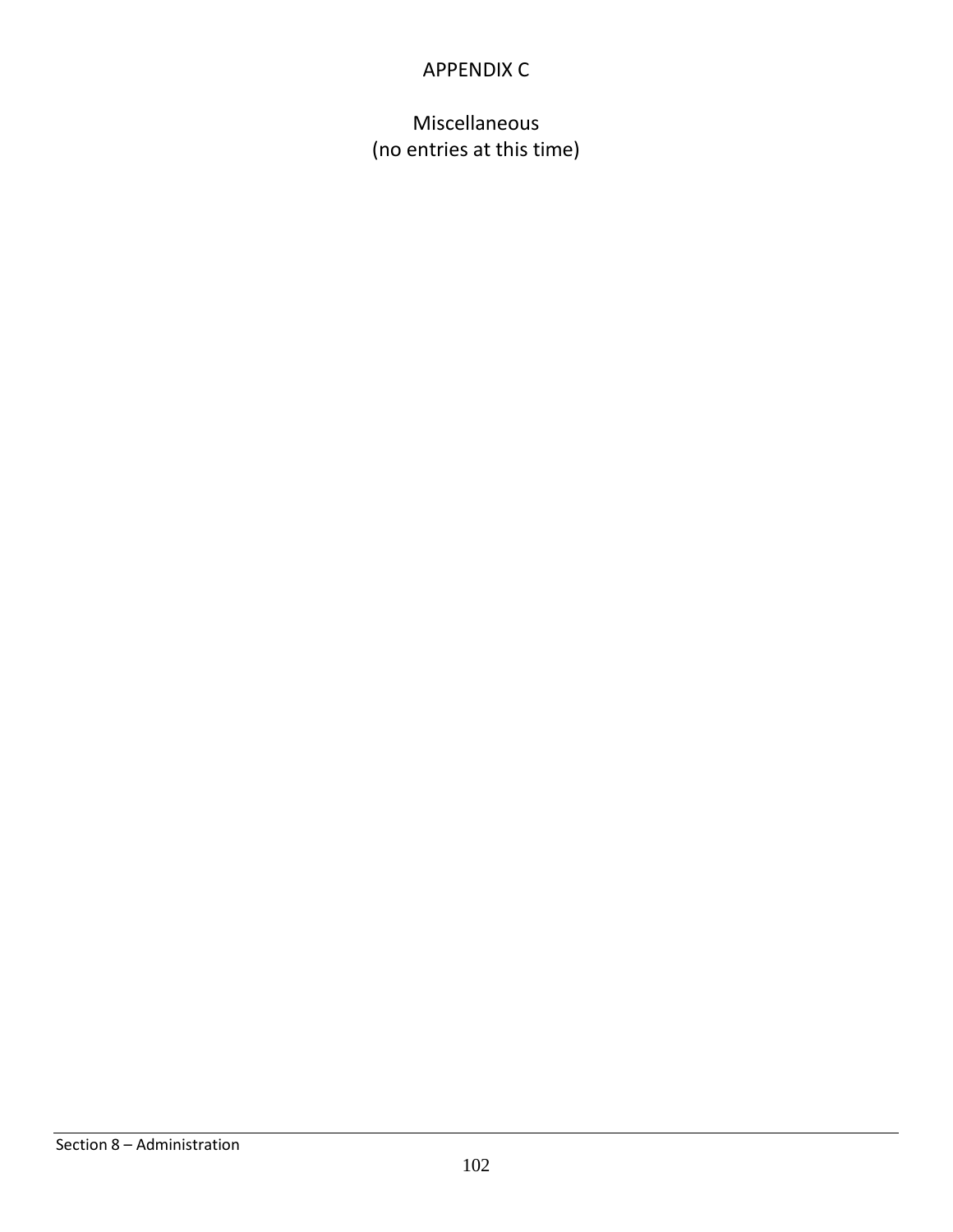# APPENDIX C

## Miscellaneous
(no entries at this time)